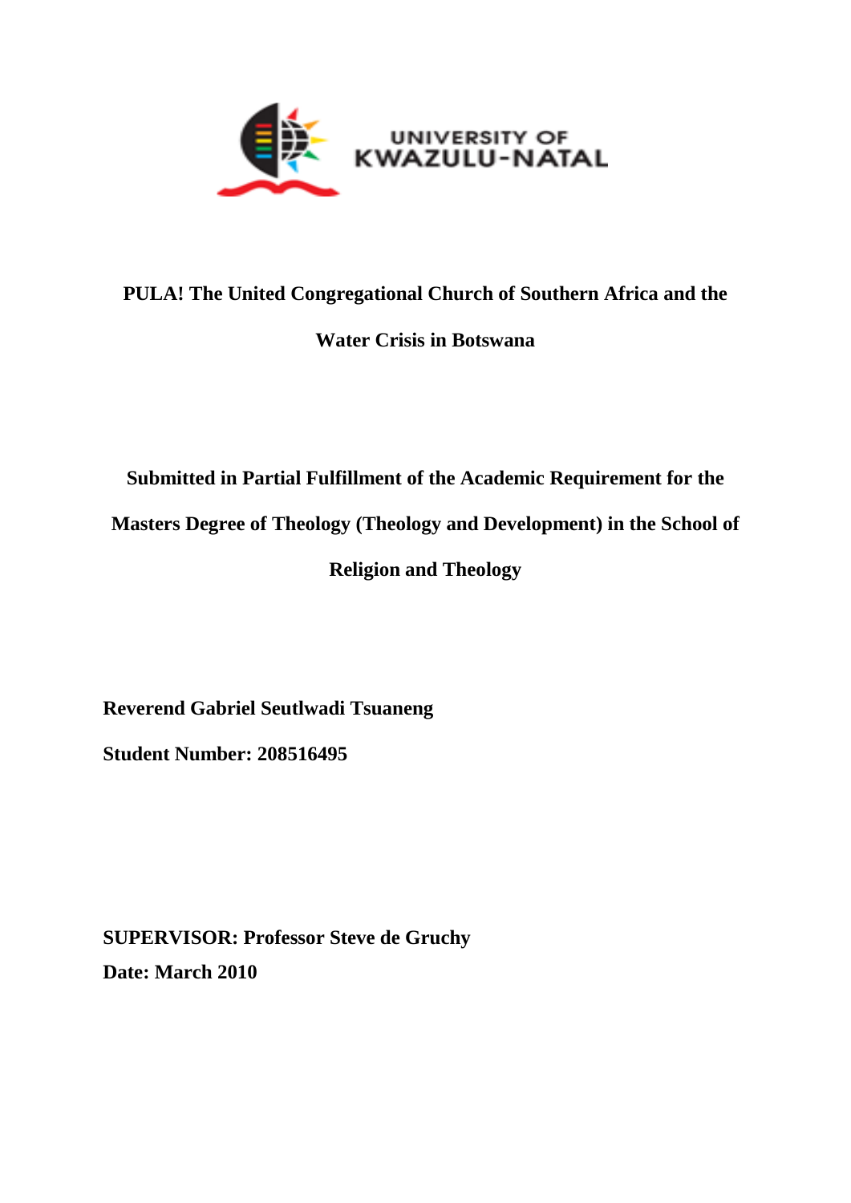UNIVERSITY OF KWAZULU-NATAL

# PULA! The United Congregational Church of Southern Africa and the Water Crisis in Botswana

**Submitted in Partial Fulfillment of the Academic Requirement for the Masters Degree of Theology (Theology and Development) in the School of Religion and Theology**

**Reverend Gabriel Seutlwadi Tsuaneng**

**Student Number: 208516495**

**SUPERVISOR: Professor Steve de Gruchy**

**Date: March 2010**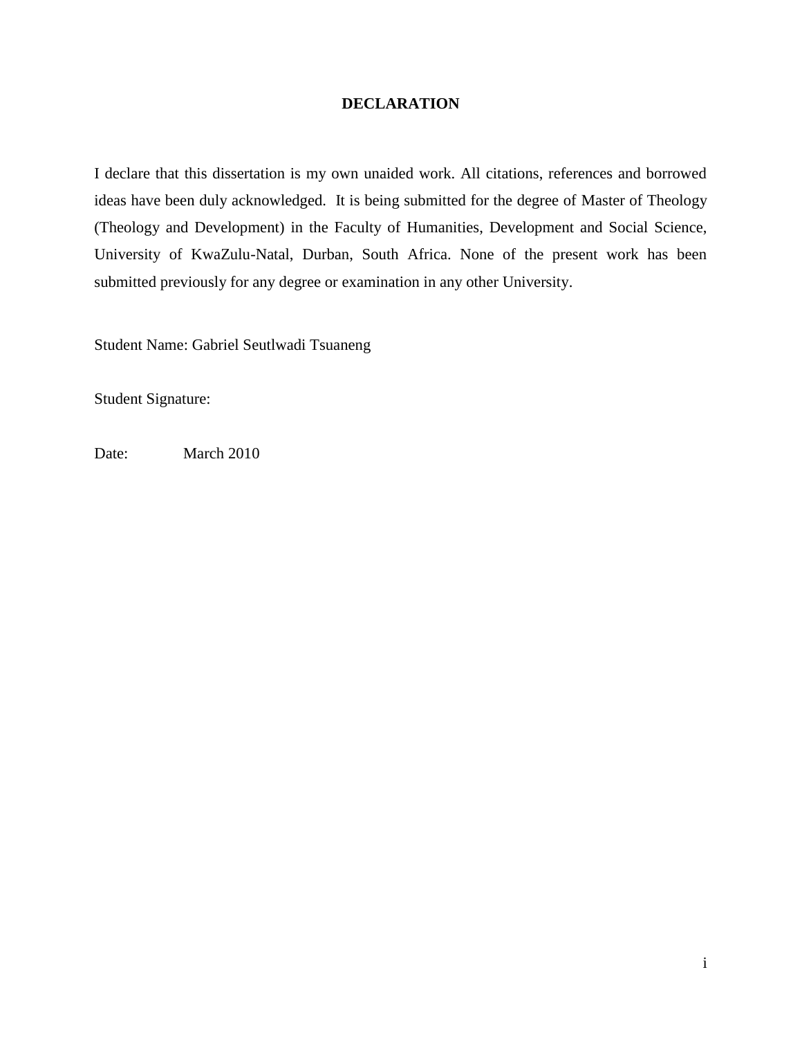# DECLARATION

I declare that this dissertation is my own unaided work. All citations, references and borrowed ideas have been duly acknowledged. It is being submitted for the degree of Master of Theology (Theology and Development) in the Faculty of Humanities, Development and Social Science, University of KwaZulu-Natal, Durban, South Africa. None of the present work has been submitted previously for any degree or examination in any other University.

Student Name: Gabriel Seutlwadi Tsuaneng

Student Signature:

Date: March 2010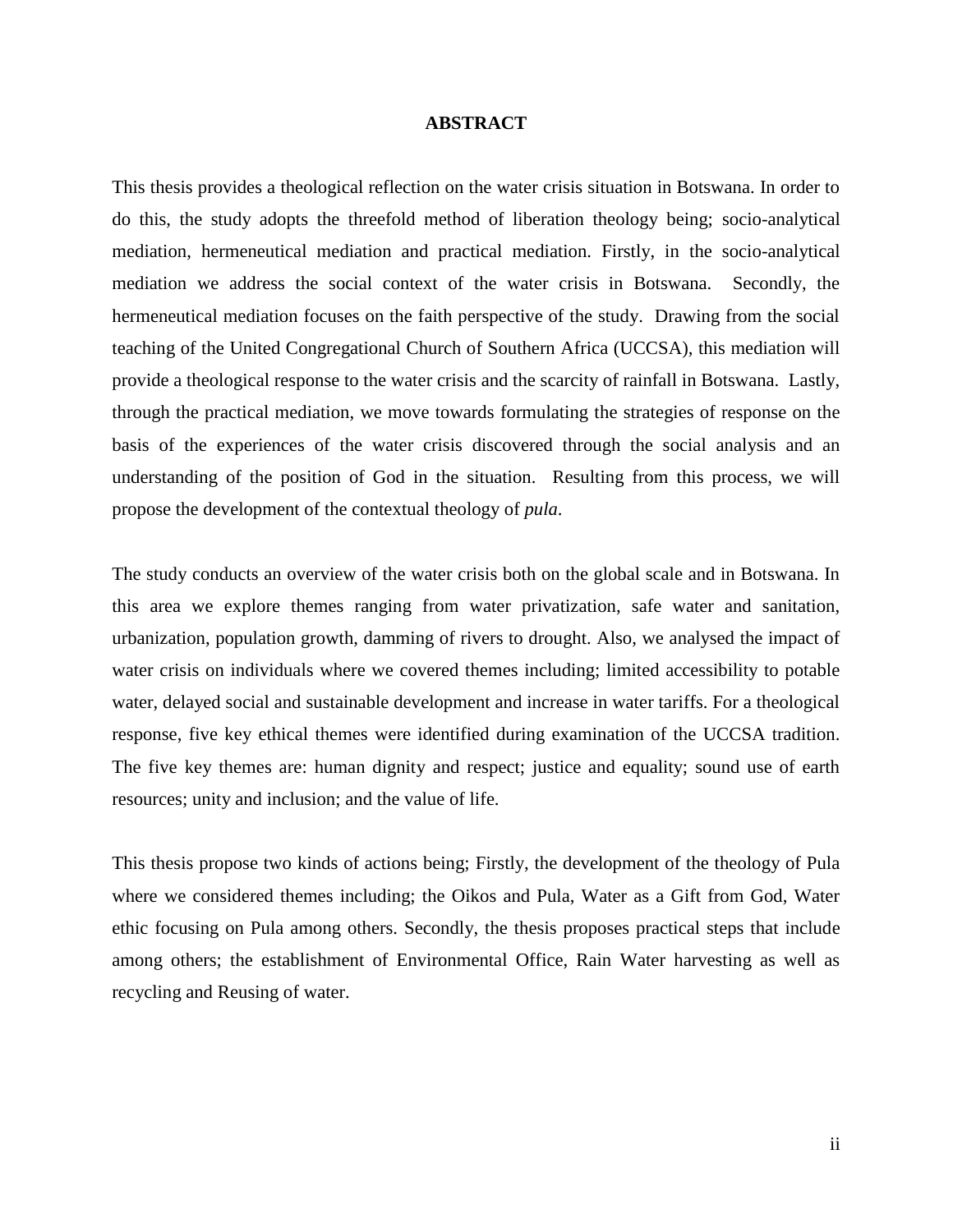# ABSTRACT

This thesis provides a theological reflection on the water crisis situation in Botswana. In order to do this, the study adopts the threefold method of liberation theology being; socio-analytical mediation, hermeneutical mediation and practical mediation. Firstly, in the socio-analytical mediation we address the social context of the water crisis in Botswana. Secondly, the hermeneutical mediation focuses on the faith perspective of the study. Drawing from the social teaching of the United Congregational Church of Southern Africa (UCCSA), this mediation will provide a theological response to the water crisis and the scarcity of rainfall in Botswana. Lastly, through the practical mediation, we move towards formulating the strategies of response on the basis of the experiences of the water crisis discovered through the social analysis and an understanding of the position of God in the situation. Resulting from this process, we will propose the development of the contextual theology of *pula*.

The study conducts an overview of the water crisis both on the global scale and in Botswana. In this area we explore themes ranging from water privatization, safe water and sanitation, urbanization, population growth, damming of rivers to drought. Also, we analysed the impact of water crisis on individuals where we covered themes including; limited accessibility to potable water, delayed social and sustainable development and increase in water tariffs. For a theological response, five key ethical themes were identified during examination of the UCCSA tradition. The five key themes are: human dignity and respect; justice and equality; sound use of earth resources; unity and inclusion; and the value of life.

This thesis propose two kinds of actions being; Firstly, the development of the theology of Pula where we considered themes including; the Oikos and Pula, Water as a Gift from God, Water ethic focusing on Pula among others. Secondly, the thesis proposes practical steps that include among others; the establishment of Environmental Office, Rain Water harvesting as well as recycling and Reusing of water.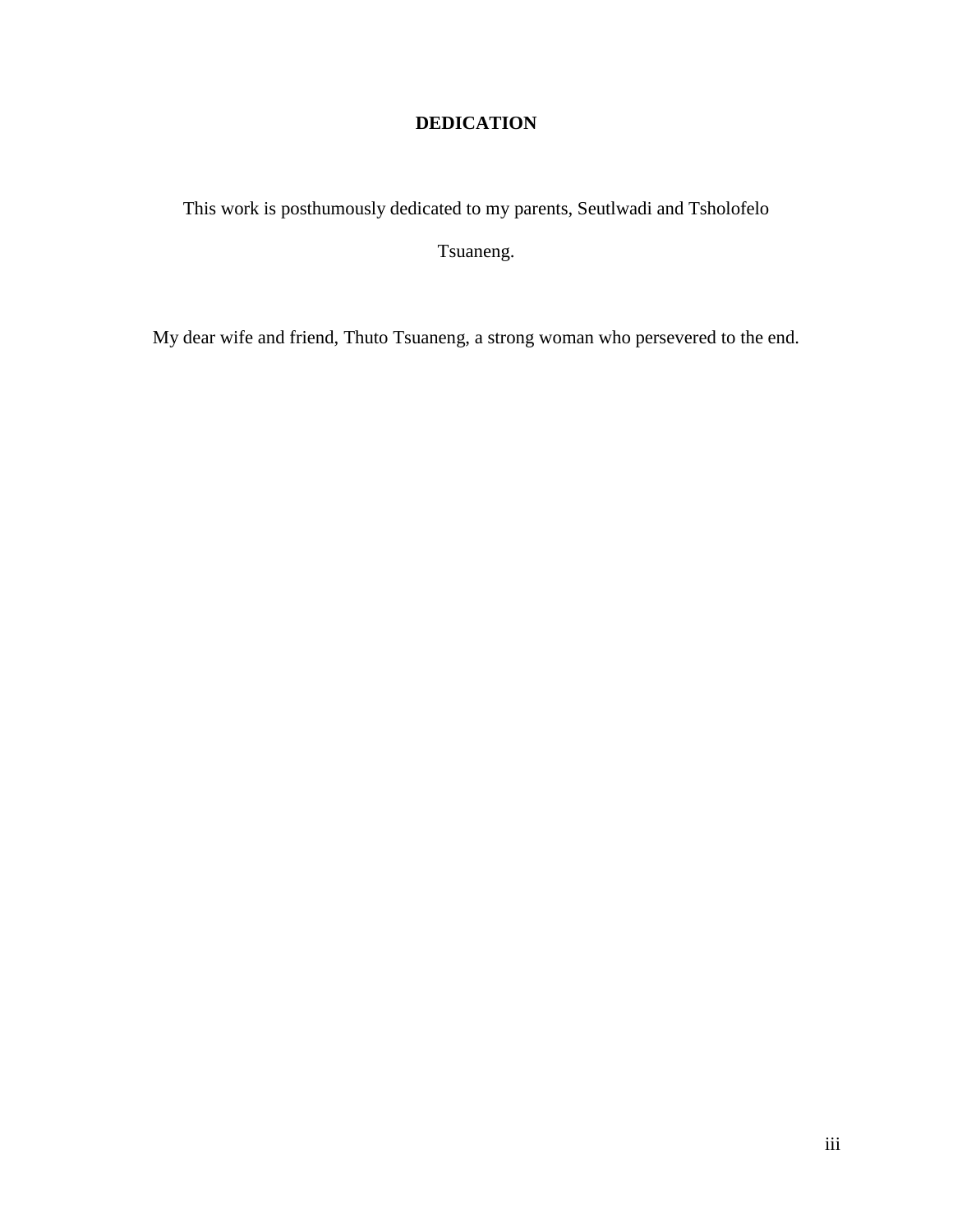# DEDICATION

This work is posthumously dedicated to my parents, Seutlwadi and Tsholofelo Tsuaneng.

My dear wife and friend, Thuto Tsuaneng, a strong woman who persevered to the end.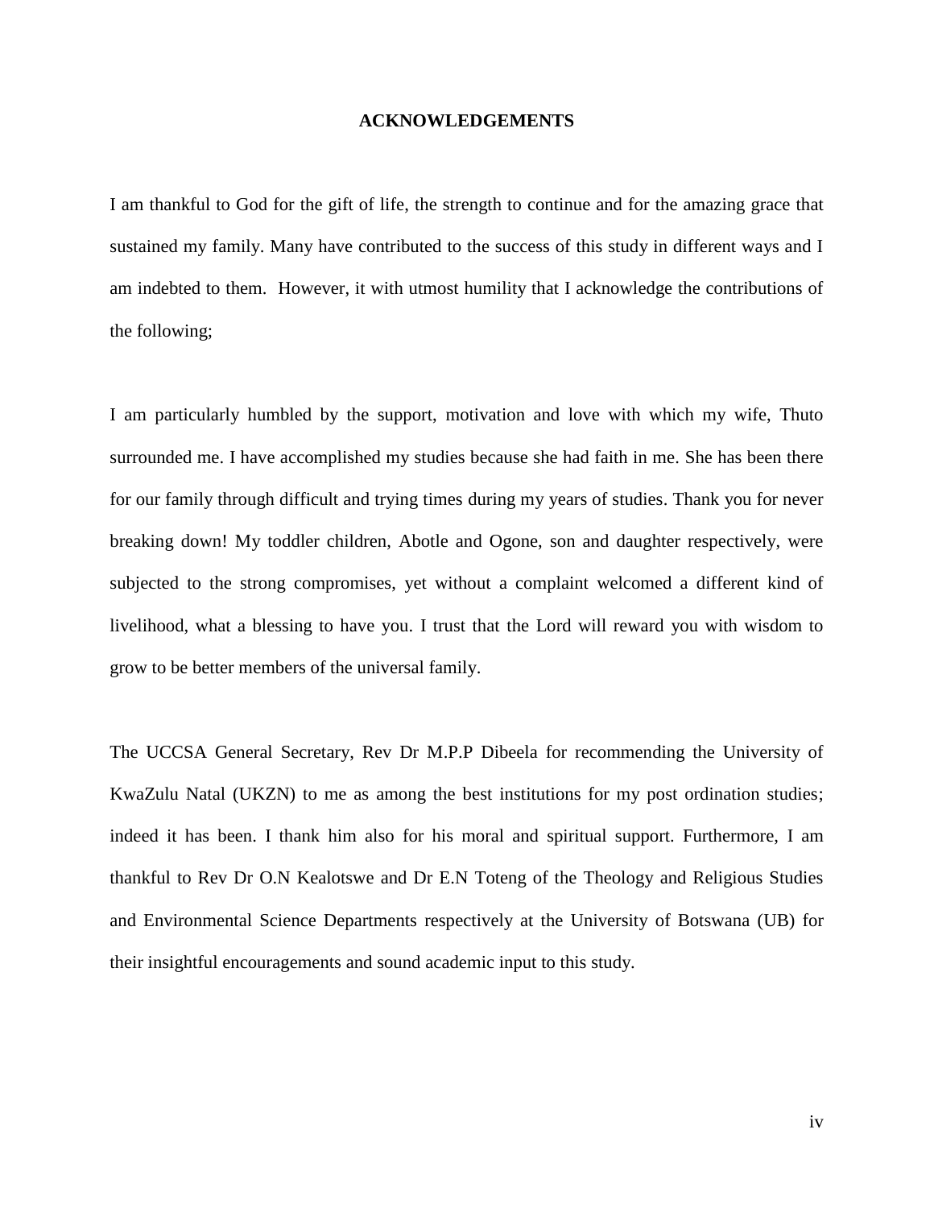# ACKNOWLEDGEMENTS

I am thankful to God for the gift of life, the strength to continue and for the amazing grace that sustained my family. Many have contributed to the success of this study in different ways and I am indebted to them. However, it with utmost humility that I acknowledge the contributions of the following;

I am particularly humbled by the support, motivation and love with which my wife, Thuto surrounded me. I have accomplished my studies because she had faith in me. She has been there for our family through difficult and trying times during my years of studies. Thank you for never breaking down! My toddler children, Abotle and Ogone, son and daughter respectively, were subjected to the strong compromises, yet without a complaint welcomed a different kind of livelihood, what a blessing to have you. I trust that the Lord will reward you with wisdom to grow to be better members of the universal family.

The UCCSA General Secretary, Rev Dr M.P.P Dibeela for recommending the University of KwaZulu Natal (UKZN) to me as among the best institutions for my post ordination studies; indeed it has been. I thank him also for his moral and spiritual support. Furthermore, I am thankful to Rev Dr O.N Kealotswe and Dr E.N Toteng of the Theology and Religious Studies and Environmental Science Departments respectively at the University of Botswana (UB) for their insightful encouragements and sound academic input to this study.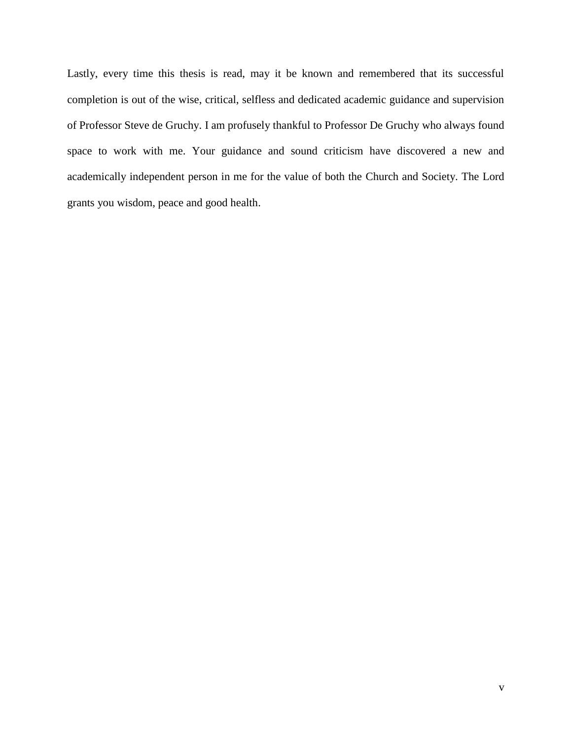Lastly, every time this thesis is read, may it be known and remembered that its successful completion is out of the wise, critical, selfless and dedicated academic guidance and supervision of Professor Steve de Gruchy. I am profusely thankful to Professor De Gruchy who always found space to work with me. Your guidance and sound criticism have discovered a new and academically independent person in me for the value of both the Church and Society. The Lord grants you wisdom, peace and good health.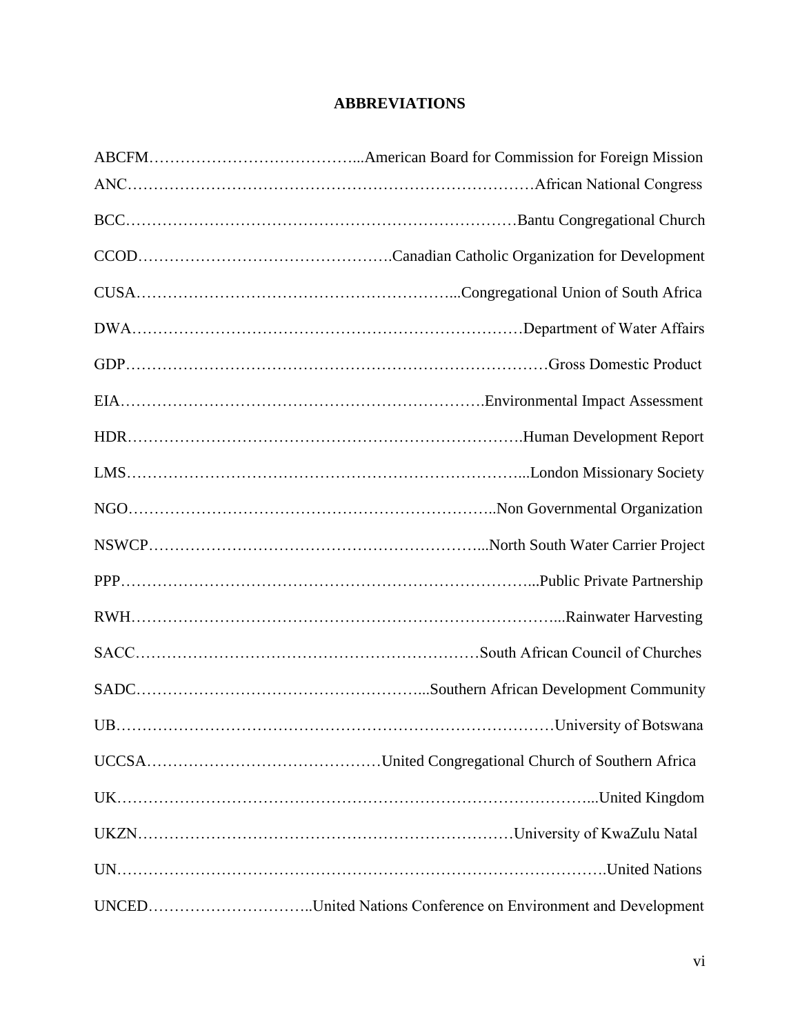## ABBREVIATIONS

ABCFM…………………………………...American Board for Commission for Foreign Mission
ANC……………………………………………………………………African National Congress

BCC……………………………………………………………………Bantu Congregational Church

CCOD…………………………………………Canadian Catholic Organization for Development

CUSA……………………………………………………...Congregational Union of South Africa

DWA……………………………………………………………………Department of Water Affairs

GDP……………………………………………………………………Gross Domestic Product

EIA……………………………………………………………Environmental Impact Assessment

HDR…………………………………………………………………Human Development Report

LMS…………………………………………………………………...London Missionary Society

NGO…………………………………………………………..Non Governmental Organization

NSWCP…………………………………………………………...North South Water Carrier Project

PPP……………………………………………………………………...Public Private Partnership

RWH……………………………………………………………………...Rainwater Harvesting

SACC…………………………………………………………South African Council of Churches

SADC………………………………………………...Southern African Development Community

UB……………………………………………………………………University of Botswana

UCCSA………………………………………United Congregational Church of Southern Africa

UK………………………………………………………………………………...United Kingdom

UKZN……………………………………………………………University of KwaZulu Natal

UN…………………………………………………………………………………….United Nations

UNCED…………………………..United Nations Conference on Environment and Development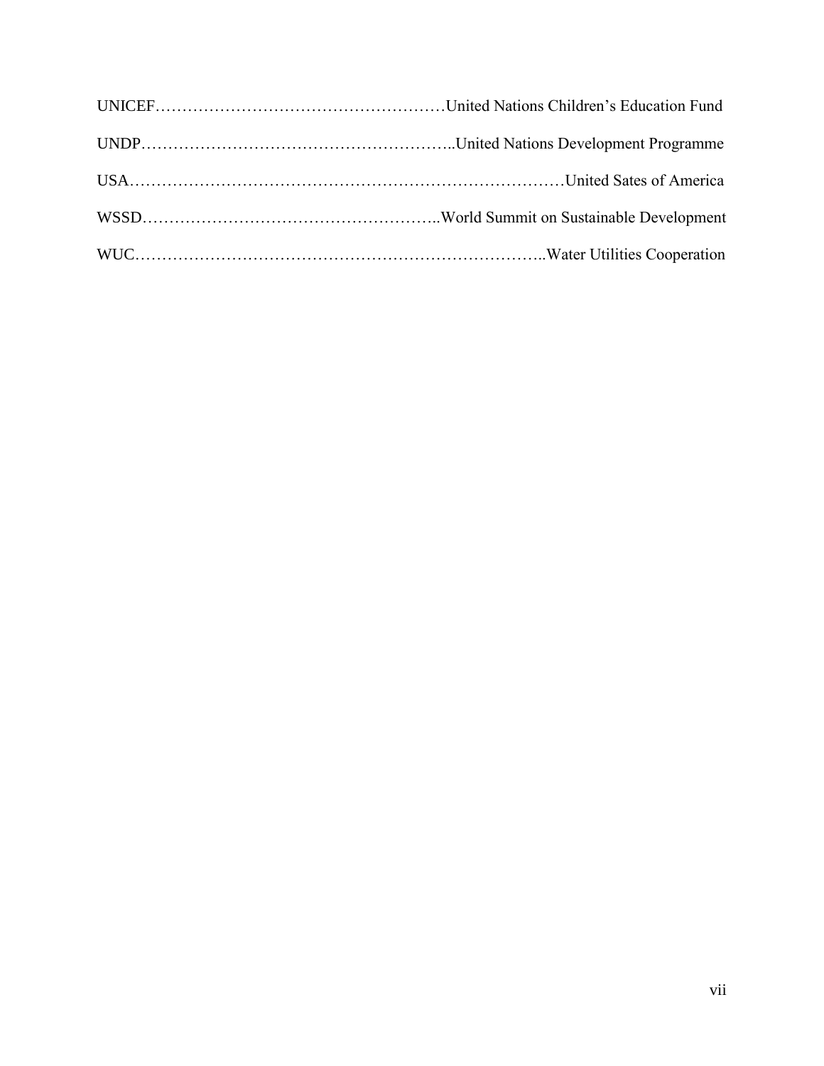UNICEF………………………………………………United Nations Children's Education Fund

UNDP…………………………………………………..United Nations Development Programme

USA……………………………………………………………………United Sates of America

WSSD………………………………………………..World Summit on Sustainable Development

WUC…………………………………………………………………..Water Utilities Cooperation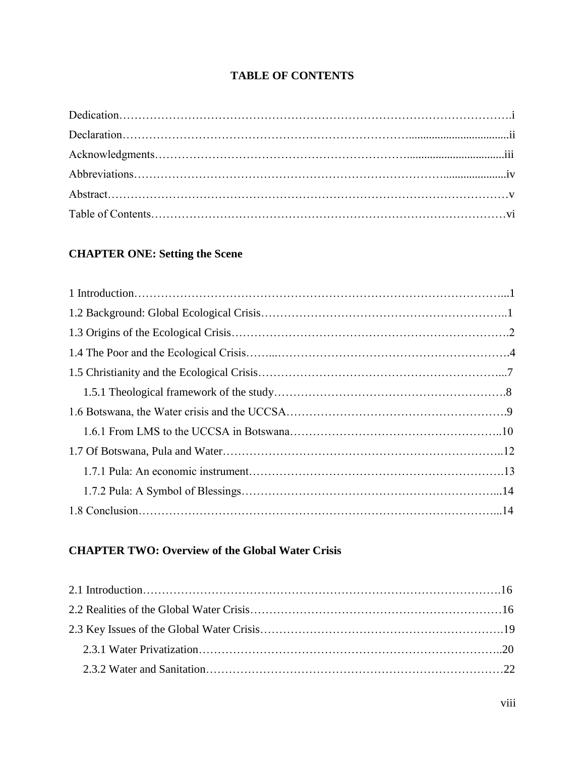## TABLE OF CONTENTS

Dedication……………………………………………………………………………………….i
Declaration…………………………………………………………………..................................ii
Acknowledgments……………………………………………………….................................iii
Abbreviations……………………………………………………………………......................iv
Abstract……………………………………………………………………………………………v
Table of Contents…………………………………………………………………………………vi

### CHAPTER ONE: Setting the Scene

1 Introduction……………………………………………………………………………………...1
1.2 Background: Global Ecological Crisis………………………………………………………..1
1.3 Origins of the Ecological Crisis……………………………………………………………….2
1.4 The Poor and the Ecological Crisis……..…………………………………………………….4
1.5 Christianity and the Ecological Crisis………………………………………………………...7
  1.5.1 Theological framework of the study…………………………………………………….8
1.6 Botswana, the Water crisis and the UCCSA………………………………………………….9
  1.6.1 From LMS to the UCCSA in Botswana………………………………………………..10
1.7 Of Botswana, Pula and Water…………………………………………………………………..12
  1.7.1 Pula: An economic instrument……………………………………………………………13
  1.7.2 Pula: A Symbol of Blessings……………………………………………………………...14
1.8 Conclusion…………………………………………………………………………………...14

### CHAPTER TWO: Overview of the Global Water Crisis

2.1 Introduction…………………………………………………………………………………16
2.2 Realities of the Global Water Crisis…………………………………………………………16
2.3 Key Issues of the Global Water Crisis……………………………………………………….19
  2.3.1 Water Privatization………………………………………………………………………..20
  2.3.2 Water and Sanitation………………………………………………………………………22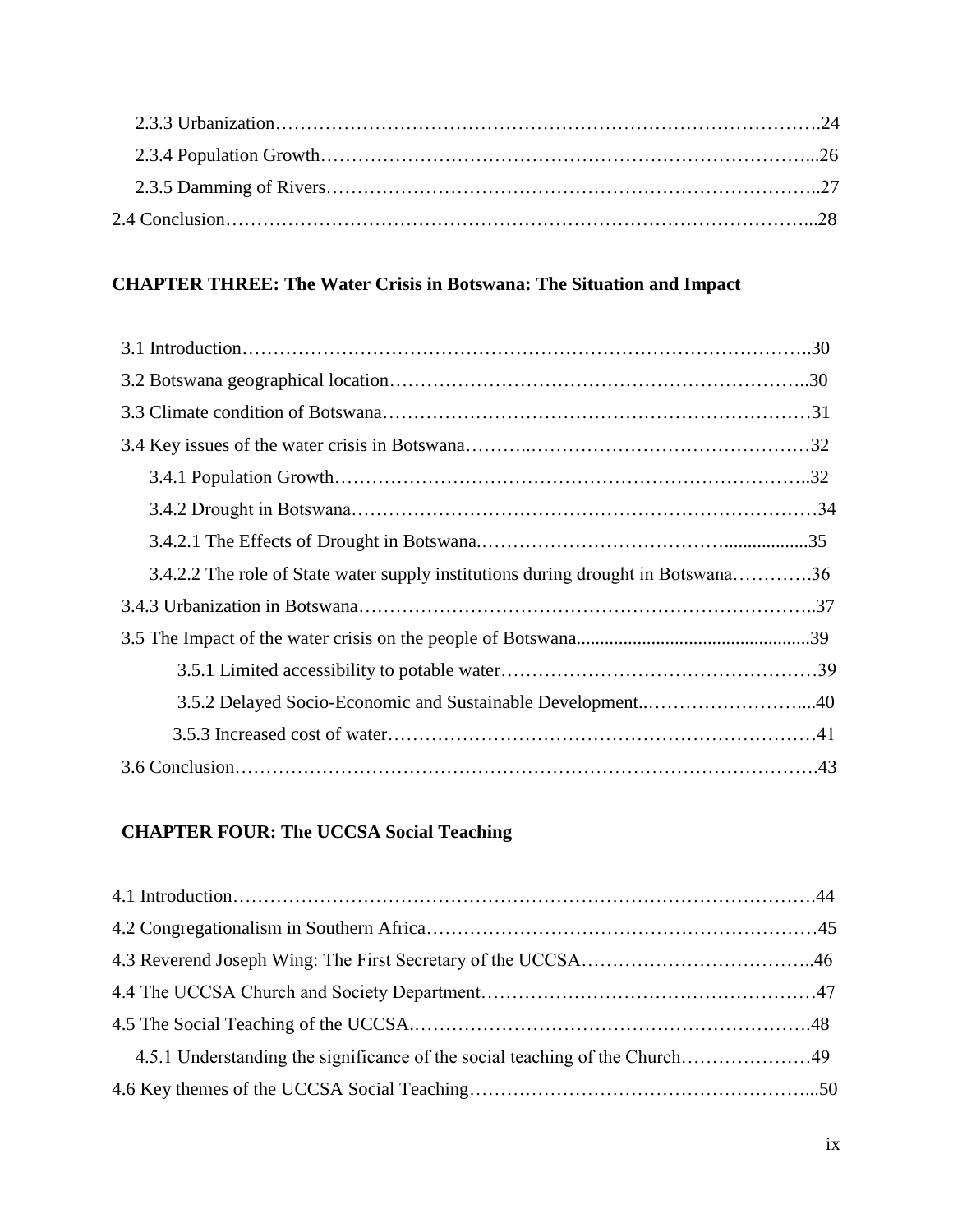2.3.3 Urbanization……………………………………………………………………………….24

2.3.4 Population Growth…………………………………………………………………...26

2.3.5 Damming of Rivers…………………………………………………………………..27

2.4 Conclusion……………………………………………………………………………...28

**CHAPTER THREE: The Water Crisis in Botswana: The Situation and Impact**

3.1 Introduction………………………………………………………………………………..30

3.2 Botswana geographical location………………………………………………………..30

3.3 Climate condition of Botswana…………………………………………………………31

3.4 Key issues of the water crisis in Botswana………..………………………………………32

3.4.1 Population Growth………………………………………………………………..32

3.4.2 Drought in Botswana…………………………………………………………………34

3.4.2.1 The Effects of Drought in Botswana.………………………………..................35

3.4.2.2 The role of State water supply institutions during drought in Botswana………….36

3.4.3 Urbanization in Botswana……………………………………………………………..37

3.5 The Impact of the water crisis on the people of Botswana.................................................39

3.5.1 Limited accessibility to potable water……………………………………………39

3.5.2 Delayed Socio-Economic and Sustainable Development..……………………....40

3.5.3 Increased cost of water……………………………………………………………41

3.6 Conclusion……………………………………………………………………………….43

**CHAPTER FOUR: The UCCSA Social Teaching**

4.1 Introduction……………………………………………………………………………….44

4.2 Congregationalism in Southern Africa……………………………………………………45

4.3 Reverend Joseph Wing: The First Secretary of the UCCSA………………………………..46

4.4 The UCCSA Church and Society Department………………………………………………47

4.5 The Social Teaching of the UCCSA.……………………………………………………….48

4.5.1 Understanding the significance of the social teaching of the Church…………………49

4.6 Key themes of the UCCSA Social Teaching………………………………………………...50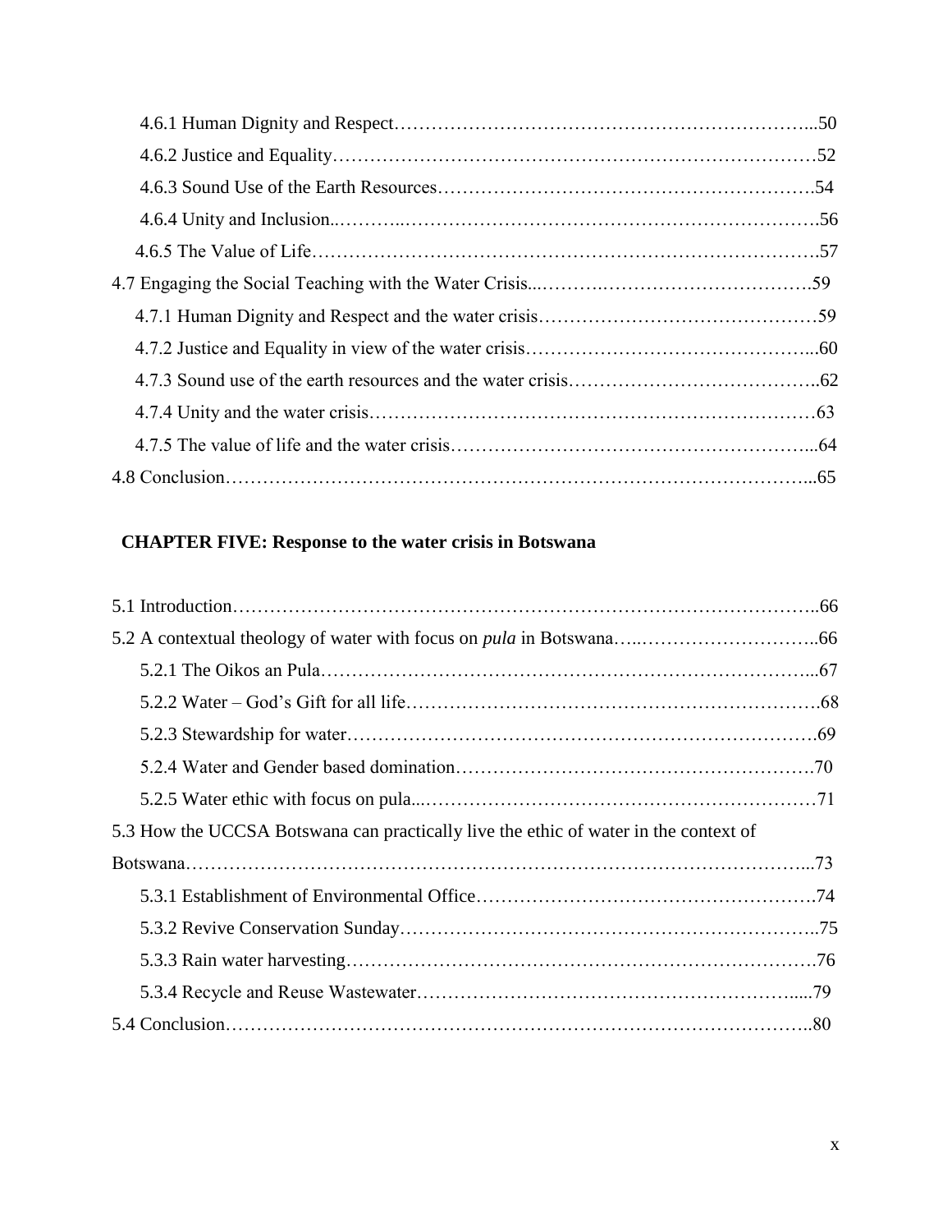4.6.1 Human Dignity and Respect……………………………………………………………...50

4.6.2 Justice and Equality……………………………………………………………………52

4.6.3 Sound Use of the Earth Resources…………………………………………………….54

4.6.4 Unity and Inclusion..………..………………………………………………………….56

4.6.5 The Value of Life……………………………………………………………………….57

4.7 Engaging the Social Teaching with the Water Crisis...……….…………………………….59

4.7.1 Human Dignity and Respect and the water crisis………………………………………59

4.7.2 Justice and Equality in view of the water crisis………………………………………...60

4.7.3 Sound use of the earth resources and the water crisis…………………………………..62

4.7.4 Unity and the water crisis……………………………………………………………63

4.7.5 The value of life and the water crisis…………………………………………………...64

4.8 Conclusion……………………………………………………………………………….....65

**CHAPTER FIVE: Response to the water crisis in Botswana**

5.1 Introduction…………………………………………………………………………………..66

5.2 A contextual theology of water with focus on *pula* in Botswana…..………………………..66

5.2.1 The Oikos an Pula…………………………………………………………………...67

5.2.2 Water – God's Gift for all life………………………………………………………….68

5.2.3 Stewardship for water………………………………………………………………….69

5.2.4 Water and Gender based domination………………………………………………….70

5.2.5 Water ethic with focus on pula...………………………………………………………71

5.3 How the UCCSA Botswana can practically live the ethic of water in the context of Botswana…………………………………………………………………………………...73

5.3.1 Establishment of Environmental Office……………………………………………….74

5.3.2 Revive Conservation Sunday…………………………………………………………..75

5.3.3 Rain water harvesting………………………………………………………………….76

5.3.4 Recycle and Reuse Wastewater…………………………………………………….....79

5.4 Conclusion…………………………………………………………………………………..80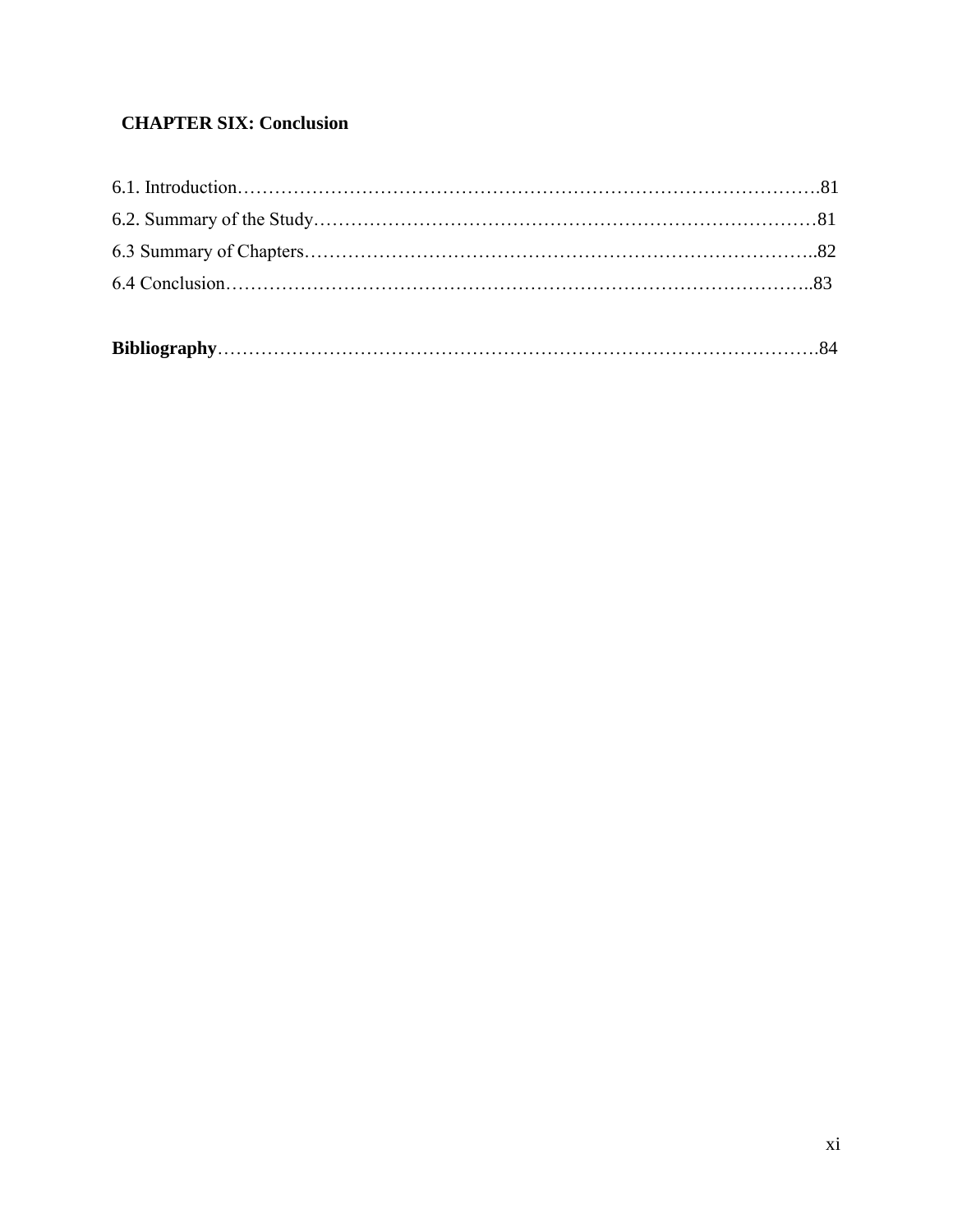**CHAPTER SIX: Conclusion**

6.1. Introduction……………………………………………………………………………………81

6.2. Summary of the Study………………………………………………………………………81

6.3 Summary of Chapters…………………………………………………………………………..82

6.4 Conclusion………………………………………………………………………………………..83

**Bibliography**……………………………………………………………………………………….84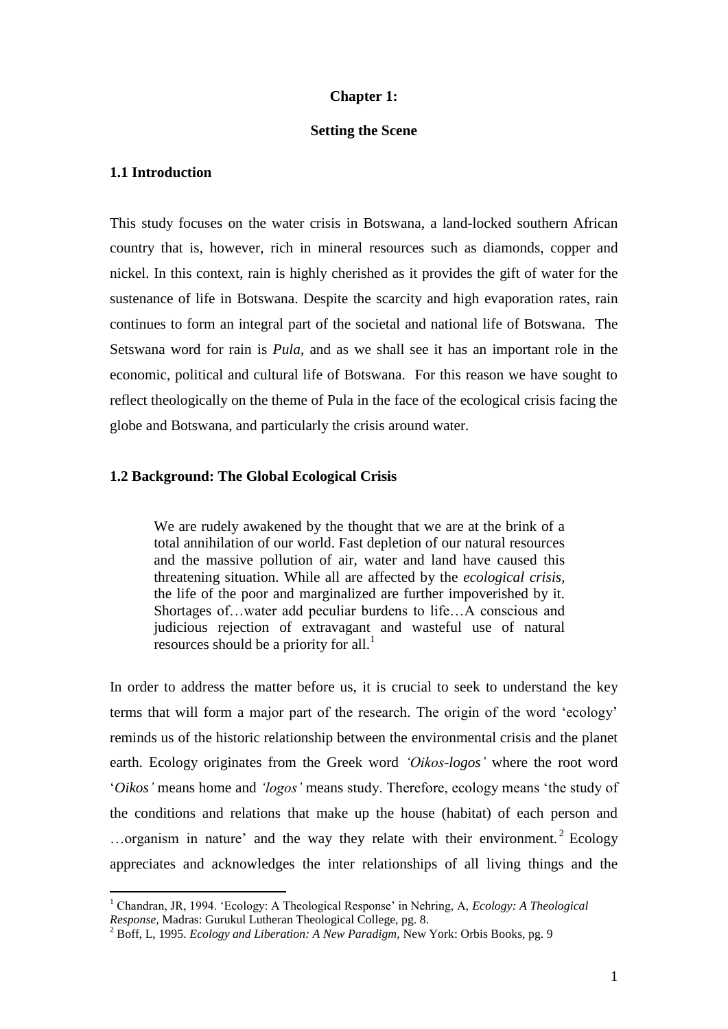# Chapter 1:

## Setting the Scene

### 1.1 Introduction

This study focuses on the water crisis in Botswana, a land-locked southern African country that is, however, rich in mineral resources such as diamonds, copper and nickel. In this context, rain is highly cherished as it provides the gift of water for the sustenance of life in Botswana. Despite the scarcity and high evaporation rates, rain continues to form an integral part of the societal and national life of Botswana. The Setswana word for rain is *Pula*, and as we shall see it has an important role in the economic, political and cultural life of Botswana. For this reason we have sought to reflect theologically on the theme of Pula in the face of the ecological crisis facing the globe and Botswana, and particularly the crisis around water.

### 1.2 Background: The Global Ecological Crisis

> We are rudely awakened by the thought that we are at the brink of a total annihilation of our world. Fast depletion of our natural resources and the massive pollution of air, water and land have caused this threatening situation. While all are affected by the *ecological crisis,* the life of the poor and marginalized are further impoverished by it. Shortages of…water add peculiar burdens to life…A conscious and judicious rejection of extravagant and wasteful use of natural resources should be a priority for all.[1]

In order to address the matter before us, it is crucial to seek to understand the key terms that will form a major part of the research. The origin of the word 'ecology' reminds us of the historic relationship between the environmental crisis and the planet earth. Ecology originates from the Greek word *'Oikos-logos'* where the root word '*Oikos'* means home and *'logos'* means study. Therefore, ecology means 'the study of the conditions and relations that make up the house (habitat) of each person and …organism in nature' and the way they relate with their environment.[2] Ecology appreciates and acknowledges the inter relationships of all living things and the

---

[1] Chandran, JR, 1994. 'Ecology: A Theological Response' in Nehring, A, *Ecology: A Theological Response,* Madras: Gurukul Lutheran Theological College, pg. 8.

[2] Boff, L, 1995. *Ecology and Liberation: A New Paradigm,* New York: Orbis Books, pg. 9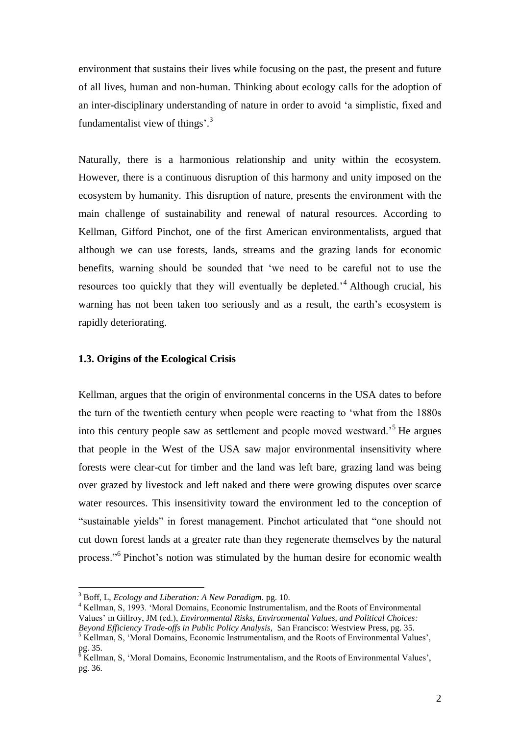environment that sustains their lives while focusing on the past, the present and future of all lives, human and non-human. Thinking about ecology calls for the adoption of an inter-disciplinary understanding of nature in order to avoid 'a simplistic, fixed and fundamentalist view of things'.[3]

Naturally, there is a harmonious relationship and unity within the ecosystem. However, there is a continuous disruption of this harmony and unity imposed on the ecosystem by humanity. This disruption of nature, presents the environment with the main challenge of sustainability and renewal of natural resources. According to Kellman, Gifford Pinchot, one of the first American environmentalists, argued that although we can use forests, lands, streams and the grazing lands for economic benefits, warning should be sounded that 'we need to be careful not to use the resources too quickly that they will eventually be depleted.'[4] Although crucial, his warning has not been taken too seriously and as a result, the earth's ecosystem is rapidly deteriorating.

### 1.3. Origins of the Ecological Crisis

Kellman, argues that the origin of environmental concerns in the USA dates to before the turn of the twentieth century when people were reacting to 'what from the 1880s into this century people saw as settlement and people moved westward.'[5] He argues that people in the West of the USA saw major environmental insensitivity where forests were clear-cut for timber and the land was left bare, grazing land was being over grazed by livestock and left naked and there were growing disputes over scarce water resources. This insensitivity toward the environment led to the conception of "sustainable yields" in forest management. Pinchot articulated that "one should not cut down forest lands at a greater rate than they regenerate themselves by the natural process."[6] Pinchot's notion was stimulated by the human desire for economic wealth

---

[3] Boff, L, *Ecology and Liberation: A New Paradigm.* pg. 10.

[4] Kellman, S, 1993. 'Moral Domains, Economic Instrumentalism, and the Roots of Environmental Values' in Gillroy, JM (ed.), *Environmental Risks, Environmental Values, and Political Choices: Beyond Efficiency Trade-offs in Public Policy Analysis,* San Francisco: Westview Press, pg. 35.

[5] Kellman, S, 'Moral Domains, Economic Instrumentalism, and the Roots of Environmental Values', pg. 35.

[6] Kellman, S, 'Moral Domains, Economic Instrumentalism, and the Roots of Environmental Values', pg. 36.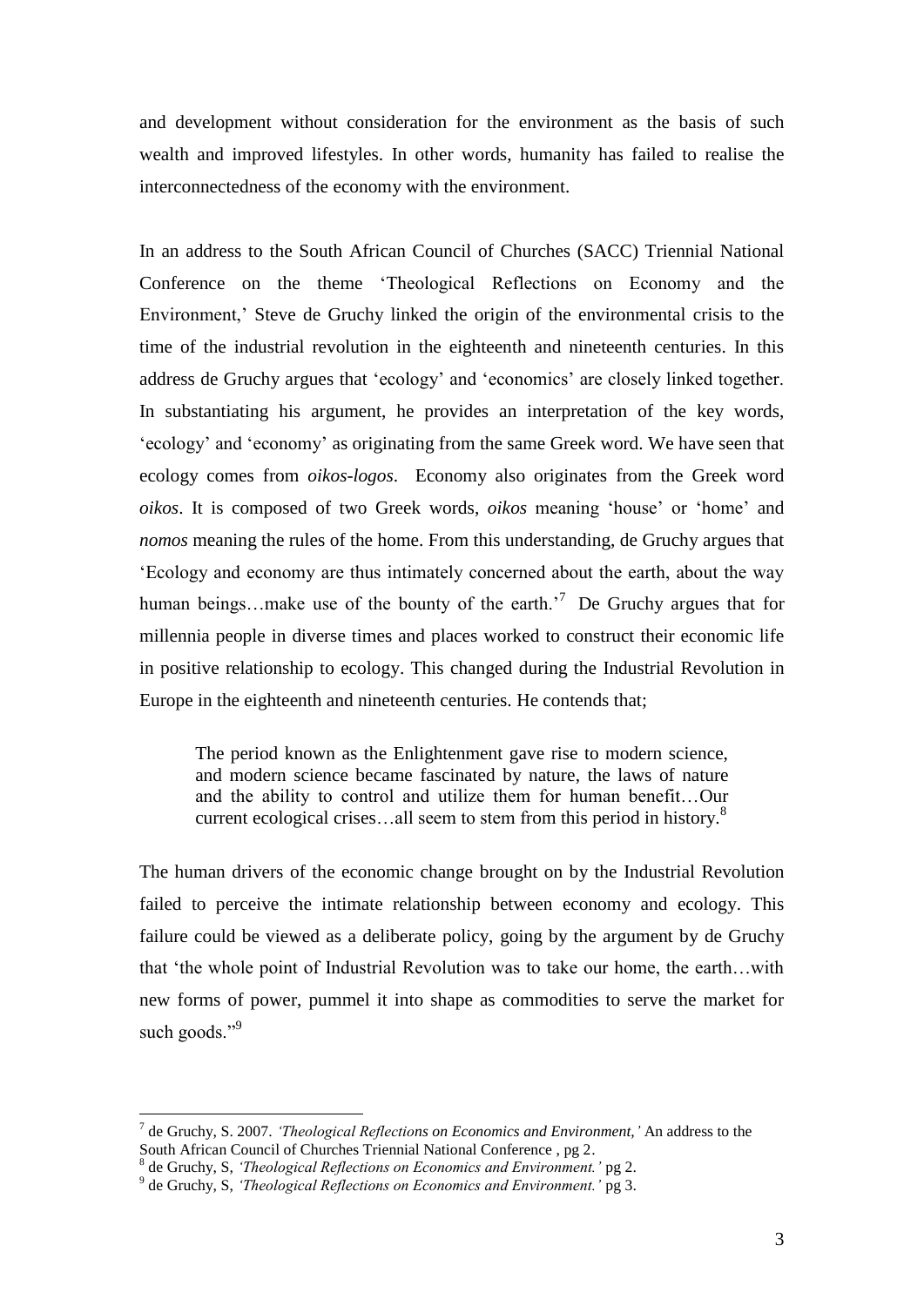and development without consideration for the environment as the basis of such wealth and improved lifestyles. In other words, humanity has failed to realise the interconnectedness of the economy with the environment.

In an address to the South African Council of Churches (SACC) Triennial National Conference on the theme 'Theological Reflections on Economy and the Environment,' Steve de Gruchy linked the origin of the environmental crisis to the time of the industrial revolution in the eighteenth and nineteenth centuries. In this address de Gruchy argues that 'ecology' and 'economics' are closely linked together. In substantiating his argument, he provides an interpretation of the key words, 'ecology' and 'economy' as originating from the same Greek word. We have seen that ecology comes from *oikos-logos*. Economy also originates from the Greek word *oikos*. It is composed of two Greek words, *oikos* meaning 'house' or 'home' and *nomos* meaning the rules of the home. From this understanding, de Gruchy argues that 'Ecology and economy are thus intimately concerned about the earth, about the way human beings…make use of the bounty of the earth.'[7] De Gruchy argues that for millennia people in diverse times and places worked to construct their economic life in positive relationship to ecology. This changed during the Industrial Revolution in Europe in the eighteenth and nineteenth centuries. He contends that;

> The period known as the Enlightenment gave rise to modern science, and modern science became fascinated by nature, the laws of nature and the ability to control and utilize them for human benefit…Our current ecological crises…all seem to stem from this period in history.[8]

The human drivers of the economic change brought on by the Industrial Revolution failed to perceive the intimate relationship between economy and ecology. This failure could be viewed as a deliberate policy, going by the argument by de Gruchy that 'the whole point of Industrial Revolution was to take our home, the earth…with new forms of power, pummel it into shape as commodities to serve the market for such goods."[9]

---

[7] de Gruchy, S. 2007. *'Theological Reflections on Economics and Environment,'* An address to the South African Council of Churches Triennial National Conference , pg 2.

[8] de Gruchy, S, *'Theological Reflections on Economics and Environment.'* pg 2.

[9] de Gruchy, S, *'Theological Reflections on Economics and Environment.'* pg 3.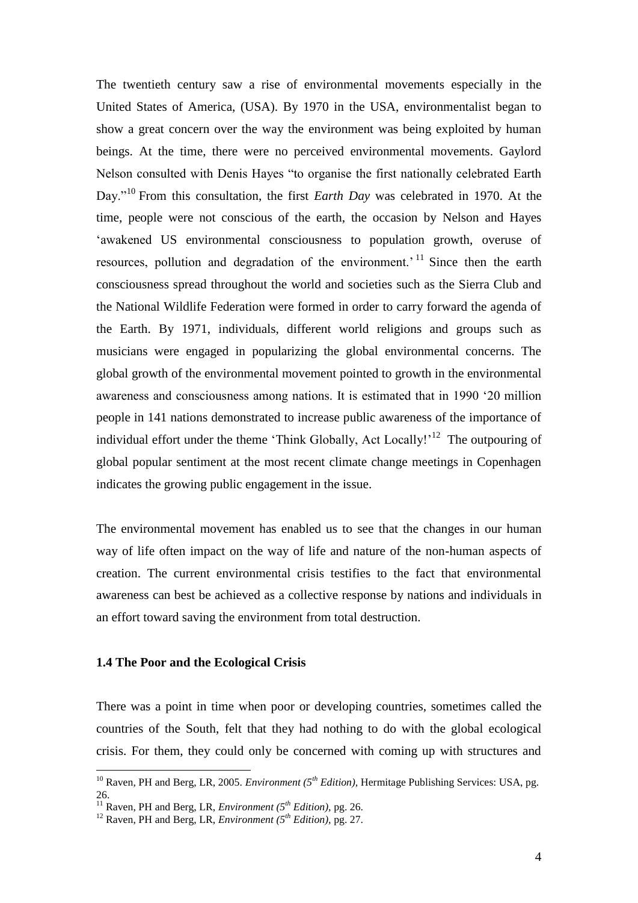The twentieth century saw a rise of environmental movements especially in the United States of America, (USA). By 1970 in the USA, environmentalist began to show a great concern over the way the environment was being exploited by human beings. At the time, there were no perceived environmental movements. Gaylord Nelson consulted with Denis Hayes "to organise the first nationally celebrated Earth Day."[10] From this consultation, the first *Earth Day* was celebrated in 1970. At the time, people were not conscious of the earth, the occasion by Nelson and Hayes 'awakened US environmental consciousness to population growth, overuse of resources, pollution and degradation of the environment.'[11] Since then the earth consciousness spread throughout the world and societies such as the Sierra Club and the National Wildlife Federation were formed in order to carry forward the agenda of the Earth. By 1971, individuals, different world religions and groups such as musicians were engaged in popularizing the global environmental concerns. The global growth of the environmental movement pointed to growth in the environmental awareness and consciousness among nations. It is estimated that in 1990 '20 million people in 141 nations demonstrated to increase public awareness of the importance of individual effort under the theme 'Think Globally, Act Locally!'[12] The outpouring of global popular sentiment at the most recent climate change meetings in Copenhagen indicates the growing public engagement in the issue.

The environmental movement has enabled us to see that the changes in our human way of life often impact on the way of life and nature of the non-human aspects of creation. The current environmental crisis testifies to the fact that environmental awareness can best be achieved as a collective response by nations and individuals in an effort toward saving the environment from total destruction.

### 1.4 The Poor and the Ecological Crisis

There was a point in time when poor or developing countries, sometimes called the countries of the South, felt that they had nothing to do with the global ecological crisis. For them, they could only be concerned with coming up with structures and

---

[10] Raven, PH and Berg, LR, 2005. *Environment (5th Edition)*, Hermitage Publishing Services: USA, pg. 26.

[11] Raven, PH and Berg, LR, *Environment (5th Edition)*, pg. 26.

[12] Raven, PH and Berg, LR, *Environment (5th Edition)*, pg. 27.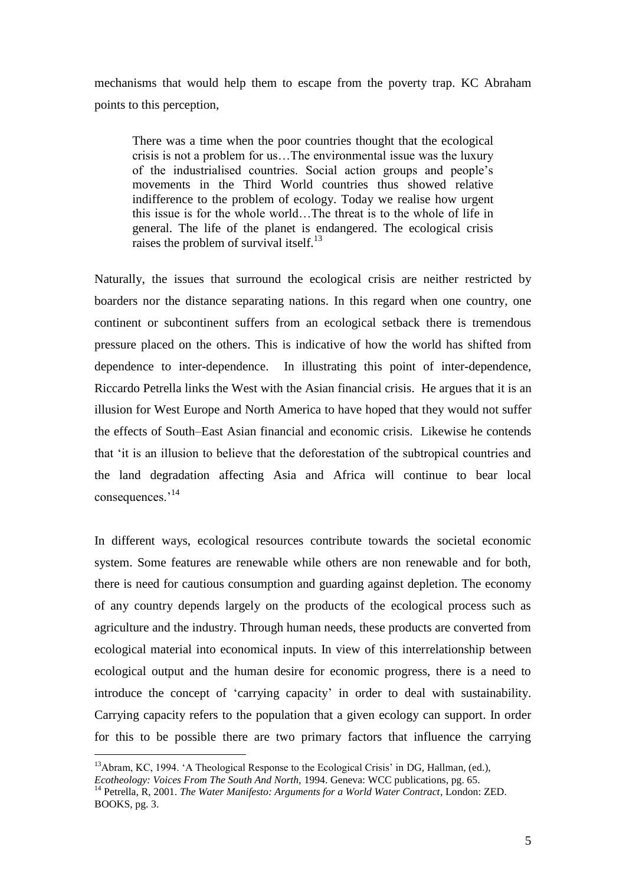mechanisms that would help them to escape from the poverty trap. KC Abraham points to this perception,

> There was a time when the poor countries thought that the ecological crisis is not a problem for us…The environmental issue was the luxury of the industrialised countries. Social action groups and people's movements in the Third World countries thus showed relative indifference to the problem of ecology. Today we realise how urgent this issue is for the whole world…The threat is to the whole of life in general. The life of the planet is endangered. The ecological crisis raises the problem of survival itself.[13]

Naturally, the issues that surround the ecological crisis are neither restricted by boarders nor the distance separating nations. In this regard when one country, one continent or subcontinent suffers from an ecological setback there is tremendous pressure placed on the others. This is indicative of how the world has shifted from dependence to inter-dependence. In illustrating this point of inter-dependence, Riccardo Petrella links the West with the Asian financial crisis. He argues that it is an illusion for West Europe and North America to have hoped that they would not suffer the effects of South–East Asian financial and economic crisis. Likewise he contends that 'it is an illusion to believe that the deforestation of the subtropical countries and the land degradation affecting Asia and Africa will continue to bear local consequences.'[14]

In different ways, ecological resources contribute towards the societal economic system. Some features are renewable while others are non renewable and for both, there is need for cautious consumption and guarding against depletion. The economy of any country depends largely on the products of the ecological process such as agriculture and the industry. Through human needs, these products are converted from ecological material into economical inputs. In view of this interrelationship between ecological output and the human desire for economic progress, there is a need to introduce the concept of 'carrying capacity' in order to deal with sustainability. Carrying capacity refers to the population that a given ecology can support. In order for this to be possible there are two primary factors that influence the carrying

---

[13] Abram, KC, 1994. 'A Theological Response to the Ecological Crisis' in DG, Hallman, (ed.), *Ecotheology: Voices From The South And North,* 1994. Geneva: WCC publications, pg. 65.

[14] Petrella, R, 2001. *The Water Manifesto: Arguments for a World Water Contract*, London: ZED. BOOKS, pg. 3.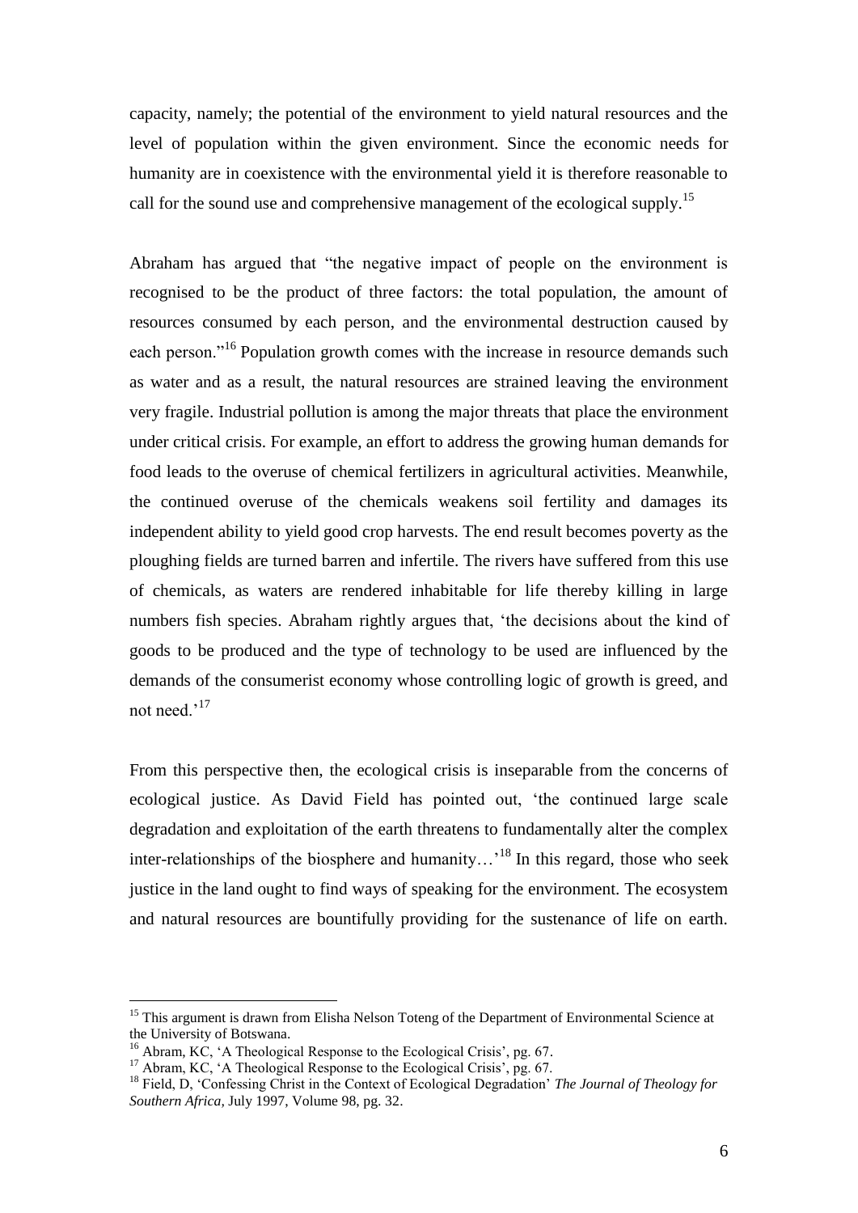capacity, namely; the potential of the environment to yield natural resources and the level of population within the given environment. Since the economic needs for humanity are in coexistence with the environmental yield it is therefore reasonable to call for the sound use and comprehensive management of the ecological supply.[15]

Abraham has argued that "the negative impact of people on the environment is recognised to be the product of three factors: the total population, the amount of resources consumed by each person, and the environmental destruction caused by each person."[16] Population growth comes with the increase in resource demands such as water and as a result, the natural resources are strained leaving the environment very fragile. Industrial pollution is among the major threats that place the environment under critical crisis. For example, an effort to address the growing human demands for food leads to the overuse of chemical fertilizers in agricultural activities. Meanwhile, the continued overuse of the chemicals weakens soil fertility and damages its independent ability to yield good crop harvests. The end result becomes poverty as the ploughing fields are turned barren and infertile. The rivers have suffered from this use of chemicals, as waters are rendered inhabitable for life thereby killing in large numbers fish species. Abraham rightly argues that, 'the decisions about the kind of goods to be produced and the type of technology to be used are influenced by the demands of the consumerist economy whose controlling logic of growth is greed, and not need.'[17]

From this perspective then, the ecological crisis is inseparable from the concerns of ecological justice. As David Field has pointed out, 'the continued large scale degradation and exploitation of the earth threatens to fundamentally alter the complex inter-relationships of the biosphere and humanity…'[18] In this regard, those who seek justice in the land ought to find ways of speaking for the environment. The ecosystem and natural resources are bountifully providing for the sustenance of life on earth.

---

[15] This argument is drawn from Elisha Nelson Toteng of the Department of Environmental Science at the University of Botswana.

[16] Abram, KC, 'A Theological Response to the Ecological Crisis', pg. 67.

[17] Abram, KC, 'A Theological Response to the Ecological Crisis', pg. 67.

[18] Field, D, 'Confessing Christ in the Context of Ecological Degradation' *The Journal of Theology for Southern Africa,* July 1997, Volume 98, pg. 32.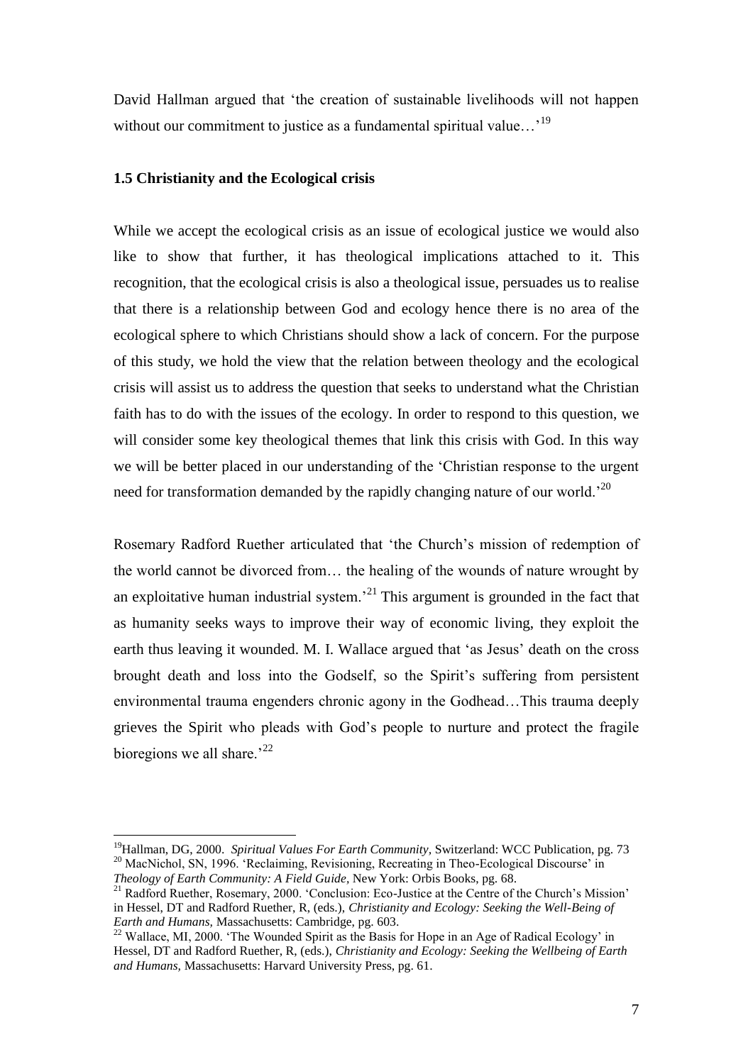David Hallman argued that 'the creation of sustainable livelihoods will not happen without our commitment to justice as a fundamental spiritual value…'[19]

### 1.5 Christianity and the Ecological crisis

While we accept the ecological crisis as an issue of ecological justice we would also like to show that further, it has theological implications attached to it. This recognition, that the ecological crisis is also a theological issue, persuades us to realise that there is a relationship between God and ecology hence there is no area of the ecological sphere to which Christians should show a lack of concern. For the purpose of this study, we hold the view that the relation between theology and the ecological crisis will assist us to address the question that seeks to understand what the Christian faith has to do with the issues of the ecology. In order to respond to this question, we will consider some key theological themes that link this crisis with God. In this way we will be better placed in our understanding of the 'Christian response to the urgent need for transformation demanded by the rapidly changing nature of our world.'[20]

Rosemary Radford Ruether articulated that 'the Church's mission of redemption of the world cannot be divorced from… the healing of the wounds of nature wrought by an exploitative human industrial system.'[21] This argument is grounded in the fact that as humanity seeks ways to improve their way of economic living, they exploit the earth thus leaving it wounded. M. I. Wallace argued that 'as Jesus' death on the cross brought death and loss into the Godself, so the Spirit's suffering from persistent environmental trauma engenders chronic agony in the Godhead…This trauma deeply grieves the Spirit who pleads with God's people to nurture and protect the fragile bioregions we all share.'[22]

---

[19] Hallman, DG, 2000. *Spiritual Values For Earth Community,* Switzerland: WCC Publication, pg. 73

[20] MacNichol, SN, 1996. 'Reclaiming, Revisioning, Recreating in Theo-Ecological Discourse' in *Theology of Earth Community: A Field Guide,* New York: Orbis Books, pg. 68.

[21] Radford Ruether, Rosemary, 2000. 'Conclusion: Eco-Justice at the Centre of the Church's Mission' in Hessel, DT and Radford Ruether, R, (eds.), *Christianity and Ecology: Seeking the Well-Being of Earth and Humans,* Massachusetts: Cambridge, pg. 603.

[22] Wallace, MI, 2000. 'The Wounded Spirit as the Basis for Hope in an Age of Radical Ecology' in Hessel, DT and Radford Ruether, R, (eds.), *Christianity and Ecology: Seeking the Wellbeing of Earth and Humans,* Massachusetts: Harvard University Press, pg. 61.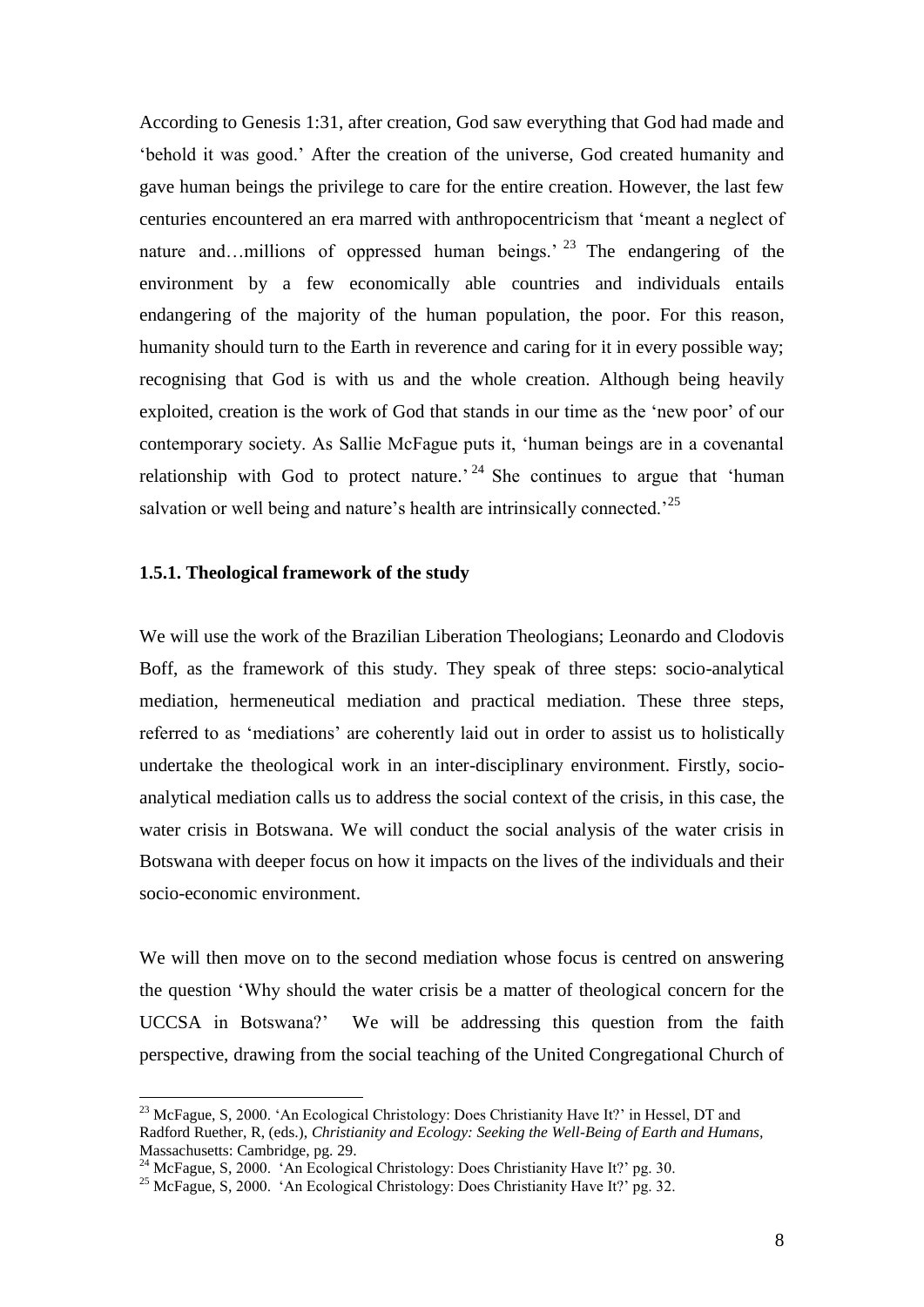According to Genesis 1:31, after creation, God saw everything that God had made and 'behold it was good.' After the creation of the universe, God created humanity and gave human beings the privilege to care for the entire creation. However, the last few centuries encountered an era marred with anthropocentricism that 'meant a neglect of nature and…millions of oppressed human beings.' [23] The endangering of the environment by a few economically able countries and individuals entails endangering of the majority of the human population, the poor. For this reason, humanity should turn to the Earth in reverence and caring for it in every possible way; recognising that God is with us and the whole creation. Although being heavily exploited, creation is the work of God that stands in our time as the 'new poor' of our contemporary society. As Sallie McFague puts it, 'human beings are in a covenantal relationship with God to protect nature.' [24] She continues to argue that 'human salvation or well being and nature's health are intrinsically connected.' [25]

### 1.5.1. Theological framework of the study

We will use the work of the Brazilian Liberation Theologians; Leonardo and Clodovis Boff, as the framework of this study. They speak of three steps: socio-analytical mediation, hermeneutical mediation and practical mediation. These three steps, referred to as 'mediations' are coherently laid out in order to assist us to holistically undertake the theological work in an inter-disciplinary environment. Firstly, socio-analytical mediation calls us to address the social context of the crisis, in this case, the water crisis in Botswana. We will conduct the social analysis of the water crisis in Botswana with deeper focus on how it impacts on the lives of the individuals and their socio-economic environment.

We will then move on to the second mediation whose focus is centred on answering the question 'Why should the water crisis be a matter of theological concern for the UCCSA in Botswana?' We will be addressing this question from the faith perspective, drawing from the social teaching of the United Congregational Church of

---

[23] McFague, S, 2000. 'An Ecological Christology: Does Christianity Have It?' in Hessel, DT and Radford Ruether, R, (eds.), *Christianity and Ecology: Seeking the Well-Being of Earth and Humans*, Massachusetts: Cambridge, pg. 29.

[24] McFague, S, 2000. 'An Ecological Christology: Does Christianity Have It?' pg. 30.

[25] McFague, S, 2000. 'An Ecological Christology: Does Christianity Have It?' pg. 32.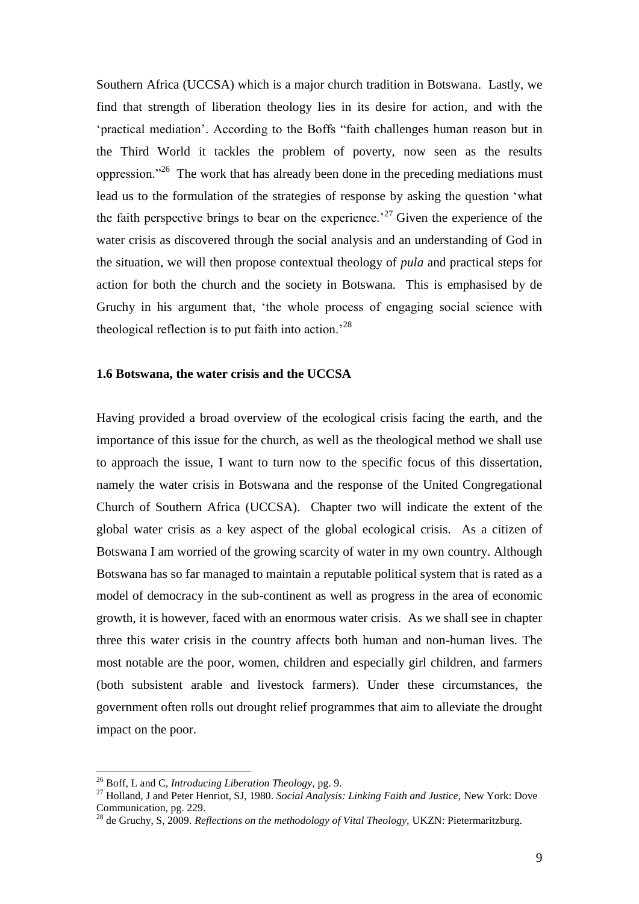Southern Africa (UCCSA) which is a major church tradition in Botswana. Lastly, we find that strength of liberation theology lies in its desire for action, and with the 'practical mediation'. According to the Boffs "faith challenges human reason but in the Third World it tackles the problem of poverty, now seen as the results oppression."[26] The work that has already been done in the preceding mediations must lead us to the formulation of the strategies of response by asking the question 'what the faith perspective brings to bear on the experience.'[27] Given the experience of the water crisis as discovered through the social analysis and an understanding of God in the situation, we will then propose contextual theology of *pula* and practical steps for action for both the church and the society in Botswana. This is emphasised by de Gruchy in his argument that, 'the whole process of engaging social science with theological reflection is to put faith into action.'[28]

### 1.6 Botswana, the water crisis and the UCCSA

Having provided a broad overview of the ecological crisis facing the earth, and the importance of this issue for the church, as well as the theological method we shall use to approach the issue, I want to turn now to the specific focus of this dissertation, namely the water crisis in Botswana and the response of the United Congregational Church of Southern Africa (UCCSA). Chapter two will indicate the extent of the global water crisis as a key aspect of the global ecological crisis. As a citizen of Botswana I am worried of the growing scarcity of water in my own country. Although Botswana has so far managed to maintain a reputable political system that is rated as a model of democracy in the sub-continent as well as progress in the area of economic growth, it is however, faced with an enormous water crisis. As we shall see in chapter three this water crisis in the country affects both human and non-human lives. The most notable are the poor, women, children and especially girl children, and farmers (both subsistent arable and livestock farmers). Under these circumstances, the government often rolls out drought relief programmes that aim to alleviate the drought impact on the poor.

---

[26] Boff, L and C, *Introducing Liberation Theology,* pg. 9.

[27] Holland, J and Peter Henriot, SJ, 1980. *Social Analysis: Linking Faith and Justice,* New York: Dove Communication, pg. 229.

[28] de Gruchy, S, 2009. *Reflections on the methodology of Vital Theology,* UKZN: Pietermaritzburg.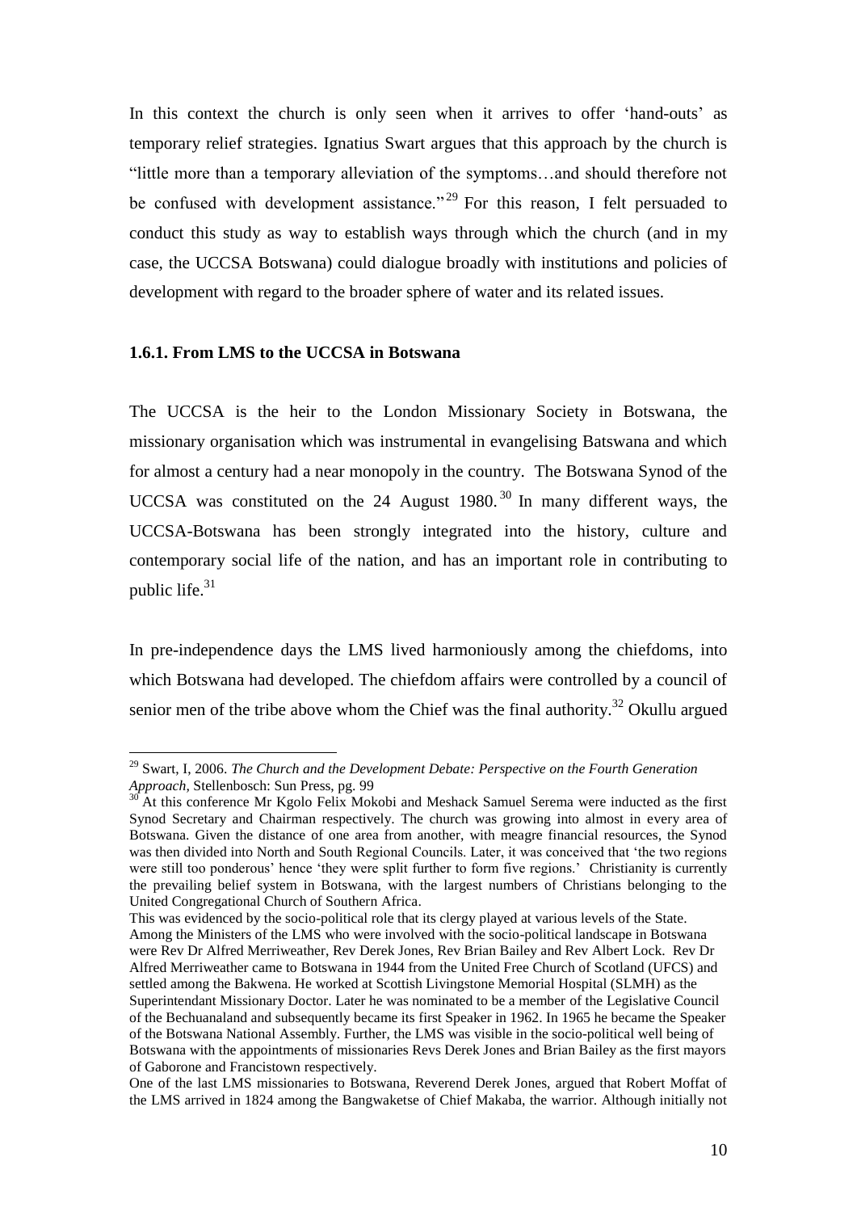In this context the church is only seen when it arrives to offer 'hand-outs' as temporary relief strategies. Ignatius Swart argues that this approach by the church is "little more than a temporary alleviation of the symptoms…and should therefore not be confused with development assistance."[29] For this reason, I felt persuaded to conduct this study as way to establish ways through which the church (and in my case, the UCCSA Botswana) could dialogue broadly with institutions and policies of development with regard to the broader sphere of water and its related issues.

### 1.6.1. From LMS to the UCCSA in Botswana

The UCCSA is the heir to the London Missionary Society in Botswana, the missionary organisation which was instrumental in evangelising Batswana and which for almost a century had a near monopoly in the country. The Botswana Synod of the UCCSA was constituted on the 24 August 1980.[30] In many different ways, the UCCSA-Botswana has been strongly integrated into the history, culture and contemporary social life of the nation, and has an important role in contributing to public life.[31]

In pre-independence days the LMS lived harmoniously among the chiefdoms, into which Botswana had developed. The chiefdom affairs were controlled by a council of senior men of the tribe above whom the Chief was the final authority.[32] Okullu argued

---

[29] Swart, I, 2006. *The Church and the Development Debate: Perspective on the Fourth Generation Approach*, Stellenbosch: Sun Press, pg. 99

[30] At this conference Mr Kgolo Felix Mokobi and Meshack Samuel Serema were inducted as the first Synod Secretary and Chairman respectively. The church was growing into almost in every area of Botswana. Given the distance of one area from another, with meagre financial resources, the Synod was then divided into North and South Regional Councils. Later, it was conceived that 'the two regions were still too ponderous' hence 'they were split further to form five regions.' Christianity is currently the prevailing belief system in Botswana, with the largest numbers of Christians belonging to the United Congregational Church of Southern Africa.

This was evidenced by the socio-political role that its clergy played at various levels of the State. Among the Ministers of the LMS who were involved with the socio-political landscape in Botswana were Rev Dr Alfred Merriweather, Rev Derek Jones, Rev Brian Bailey and Rev Albert Lock. Rev Dr Alfred Merriweather came to Botswana in 1944 from the United Free Church of Scotland (UFCS) and settled among the Bakwena. He worked at Scottish Livingstone Memorial Hospital (SLMH) as the Superintendant Missionary Doctor. Later he was nominated to be a member of the Legislative Council of the Bechuanaland and subsequently became its first Speaker in 1962. In 1965 he became the Speaker of the Botswana National Assembly. Further, the LMS was visible in the socio-political well being of Botswana with the appointments of missionaries Revs Derek Jones and Brian Bailey as the first mayors of Gaborone and Francistown respectively.

One of the last LMS missionaries to Botswana, Reverend Derek Jones, argued that Robert Moffat of the LMS arrived in 1824 among the Bangwaketse of Chief Makaba, the warrior. Although initially not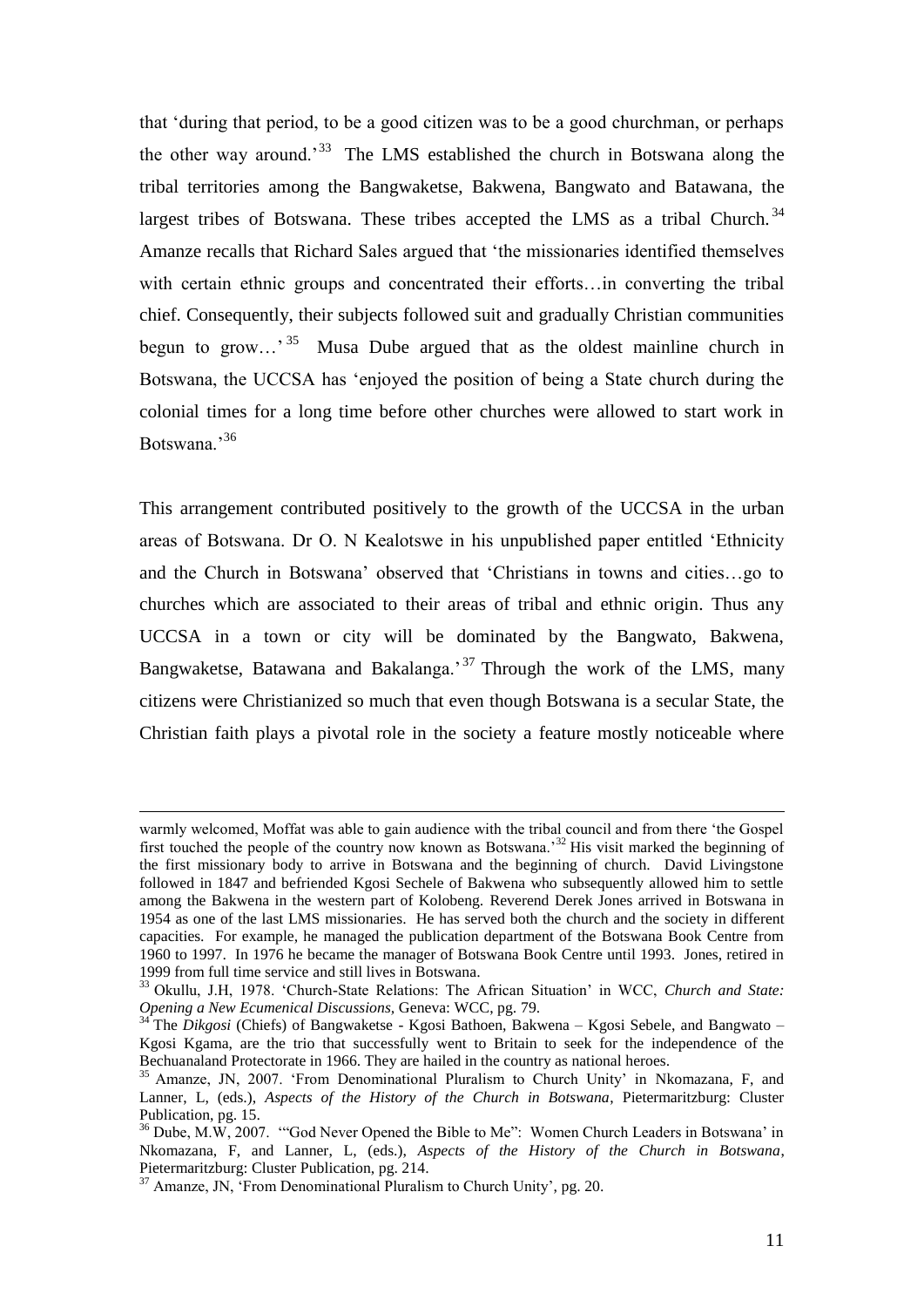that 'during that period, to be a good citizen was to be a good churchman, or perhaps the other way around.'[33] The LMS established the church in Botswana along the tribal territories among the Bangwaketse, Bakwena, Bangwato and Batawana, the largest tribes of Botswana. These tribes accepted the LMS as a tribal Church.[34] Amanze recalls that Richard Sales argued that 'the missionaries identified themselves with certain ethnic groups and concentrated their efforts…in converting the tribal chief. Consequently, their subjects followed suit and gradually Christian communities begun to grow…'[35] Musa Dube argued that as the oldest mainline church in Botswana, the UCCSA has 'enjoyed the position of being a State church during the colonial times for a long time before other churches were allowed to start work in Botswana.'[36]

This arrangement contributed positively to the growth of the UCCSA in the urban areas of Botswana. Dr O. N Kealotswe in his unpublished paper entitled 'Ethnicity and the Church in Botswana' observed that 'Christians in towns and cities…go to churches which are associated to their areas of tribal and ethnic origin. Thus any UCCSA in a town or city will be dominated by the Bangwato, Bakwena, Bangwaketse, Batawana and Bakalanga.'[37] Through the work of the LMS, many citizens were Christianized so much that even though Botswana is a secular State, the Christian faith plays a pivotal role in the society a feature mostly noticeable where

---

warmly welcomed, Moffat was able to gain audience with the tribal council and from there 'the Gospel first touched the people of the country now known as Botswana.'[32] His visit marked the beginning of the first missionary body to arrive in Botswana and the beginning of church. David Livingstone followed in 1847 and befriended Kgosi Sechele of Bakwena who subsequently allowed him to settle among the Bakwena in the western part of Kolobeng. Reverend Derek Jones arrived in Botswana in 1954 as one of the last LMS missionaries. He has served both the church and the society in different capacities. For example, he managed the publication department of the Botswana Book Centre from 1960 to 1997. In 1976 he became the manager of Botswana Book Centre until 1993. Jones, retired in 1999 from full time service and still lives in Botswana.

[33] Okullu, J.H, 1978. 'Church-State Relations: The African Situation' in WCC, *Church and State: Opening a New Ecumenical Discussions*, Geneva: WCC, pg. 79.

[34] The *Dikgosi* (Chiefs) of Bangwaketse - Kgosi Bathoen, Bakwena – Kgosi Sebele, and Bangwato – Kgosi Kgama, are the trio that successfully went to Britain to seek for the independence of the Bechuanaland Protectorate in 1966. They are hailed in the country as national heroes.

[35] Amanze, JN, 2007. 'From Denominational Pluralism to Church Unity' in Nkomazana, F, and Lanner, L, (eds.), *Aspects of the History of the Church in Botswana*, Pietermaritzburg: Cluster Publication, pg. 15.

[36] Dube, M.W, 2007. '"God Never Opened the Bible to Me": Women Church Leaders in Botswana' in Nkomazana, F, and Lanner, L, (eds.), *Aspects of the History of the Church in Botswana*, Pietermaritzburg: Cluster Publication, pg. 214.

[37] Amanze, JN, 'From Denominational Pluralism to Church Unity', pg. 20.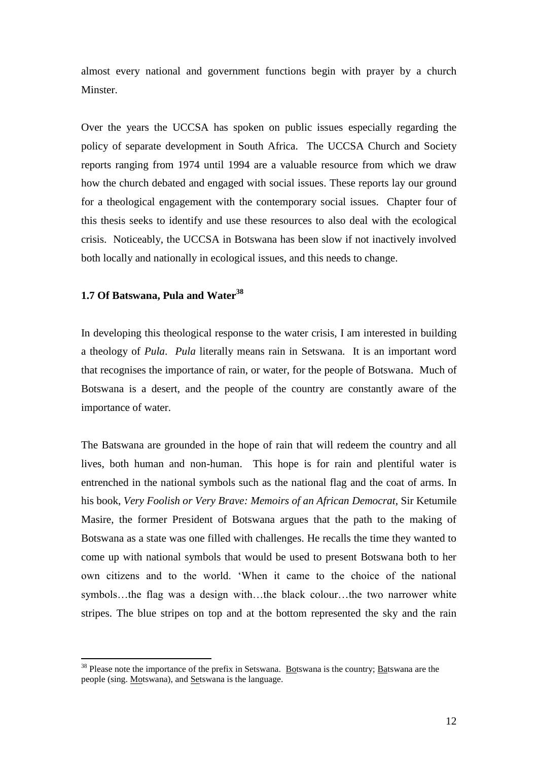almost every national and government functions begin with prayer by a church Minster.

Over the years the UCCSA has spoken on public issues especially regarding the policy of separate development in South Africa. The UCCSA Church and Society reports ranging from 1974 until 1994 are a valuable resource from which we draw how the church debated and engaged with social issues. These reports lay our ground for a theological engagement with the contemporary social issues. Chapter four of this thesis seeks to identify and use these resources to also deal with the ecological crisis. Noticeably, the UCCSA in Botswana has been slow if not inactively involved both locally and nationally in ecological issues, and this needs to change.

### 1.7 Of Batswana, Pula and Water[38]

In developing this theological response to the water crisis, I am interested in building a theology of *Pula*. *Pula* literally means rain in Setswana. It is an important word that recognises the importance of rain, or water, for the people of Botswana. Much of Botswana is a desert, and the people of the country are constantly aware of the importance of water.

The Batswana are grounded in the hope of rain that will redeem the country and all lives, both human and non-human. This hope is for rain and plentiful water is entrenched in the national symbols such as the national flag and the coat of arms. In his book, *Very Foolish or Very Brave: Memoirs of an African Democrat*, Sir Ketumile Masire, the former President of Botswana argues that the path to the making of Botswana as a state was one filled with challenges. He recalls the time they wanted to come up with national symbols that would be used to present Botswana both to her own citizens and to the world. 'When it came to the choice of the national symbols…the flag was a design with…the black colour…the two narrower white stripes. The blue stripes on top and at the bottom represented the sky and the rain

---

[38] Please note the importance of the prefix in Setswana. Botswana is the country; Batswana are the people (sing. Motswana), and Setswana is the language.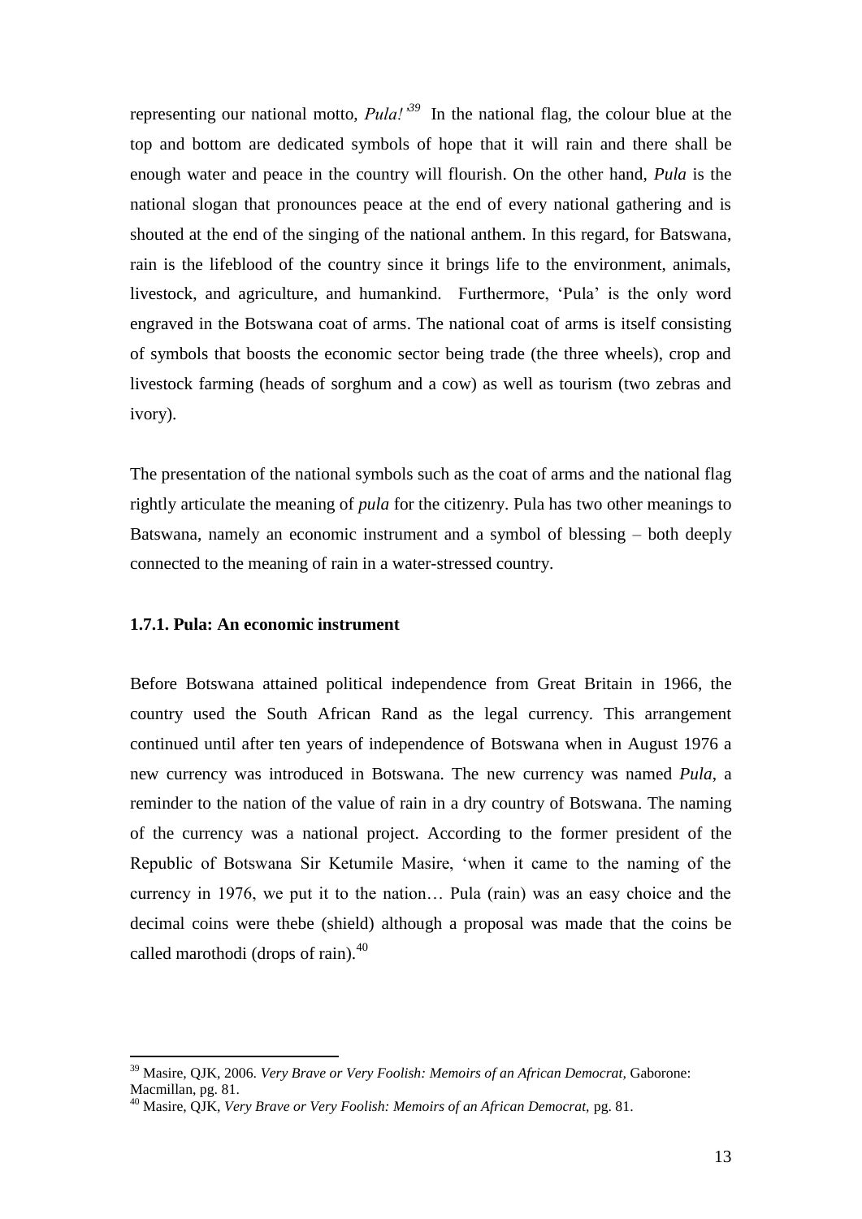representing our national motto, *Pula!'*[39] In the national flag, the colour blue at the top and bottom are dedicated symbols of hope that it will rain and there shall be enough water and peace in the country will flourish. On the other hand, *Pula* is the national slogan that pronounces peace at the end of every national gathering and is shouted at the end of the singing of the national anthem. In this regard, for Batswana, rain is the lifeblood of the country since it brings life to the environment, animals, livestock, and agriculture, and humankind. Furthermore, 'Pula' is the only word engraved in the Botswana coat of arms. The national coat of arms is itself consisting of symbols that boosts the economic sector being trade (the three wheels), crop and livestock farming (heads of sorghum and a cow) as well as tourism (two zebras and ivory).

The presentation of the national symbols such as the coat of arms and the national flag rightly articulate the meaning of *pula* for the citizenry. Pula has two other meanings to Batswana, namely an economic instrument and a symbol of blessing – both deeply connected to the meaning of rain in a water-stressed country.

### 1.7.1. Pula: An economic instrument

Before Botswana attained political independence from Great Britain in 1966, the country used the South African Rand as the legal currency. This arrangement continued until after ten years of independence of Botswana when in August 1976 a new currency was introduced in Botswana. The new currency was named *Pula*, a reminder to the nation of the value of rain in a dry country of Botswana. The naming of the currency was a national project. According to the former president of the Republic of Botswana Sir Ketumile Masire, 'when it came to the naming of the currency in 1976, we put it to the nation… Pula (rain) was an easy choice and the decimal coins were thebe (shield) although a proposal was made that the coins be called marothodi (drops of rain).[40]

---

[39] Masire, QJK, 2006. *Very Brave or Very Foolish: Memoirs of an African Democrat*, Gaborone: Macmillan, pg. 81.

[40] Masire, QJK, *Very Brave or Very Foolish: Memoirs of an African Democrat*, pg. 81.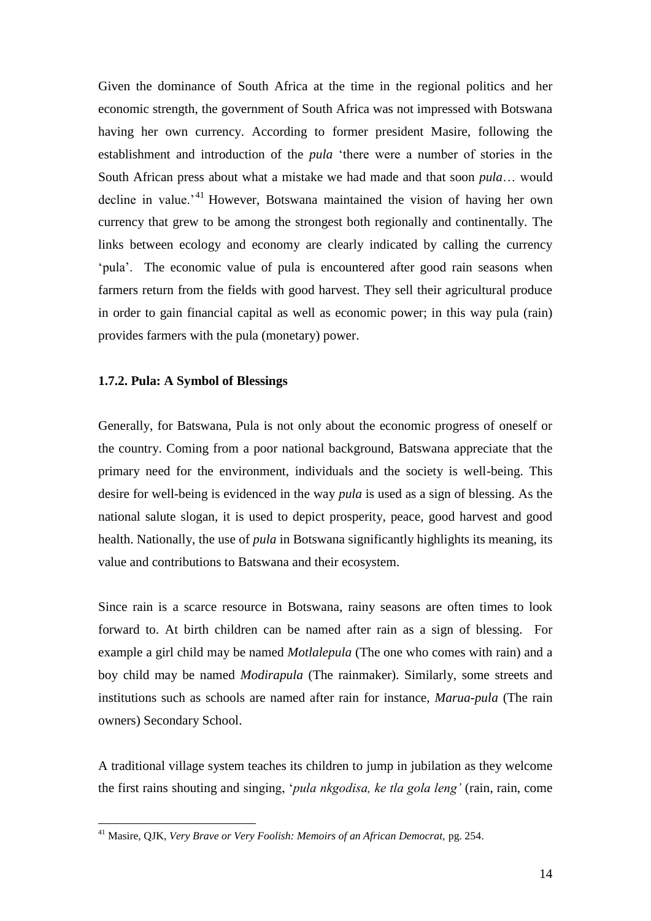Given the dominance of South Africa at the time in the regional politics and her economic strength, the government of South Africa was not impressed with Botswana having her own currency. According to former president Masire, following the establishment and introduction of the *pula* 'there were a number of stories in the South African press about what a mistake we had made and that soon *pula*… would decline in value.'[41] However, Botswana maintained the vision of having her own currency that grew to be among the strongest both regionally and continentally. The links between ecology and economy are clearly indicated by calling the currency 'pula'. The economic value of pula is encountered after good rain seasons when farmers return from the fields with good harvest. They sell their agricultural produce in order to gain financial capital as well as economic power; in this way pula (rain) provides farmers with the pula (monetary) power.

### 1.7.2. Pula: A Symbol of Blessings

Generally, for Batswana, Pula is not only about the economic progress of oneself or the country. Coming from a poor national background, Batswana appreciate that the primary need for the environment, individuals and the society is well-being. This desire for well-being is evidenced in the way *pula* is used as a sign of blessing. As the national salute slogan, it is used to depict prosperity, peace, good harvest and good health. Nationally, the use of *pula* in Botswana significantly highlights its meaning, its value and contributions to Batswana and their ecosystem.

Since rain is a scarce resource in Botswana, rainy seasons are often times to look forward to. At birth children can be named after rain as a sign of blessing. For example a girl child may be named *Motlalepula* (The one who comes with rain) and a boy child may be named *Modirapula* (The rainmaker). Similarly, some streets and institutions such as schools are named after rain for instance, *Marua-pula* (The rain owners) Secondary School.

A traditional village system teaches its children to jump in jubilation as they welcome the first rains shouting and singing, '*pula nkgodisa, ke tla gola leng'* (rain, rain, come

[41] Masire, QJK, *Very Brave or Very Foolish: Memoirs of an African Democrat,* pg. 254.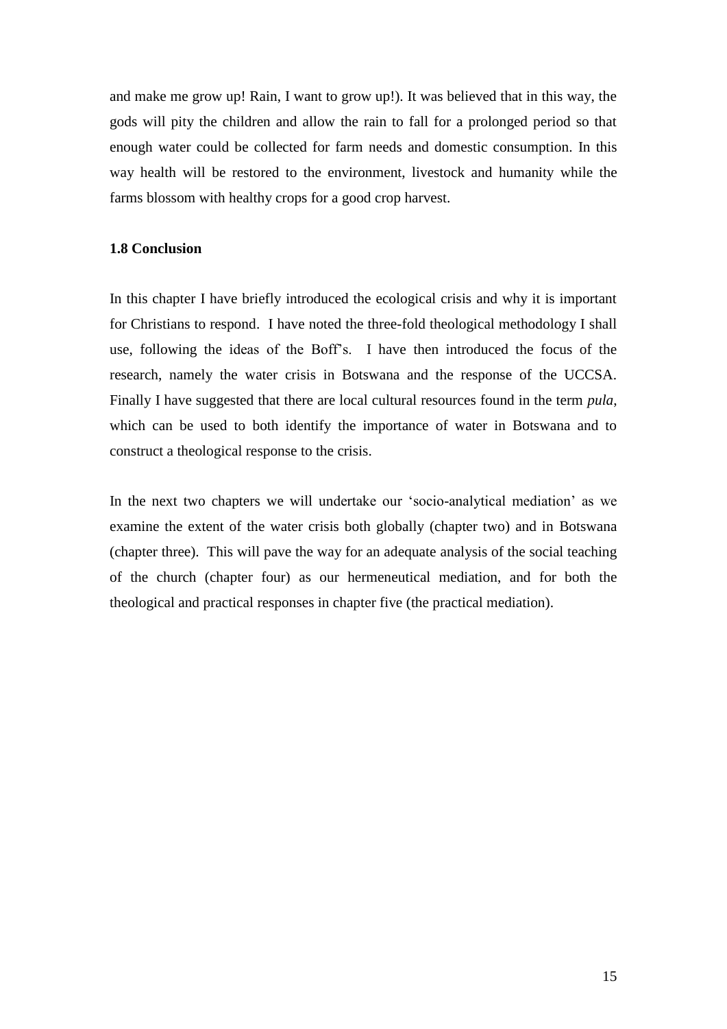and make me grow up! Rain, I want to grow up!). It was believed that in this way, the gods will pity the children and allow the rain to fall for a prolonged period so that enough water could be collected for farm needs and domestic consumption. In this way health will be restored to the environment, livestock and humanity while the farms blossom with healthy crops for a good crop harvest.

### 1.8 Conclusion

In this chapter I have briefly introduced the ecological crisis and why it is important for Christians to respond. I have noted the three-fold theological methodology I shall use, following the ideas of the Boff's. I have then introduced the focus of the research, namely the water crisis in Botswana and the response of the UCCSA. Finally I have suggested that there are local cultural resources found in the term *pula*, which can be used to both identify the importance of water in Botswana and to construct a theological response to the crisis.

In the next two chapters we will undertake our 'socio-analytical mediation' as we examine the extent of the water crisis both globally (chapter two) and in Botswana (chapter three). This will pave the way for an adequate analysis of the social teaching of the church (chapter four) as our hermeneutical mediation, and for both the theological and practical responses in chapter five (the practical mediation).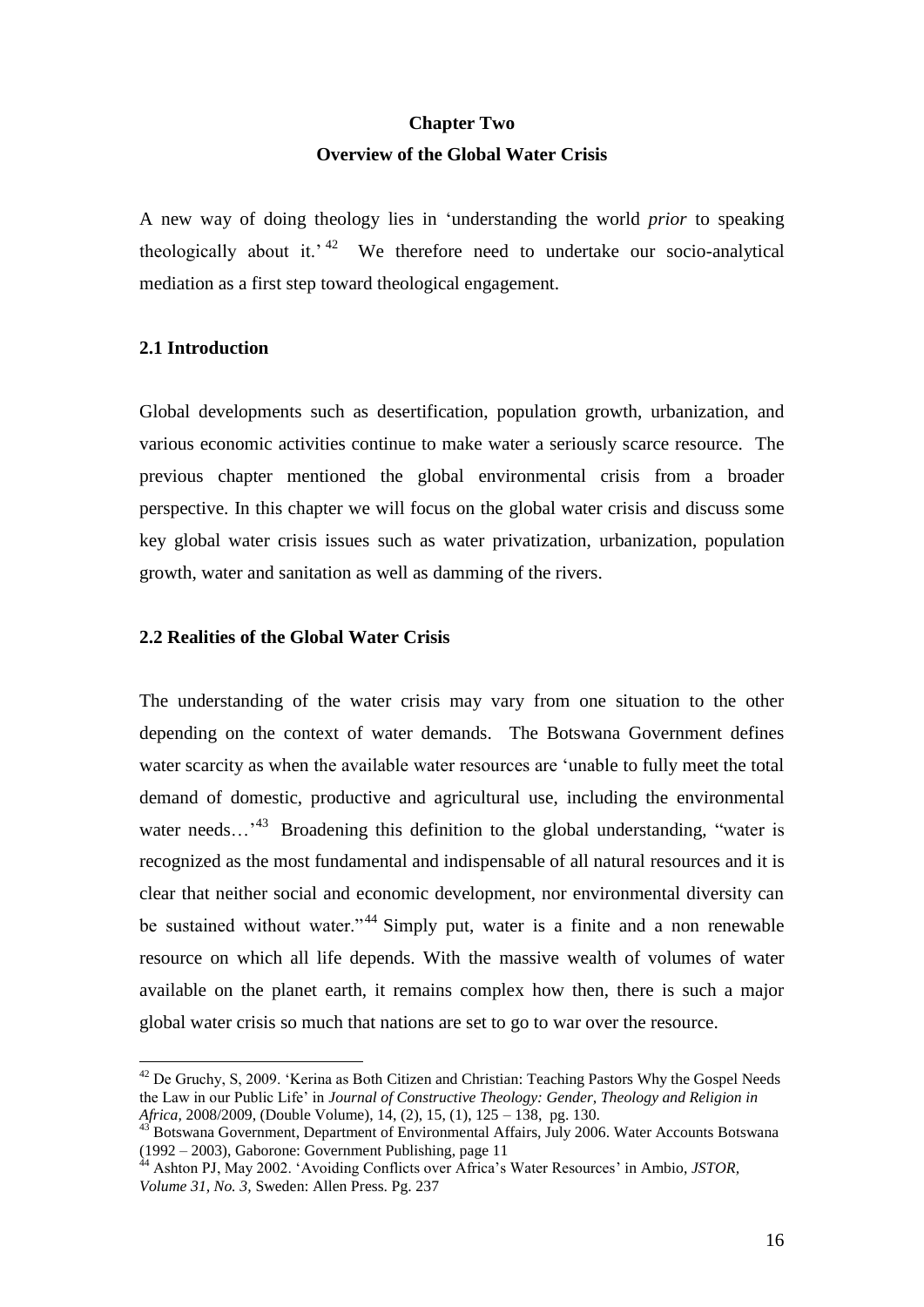# Chapter Two

## Overview of the Global Water Crisis

A new way of doing theology lies in 'understanding the world *prior* to speaking theologically about it.'[42] We therefore need to undertake our socio-analytical mediation as a first step toward theological engagement.

### 2.1 Introduction

Global developments such as desertification, population growth, urbanization, and various economic activities continue to make water a seriously scarce resource. The previous chapter mentioned the global environmental crisis from a broader perspective. In this chapter we will focus on the global water crisis and discuss some key global water crisis issues such as water privatization, urbanization, population growth, water and sanitation as well as damming of the rivers.

### 2.2 Realities of the Global Water Crisis

The understanding of the water crisis may vary from one situation to the other depending on the context of water demands. The Botswana Government defines water scarcity as when the available water resources are 'unable to fully meet the total demand of domestic, productive and agricultural use, including the environmental water needs…'[43] Broadening this definition to the global understanding, "water is recognized as the most fundamental and indispensable of all natural resources and it is clear that neither social and economic development, nor environmental diversity can be sustained without water."[44] Simply put, water is a finite and a non renewable resource on which all life depends. With the massive wealth of volumes of water available on the planet earth, it remains complex how then, there is such a major global water crisis so much that nations are set to go to war over the resource.

---

[42] De Gruchy, S, 2009. 'Kerina as Both Citizen and Christian: Teaching Pastors Why the Gospel Needs the Law in our Public Life' in *Journal of Constructive Theology: Gender, Theology and Religion in Africa,* 2008/2009, (Double Volume), 14, (2), 15, (1), 125 – 138, pg. 130.

[43] Botswana Government, Department of Environmental Affairs, July 2006. Water Accounts Botswana (1992 – 2003), Gaborone: Government Publishing, page 11

[44] Ashton PJ, May 2002. 'Avoiding Conflicts over Africa's Water Resources' in Ambio, *JSTOR, Volume 31, No. 3,* Sweden: Allen Press. Pg. 237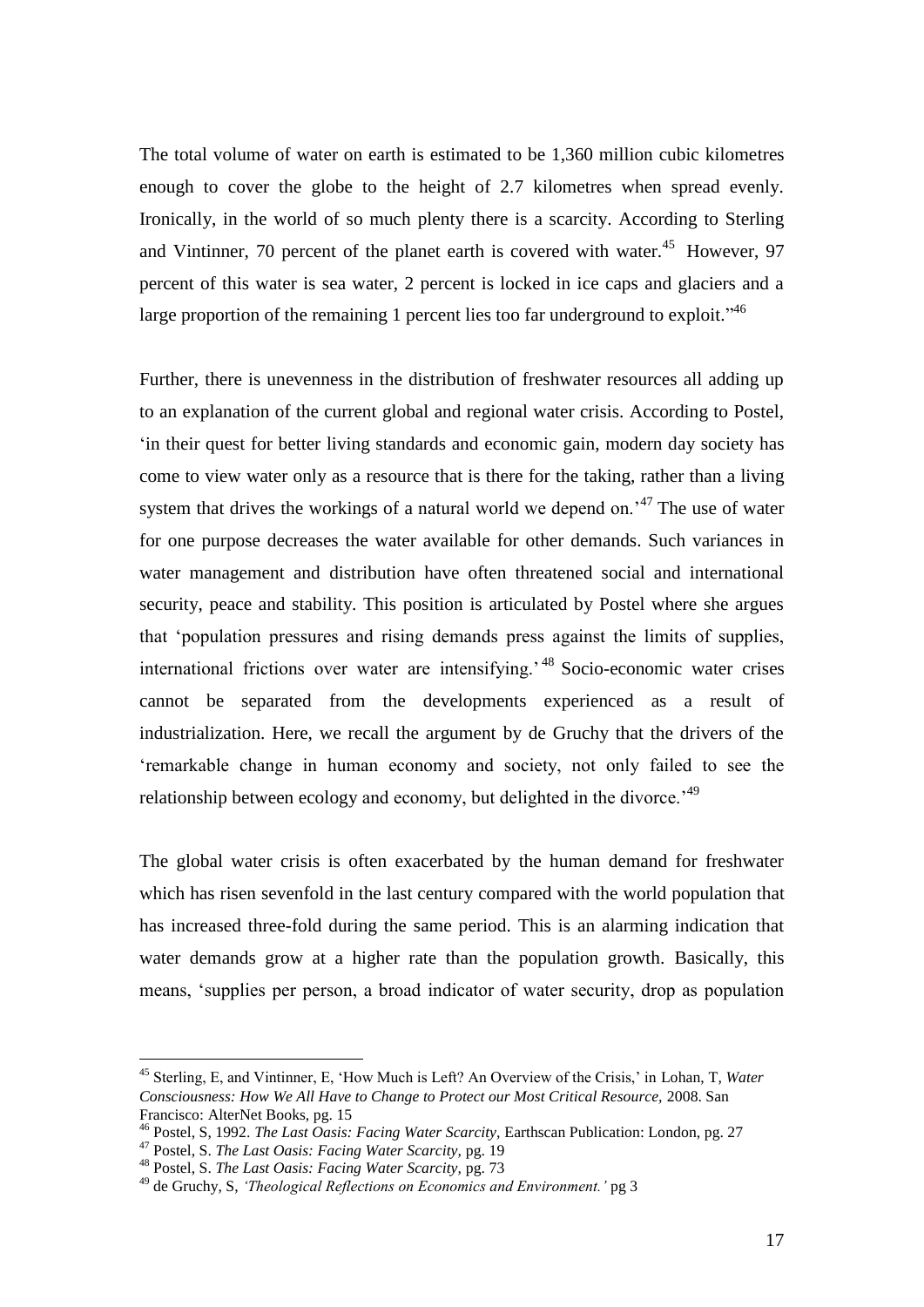The total volume of water on earth is estimated to be 1,360 million cubic kilometres enough to cover the globe to the height of 2.7 kilometres when spread evenly. Ironically, in the world of so much plenty there is a scarcity. According to Sterling and Vintinner, 70 percent of the planet earth is covered with water.[45] However, 97 percent of this water is sea water, 2 percent is locked in ice caps and glaciers and a large proportion of the remaining 1 percent lies too far underground to exploit."[46]

Further, there is unevenness in the distribution of freshwater resources all adding up to an explanation of the current global and regional water crisis. According to Postel, 'in their quest for better living standards and economic gain, modern day society has come to view water only as a resource that is there for the taking, rather than a living system that drives the workings of a natural world we depend on.'[47] The use of water for one purpose decreases the water available for other demands. Such variances in water management and distribution have often threatened social and international security, peace and stability. This position is articulated by Postel where she argues that 'population pressures and rising demands press against the limits of supplies, international frictions over water are intensifying.'[48] Socio-economic water crises cannot be separated from the developments experienced as a result of industrialization. Here, we recall the argument by de Gruchy that the drivers of the 'remarkable change in human economy and society, not only failed to see the relationship between ecology and economy, but delighted in the divorce.'[49]

The global water crisis is often exacerbated by the human demand for freshwater which has risen sevenfold in the last century compared with the world population that has increased three-fold during the same period. This is an alarming indication that water demands grow at a higher rate than the population growth. Basically, this means, 'supplies per person, a broad indicator of water security, drop as population

---

[45] Sterling, E, and Vintinner, E, 'How Much is Left? An Overview of the Crisis,' in Lohan, T, *Water Consciousness: How We All Have to Change to Protect our Most Critical Resource,* 2008. San Francisco: AlterNet Books, pg. 15

[46] Postel, S, 1992. *The Last Oasis: Facing Water Scarcity,* Earthscan Publication: London, pg. 27

[47] Postel, S. *The Last Oasis: Facing Water Scarcity,* pg. 19

[48] Postel, S. *The Last Oasis: Facing Water Scarcity,* pg. 73

[49] de Gruchy, S, *'Theological Reflections on Economics and Environment.'* pg 3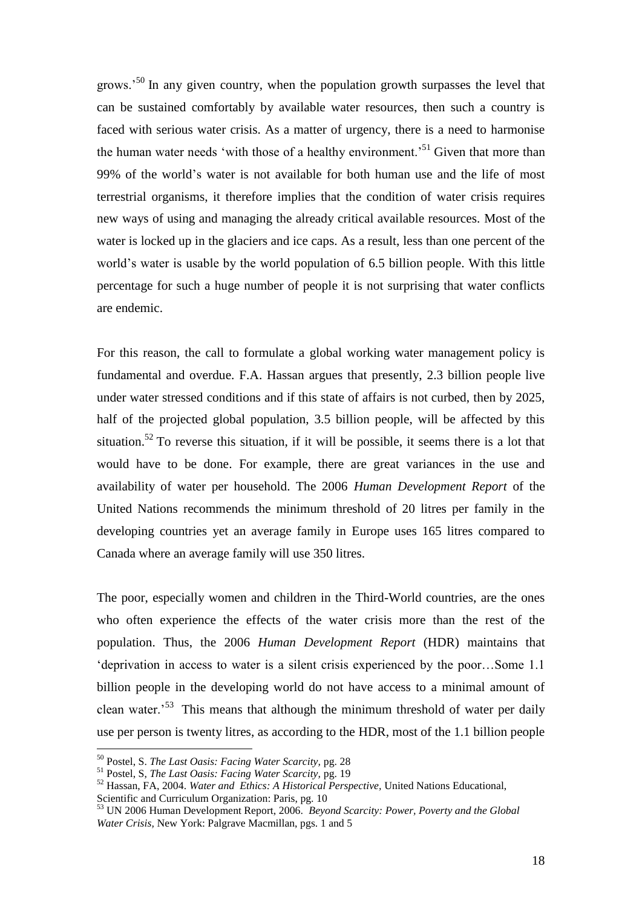grows.'[50] In any given country, when the population growth surpasses the level that can be sustained comfortably by available water resources, then such a country is faced with serious water crisis. As a matter of urgency, there is a need to harmonise the human water needs 'with those of a healthy environment.'[51] Given that more than 99% of the world's water is not available for both human use and the life of most terrestrial organisms, it therefore implies that the condition of water crisis requires new ways of using and managing the already critical available resources. Most of the water is locked up in the glaciers and ice caps. As a result, less than one percent of the world's water is usable by the world population of 6.5 billion people. With this little percentage for such a huge number of people it is not surprising that water conflicts are endemic.

For this reason, the call to formulate a global working water management policy is fundamental and overdue. F.A. Hassan argues that presently, 2.3 billion people live under water stressed conditions and if this state of affairs is not curbed, then by 2025, half of the projected global population, 3.5 billion people, will be affected by this situation.[52] To reverse this situation, if it will be possible, it seems there is a lot that would have to be done. For example, there are great variances in the use and availability of water per household. The 2006 *Human Development Report* of the United Nations recommends the minimum threshold of 20 litres per family in the developing countries yet an average family in Europe uses 165 litres compared to Canada where an average family will use 350 litres.

The poor, especially women and children in the Third-World countries, are the ones who often experience the effects of the water crisis more than the rest of the population. Thus, the 2006 *Human Development Report* (HDR) maintains that 'deprivation in access to water is a silent crisis experienced by the poor…Some 1.1 billion people in the developing world do not have access to a minimal amount of clean water.'[53] This means that although the minimum threshold of water per daily use per person is twenty litres, as according to the HDR, most of the 1.1 billion people

---

[50] Postel, S. *The Last Oasis: Facing Water Scarcity,* pg. 28

[51] Postel, S, *The Last Oasis: Facing Water Scarcity,* pg. 19

[52] Hassan, FA, 2004. *Water and Ethics: A Historical Perspective,* United Nations Educational, Scientific and Curriculum Organization: Paris, pg. 10

[53] UN 2006 Human Development Report, 2006. *Beyond Scarcity: Power, Poverty and the Global Water Crisis,* New York: Palgrave Macmillan, pgs. 1 and 5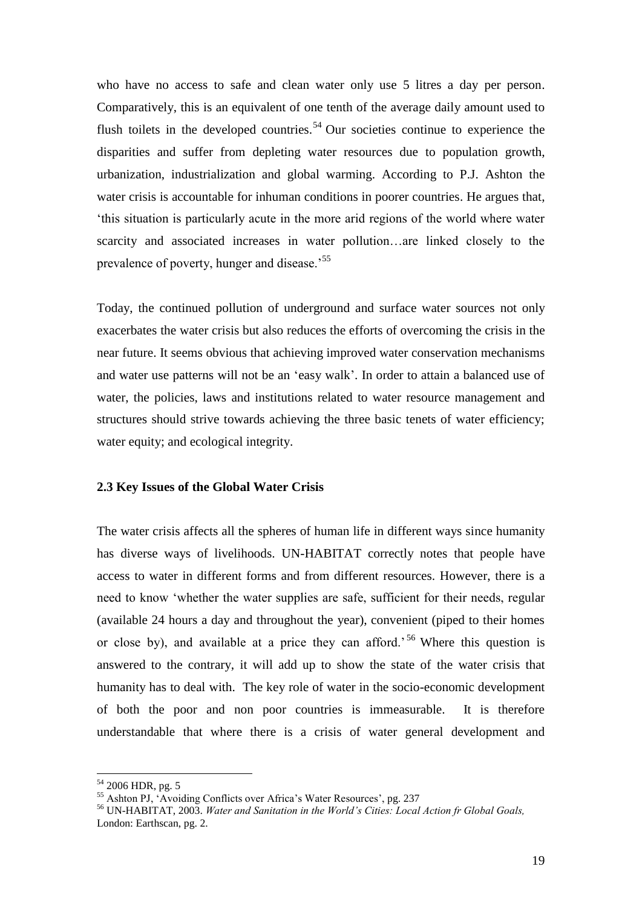who have no access to safe and clean water only use 5 litres a day per person. Comparatively, this is an equivalent of one tenth of the average daily amount used to flush toilets in the developed countries.[54] Our societies continue to experience the disparities and suffer from depleting water resources due to population growth, urbanization, industrialization and global warming. According to P.J. Ashton the water crisis is accountable for inhuman conditions in poorer countries. He argues that, 'this situation is particularly acute in the more arid regions of the world where water scarcity and associated increases in water pollution…are linked closely to the prevalence of poverty, hunger and disease.'[55]

Today, the continued pollution of underground and surface water sources not only exacerbates the water crisis but also reduces the efforts of overcoming the crisis in the near future. It seems obvious that achieving improved water conservation mechanisms and water use patterns will not be an 'easy walk'. In order to attain a balanced use of water, the policies, laws and institutions related to water resource management and structures should strive towards achieving the three basic tenets of water efficiency; water equity; and ecological integrity.

### 2.3 Key Issues of the Global Water Crisis

The water crisis affects all the spheres of human life in different ways since humanity has diverse ways of livelihoods. UN-HABITAT correctly notes that people have access to water in different forms and from different resources. However, there is a need to know 'whether the water supplies are safe, sufficient for their needs, regular (available 24 hours a day and throughout the year), convenient (piped to their homes or close by), and available at a price they can afford.'[56] Where this question is answered to the contrary, it will add up to show the state of the water crisis that humanity has to deal with. The key role of water in the socio-economic development of both the poor and non poor countries is immeasurable. It is therefore understandable that where there is a crisis of water general development and

---

[54] 2006 HDR, pg. 5

[55] Ashton PJ, 'Avoiding Conflicts over Africa's Water Resources', pg. 237

[56] UN-HABITAT, 2003. *Water and Sanitation in the World's Cities: Local Action fr Global Goals,* London: Earthscan, pg. 2.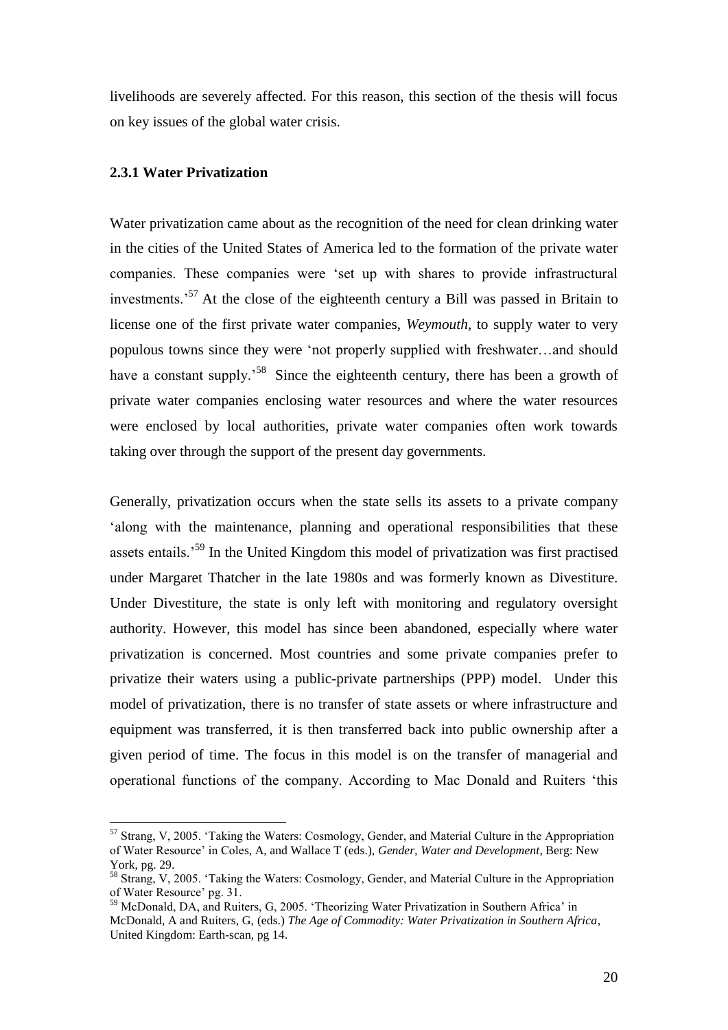livelihoods are severely affected. For this reason, this section of the thesis will focus on key issues of the global water crisis.

### 2.3.1 Water Privatization

Water privatization came about as the recognition of the need for clean drinking water in the cities of the United States of America led to the formation of the private water companies. These companies were 'set up with shares to provide infrastructural investments.'[57] At the close of the eighteenth century a Bill was passed in Britain to license one of the first private water companies, *Weymouth*, to supply water to very populous towns since they were 'not properly supplied with freshwater…and should have a constant supply.'[58] Since the eighteenth century, there has been a growth of private water companies enclosing water resources and where the water resources were enclosed by local authorities, private water companies often work towards taking over through the support of the present day governments.

Generally, privatization occurs when the state sells its assets to a private company 'along with the maintenance, planning and operational responsibilities that these assets entails.'[59] In the United Kingdom this model of privatization was first practised under Margaret Thatcher in the late 1980s and was formerly known as Divestiture. Under Divestiture, the state is only left with monitoring and regulatory oversight authority. However, this model has since been abandoned, especially where water privatization is concerned. Most countries and some private companies prefer to privatize their waters using a public-private partnerships (PPP) model. Under this model of privatization, there is no transfer of state assets or where infrastructure and equipment was transferred, it is then transferred back into public ownership after a given period of time. The focus in this model is on the transfer of managerial and operational functions of the company. According to Mac Donald and Ruiters 'this

---

[57] Strang, V, 2005. 'Taking the Waters: Cosmology, Gender, and Material Culture in the Appropriation of Water Resource' in Coles, A, and Wallace T (eds.), *Gender, Water and Development*, Berg: New York, pg. 29.

[58] Strang, V, 2005. 'Taking the Waters: Cosmology, Gender, and Material Culture in the Appropriation of Water Resource' pg. 31.

[59] McDonald, DA, and Ruiters, G, 2005. 'Theorizing Water Privatization in Southern Africa' in McDonald, A and Ruiters, G, (eds.) *The Age of Commodity: Water Privatization in Southern Africa*, United Kingdom: Earth-scan, pg 14.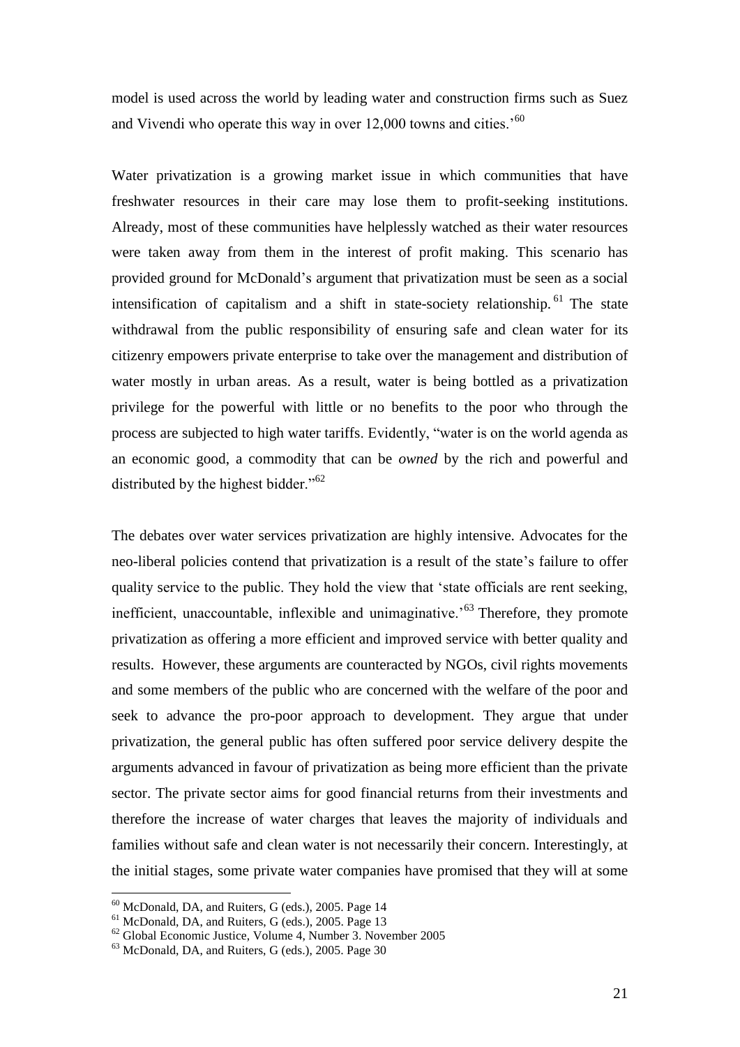model is used across the world by leading water and construction firms such as Suez and Vivendi who operate this way in over 12,000 towns and cities.'[60]

Water privatization is a growing market issue in which communities that have freshwater resources in their care may lose them to profit-seeking institutions. Already, most of these communities have helplessly watched as their water resources were taken away from them in the interest of profit making. This scenario has provided ground for McDonald's argument that privatization must be seen as a social intensification of capitalism and a shift in state-society relationship.[61] The state withdrawal from the public responsibility of ensuring safe and clean water for its citizenry empowers private enterprise to take over the management and distribution of water mostly in urban areas. As a result, water is being bottled as a privatization privilege for the powerful with little or no benefits to the poor who through the process are subjected to high water tariffs. Evidently, "water is on the world agenda as an economic good, a commodity that can be *owned* by the rich and powerful and distributed by the highest bidder."[62]

The debates over water services privatization are highly intensive. Advocates for the neo-liberal policies contend that privatization is a result of the state's failure to offer quality service to the public. They hold the view that 'state officials are rent seeking, inefficient, unaccountable, inflexible and unimaginative.'[63] Therefore, they promote privatization as offering a more efficient and improved service with better quality and results. However, these arguments are counteracted by NGOs, civil rights movements and some members of the public who are concerned with the welfare of the poor and seek to advance the pro-poor approach to development. They argue that under privatization, the general public has often suffered poor service delivery despite the arguments advanced in favour of privatization as being more efficient than the private sector. The private sector aims for good financial returns from their investments and therefore the increase of water charges that leaves the majority of individuals and families without safe and clean water is not necessarily their concern. Interestingly, at the initial stages, some private water companies have promised that they will at some

---

[60] McDonald, DA, and Ruiters, G (eds.), 2005. Page 14

[61] McDonald, DA, and Ruiters, G (eds.), 2005. Page 13

[62] Global Economic Justice, Volume 4, Number 3. November 2005

[63] McDonald, DA, and Ruiters, G (eds.), 2005. Page 30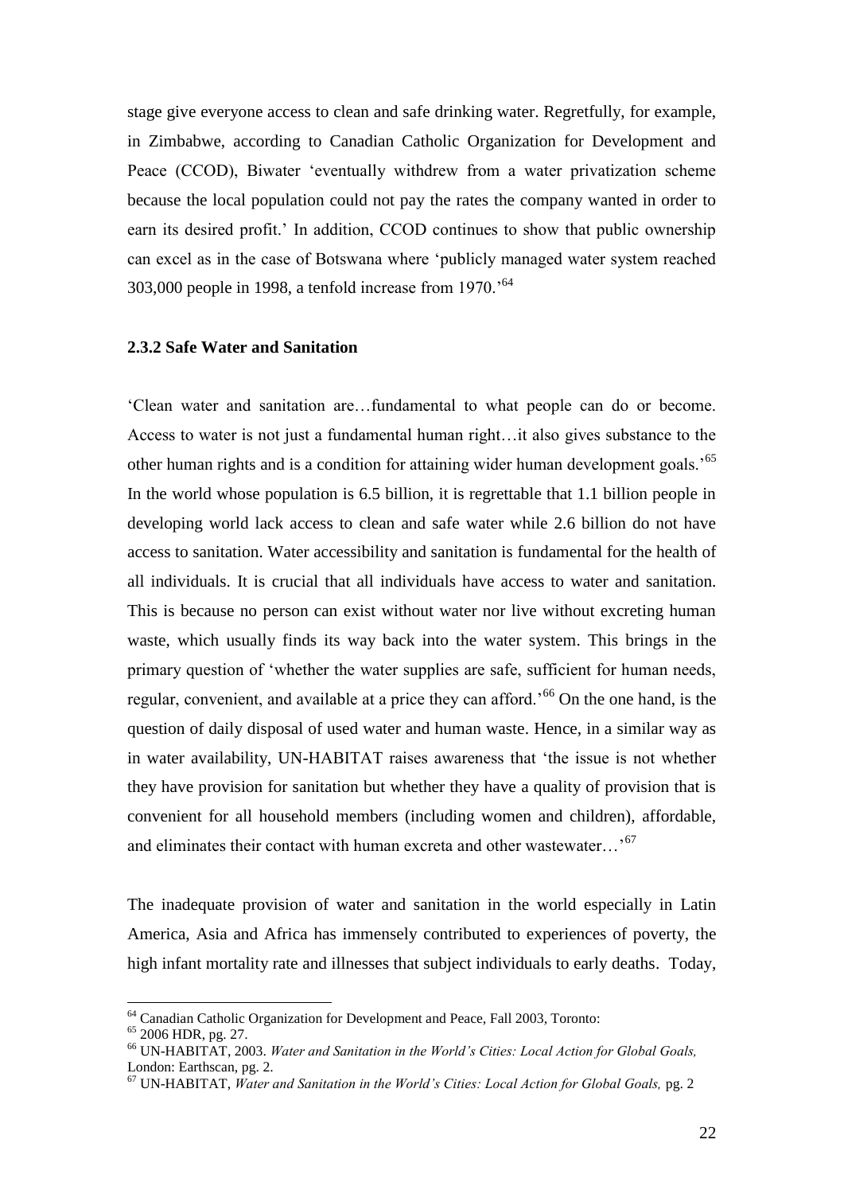stage give everyone access to clean and safe drinking water. Regretfully, for example, in Zimbabwe, according to Canadian Catholic Organization for Development and Peace (CCOD), Biwater 'eventually withdrew from a water privatization scheme because the local population could not pay the rates the company wanted in order to earn its desired profit.' In addition, CCOD continues to show that public ownership can excel as in the case of Botswana where 'publicly managed water system reached 303,000 people in 1998, a tenfold increase from 1970.'[64]

### 2.3.2 Safe Water and Sanitation

'Clean water and sanitation are…fundamental to what people can do or become. Access to water is not just a fundamental human right…it also gives substance to the other human rights and is a condition for attaining wider human development goals.'[65] In the world whose population is 6.5 billion, it is regrettable that 1.1 billion people in developing world lack access to clean and safe water while 2.6 billion do not have access to sanitation. Water accessibility and sanitation is fundamental for the health of all individuals. It is crucial that all individuals have access to water and sanitation. This is because no person can exist without water nor live without excreting human waste, which usually finds its way back into the water system. This brings in the primary question of 'whether the water supplies are safe, sufficient for human needs, regular, convenient, and available at a price they can afford.'[66] On the one hand, is the question of daily disposal of used water and human waste. Hence, in a similar way as in water availability, UN-HABITAT raises awareness that 'the issue is not whether they have provision for sanitation but whether they have a quality of provision that is convenient for all household members (including women and children), affordable, and eliminates their contact with human excreta and other wastewater…'[67]

The inadequate provision of water and sanitation in the world especially in Latin America, Asia and Africa has immensely contributed to experiences of poverty, the high infant mortality rate and illnesses that subject individuals to early deaths. Today,

---

[64] Canadian Catholic Organization for Development and Peace, Fall 2003, Toronto:

[65] 2006 HDR, pg. 27.

[66] UN-HABITAT, 2003. *Water and Sanitation in the World's Cities: Local Action for Global Goals,* London: Earthscan, pg. 2.

[67] UN-HABITAT, *Water and Sanitation in the World's Cities: Local Action for Global Goals,* pg. 2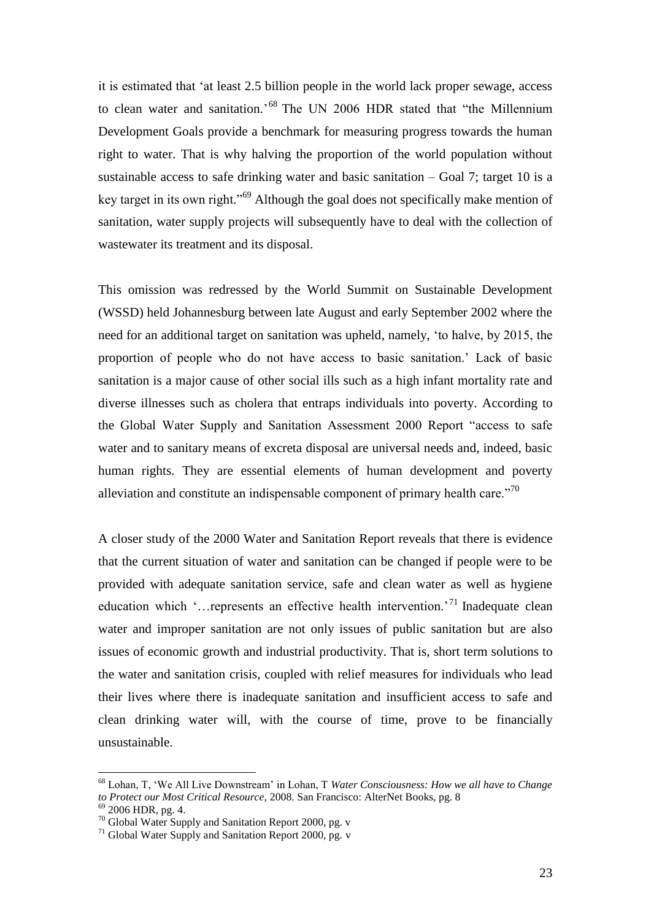it is estimated that 'at least 2.5 billion people in the world lack proper sewage, access to clean water and sanitation.'[68] The UN 2006 HDR stated that "the Millennium Development Goals provide a benchmark for measuring progress towards the human right to water. That is why halving the proportion of the world population without sustainable access to safe drinking water and basic sanitation – Goal 7; target 10 is a key target in its own right."[69] Although the goal does not specifically make mention of sanitation, water supply projects will subsequently have to deal with the collection of wastewater its treatment and its disposal.

This omission was redressed by the World Summit on Sustainable Development (WSSD) held Johannesburg between late August and early September 2002 where the need for an additional target on sanitation was upheld, namely, 'to halve, by 2015, the proportion of people who do not have access to basic sanitation.' Lack of basic sanitation is a major cause of other social ills such as a high infant mortality rate and diverse illnesses such as cholera that entraps individuals into poverty. According to the Global Water Supply and Sanitation Assessment 2000 Report "access to safe water and to sanitary means of excreta disposal are universal needs and, indeed, basic human rights. They are essential elements of human development and poverty alleviation and constitute an indispensable component of primary health care."[70]

A closer study of the 2000 Water and Sanitation Report reveals that there is evidence that the current situation of water and sanitation can be changed if people were to be provided with adequate sanitation service, safe and clean water as well as hygiene education which '…represents an effective health intervention.'[71] Inadequate clean water and improper sanitation are not only issues of public sanitation but are also issues of economic growth and industrial productivity. That is, short term solutions to the water and sanitation crisis, coupled with relief measures for individuals who lead their lives where there is inadequate sanitation and insufficient access to safe and clean drinking water will, with the course of time, prove to be financially unsustainable.

---

[68] Lohan, T, 'We All Live Downstream' in Lohan, T *Water Consciousness: How we all have to Change to Protect our Most Critical Resource,* 2008. San Francisco: AlterNet Books, pg. 8

[69] 2006 HDR, pg. 4.

[70] Global Water Supply and Sanitation Report 2000, pg. v

[71] Global Water Supply and Sanitation Report 2000, pg. v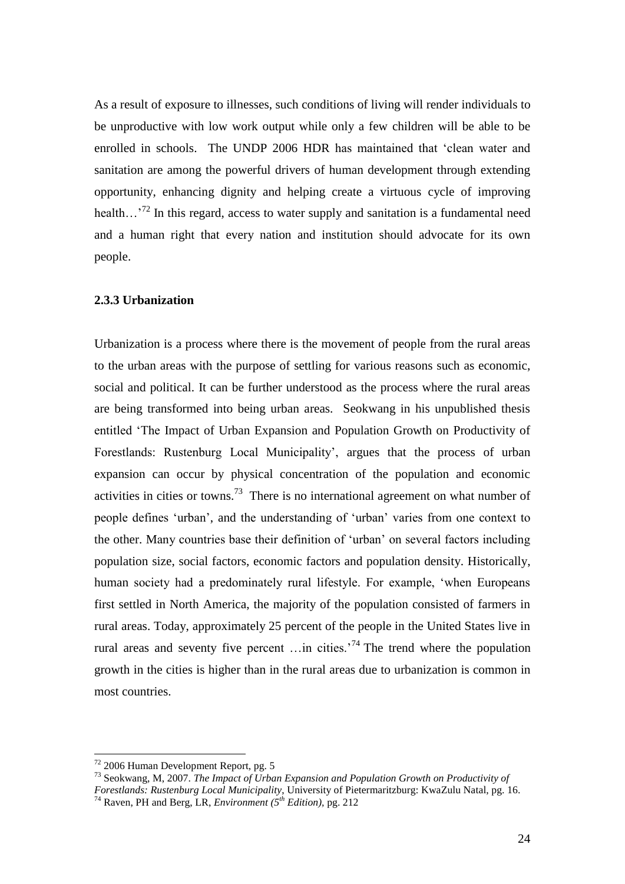As a result of exposure to illnesses, such conditions of living will render individuals to be unproductive with low work output while only a few children will be able to be enrolled in schools. The UNDP 2006 HDR has maintained that 'clean water and sanitation are among the powerful drivers of human development through extending opportunity, enhancing dignity and helping create a virtuous cycle of improving health…'[72] In this regard, access to water supply and sanitation is a fundamental need and a human right that every nation and institution should advocate for its own people.

### 2.3.3 Urbanization

Urbanization is a process where there is the movement of people from the rural areas to the urban areas with the purpose of settling for various reasons such as economic, social and political. It can be further understood as the process where the rural areas are being transformed into being urban areas. Seokwang in his unpublished thesis entitled 'The Impact of Urban Expansion and Population Growth on Productivity of Forestlands: Rustenburg Local Municipality', argues that the process of urban expansion can occur by physical concentration of the population and economic activities in cities or towns.[73] There is no international agreement on what number of people defines 'urban', and the understanding of 'urban' varies from one context to the other. Many countries base their definition of 'urban' on several factors including population size, social factors, economic factors and population density. Historically, human society had a predominately rural lifestyle. For example, 'when Europeans first settled in North America, the majority of the population consisted of farmers in rural areas. Today, approximately 25 percent of the people in the United States live in rural areas and seventy five percent …in cities.'[74] The trend where the population growth in the cities is higher than in the rural areas due to urbanization is common in most countries.

---

[72] 2006 Human Development Report, pg. 5

[73] Seokwang, M, 2007. *The Impact of Urban Expansion and Population Growth on Productivity of Forestlands: Rustenburg Local Municipality*, University of Pietermaritzburg: KwaZulu Natal, pg. 16.

[74] Raven, PH and Berg, LR, *Environment (5th Edition)*, pg. 212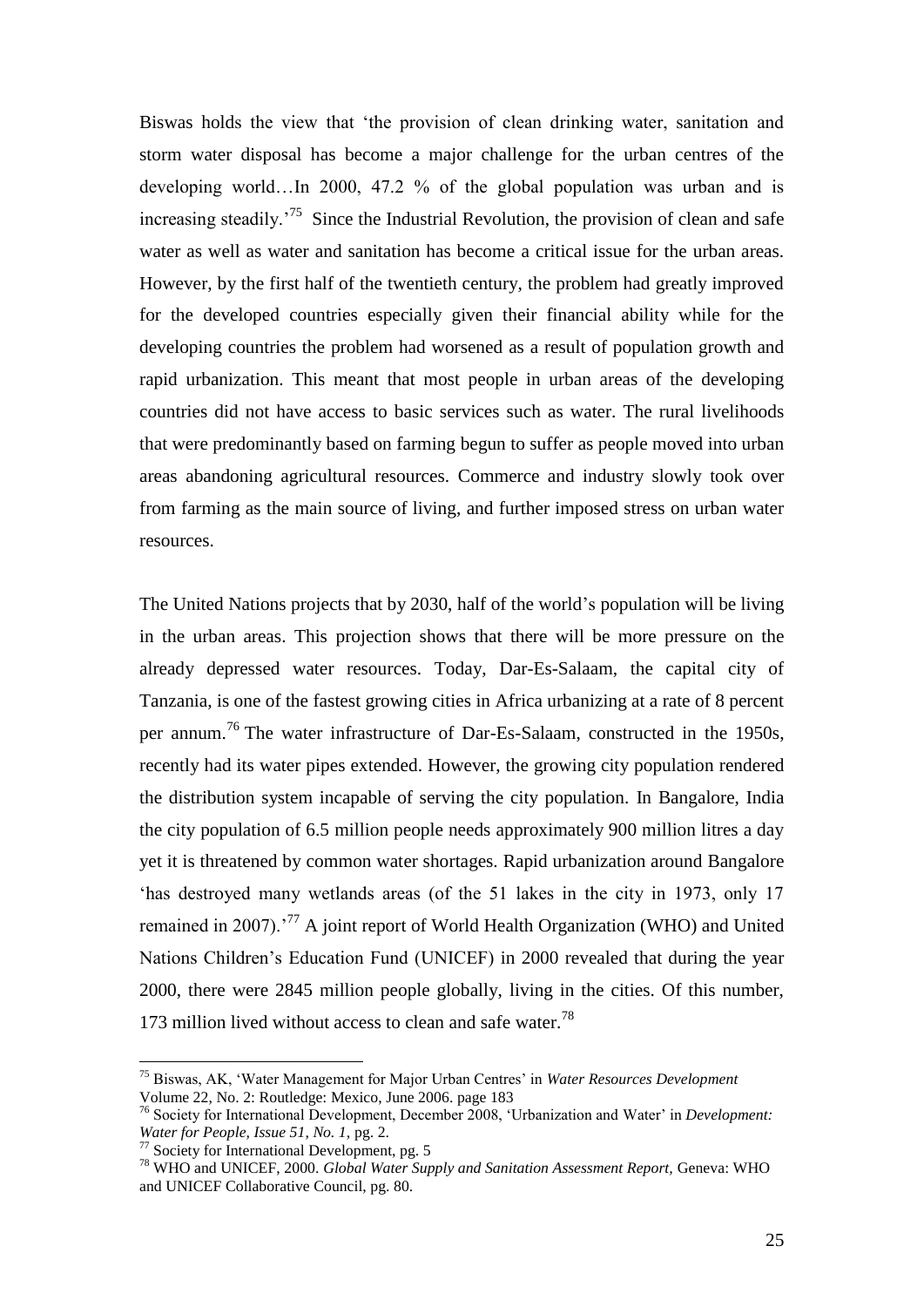Biswas holds the view that 'the provision of clean drinking water, sanitation and storm water disposal has become a major challenge for the urban centres of the developing world…In 2000, 47.2 % of the global population was urban and is increasing steadily.'[75] Since the Industrial Revolution, the provision of clean and safe water as well as water and sanitation has become a critical issue for the urban areas. However, by the first half of the twentieth century, the problem had greatly improved for the developed countries especially given their financial ability while for the developing countries the problem had worsened as a result of population growth and rapid urbanization. This meant that most people in urban areas of the developing countries did not have access to basic services such as water. The rural livelihoods that were predominantly based on farming begun to suffer as people moved into urban areas abandoning agricultural resources. Commerce and industry slowly took over from farming as the main source of living, and further imposed stress on urban water resources.

The United Nations projects that by 2030, half of the world's population will be living in the urban areas. This projection shows that there will be more pressure on the already depressed water resources. Today, Dar-Es-Salaam, the capital city of Tanzania, is one of the fastest growing cities in Africa urbanizing at a rate of 8 percent per annum.[76] The water infrastructure of Dar-Es-Salaam, constructed in the 1950s, recently had its water pipes extended. However, the growing city population rendered the distribution system incapable of serving the city population. In Bangalore, India the city population of 6.5 million people needs approximately 900 million litres a day yet it is threatened by common water shortages. Rapid urbanization around Bangalore 'has destroyed many wetlands areas (of the 51 lakes in the city in 1973, only 17 remained in 2007).'[77] A joint report of World Health Organization (WHO) and United Nations Children's Education Fund (UNICEF) in 2000 revealed that during the year 2000, there were 2845 million people globally, living in the cities. Of this number, 173 million lived without access to clean and safe water.[78]

---

[75] Biswas, AK, 'Water Management for Major Urban Centres' in *Water Resources Development* Volume 22, No. 2: Routledge: Mexico, June 2006. page 183

[76] Society for International Development, December 2008, 'Urbanization and Water' in *Development: Water for People, Issue 51, No. 1,* pg. 2.

[77] Society for International Development, pg. 5

[78] WHO and UNICEF, 2000. *Global Water Supply and Sanitation Assessment Report,* Geneva: WHO and UNICEF Collaborative Council, pg. 80.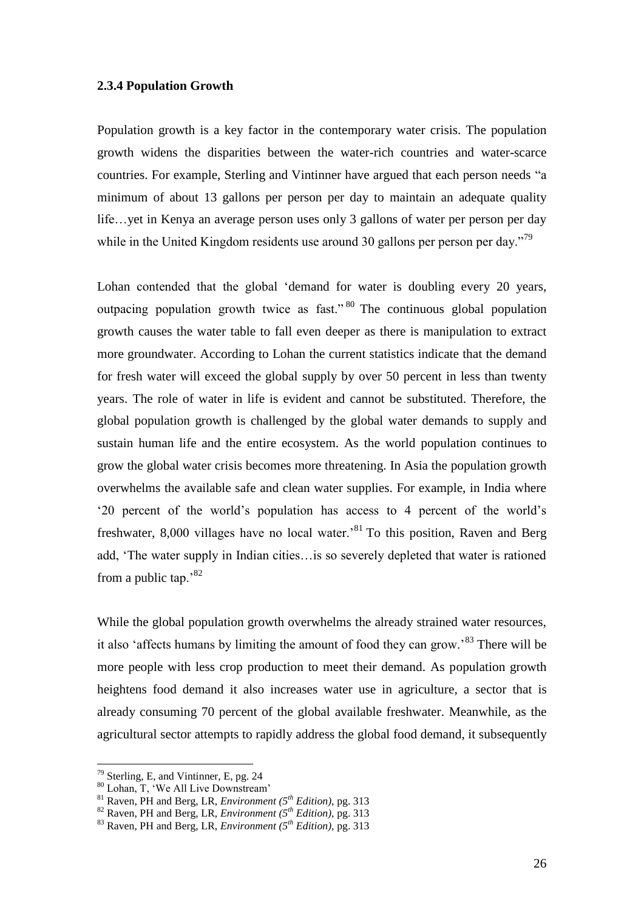### 2.3.4 Population Growth

Population growth is a key factor in the contemporary water crisis. The population growth widens the disparities between the water-rich countries and water-scarce countries. For example, Sterling and Vintinner have argued that each person needs "a minimum of about 13 gallons per person per day to maintain an adequate quality life…yet in Kenya an average person uses only 3 gallons of water per person per day while in the United Kingdom residents use around 30 gallons per person per day."[79]

Lohan contended that the global 'demand for water is doubling every 20 years, outpacing population growth twice as fast."[80] The continuous global population growth causes the water table to fall even deeper as there is manipulation to extract more groundwater. According to Lohan the current statistics indicate that the demand for fresh water will exceed the global supply by over 50 percent in less than twenty years. The role of water in life is evident and cannot be substituted. Therefore, the global population growth is challenged by the global water demands to supply and sustain human life and the entire ecosystem. As the world population continues to grow the global water crisis becomes more threatening. In Asia the population growth overwhelms the available safe and clean water supplies. For example, in India where '20 percent of the world's population has access to 4 percent of the world's freshwater, 8,000 villages have no local water.'[81] To this position, Raven and Berg add, 'The water supply in Indian cities…is so severely depleted that water is rationed from a public tap.'[82]

While the global population growth overwhelms the already strained water resources, it also 'affects humans by limiting the amount of food they can grow.'[83] There will be more people with less crop production to meet their demand. As population growth heightens food demand it also increases water use in agriculture, a sector that is already consuming 70 percent of the global available freshwater. Meanwhile, as the agricultural sector attempts to rapidly address the global food demand, it subsequently

---

[79] Sterling, E, and Vintinner, E, pg. 24

[80] Lohan, T, 'We All Live Downstream'

[81] Raven, PH and Berg, LR, *Environment (5th Edition)*, pg. 313

[82] Raven, PH and Berg, LR, *Environment (5th Edition)*, pg. 313

[83] Raven, PH and Berg, LR, *Environment (5th Edition)*, pg. 313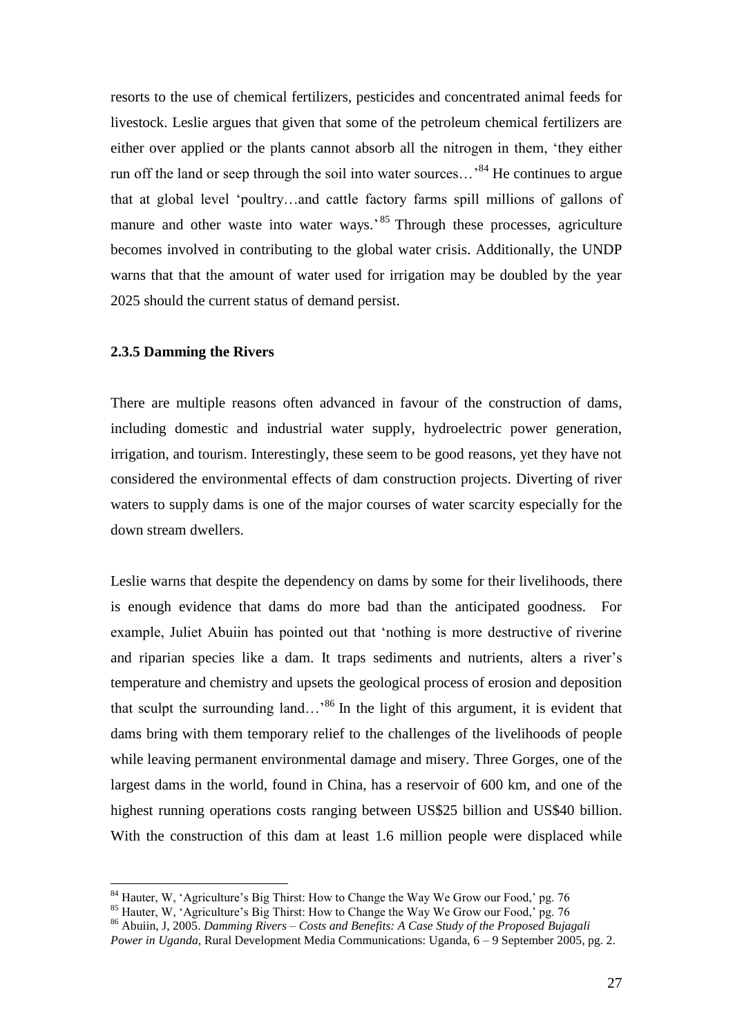resorts to the use of chemical fertilizers, pesticides and concentrated animal feeds for livestock. Leslie argues that given that some of the petroleum chemical fertilizers are either over applied or the plants cannot absorb all the nitrogen in them, 'they either run off the land or seep through the soil into water sources…'[84] He continues to argue that at global level 'poultry…and cattle factory farms spill millions of gallons of manure and other waste into water ways.'[85] Through these processes, agriculture becomes involved in contributing to the global water crisis. Additionally, the UNDP warns that that the amount of water used for irrigation may be doubled by the year 2025 should the current status of demand persist.

### 2.3.5 Damming the Rivers

There are multiple reasons often advanced in favour of the construction of dams, including domestic and industrial water supply, hydroelectric power generation, irrigation, and tourism. Interestingly, these seem to be good reasons, yet they have not considered the environmental effects of dam construction projects. Diverting of river waters to supply dams is one of the major courses of water scarcity especially for the down stream dwellers.

Leslie warns that despite the dependency on dams by some for their livelihoods, there is enough evidence that dams do more bad than the anticipated goodness. For example, Juliet Abuiin has pointed out that 'nothing is more destructive of riverine and riparian species like a dam. It traps sediments and nutrients, alters a river's temperature and chemistry and upsets the geological process of erosion and deposition that sculpt the surrounding land…'[86] In the light of this argument, it is evident that dams bring with them temporary relief to the challenges of the livelihoods of people while leaving permanent environmental damage and misery. Three Gorges, one of the largest dams in the world, found in China, has a reservoir of 600 km, and one of the highest running operations costs ranging between US$25 billion and US$40 billion. With the construction of this dam at least 1.6 million people were displaced while

---

[84] Hauter, W, 'Agriculture's Big Thirst: How to Change the Way We Grow our Food,' pg. 76

[85] Hauter, W, 'Agriculture's Big Thirst: How to Change the Way We Grow our Food,' pg. 76

[86] Abuiin, J, 2005. *Damming Rivers – Costs and Benefits: A Case Study of the Proposed Bujagali Power in Uganda,* Rural Development Media Communications: Uganda, 6 – 9 September 2005, pg. 2.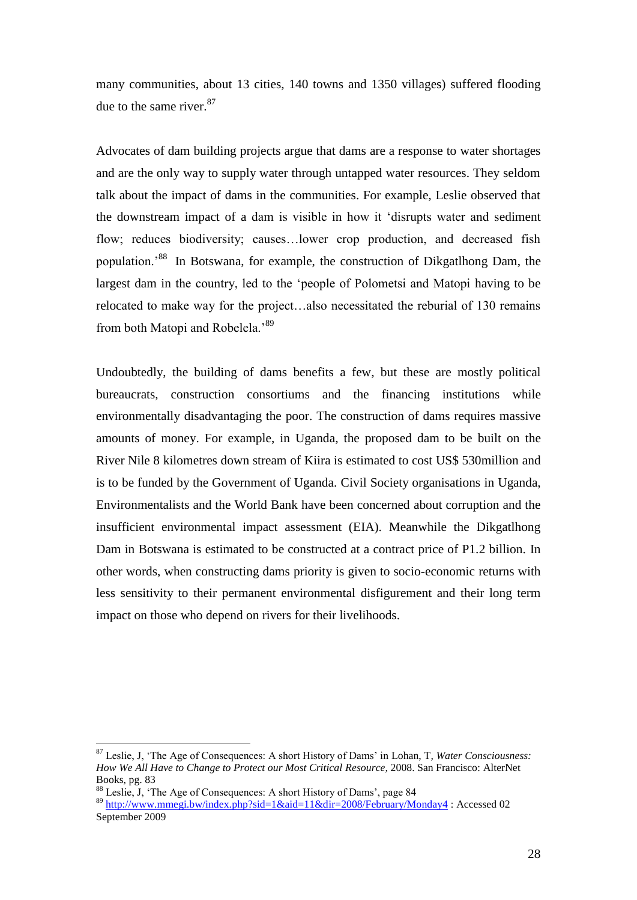many communities, about 13 cities, 140 towns and 1350 villages) suffered flooding due to the same river.[87]

Advocates of dam building projects argue that dams are a response to water shortages and are the only way to supply water through untapped water resources. They seldom talk about the impact of dams in the communities. For example, Leslie observed that the downstream impact of a dam is visible in how it 'disrupts water and sediment flow; reduces biodiversity; causes…lower crop production, and decreased fish population.'[88] In Botswana, for example, the construction of Dikgatlhong Dam, the largest dam in the country, led to the 'people of Polometsi and Matopi having to be relocated to make way for the project…also necessitated the reburial of 130 remains from both Matopi and Robelela.'[89]

Undoubtedly, the building of dams benefits a few, but these are mostly political bureaucrats, construction consortiums and the financing institutions while environmentally disadvantaging the poor. The construction of dams requires massive amounts of money. For example, in Uganda, the proposed dam to be built on the River Nile 8 kilometres down stream of Kiira is estimated to cost US$ 530million and is to be funded by the Government of Uganda. Civil Society organisations in Uganda, Environmentalists and the World Bank have been concerned about corruption and the insufficient environmental impact assessment (EIA). Meanwhile the Dikgatlhong Dam in Botswana is estimated to be constructed at a contract price of P1.2 billion. In other words, when constructing dams priority is given to socio-economic returns with less sensitivity to their permanent environmental disfigurement and their long term impact on those who depend on rivers for their livelihoods.

---

[87] Leslie, J, 'The Age of Consequences: A short History of Dams' in Lohan, T, *Water Consciousness: How We All Have to Change to Protect our Most Critical Resource,* 2008. San Francisco: AlterNet Books, pg. 83

[88] Leslie, J, 'The Age of Consequences: A short History of Dams', page 84

[89] http://www.mmegi.bw/index.php?sid=1&aid=11&dir=2008/February/Monday4 : Accessed 02 September 2009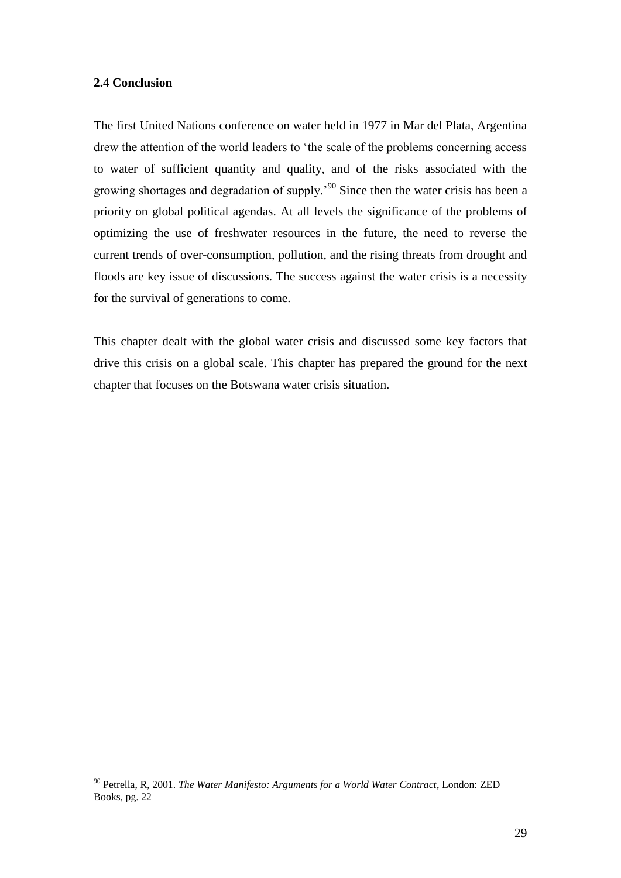## 2.4 Conclusion

The first United Nations conference on water held in 1977 in Mar del Plata, Argentina drew the attention of the world leaders to 'the scale of the problems concerning access to water of sufficient quantity and quality, and of the risks associated with the growing shortages and degradation of supply.'[90] Since then the water crisis has been a priority on global political agendas. At all levels the significance of the problems of optimizing the use of freshwater resources in the future, the need to reverse the current trends of over-consumption, pollution, and the rising threats from drought and floods are key issue of discussions. The success against the water crisis is a necessity for the survival of generations to come.

This chapter dealt with the global water crisis and discussed some key factors that drive this crisis on a global scale. This chapter has prepared the ground for the next chapter that focuses on the Botswana water crisis situation.

---

[90] Petrella, R, 2001. *The Water Manifesto: Arguments for a World Water Contract*, London: ZED Books, pg. 22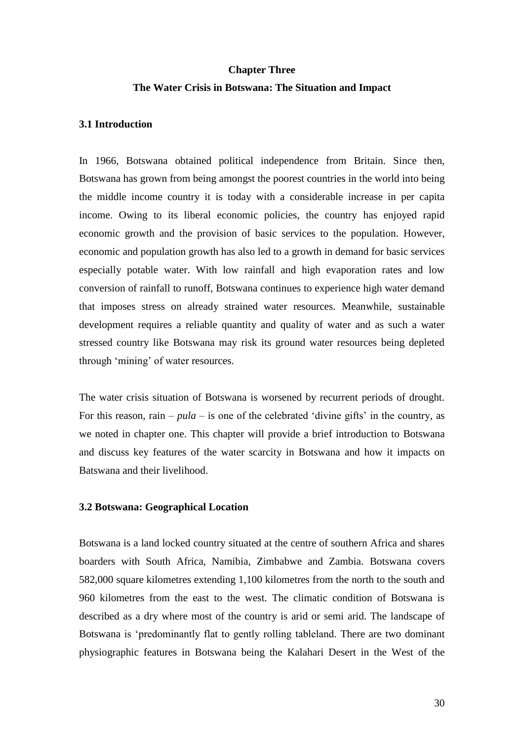# Chapter Three

## The Water Crisis in Botswana: The Situation and Impact

### 3.1 Introduction

In 1966, Botswana obtained political independence from Britain. Since then, Botswana has grown from being amongst the poorest countries in the world into being the middle income country it is today with a considerable increase in per capita income. Owing to its liberal economic policies, the country has enjoyed rapid economic growth and the provision of basic services to the population. However, economic and population growth has also led to a growth in demand for basic services especially potable water. With low rainfall and high evaporation rates and low conversion of rainfall to runoff, Botswana continues to experience high water demand that imposes stress on already strained water resources. Meanwhile, sustainable development requires a reliable quantity and quality of water and as such a water stressed country like Botswana may risk its ground water resources being depleted through 'mining' of water resources.

The water crisis situation of Botswana is worsened by recurrent periods of drought. For this reason, rain – *pula* – is one of the celebrated 'divine gifts' in the country, as we noted in chapter one. This chapter will provide a brief introduction to Botswana and discuss key features of the water scarcity in Botswana and how it impacts on Batswana and their livelihood.

### 3.2 Botswana: Geographical Location

Botswana is a land locked country situated at the centre of southern Africa and shares boarders with South Africa, Namibia, Zimbabwe and Zambia. Botswana covers 582,000 square kilometres extending 1,100 kilometres from the north to the south and 960 kilometres from the east to the west. The climatic condition of Botswana is described as a dry where most of the country is arid or semi arid. The landscape of Botswana is 'predominantly flat to gently rolling tableland. There are two dominant physiographic features in Botswana being the Kalahari Desert in the West of the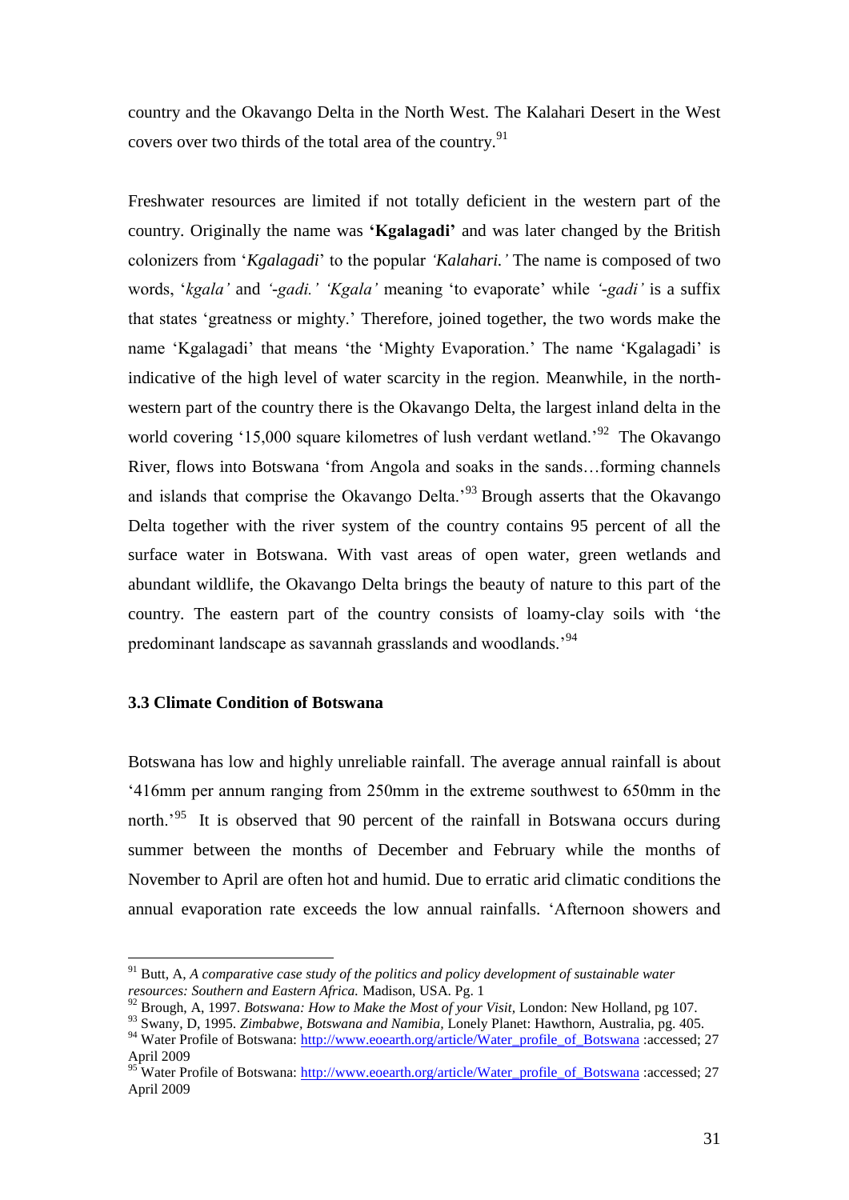country and the Okavango Delta in the North West. The Kalahari Desert in the West covers over two thirds of the total area of the country.[91]

Freshwater resources are limited if not totally deficient in the western part of the country. Originally the name was **'Kgalagadi'** and was later changed by the British colonizers from '*Kgalagadi*' to the popular *'Kalahari.'* The name is composed of two words, '*kgala'* and *'-gadi.' 'Kgala'* meaning 'to evaporate' while *'-gadi'* is a suffix that states 'greatness or mighty.' Therefore, joined together, the two words make the name 'Kgalagadi' that means 'the 'Mighty Evaporation.' The name 'Kgalagadi' is indicative of the high level of water scarcity in the region. Meanwhile, in the north-western part of the country there is the Okavango Delta, the largest inland delta in the world covering '15,000 square kilometres of lush verdant wetland.'[92] The Okavango River, flows into Botswana 'from Angola and soaks in the sands…forming channels and islands that comprise the Okavango Delta.'[93] Brough asserts that the Okavango Delta together with the river system of the country contains 95 percent of all the surface water in Botswana. With vast areas of open water, green wetlands and abundant wildlife, the Okavango Delta brings the beauty of nature to this part of the country. The eastern part of the country consists of loamy-clay soils with 'the predominant landscape as savannah grasslands and woodlands.'[94]

### 3.3 Climate Condition of Botswana

Botswana has low and highly unreliable rainfall. The average annual rainfall is about '416mm per annum ranging from 250mm in the extreme southwest to 650mm in the north.'[95] It is observed that 90 percent of the rainfall in Botswana occurs during summer between the months of December and February while the months of November to April are often hot and humid. Due to erratic arid climatic conditions the annual evaporation rate exceeds the low annual rainfalls. 'Afternoon showers and

---

[91] Butt, A, *A comparative case study of the politics and policy development of sustainable water resources: Southern and Eastern Africa.* Madison, USA. Pg. 1

[92] Brough, A, 1997. *Botswana: How to Make the Most of your Visit,* London: New Holland, pg 107.

[93] Swany, D, 1995. *Zimbabwe, Botswana and Namibia,* Lonely Planet: Hawthorn, Australia, pg. 405.

[94] Water Profile of Botswana: http://www.eoearth.org/article/Water_profile_of_Botswana :accessed; 27 April 2009

[95] Water Profile of Botswana: http://www.eoearth.org/article/Water_profile_of_Botswana :accessed; 27 April 2009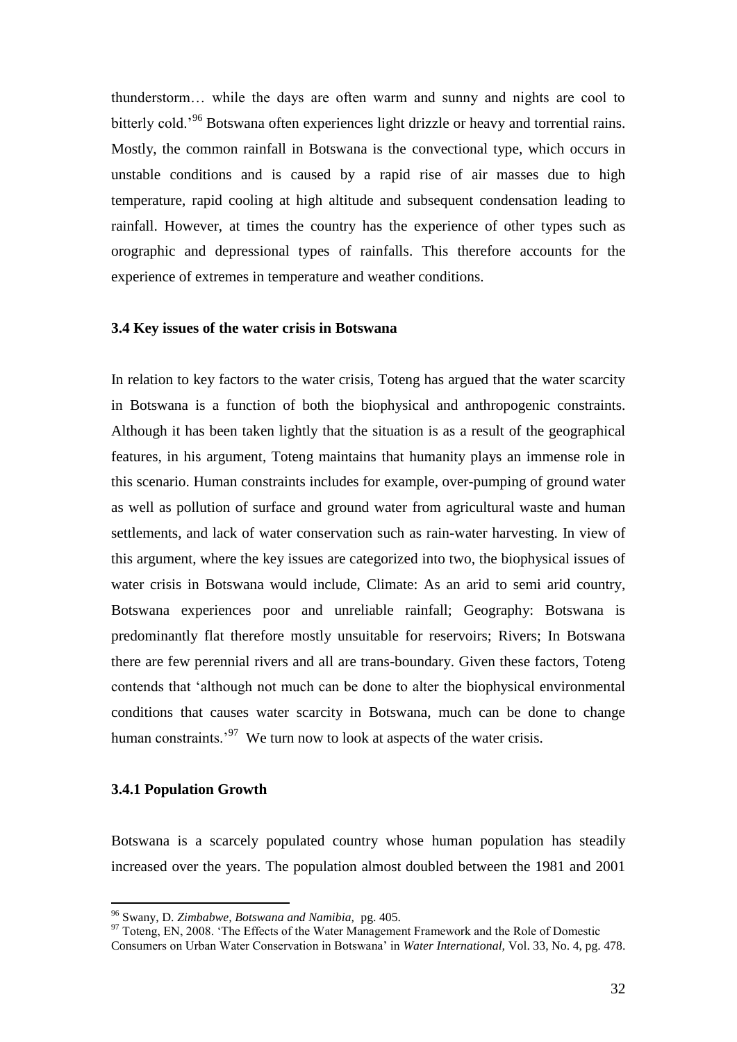thunderstorm… while the days are often warm and sunny and nights are cool to bitterly cold.'[96] Botswana often experiences light drizzle or heavy and torrential rains. Mostly, the common rainfall in Botswana is the convectional type, which occurs in unstable conditions and is caused by a rapid rise of air masses due to high temperature, rapid cooling at high altitude and subsequent condensation leading to rainfall. However, at times the country has the experience of other types such as orographic and depressional types of rainfalls. This therefore accounts for the experience of extremes in temperature and weather conditions.

### 3.4 Key issues of the water crisis in Botswana

In relation to key factors to the water crisis, Toteng has argued that the water scarcity in Botswana is a function of both the biophysical and anthropogenic constraints. Although it has been taken lightly that the situation is as a result of the geographical features, in his argument, Toteng maintains that humanity plays an immense role in this scenario. Human constraints includes for example, over-pumping of ground water as well as pollution of surface and ground water from agricultural waste and human settlements, and lack of water conservation such as rain-water harvesting. In view of this argument, where the key issues are categorized into two, the biophysical issues of water crisis in Botswana would include, Climate: As an arid to semi arid country, Botswana experiences poor and unreliable rainfall; Geography: Botswana is predominantly flat therefore mostly unsuitable for reservoirs; Rivers; In Botswana there are few perennial rivers and all are trans-boundary. Given these factors, Toteng contends that 'although not much can be done to alter the biophysical environmental conditions that causes water scarcity in Botswana, much can be done to change human constraints.'[97] We turn now to look at aspects of the water crisis.

#### 3.4.1 Population Growth

Botswana is a scarcely populated country whose human population has steadily increased over the years. The population almost doubled between the 1981 and 2001

---

[96] Swany, D. *Zimbabwe, Botswana and Namibia,* pg. 405.

[97] Toteng, EN, 2008. 'The Effects of the Water Management Framework and the Role of Domestic Consumers on Urban Water Conservation in Botswana' in *Water International,* Vol. 33, No. 4, pg. 478.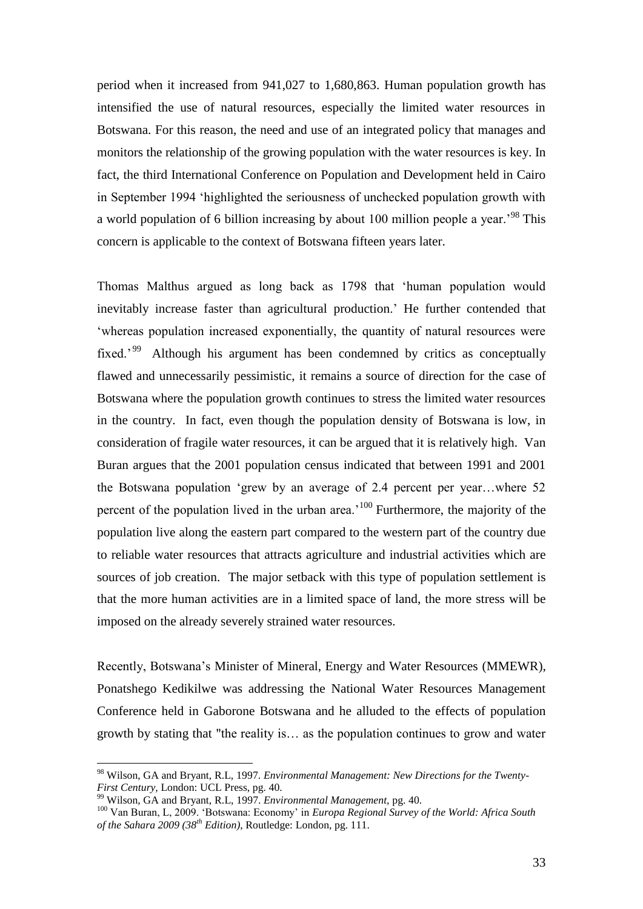period when it increased from 941,027 to 1,680,863. Human population growth has intensified the use of natural resources, especially the limited water resources in Botswana. For this reason, the need and use of an integrated policy that manages and monitors the relationship of the growing population with the water resources is key. In fact, the third International Conference on Population and Development held in Cairo in September 1994 'highlighted the seriousness of unchecked population growth with a world population of 6 billion increasing by about 100 million people a year.'[98] This concern is applicable to the context of Botswana fifteen years later.

Thomas Malthus argued as long back as 1798 that 'human population would inevitably increase faster than agricultural production.' He further contended that 'whereas population increased exponentially, the quantity of natural resources were fixed.'[99] Although his argument has been condemned by critics as conceptually flawed and unnecessarily pessimistic, it remains a source of direction for the case of Botswana where the population growth continues to stress the limited water resources in the country. In fact, even though the population density of Botswana is low, in consideration of fragile water resources, it can be argued that it is relatively high. Van Buran argues that the 2001 population census indicated that between 1991 and 2001 the Botswana population 'grew by an average of 2.4 percent per year…where 52 percent of the population lived in the urban area.'[100] Furthermore, the majority of the population live along the eastern part compared to the western part of the country due to reliable water resources that attracts agriculture and industrial activities which are sources of job creation. The major setback with this type of population settlement is that the more human activities are in a limited space of land, the more stress will be imposed on the already severely strained water resources.

Recently, Botswana's Minister of Mineral, Energy and Water Resources (MMEWR), Ponatshego Kedikilwe was addressing the National Water Resources Management Conference held in Gaborone Botswana and he alluded to the effects of population growth by stating that "the reality is… as the population continues to grow and water

---

[98] Wilson, GA and Bryant, R.L, 1997. *Environmental Management: New Directions for the Twenty-First Century,* London: UCL Press, pg. 40.

[99] Wilson, GA and Bryant, R.L, 1997. *Environmental Management,* pg. 40.

[100] Van Buran, L, 2009. 'Botswana: Economy' in *Europa Regional Survey of the World: Africa South of the Sahara 2009 (38th Edition),* Routledge: London, pg. 111.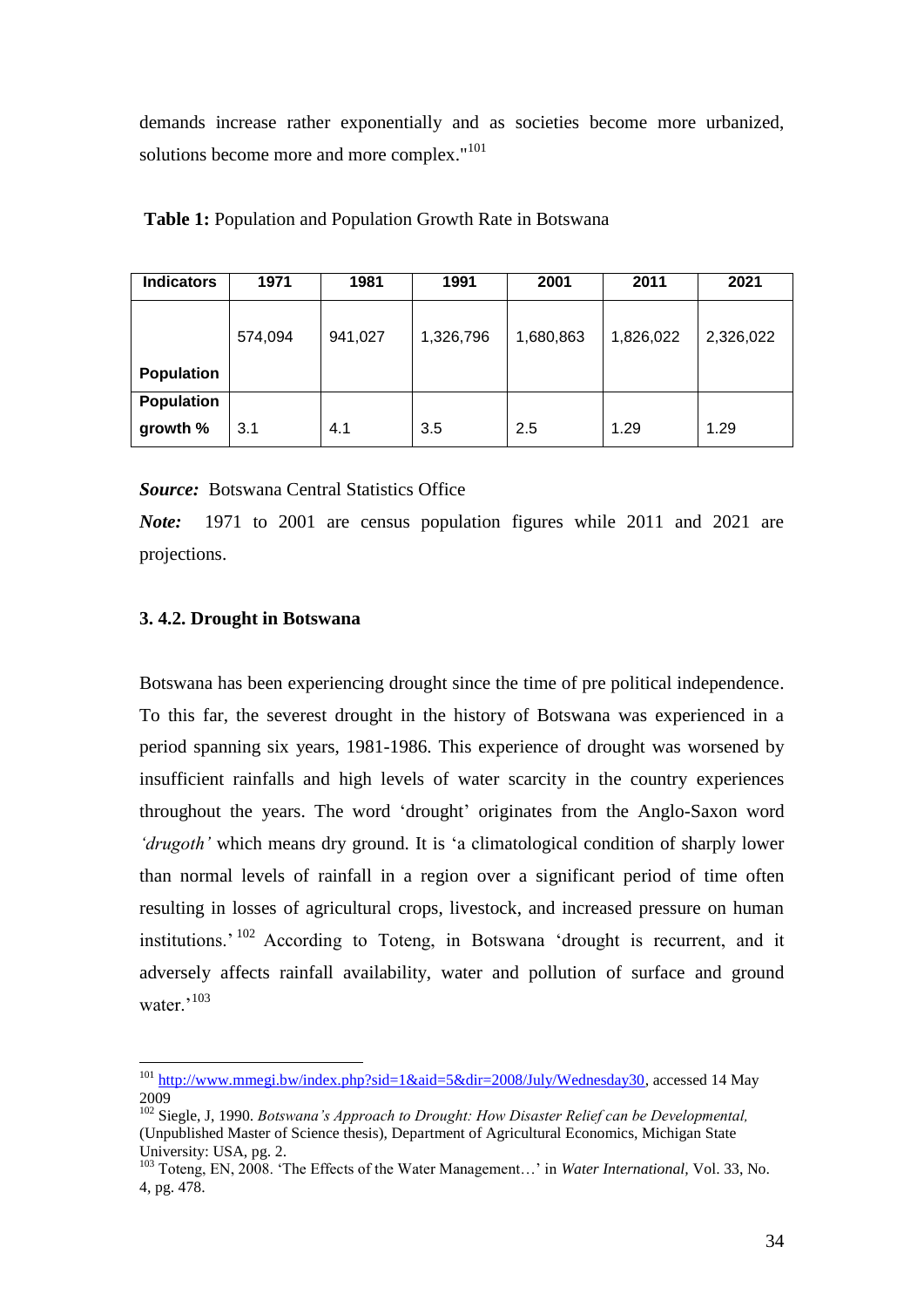demands increase rather exponentially and as societies become more urbanized, solutions become more and more complex."[101]

**Table 1:** Population and Population Growth Rate in Botswana

| Indicators | 1971 | 1981 | 1991 | 2001 | 2011 | 2021 |
|---|---|---|---|---|---|---|
| Population | 574,094 | 941,027 | 1,326,796 | 1,680,863 | 1,826,022 | 2,326,022 |
| Population growth % | 3.1 | 4.1 | 3.5 | 2.5 | 1.29 | 1.29 |

***Source:*** Botswana Central Statistics Office

***Note:*** 1971 to 2001 are census population figures while 2011 and 2021 are projections.

### 3. 4.2. Drought in Botswana

Botswana has been experiencing drought since the time of pre political independence. To this far, the severest drought in the history of Botswana was experienced in a period spanning six years, 1981-1986. This experience of drought was worsened by insufficient rainfalls and high levels of water scarcity in the country experiences throughout the years. The word 'drought' originates from the Anglo-Saxon word *'drugoth'* which means dry ground. It is 'a climatological condition of sharply lower than normal levels of rainfall in a region over a significant period of time often resulting in losses of agricultural crops, livestock, and increased pressure on human institutions.'[102] According to Toteng, in Botswana 'drought is recurrent, and it adversely affects rainfall availability, water and pollution of surface and ground water.'[103]

---

[101] http://www.mmegi.bw/index.php?sid=1&aid=5&dir=2008/July/Wednesday30, accessed 14 May 2009

[102] Siegle, J, 1990. *Botswana's Approach to Drought: How Disaster Relief can be Developmental,* (Unpublished Master of Science thesis), Department of Agricultural Economics, Michigan State University: USA, pg. 2.

[103] Toteng, EN, 2008. 'The Effects of the Water Management…' in *Water International,* Vol. 33, No. 4, pg. 478.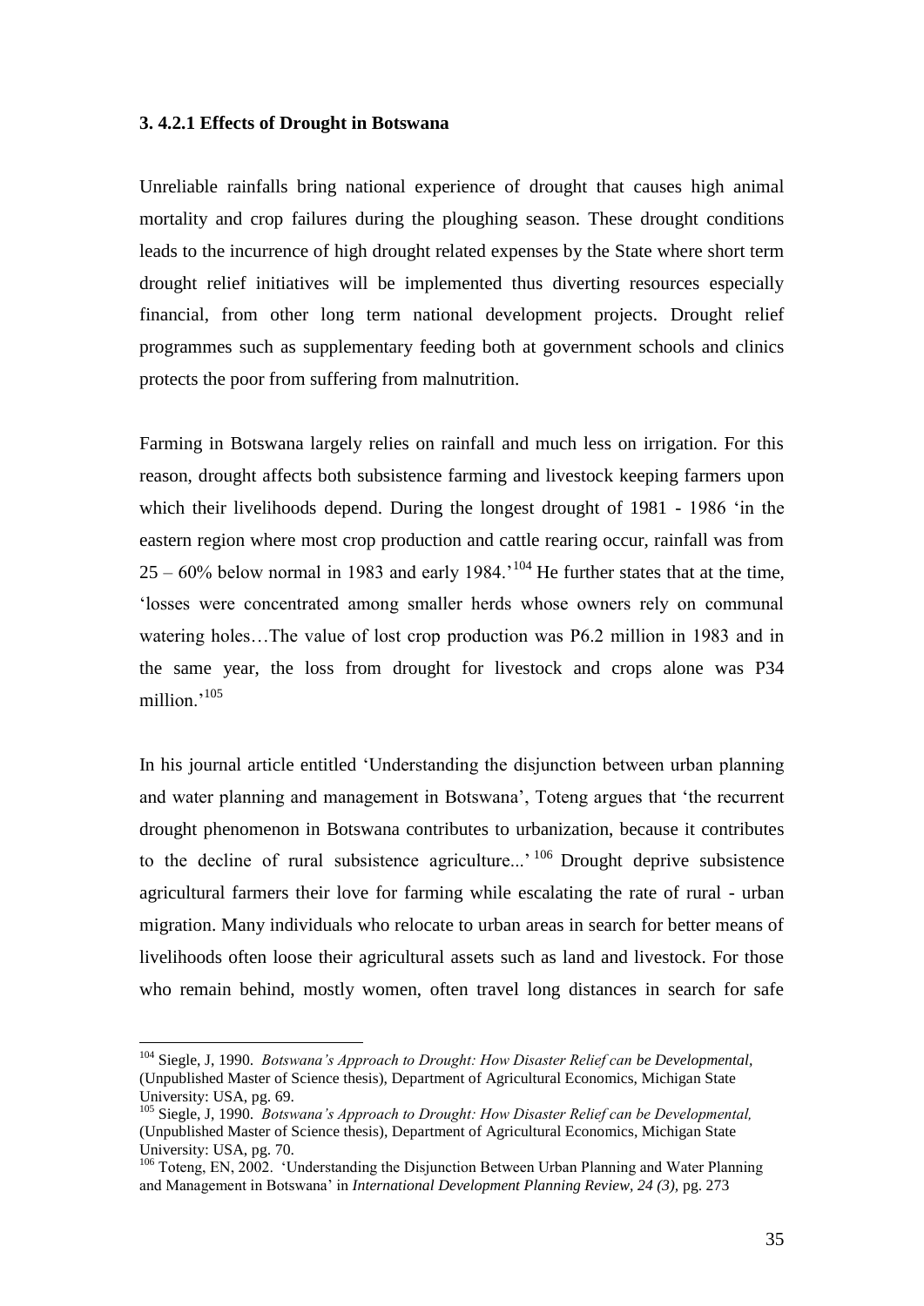### 3. 4.2.1 Effects of Drought in Botswana

Unreliable rainfalls bring national experience of drought that causes high animal mortality and crop failures during the ploughing season. These drought conditions leads to the incurrence of high drought related expenses by the State where short term drought relief initiatives will be implemented thus diverting resources especially financial, from other long term national development projects. Drought relief programmes such as supplementary feeding both at government schools and clinics protects the poor from suffering from malnutrition.

Farming in Botswana largely relies on rainfall and much less on irrigation. For this reason, drought affects both subsistence farming and livestock keeping farmers upon which their livelihoods depend. During the longest drought of 1981 - 1986 'in the eastern region where most crop production and cattle rearing occur, rainfall was from 25 – 60% below normal in 1983 and early 1984.'[104] He further states that at the time, 'losses were concentrated among smaller herds whose owners rely on communal watering holes…The value of lost crop production was P6.2 million in 1983 and in the same year, the loss from drought for livestock and crops alone was P34 million.'[105]

In his journal article entitled 'Understanding the disjunction between urban planning and water planning and management in Botswana', Toteng argues that 'the recurrent drought phenomenon in Botswana contributes to urbanization, because it contributes to the decline of rural subsistence agriculture...'[106] Drought deprive subsistence agricultural farmers their love for farming while escalating the rate of rural - urban migration. Many individuals who relocate to urban areas in search for better means of livelihoods often loose their agricultural assets such as land and livestock. For those who remain behind, mostly women, often travel long distances in search for safe

---

[104] Siegle, J, 1990. *Botswana's Approach to Drought: How Disaster Relief can be Developmental,* (Unpublished Master of Science thesis), Department of Agricultural Economics, Michigan State University: USA, pg. 69.

[105] Siegle, J, 1990. *Botswana's Approach to Drought: How Disaster Relief can be Developmental,* (Unpublished Master of Science thesis), Department of Agricultural Economics, Michigan State University: USA, pg. 70.

[106] Toteng, EN, 2002. 'Understanding the Disjunction Between Urban Planning and Water Planning and Management in Botswana' in *International Development Planning Review, 24 (3),* pg. 273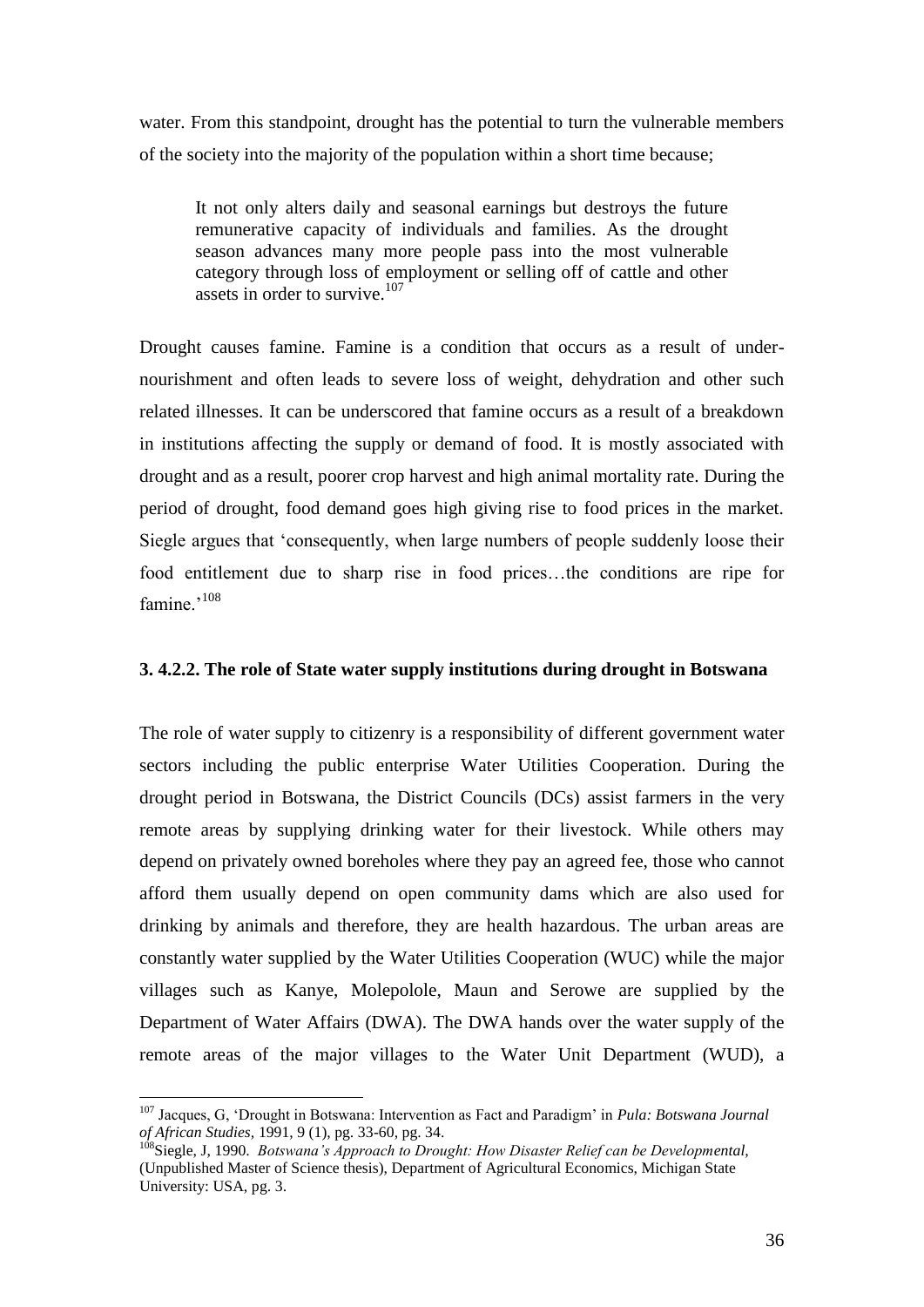water. From this standpoint, drought has the potential to turn the vulnerable members of the society into the majority of the population within a short time because;

> It not only alters daily and seasonal earnings but destroys the future remunerative capacity of individuals and families. As the drought season advances many more people pass into the most vulnerable category through loss of employment or selling off of cattle and other assets in order to survive.[107]

Drought causes famine. Famine is a condition that occurs as a result of under-nourishment and often leads to severe loss of weight, dehydration and other such related illnesses. It can be underscored that famine occurs as a result of a breakdown in institutions affecting the supply or demand of food. It is mostly associated with drought and as a result, poorer crop harvest and high animal mortality rate. During the period of drought, food demand goes high giving rise to food prices in the market. Siegle argues that 'consequently, when large numbers of people suddenly loose their food entitlement due to sharp rise in food prices…the conditions are ripe for famine.'[108]

### 3. 4.2.2. The role of State water supply institutions during drought in Botswana

The role of water supply to citizenry is a responsibility of different government water sectors including the public enterprise Water Utilities Cooperation. During the drought period in Botswana, the District Councils (DCs) assist farmers in the very remote areas by supplying drinking water for their livestock. While others may depend on privately owned boreholes where they pay an agreed fee, those who cannot afford them usually depend on open community dams which are also used for drinking by animals and therefore, they are health hazardous. The urban areas are constantly water supplied by the Water Utilities Cooperation (WUC) while the major villages such as Kanye, Molepolole, Maun and Serowe are supplied by the Department of Water Affairs (DWA). The DWA hands over the water supply of the remote areas of the major villages to the Water Unit Department (WUD), a

---

[107] Jacques, G, 'Drought in Botswana: Intervention as Fact and Paradigm' in *Pula: Botswana Journal of African Studies,* 1991, 9 (1), pg. 33-60, pg. 34.

[108] Siegle, J, 1990. *Botswana's Approach to Drought: How Disaster Relief can be Developmental,* (Unpublished Master of Science thesis), Department of Agricultural Economics, Michigan State University: USA, pg. 3.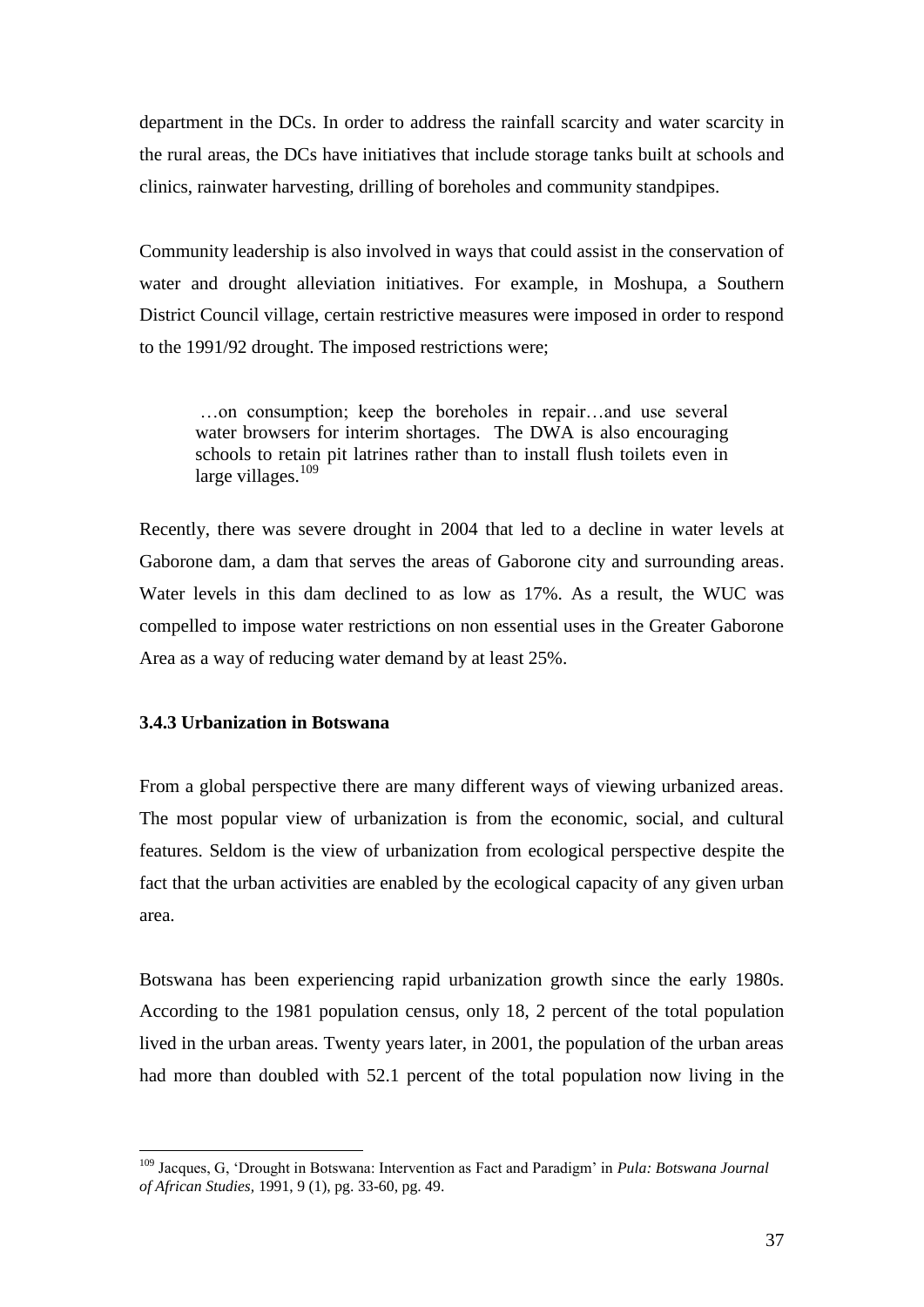department in the DCs. In order to address the rainfall scarcity and water scarcity in the rural areas, the DCs have initiatives that include storage tanks built at schools and clinics, rainwater harvesting, drilling of boreholes and community standpipes.

Community leadership is also involved in ways that could assist in the conservation of water and drought alleviation initiatives. For example, in Moshupa, a Southern District Council village, certain restrictive measures were imposed in order to respond to the 1991/92 drought. The imposed restrictions were;

> …on consumption; keep the boreholes in repair…and use several water browsers for interim shortages. The DWA is also encouraging schools to retain pit latrines rather than to install flush toilets even in large villages.[109]

Recently, there was severe drought in 2004 that led to a decline in water levels at Gaborone dam, a dam that serves the areas of Gaborone city and surrounding areas. Water levels in this dam declined to as low as 17%. As a result, the WUC was compelled to impose water restrictions on non essential uses in the Greater Gaborone Area as a way of reducing water demand by at least 25%.

### 3.4.3 Urbanization in Botswana

From a global perspective there are many different ways of viewing urbanized areas. The most popular view of urbanization is from the economic, social, and cultural features. Seldom is the view of urbanization from ecological perspective despite the fact that the urban activities are enabled by the ecological capacity of any given urban area.

Botswana has been experiencing rapid urbanization growth since the early 1980s. According to the 1981 population census, only 18, 2 percent of the total population lived in the urban areas. Twenty years later, in 2001, the population of the urban areas had more than doubled with 52.1 percent of the total population now living in the

---

[109] Jacques, G, 'Drought in Botswana: Intervention as Fact and Paradigm' in *Pula: Botswana Journal of African Studies*, 1991, 9 (1), pg. 33-60, pg. 49.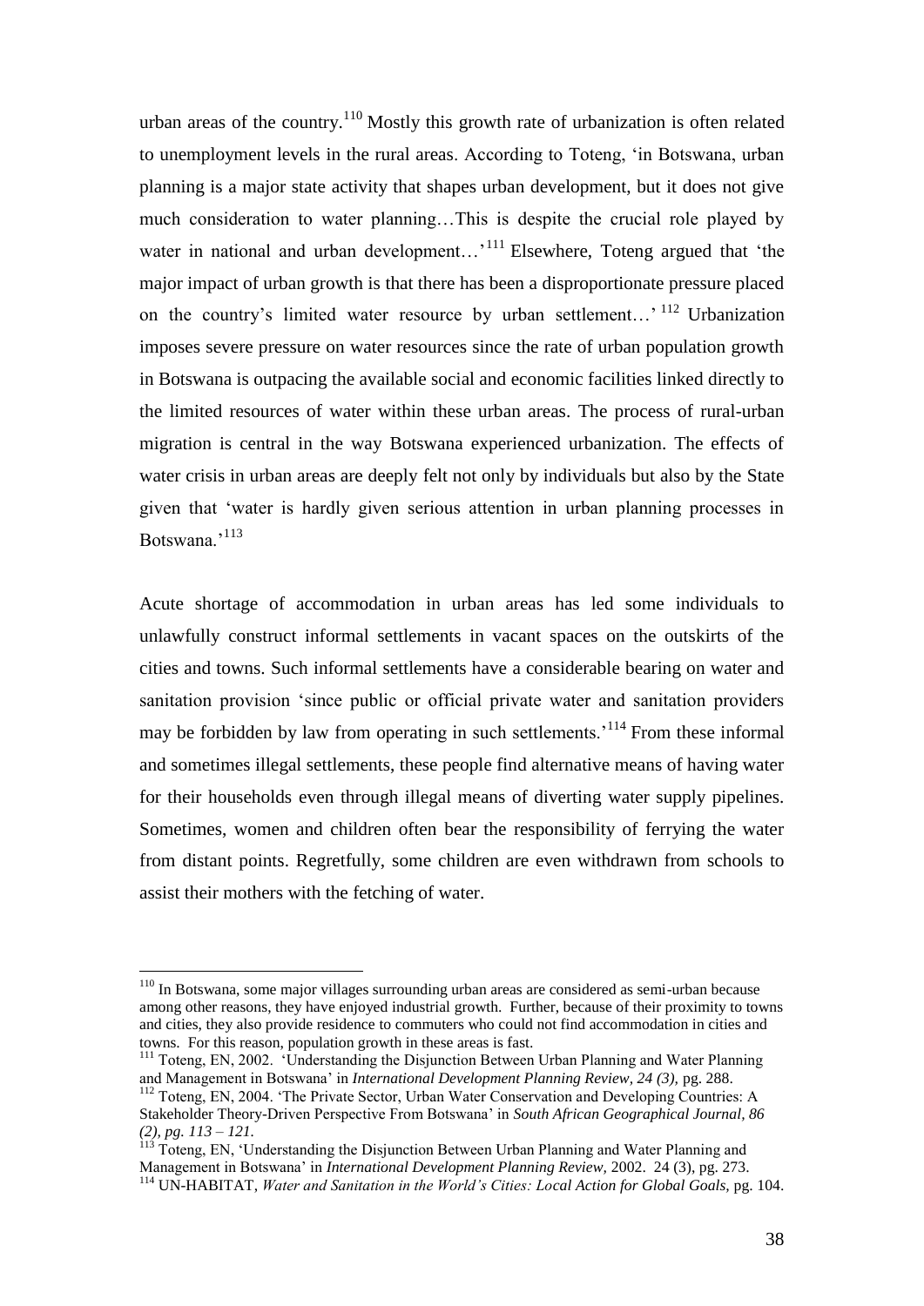urban areas of the country.[110] Mostly this growth rate of urbanization is often related to unemployment levels in the rural areas. According to Toteng, 'in Botswana, urban planning is a major state activity that shapes urban development, but it does not give much consideration to water planning…This is despite the crucial role played by water in national and urban development…'[111] Elsewhere, Toteng argued that 'the major impact of urban growth is that there has been a disproportionate pressure placed on the country's limited water resource by urban settlement…'[112] Urbanization imposes severe pressure on water resources since the rate of urban population growth in Botswana is outpacing the available social and economic facilities linked directly to the limited resources of water within these urban areas. The process of rural-urban migration is central in the way Botswana experienced urbanization. The effects of water crisis in urban areas are deeply felt not only by individuals but also by the State given that 'water is hardly given serious attention in urban planning processes in Botswana.'[113]

Acute shortage of accommodation in urban areas has led some individuals to unlawfully construct informal settlements in vacant spaces on the outskirts of the cities and towns. Such informal settlements have a considerable bearing on water and sanitation provision 'since public or official private water and sanitation providers may be forbidden by law from operating in such settlements.'[114] From these informal and sometimes illegal settlements, these people find alternative means of having water for their households even through illegal means of diverting water supply pipelines. Sometimes, women and children often bear the responsibility of ferrying the water from distant points. Regretfully, some children are even withdrawn from schools to assist their mothers with the fetching of water.

---

[110] In Botswana, some major villages surrounding urban areas are considered as semi-urban because among other reasons, they have enjoyed industrial growth. Further, because of their proximity to towns and cities, they also provide residence to commuters who could not find accommodation in cities and towns. For this reason, population growth in these areas is fast.

[111] Toteng, EN, 2002. 'Understanding the Disjunction Between Urban Planning and Water Planning and Management in Botswana' in *International Development Planning Review, 24 (3),* pg. 288.

[112] Toteng, EN, 2004. 'The Private Sector, Urban Water Conservation and Developing Countries: A Stakeholder Theory-Driven Perspective From Botswana' in *South African Geographical Journal, 86 (2), pg. 113 – 121.*

[113] Toteng, EN, 'Understanding the Disjunction Between Urban Planning and Water Planning and Management in Botswana' in *International Development Planning Review,* 2002. 24 (3), pg. 273.

[114] UN-HABITAT, *Water and Sanitation in the World's Cities: Local Action for Global Goals,* pg. 104.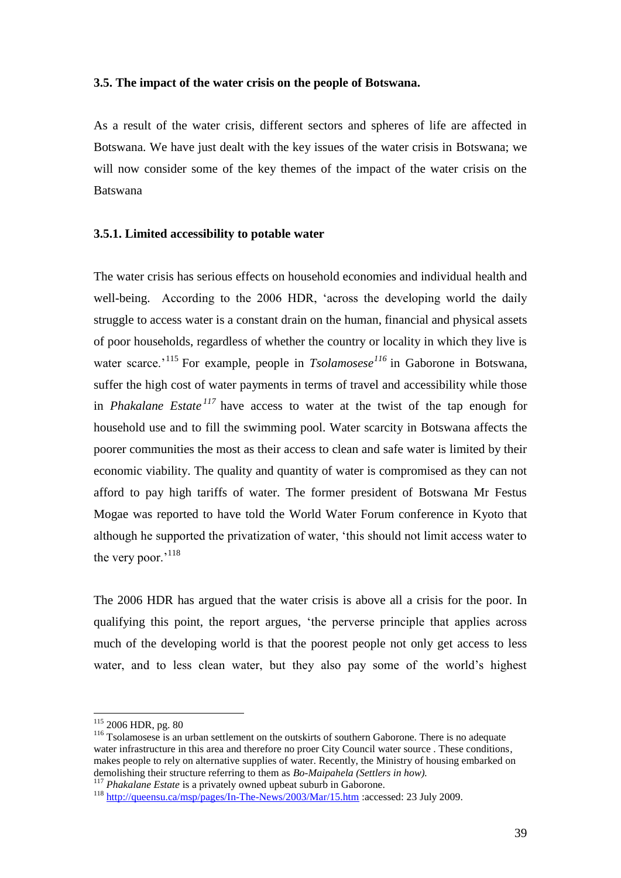### 3.5. The impact of the water crisis on the people of Botswana.

As a result of the water crisis, different sectors and spheres of life are affected in Botswana. We have just dealt with the key issues of the water crisis in Botswana; we will now consider some of the key themes of the impact of the water crisis on the Batswana

#### 3.5.1. Limited accessibility to potable water

The water crisis has serious effects on household economies and individual health and well-being. According to the 2006 HDR, 'across the developing world the daily struggle to access water is a constant drain on the human, financial and physical assets of poor households, regardless of whether the country or locality in which they live is water scarce.'[115] For example, people in *Tsolamosese*[116] in Gaborone in Botswana, suffer the high cost of water payments in terms of travel and accessibility while those in *Phakalane Estate*[117] have access to water at the twist of the tap enough for household use and to fill the swimming pool. Water scarcity in Botswana affects the poorer communities the most as their access to clean and safe water is limited by their economic viability. The quality and quantity of water is compromised as they can not afford to pay high tariffs of water. The former president of Botswana Mr Festus Mogae was reported to have told the World Water Forum conference in Kyoto that although he supported the privatization of water, 'this should not limit access water to the very poor.'[118]

The 2006 HDR has argued that the water crisis is above all a crisis for the poor. In qualifying this point, the report argues, 'the perverse principle that applies across much of the developing world is that the poorest people not only get access to less water, and to less clean water, but they also pay some of the world's highest

---

[115] 2006 HDR, pg. 80

[116] Tsolamosese is an urban settlement on the outskirts of southern Gaborone. There is no adequate water infrastructure in this area and therefore no proer City Council water source . These conditions, makes people to rely on alternative supplies of water. Recently, the Ministry of housing embarked on demolishing their structure referring to them as *Bo-Maipahela (Settlers in how).*

[117] *Phakalane Estate* is a privately owned upbeat suburb in Gaborone.

[118] http://queensu.ca/msp/pages/In-The-News/2003/Mar/15.htm :accessed: 23 July 2009.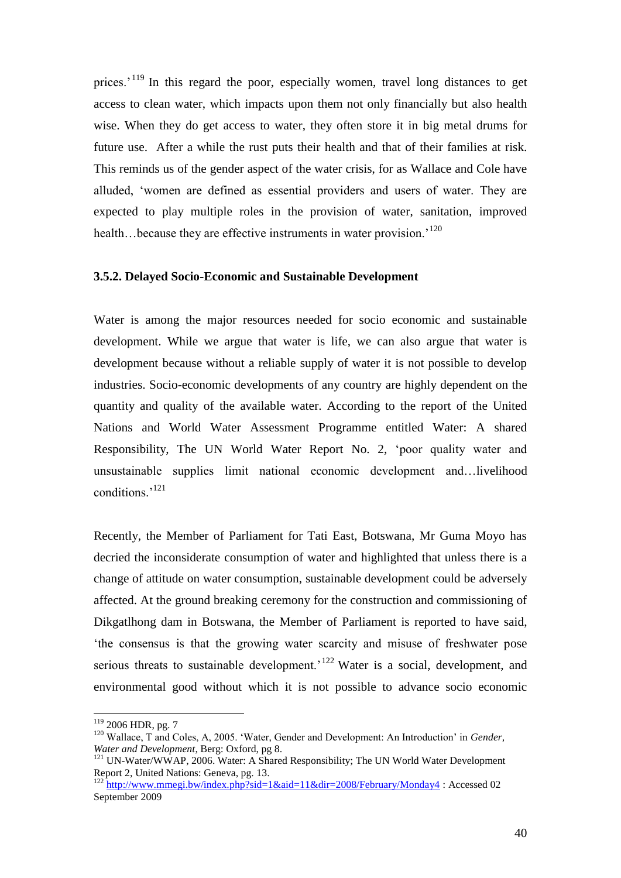prices.'[119] In this regard the poor, especially women, travel long distances to get access to clean water, which impacts upon them not only financially but also health wise. When they do get access to water, they often store it in big metal drums for future use. After a while the rust puts their health and that of their families at risk. This reminds us of the gender aspect of the water crisis, for as Wallace and Cole have alluded, 'women are defined as essential providers and users of water. They are expected to play multiple roles in the provision of water, sanitation, improved health…because they are effective instruments in water provision.'[120]

### 3.5.2. Delayed Socio-Economic and Sustainable Development

Water is among the major resources needed for socio economic and sustainable development. While we argue that water is life, we can also argue that water is development because without a reliable supply of water it is not possible to develop industries. Socio-economic developments of any country are highly dependent on the quantity and quality of the available water. According to the report of the United Nations and World Water Assessment Programme entitled Water: A shared Responsibility, The UN World Water Report No. 2, 'poor quality water and unsustainable supplies limit national economic development and…livelihood conditions.'[121]

Recently, the Member of Parliament for Tati East, Botswana, Mr Guma Moyo has decried the inconsiderate consumption of water and highlighted that unless there is a change of attitude on water consumption, sustainable development could be adversely affected. At the ground breaking ceremony for the construction and commissioning of Dikgatlhong dam in Botswana, the Member of Parliament is reported to have said, 'the consensus is that the growing water scarcity and misuse of freshwater pose serious threats to sustainable development.'[122] Water is a social, development, and environmental good without which it is not possible to advance socio economic

---

[119] 2006 HDR, pg. 7

[120] Wallace, T and Coles, A, 2005. 'Water, Gender and Development: An Introduction' in *Gender, Water and Development*, Berg: Oxford, pg 8.

[121] UN-Water/WWAP, 2006. Water: A Shared Responsibility; The UN World Water Development Report 2, United Nations: Geneva, pg. 13.

[122] http://www.mmegi.bw/index.php?sid=1&aid=11&dir=2008/February/Monday4 : Accessed 02 September 2009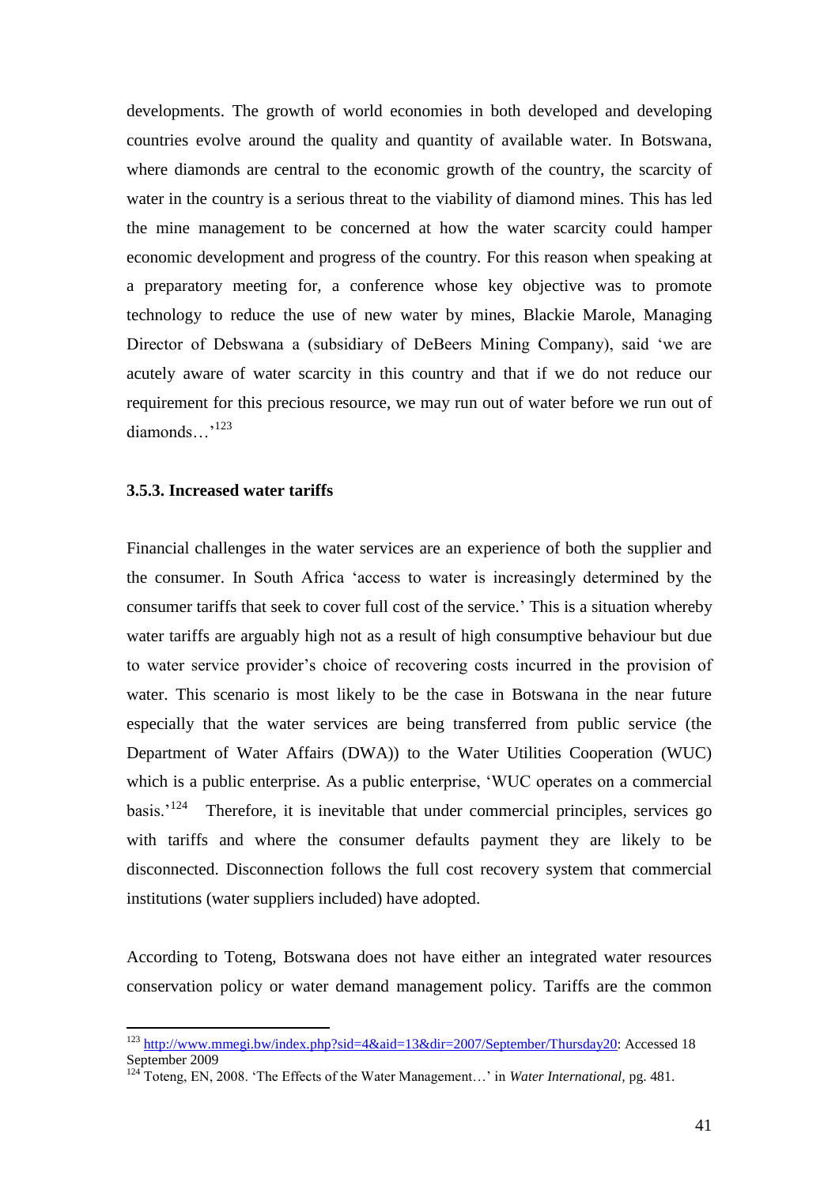developments. The growth of world economies in both developed and developing countries evolve around the quality and quantity of available water. In Botswana, where diamonds are central to the economic growth of the country, the scarcity of water in the country is a serious threat to the viability of diamond mines. This has led the mine management to be concerned at how the water scarcity could hamper economic development and progress of the country. For this reason when speaking at a preparatory meeting for, a conference whose key objective was to promote technology to reduce the use of new water by mines, Blackie Marole, Managing Director of Debswana a (subsidiary of DeBeers Mining Company), said 'we are acutely aware of water scarcity in this country and that if we do not reduce our requirement for this precious resource, we may run out of water before we run out of diamonds…'[123]

### 3.5.3. Increased water tariffs

Financial challenges in the water services are an experience of both the supplier and the consumer. In South Africa 'access to water is increasingly determined by the consumer tariffs that seek to cover full cost of the service.' This is a situation whereby water tariffs are arguably high not as a result of high consumptive behaviour but due to water service provider's choice of recovering costs incurred in the provision of water. This scenario is most likely to be the case in Botswana in the near future especially that the water services are being transferred from public service (the Department of Water Affairs (DWA)) to the Water Utilities Cooperation (WUC) which is a public enterprise. As a public enterprise, 'WUC operates on a commercial basis.'[124] Therefore, it is inevitable that under commercial principles, services go with tariffs and where the consumer defaults payment they are likely to be disconnected. Disconnection follows the full cost recovery system that commercial institutions (water suppliers included) have adopted.

According to Toteng, Botswana does not have either an integrated water resources conservation policy or water demand management policy. Tariffs are the common

---

[123] http://www.mmegi.bw/index.php?sid=4&aid=13&dir=2007/September/Thursday20: Accessed 18 September 2009

[124] Toteng, EN, 2008. 'The Effects of the Water Management…' in *Water International*, pg. 481.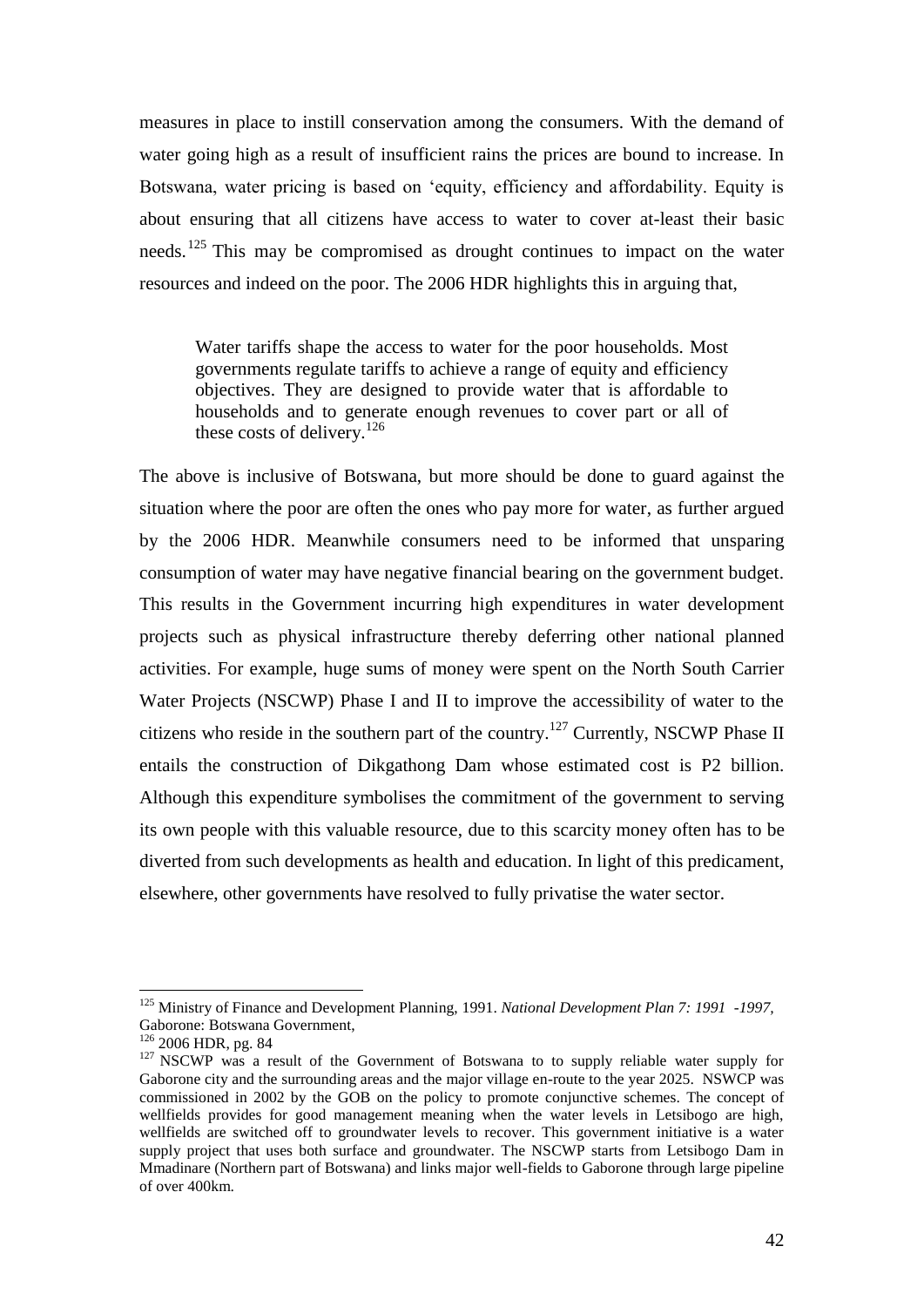measures in place to instill conservation among the consumers. With the demand of water going high as a result of insufficient rains the prices are bound to increase. In Botswana, water pricing is based on 'equity, efficiency and affordability. Equity is about ensuring that all citizens have access to water to cover at-least their basic needs.[125] This may be compromised as drought continues to impact on the water resources and indeed on the poor. The 2006 HDR highlights this in arguing that,

> Water tariffs shape the access to water for the poor households. Most governments regulate tariffs to achieve a range of equity and efficiency objectives. They are designed to provide water that is affordable to households and to generate enough revenues to cover part or all of these costs of delivery.[126]

The above is inclusive of Botswana, but more should be done to guard against the situation where the poor are often the ones who pay more for water, as further argued by the 2006 HDR. Meanwhile consumers need to be informed that unsparing consumption of water may have negative financial bearing on the government budget. This results in the Government incurring high expenditures in water development projects such as physical infrastructure thereby deferring other national planned activities. For example, huge sums of money were spent on the North South Carrier Water Projects (NSCWP) Phase I and II to improve the accessibility of water to the citizens who reside in the southern part of the country.[127] Currently, NSCWP Phase II entails the construction of Dikgathong Dam whose estimated cost is P2 billion. Although this expenditure symbolises the commitment of the government to serving its own people with this valuable resource, due to this scarcity money often has to be diverted from such developments as health and education. In light of this predicament, elsewhere, other governments have resolved to fully privatise the water sector.

---

[125] Ministry of Finance and Development Planning, 1991. *National Development Plan 7: 1991 -1997*, Gaborone: Botswana Government,

[126] 2006 HDR, pg. 84

[127] NSCWP was a result of the Government of Botswana to to supply reliable water supply for Gaborone city and the surrounding areas and the major village en-route to the year 2025. NSWCP was commissioned in 2002 by the GOB on the policy to promote conjunctive schemes. The concept of wellfields provides for good management meaning when the water levels in Letsibogo are high, wellfields are switched off to groundwater levels to recover. This government initiative is a water supply project that uses both surface and groundwater. The NSCWP starts from Letsibogo Dam in Mmadinare (Northern part of Botswana) and links major well-fields to Gaborone through large pipeline of over 400km.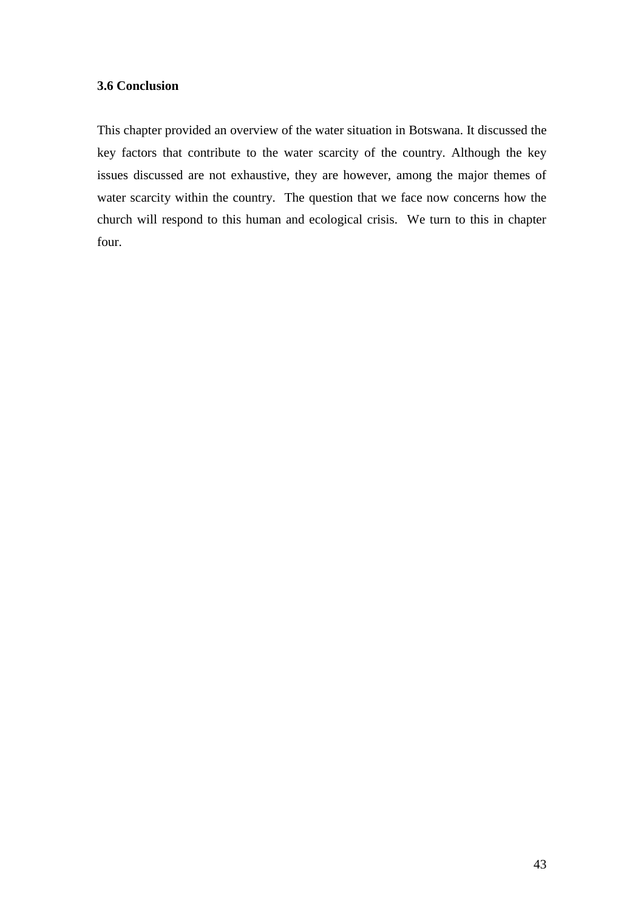### 3.6 Conclusion

This chapter provided an overview of the water situation in Botswana. It discussed the key factors that contribute to the water scarcity of the country. Although the key issues discussed are not exhaustive, they are however, among the major themes of water scarcity within the country. The question that we face now concerns how the church will respond to this human and ecological crisis. We turn to this in chapter four.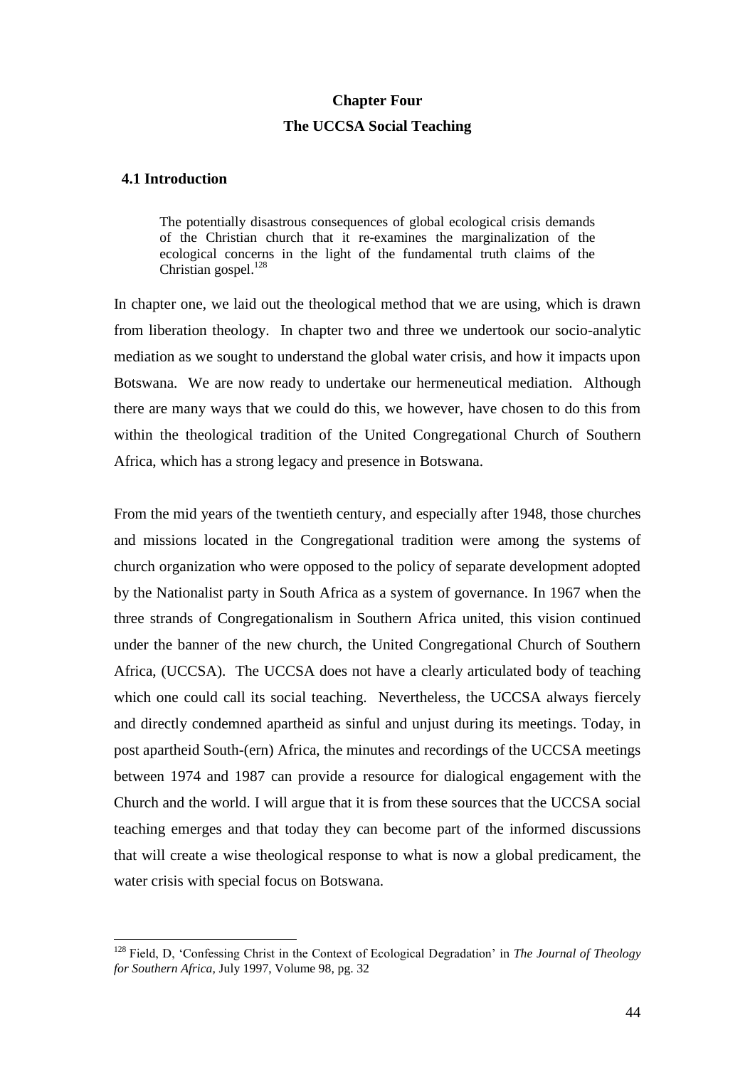# Chapter Four

# The UCCSA Social Teaching

## 4.1 Introduction

> The potentially disastrous consequences of global ecological crisis demands of the Christian church that it re-examines the marginalization of the ecological concerns in the light of the fundamental truth claims of the Christian gospel.[128]

In chapter one, we laid out the theological method that we are using, which is drawn from liberation theology. In chapter two and three we undertook our socio-analytic mediation as we sought to understand the global water crisis, and how it impacts upon Botswana. We are now ready to undertake our hermeneutical mediation. Although there are many ways that we could do this, we however, have chosen to do this from within the theological tradition of the United Congregational Church of Southern Africa, which has a strong legacy and presence in Botswana.

From the mid years of the twentieth century, and especially after 1948, those churches and missions located in the Congregational tradition were among the systems of church organization who were opposed to the policy of separate development adopted by the Nationalist party in South Africa as a system of governance. In 1967 when the three strands of Congregationalism in Southern Africa united, this vision continued under the banner of the new church, the United Congregational Church of Southern Africa, (UCCSA). The UCCSA does not have a clearly articulated body of teaching which one could call its social teaching. Nevertheless, the UCCSA always fiercely and directly condemned apartheid as sinful and unjust during its meetings. Today, in post apartheid South-(ern) Africa, the minutes and recordings of the UCCSA meetings between 1974 and 1987 can provide a resource for dialogical engagement with the Church and the world. I will argue that it is from these sources that the UCCSA social teaching emerges and that today they can become part of the informed discussions that will create a wise theological response to what is now a global predicament, the water crisis with special focus on Botswana.

---

[128] Field, D, 'Confessing Christ in the Context of Ecological Degradation' in *The Journal of Theology for Southern Africa,* July 1997, Volume 98, pg. 32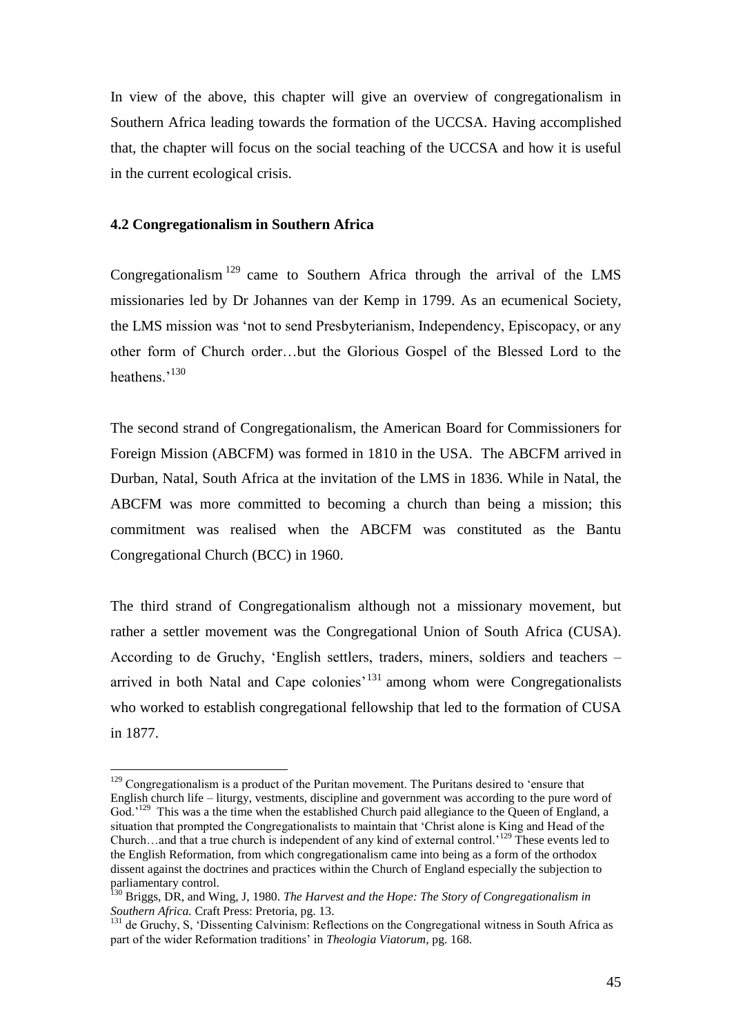In view of the above, this chapter will give an overview of congregationalism in Southern Africa leading towards the formation of the UCCSA. Having accomplished that, the chapter will focus on the social teaching of the UCCSA and how it is useful in the current ecological crisis.

### 4.2 Congregationalism in Southern Africa

Congregationalism [129] came to Southern Africa through the arrival of the LMS missionaries led by Dr Johannes van der Kemp in 1799. As an ecumenical Society, the LMS mission was 'not to send Presbyterianism, Independency, Episcopacy, or any other form of Church order…but the Glorious Gospel of the Blessed Lord to the heathens.'[130]

The second strand of Congregationalism, the American Board for Commissioners for Foreign Mission (ABCFM) was formed in 1810 in the USA. The ABCFM arrived in Durban, Natal, South Africa at the invitation of the LMS in 1836. While in Natal, the ABCFM was more committed to becoming a church than being a mission; this commitment was realised when the ABCFM was constituted as the Bantu Congregational Church (BCC) in 1960.

The third strand of Congregationalism although not a missionary movement, but rather a settler movement was the Congregational Union of South Africa (CUSA). According to de Gruchy, 'English settlers, traders, miners, soldiers and teachers – arrived in both Natal and Cape colonies'[131] among whom were Congregationalists who worked to establish congregational fellowship that led to the formation of CUSA in 1877.

---

[129] Congregationalism is a product of the Puritan movement. The Puritans desired to 'ensure that English church life – liturgy, vestments, discipline and government was according to the pure word of God.'[129] This was a the time when the established Church paid allegiance to the Queen of England, a situation that prompted the Congregationalists to maintain that 'Christ alone is King and Head of the Church…and that a true church is independent of any kind of external control.'[129] These events led to the English Reformation, from which congregationalism came into being as a form of the orthodox dissent against the doctrines and practices within the Church of England especially the subjection to parliamentary control.

[130] Briggs, DR, and Wing, J, 1980. *The Harvest and the Hope: The Story of Congregationalism in Southern Africa.* Craft Press: Pretoria, pg. 13.

[131] de Gruchy, S, 'Dissenting Calvinism: Reflections on the Congregational witness in South Africa as part of the wider Reformation traditions' in *Theologia Viatorum*, pg. 168.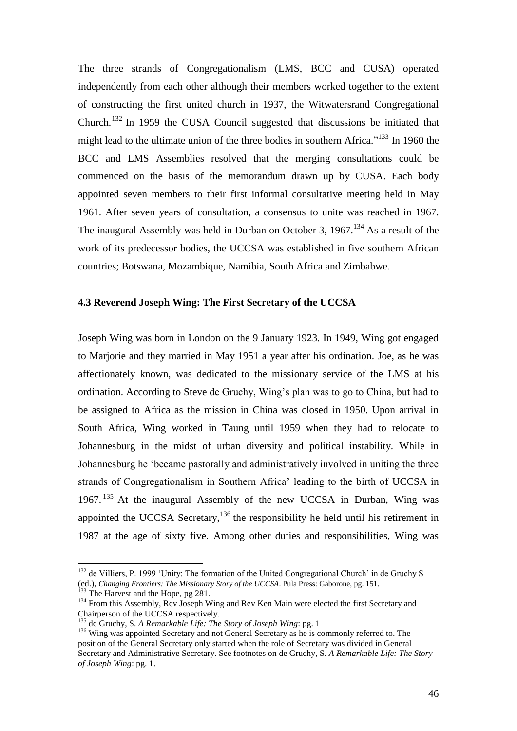The three strands of Congregationalism (LMS, BCC and CUSA) operated independently from each other although their members worked together to the extent of constructing the first united church in 1937, the Witwatersrand Congregational Church.[132] In 1959 the CUSA Council suggested that discussions be initiated that might lead to the ultimate union of the three bodies in southern Africa."[133] In 1960 the BCC and LMS Assemblies resolved that the merging consultations could be commenced on the basis of the memorandum drawn up by CUSA. Each body appointed seven members to their first informal consultative meeting held in May 1961. After seven years of consultation, a consensus to unite was reached in 1967. The inaugural Assembly was held in Durban on October 3, 1967.[134] As a result of the work of its predecessor bodies, the UCCSA was established in five southern African countries; Botswana, Mozambique, Namibia, South Africa and Zimbabwe.

### 4.3 Reverend Joseph Wing: The First Secretary of the UCCSA

Joseph Wing was born in London on the 9 January 1923. In 1949, Wing got engaged to Marjorie and they married in May 1951 a year after his ordination. Joe, as he was affectionately known, was dedicated to the missionary service of the LMS at his ordination. According to Steve de Gruchy, Wing's plan was to go to China, but had to be assigned to Africa as the mission in China was closed in 1950. Upon arrival in South Africa, Wing worked in Taung until 1959 when they had to relocate to Johannesburg in the midst of urban diversity and political instability. While in Johannesburg he 'became pastorally and administratively involved in uniting the three strands of Congregationalism in Southern Africa' leading to the birth of UCCSA in 1967.[135] At the inaugural Assembly of the new UCCSA in Durban, Wing was appointed the UCCSA Secretary,[136] the responsibility he held until his retirement in 1987 at the age of sixty five. Among other duties and responsibilities, Wing was

---

[132] de Villiers, P. 1999 'Unity: The formation of the United Congregational Church' in de Gruchy S (ed.), *Changing Frontiers: The Missionary Story of the UCCSA*. Pula Press: Gaborone, pg. 151.

[133] The Harvest and the Hope, pg 281.

[134] From this Assembly, Rev Joseph Wing and Rev Ken Main were elected the first Secretary and Chairperson of the UCCSA respectively.

[135] de Gruchy, S. *A Remarkable Life: The Story of Joseph Wing*: pg. 1

[136] Wing was appointed Secretary and not General Secretary as he is commonly referred to. The position of the General Secretary only started when the role of Secretary was divided in General Secretary and Administrative Secretary. See footnotes on de Gruchy, S. *A Remarkable Life: The Story of Joseph Wing*: pg. 1.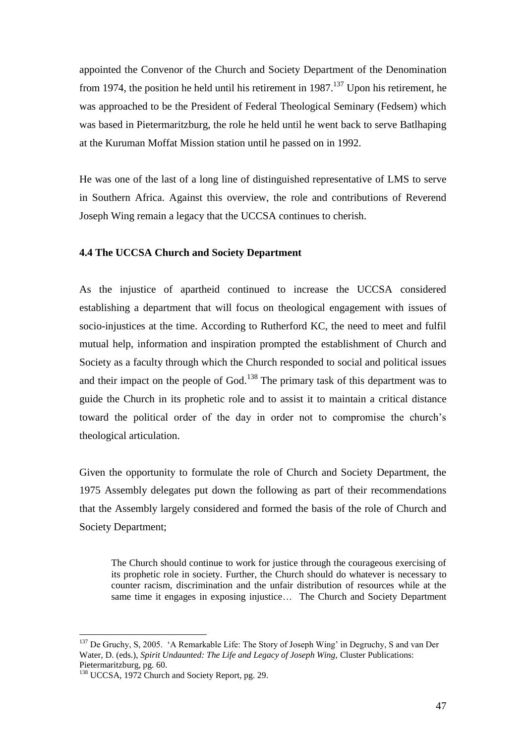appointed the Convenor of the Church and Society Department of the Denomination from 1974, the position he held until his retirement in 1987.[137] Upon his retirement, he was approached to be the President of Federal Theological Seminary (Fedsem) which was based in Pietermaritzburg, the role he held until he went back to serve Batlhaping at the Kuruman Moffat Mission station until he passed on in 1992.

He was one of the last of a long line of distinguished representative of LMS to serve in Southern Africa. Against this overview, the role and contributions of Reverend Joseph Wing remain a legacy that the UCCSA continues to cherish.

### 4.4 The UCCSA Church and Society Department

As the injustice of apartheid continued to increase the UCCSA considered establishing a department that will focus on theological engagement with issues of socio-injustices at the time. According to Rutherford KC, the need to meet and fulfil mutual help, information and inspiration prompted the establishment of Church and Society as a faculty through which the Church responded to social and political issues and their impact on the people of God.[138] The primary task of this department was to guide the Church in its prophetic role and to assist it to maintain a critical distance toward the political order of the day in order not to compromise the church's theological articulation.

Given the opportunity to formulate the role of Church and Society Department, the 1975 Assembly delegates put down the following as part of their recommendations that the Assembly largely considered and formed the basis of the role of Church and Society Department;

> The Church should continue to work for justice through the courageous exercising of its prophetic role in society. Further, the Church should do whatever is necessary to counter racism, discrimination and the unfair distribution of resources while at the same time it engages in exposing injustice… The Church and Society Department

---

[137] De Gruchy, S, 2005. 'A Remarkable Life: The Story of Joseph Wing' in Degruchy, S and van Der Water, D. (eds.), *Spirit Undaunted: The Life and Legacy of Joseph Wing,* Cluster Publications: Pietermaritzburg, pg. 60.

[138] UCCSA, 1972 Church and Society Report, pg. 29.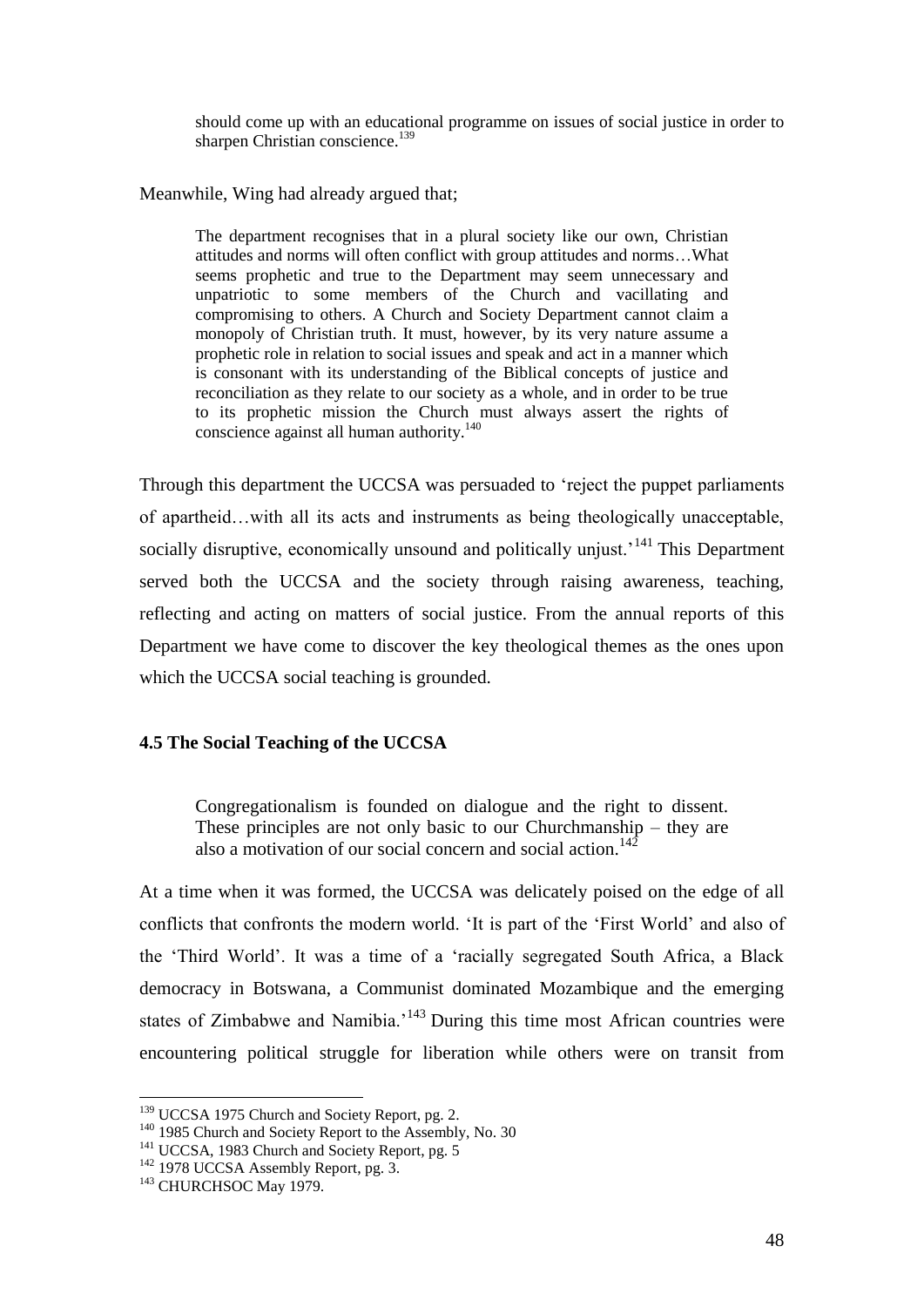> should come up with an educational programme on issues of social justice in order to sharpen Christian conscience.[139]

Meanwhile, Wing had already argued that;

> The department recognises that in a plural society like our own, Christian attitudes and norms will often conflict with group attitudes and norms…What seems prophetic and true to the Department may seem unnecessary and unpatriotic to some members of the Church and vacillating and compromising to others. A Church and Society Department cannot claim a monopoly of Christian truth. It must, however, by its very nature assume a prophetic role in relation to social issues and speak and act in a manner which is consonant with its understanding of the Biblical concepts of justice and reconciliation as they relate to our society as a whole, and in order to be true to its prophetic mission the Church must always assert the rights of conscience against all human authority.[140]

Through this department the UCCSA was persuaded to 'reject the puppet parliaments of apartheid…with all its acts and instruments as being theologically unacceptable, socially disruptive, economically unsound and politically unjust.'[141] This Department served both the UCCSA and the society through raising awareness, teaching, reflecting and acting on matters of social justice. From the annual reports of this Department we have come to discover the key theological themes as the ones upon which the UCCSA social teaching is grounded.

### 4.5 The Social Teaching of the UCCSA

> Congregationalism is founded on dialogue and the right to dissent. These principles are not only basic to our Churchmanship – they are also a motivation of our social concern and social action.[142]

At a time when it was formed, the UCCSA was delicately poised on the edge of all conflicts that confronts the modern world. 'It is part of the 'First World' and also of the 'Third World'. It was a time of a 'racially segregated South Africa, a Black democracy in Botswana, a Communist dominated Mozambique and the emerging states of Zimbabwe and Namibia.'[143] During this time most African countries were encountering political struggle for liberation while others were on transit from

---

[139] UCCSA 1975 Church and Society Report, pg. 2.

[140] 1985 Church and Society Report to the Assembly, No. 30

[141] UCCSA, 1983 Church and Society Report, pg. 5

[142] 1978 UCCSA Assembly Report, pg. 3.

[143] CHURCHSOC May 1979.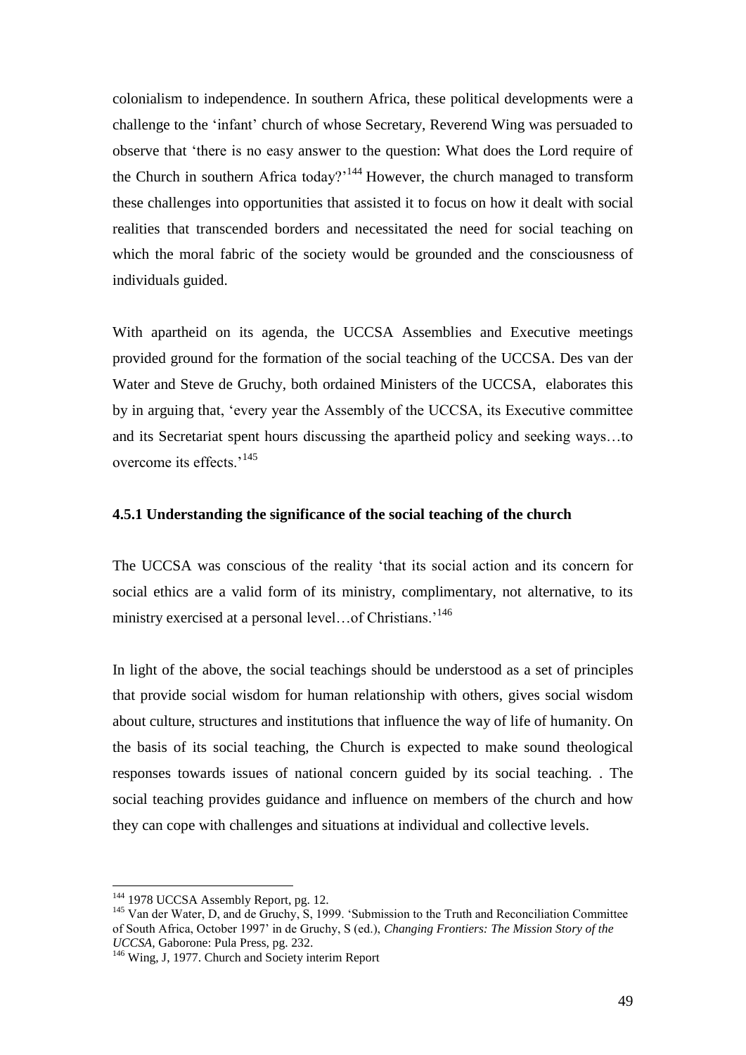colonialism to independence. In southern Africa, these political developments were a challenge to the 'infant' church of whose Secretary, Reverend Wing was persuaded to observe that 'there is no easy answer to the question: What does the Lord require of the Church in southern Africa today?'[144] However, the church managed to transform these challenges into opportunities that assisted it to focus on how it dealt with social realities that transcended borders and necessitated the need for social teaching on which the moral fabric of the society would be grounded and the consciousness of individuals guided.

With apartheid on its agenda, the UCCSA Assemblies and Executive meetings provided ground for the formation of the social teaching of the UCCSA. Des van der Water and Steve de Gruchy, both ordained Ministers of the UCCSA, elaborates this by in arguing that, 'every year the Assembly of the UCCSA, its Executive committee and its Secretariat spent hours discussing the apartheid policy and seeking ways…to overcome its effects.'[145]

### 4.5.1 Understanding the significance of the social teaching of the church

The UCCSA was conscious of the reality 'that its social action and its concern for social ethics are a valid form of its ministry, complimentary, not alternative, to its ministry exercised at a personal level…of Christians.'[146]

In light of the above, the social teachings should be understood as a set of principles that provide social wisdom for human relationship with others, gives social wisdom about culture, structures and institutions that influence the way of life of humanity. On the basis of its social teaching, the Church is expected to make sound theological responses towards issues of national concern guided by its social teaching. . The social teaching provides guidance and influence on members of the church and how they can cope with challenges and situations at individual and collective levels.

---

[144] 1978 UCCSA Assembly Report, pg. 12.

[145] Van der Water, D, and de Gruchy, S, 1999. 'Submission to the Truth and Reconciliation Committee of South Africa, October 1997' in de Gruchy, S (ed.), *Changing Frontiers: The Mission Story of the UCCSA*, Gaborone: Pula Press, pg. 232.

[146] Wing, J, 1977. Church and Society interim Report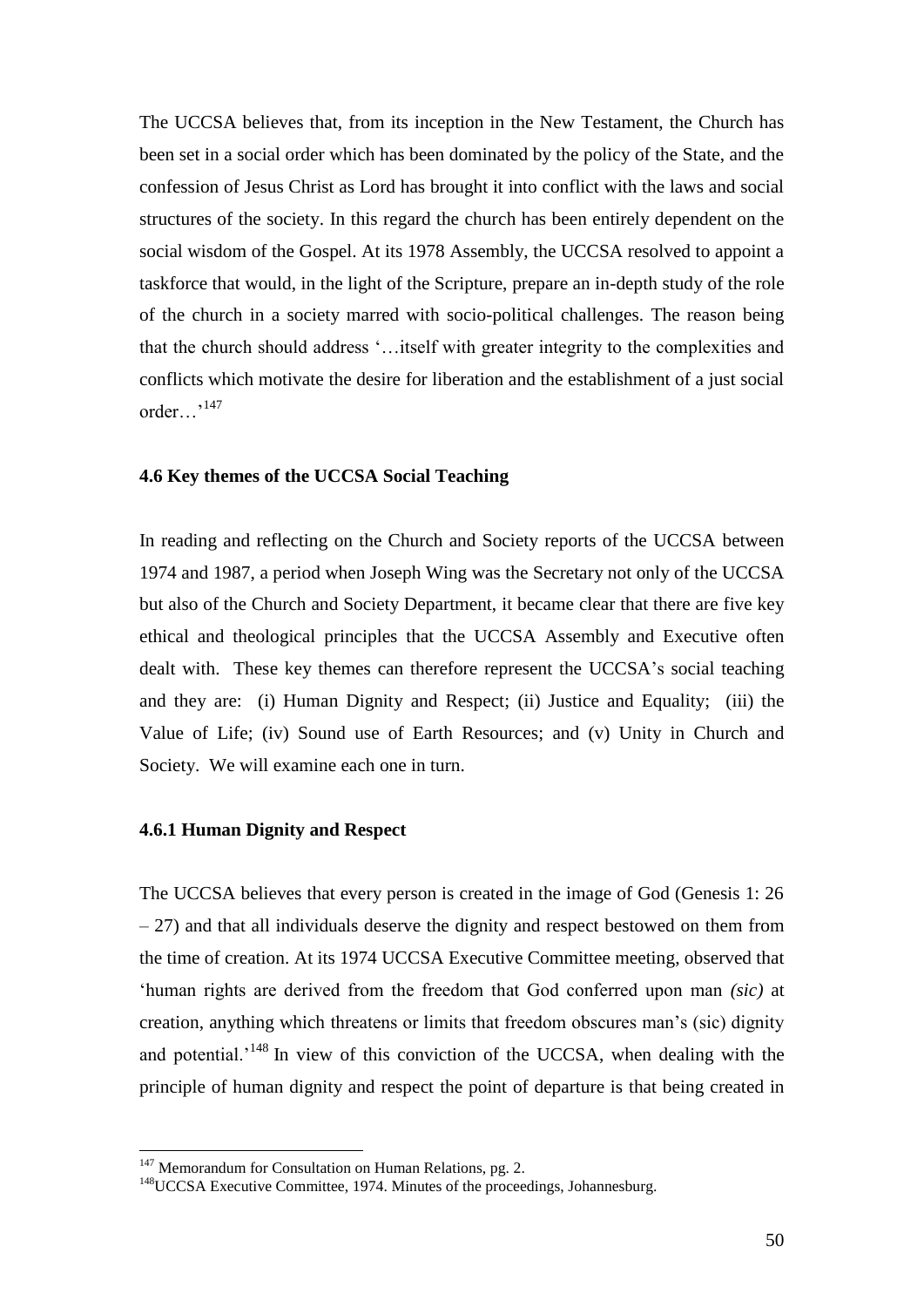The UCCSA believes that, from its inception in the New Testament, the Church has been set in a social order which has been dominated by the policy of the State, and the confession of Jesus Christ as Lord has brought it into conflict with the laws and social structures of the society. In this regard the church has been entirely dependent on the social wisdom of the Gospel. At its 1978 Assembly, the UCCSA resolved to appoint a taskforce that would, in the light of the Scripture, prepare an in-depth study of the role of the church in a society marred with socio-political challenges. The reason being that the church should address '…itself with greater integrity to the complexities and conflicts which motivate the desire for liberation and the establishment of a just social order…'[147]

#### 4.6 Key themes of the UCCSA Social Teaching

In reading and reflecting on the Church and Society reports of the UCCSA between 1974 and 1987, a period when Joseph Wing was the Secretary not only of the UCCSA but also of the Church and Society Department, it became clear that there are five key ethical and theological principles that the UCCSA Assembly and Executive often dealt with. These key themes can therefore represent the UCCSA's social teaching and they are: (i) Human Dignity and Respect; (ii) Justice and Equality; (iii) the Value of Life; (iv) Sound use of Earth Resources; and (v) Unity in Church and Society. We will examine each one in turn.

#### 4.6.1 Human Dignity and Respect

The UCCSA believes that every person is created in the image of God (Genesis 1: 26 – 27) and that all individuals deserve the dignity and respect bestowed on them from the time of creation. At its 1974 UCCSA Executive Committee meeting, observed that 'human rights are derived from the freedom that God conferred upon man *(sic)* at creation, anything which threatens or limits that freedom obscures man's (sic) dignity and potential.'[148] In view of this conviction of the UCCSA, when dealing with the principle of human dignity and respect the point of departure is that being created in

---

[147] Memorandum for Consultation on Human Relations, pg. 2.

[148] UCCSA Executive Committee, 1974. Minutes of the proceedings, Johannesburg.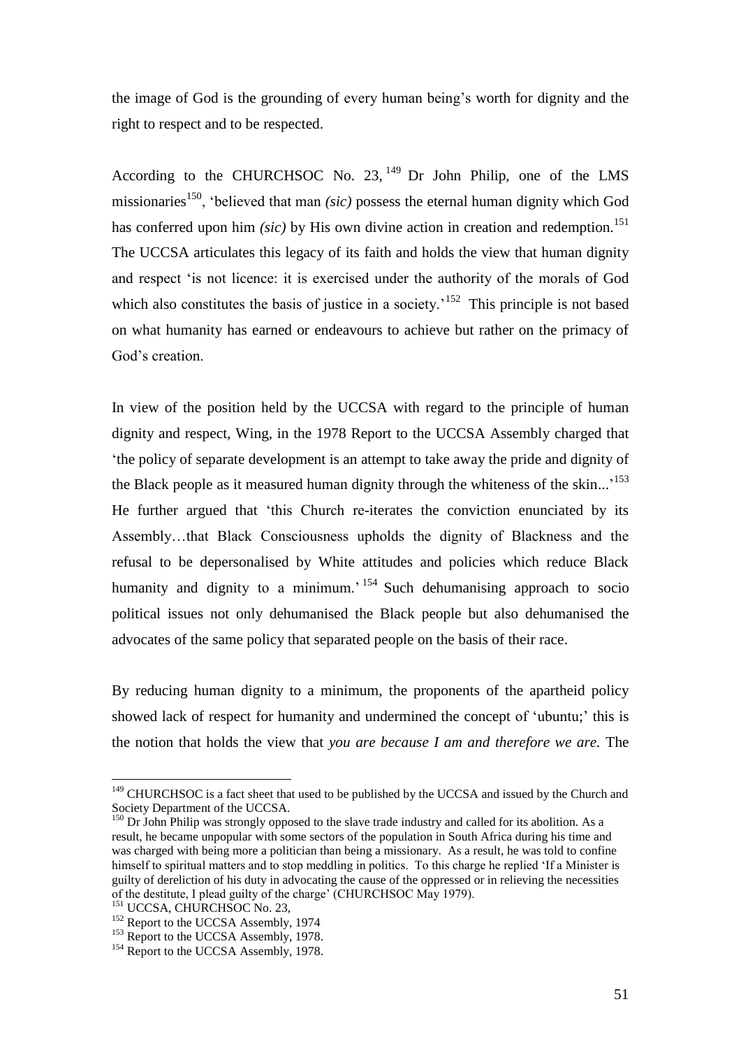the image of God is the grounding of every human being's worth for dignity and the right to respect and to be respected.

According to the CHURCHSOC No. 23, [149] Dr John Philip, one of the LMS missionaries[150], 'believed that man *(sic)* possess the eternal human dignity which God has conferred upon him *(sic)* by His own divine action in creation and redemption.[151] The UCCSA articulates this legacy of its faith and holds the view that human dignity and respect 'is not licence: it is exercised under the authority of the morals of God which also constitutes the basis of justice in a society.'[152] This principle is not based on what humanity has earned or endeavours to achieve but rather on the primacy of God's creation.

In view of the position held by the UCCSA with regard to the principle of human dignity and respect, Wing, in the 1978 Report to the UCCSA Assembly charged that 'the policy of separate development is an attempt to take away the pride and dignity of the Black people as it measured human dignity through the whiteness of the skin...'[153] He further argued that 'this Church re-iterates the conviction enunciated by its Assembly…that Black Consciousness upholds the dignity of Blackness and the refusal to be depersonalised by White attitudes and policies which reduce Black humanity and dignity to a minimum.'[154] Such dehumanising approach to socio political issues not only dehumanised the Black people but also dehumanised the advocates of the same policy that separated people on the basis of their race.

By reducing human dignity to a minimum, the proponents of the apartheid policy showed lack of respect for humanity and undermined the concept of 'ubuntu;' this is the notion that holds the view that *you are because I am and therefore we are.* The

---

[149] CHURCHSOC is a fact sheet that used to be published by the UCCSA and issued by the Church and Society Department of the UCCSA.

[150] Dr John Philip was strongly opposed to the slave trade industry and called for its abolition. As a result, he became unpopular with some sectors of the population in South Africa during his time and was charged with being more a politician than being a missionary. As a result, he was told to confine himself to spiritual matters and to stop meddling in politics. To this charge he replied 'If a Minister is guilty of dereliction of his duty in advocating the cause of the oppressed or in relieving the necessities of the destitute, I plead guilty of the charge' (CHURCHSOC May 1979).

[151] UCCSA, CHURCHSOC No. 23,

[152] Report to the UCCSA Assembly, 1974

[153] Report to the UCCSA Assembly, 1978.

[154] Report to the UCCSA Assembly, 1978.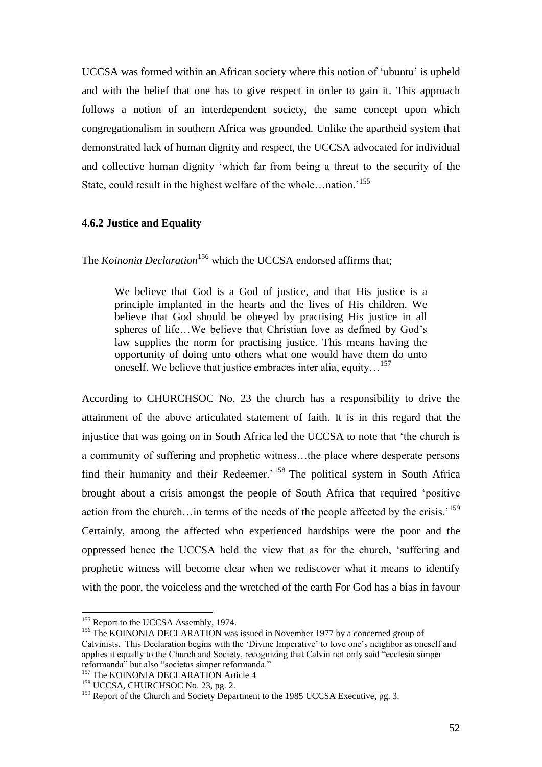UCCSA was formed within an African society where this notion of 'ubuntu' is upheld and with the belief that one has to give respect in order to gain it. This approach follows a notion of an interdependent society, the same concept upon which congregationalism in southern Africa was grounded. Unlike the apartheid system that demonstrated lack of human dignity and respect, the UCCSA advocated for individual and collective human dignity 'which far from being a threat to the security of the State, could result in the highest welfare of the whole…nation.'[155]

### 4.6.2 Justice and Equality

The *Koinonia Declaration*[156] which the UCCSA endorsed affirms that;

> We believe that God is a God of justice, and that His justice is a principle implanted in the hearts and the lives of His children. We believe that God should be obeyed by practising His justice in all spheres of life…We believe that Christian love as defined by God's law supplies the norm for practising justice. This means having the opportunity of doing unto others what one would have them do unto oneself. We believe that justice embraces inter alia, equity…[157]

According to CHURCHSOC No. 23 the church has a responsibility to drive the attainment of the above articulated statement of faith. It is in this regard that the injustice that was going on in South Africa led the UCCSA to note that 'the church is a community of suffering and prophetic witness…the place where desperate persons find their humanity and their Redeemer.'[158] The political system in South Africa brought about a crisis amongst the people of South Africa that required 'positive action from the church…in terms of the needs of the people affected by the crisis.'[159] Certainly, among the affected who experienced hardships were the poor and the oppressed hence the UCCSA held the view that as for the church, 'suffering and prophetic witness will become clear when we rediscover what it means to identify with the poor, the voiceless and the wretched of the earth For God has a bias in favour

---

[155] Report to the UCCSA Assembly, 1974.

[156] The KOINONIA DECLARATION was issued in November 1977 by a concerned group of Calvinists. This Declaration begins with the 'Divine Imperative' to love one's neighbor as oneself and applies it equally to the Church and Society, recognizing that Calvin not only said "ecclesia simper reformanda" but also "societas simper reformanda."

[157] The KOINONIA DECLARATION Article 4

[158] UCCSA, CHURCHSOC No. 23, pg. 2.

[159] Report of the Church and Society Department to the 1985 UCCSA Executive, pg. 3.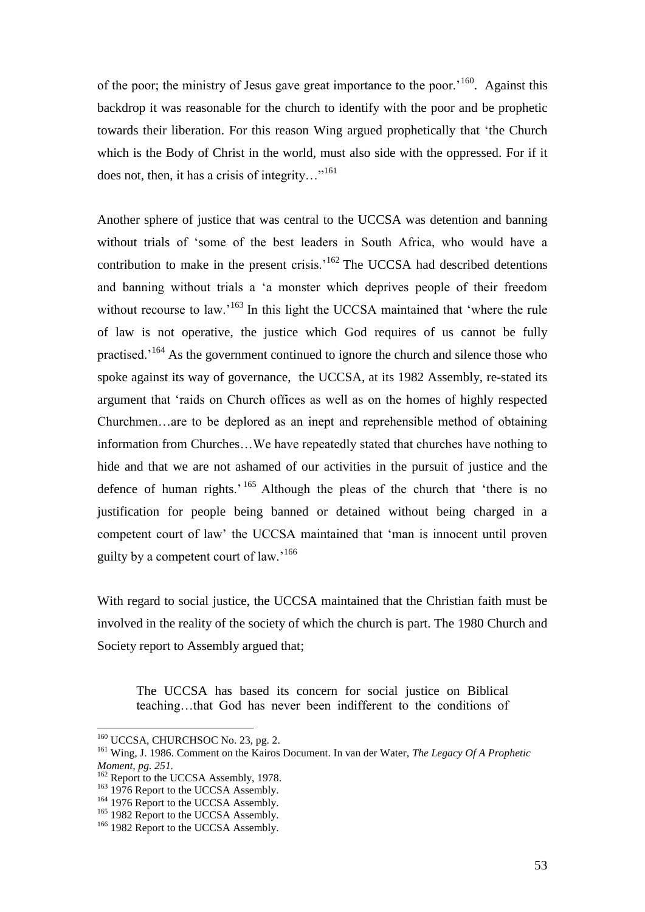of the poor; the ministry of Jesus gave great importance to the poor.'[160]. Against this backdrop it was reasonable for the church to identify with the poor and be prophetic towards their liberation. For this reason Wing argued prophetically that 'the Church which is the Body of Christ in the world, must also side with the oppressed. For if it does not, then, it has a crisis of integrity…"[161]

Another sphere of justice that was central to the UCCSA was detention and banning without trials of 'some of the best leaders in South Africa, who would have a contribution to make in the present crisis.'[162] The UCCSA had described detentions and banning without trials a 'a monster which deprives people of their freedom without recourse to law.'[163] In this light the UCCSA maintained that 'where the rule of law is not operative, the justice which God requires of us cannot be fully practised.'[164] As the government continued to ignore the church and silence those who spoke against its way of governance, the UCCSA, at its 1982 Assembly, re-stated its argument that 'raids on Church offices as well as on the homes of highly respected Churchmen…are to be deplored as an inept and reprehensible method of obtaining information from Churches…We have repeatedly stated that churches have nothing to hide and that we are not ashamed of our activities in the pursuit of justice and the defence of human rights.'[165] Although the pleas of the church that 'there is no justification for people being banned or detained without being charged in a competent court of law' the UCCSA maintained that 'man is innocent until proven guilty by a competent court of law.'[166]

With regard to social justice, the UCCSA maintained that the Christian faith must be involved in the reality of the society of which the church is part. The 1980 Church and Society report to Assembly argued that;

> The UCCSA has based its concern for social justice on Biblical teaching…that God has never been indifferent to the conditions of

---

[160] UCCSA, CHURCHSOC No. 23, pg. 2.

[161] Wing, J. 1986. Comment on the Kairos Document. In van der Water, *The Legacy Of A Prophetic Moment, pg. 251.*

[162] Report to the UCCSA Assembly, 1978.

[163] 1976 Report to the UCCSA Assembly.

[164] 1976 Report to the UCCSA Assembly.

[165] 1982 Report to the UCCSA Assembly.

[166] 1982 Report to the UCCSA Assembly.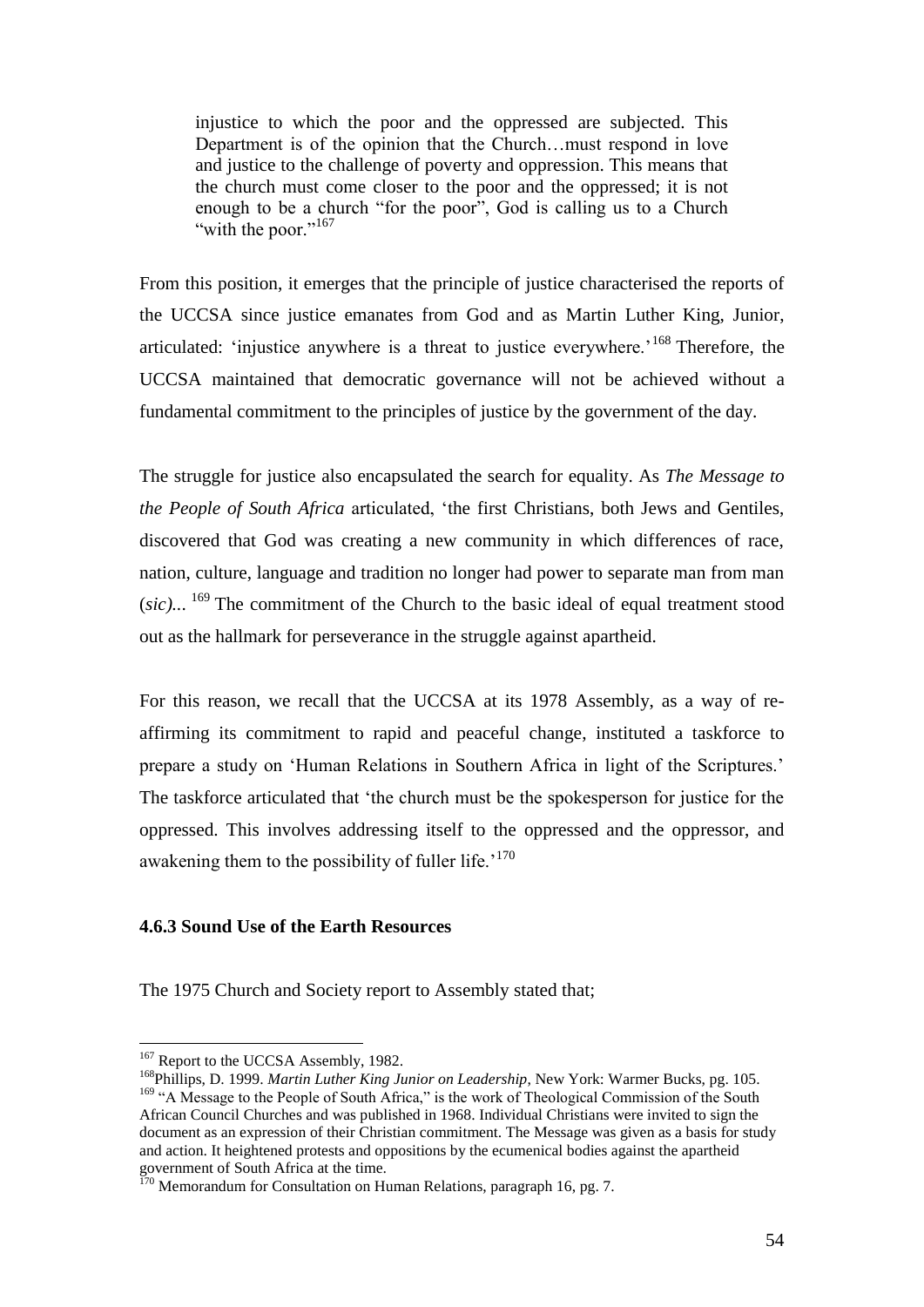> injustice to which the poor and the oppressed are subjected. This Department is of the opinion that the Church…must respond in love and justice to the challenge of poverty and oppression. This means that the church must come closer to the poor and the oppressed; it is not enough to be a church "for the poor", God is calling us to a Church "with the poor."[167]

From this position, it emerges that the principle of justice characterised the reports of the UCCSA since justice emanates from God and as Martin Luther King, Junior, articulated: 'injustice anywhere is a threat to justice everywhere.'[168] Therefore, the UCCSA maintained that democratic governance will not be achieved without a fundamental commitment to the principles of justice by the government of the day.

The struggle for justice also encapsulated the search for equality. As *The Message to the People of South Africa* articulated, 'the first Christians, both Jews and Gentiles, discovered that God was creating a new community in which differences of race, nation, culture, language and tradition no longer had power to separate man from man (*sic*)... [169] The commitment of the Church to the basic ideal of equal treatment stood out as the hallmark for perseverance in the struggle against apartheid.

For this reason, we recall that the UCCSA at its 1978 Assembly, as a way of re-affirming its commitment to rapid and peaceful change, instituted a taskforce to prepare a study on 'Human Relations in Southern Africa in light of the Scriptures.' The taskforce articulated that 'the church must be the spokesperson for justice for the oppressed. This involves addressing itself to the oppressed and the oppressor, and awakening them to the possibility of fuller life.'[170]

#### 4.6.3 Sound Use of the Earth Resources

The 1975 Church and Society report to Assembly stated that;

---

[167] Report to the UCCSA Assembly, 1982.

[168] Phillips, D. 1999. *Martin Luther King Junior on Leadership*, New York: Warmer Bucks, pg. 105.

[169] "A Message to the People of South Africa," is the work of Theological Commission of the South African Council Churches and was published in 1968. Individual Christians were invited to sign the document as an expression of their Christian commitment. The Message was given as a basis for study and action. It heightened protests and oppositions by the ecumenical bodies against the apartheid government of South Africa at the time.

[170] Memorandum for Consultation on Human Relations, paragraph 16, pg. 7.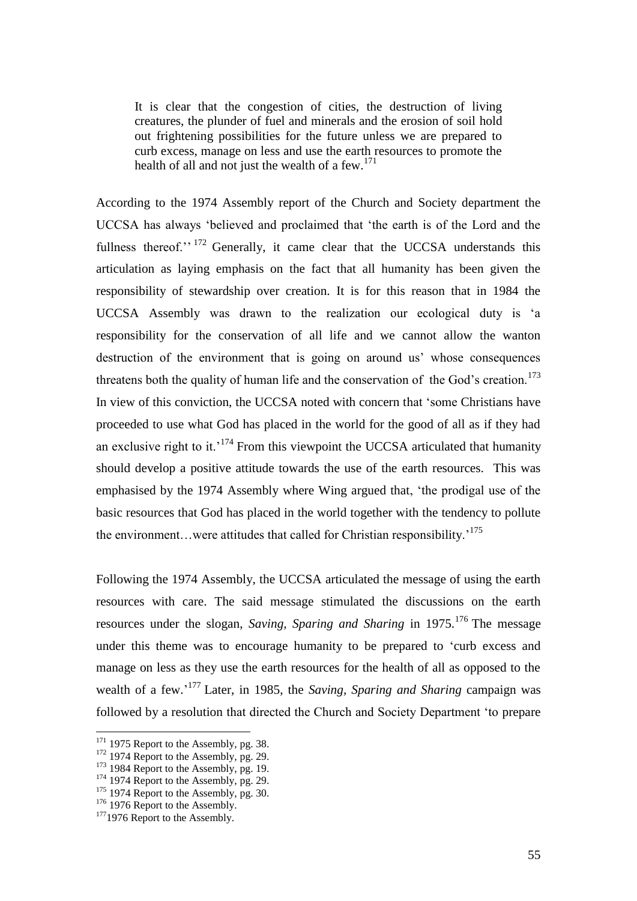> It is clear that the congestion of cities, the destruction of living creatures, the plunder of fuel and minerals and the erosion of soil hold out frightening possibilities for the future unless we are prepared to curb excess, manage on less and use the earth resources to promote the health of all and not just the wealth of a few.[171]

According to the 1974 Assembly report of the Church and Society department the UCCSA has always 'believed and proclaimed that 'the earth is of the Lord and the fullness thereof.'' [172] Generally, it came clear that the UCCSA understands this articulation as laying emphasis on the fact that all humanity has been given the responsibility of stewardship over creation. It is for this reason that in 1984 the UCCSA Assembly was drawn to the realization our ecological duty is 'a responsibility for the conservation of all life and we cannot allow the wanton destruction of the environment that is going on around us' whose consequences threatens both the quality of human life and the conservation of the God's creation.[173] In view of this conviction, the UCCSA noted with concern that 'some Christians have proceeded to use what God has placed in the world for the good of all as if they had an exclusive right to it.'[174] From this viewpoint the UCCSA articulated that humanity should develop a positive attitude towards the use of the earth resources. This was emphasised by the 1974 Assembly where Wing argued that, 'the prodigal use of the basic resources that God has placed in the world together with the tendency to pollute the environment…were attitudes that called for Christian responsibility.'[175]

Following the 1974 Assembly, the UCCSA articulated the message of using the earth resources with care. The said message stimulated the discussions on the earth resources under the slogan, *Saving, Sparing and Sharing* in 1975.[176] The message under this theme was to encourage humanity to be prepared to 'curb excess and manage on less as they use the earth resources for the health of all as opposed to the wealth of a few.'[177] Later, in 1985, the *Saving, Sparing and Sharing* campaign was followed by a resolution that directed the Church and Society Department 'to prepare

---

[171] 1975 Report to the Assembly, pg. 38.
[172] 1974 Report to the Assembly, pg. 29.
[173] 1984 Report to the Assembly, pg. 19.
[174] 1974 Report to the Assembly, pg. 29.
[175] 1974 Report to the Assembly, pg. 30.
[176] 1976 Report to the Assembly.
[177] 1976 Report to the Assembly.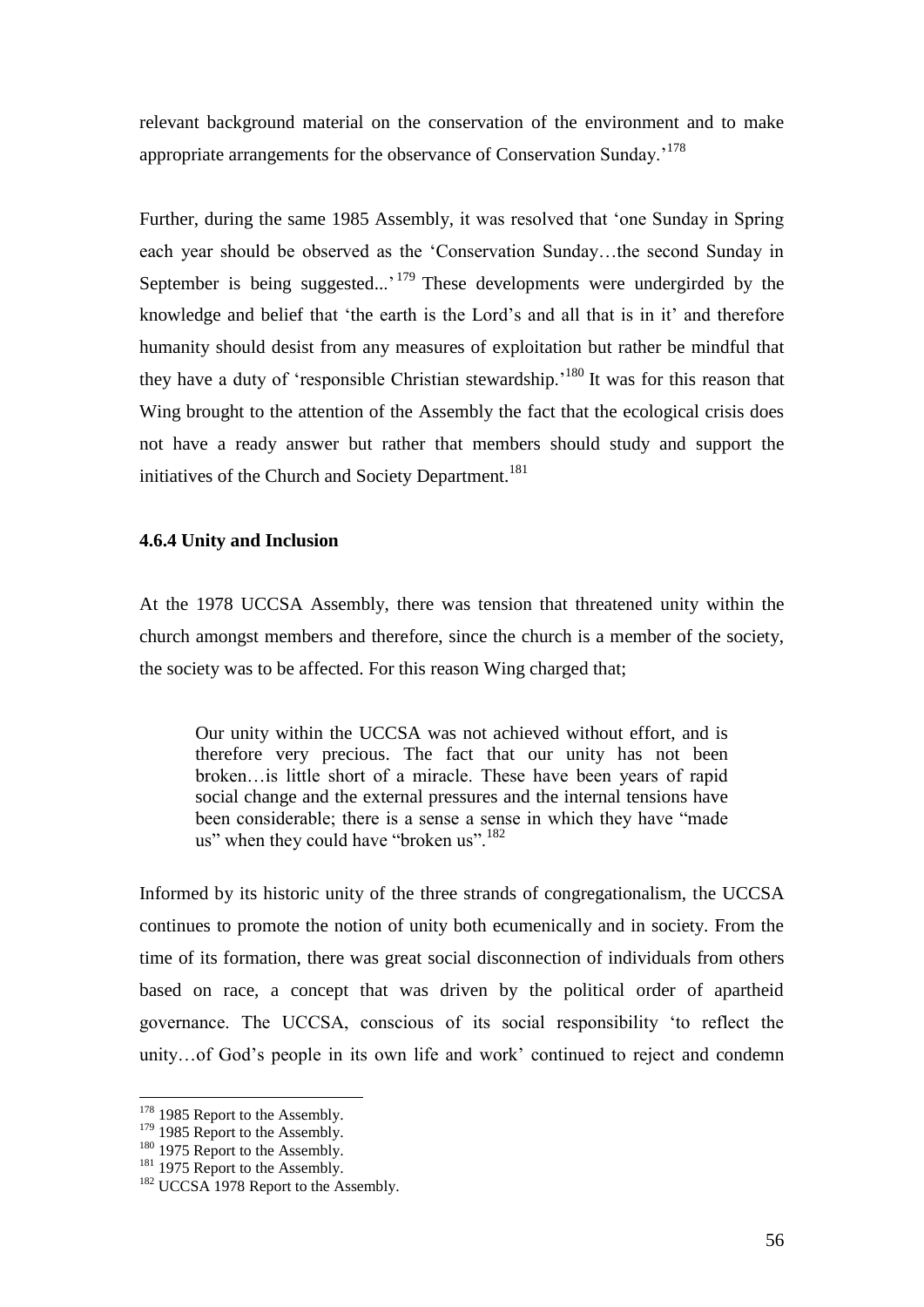relevant background material on the conservation of the environment and to make appropriate arrangements for the observance of Conservation Sunday.'[178]

Further, during the same 1985 Assembly, it was resolved that 'one Sunday in Spring each year should be observed as the 'Conservation Sunday…the second Sunday in September is being suggested...'[179] These developments were undergirded by the knowledge and belief that 'the earth is the Lord's and all that is in it' and therefore humanity should desist from any measures of exploitation but rather be mindful that they have a duty of 'responsible Christian stewardship.'[180] It was for this reason that Wing brought to the attention of the Assembly the fact that the ecological crisis does not have a ready answer but rather that members should study and support the initiatives of the Church and Society Department.[181]

### 4.6.4 Unity and Inclusion

At the 1978 UCCSA Assembly, there was tension that threatened unity within the church amongst members and therefore, since the church is a member of the society, the society was to be affected. For this reason Wing charged that;

> Our unity within the UCCSA was not achieved without effort, and is therefore very precious. The fact that our unity has not been broken…is little short of a miracle. These have been years of rapid social change and the external pressures and the internal tensions have been considerable; there is a sense a sense in which they have "made us" when they could have "broken us".[182]

Informed by its historic unity of the three strands of congregationalism, the UCCSA continues to promote the notion of unity both ecumenically and in society. From the time of its formation, there was great social disconnection of individuals from others based on race, a concept that was driven by the political order of apartheid governance. The UCCSA, conscious of its social responsibility 'to reflect the unity…of God's people in its own life and work' continued to reject and condemn

---

[178] 1985 Report to the Assembly.
[179] 1985 Report to the Assembly.
[180] 1975 Report to the Assembly.
[181] 1975 Report to the Assembly.
[182] UCCSA 1978 Report to the Assembly.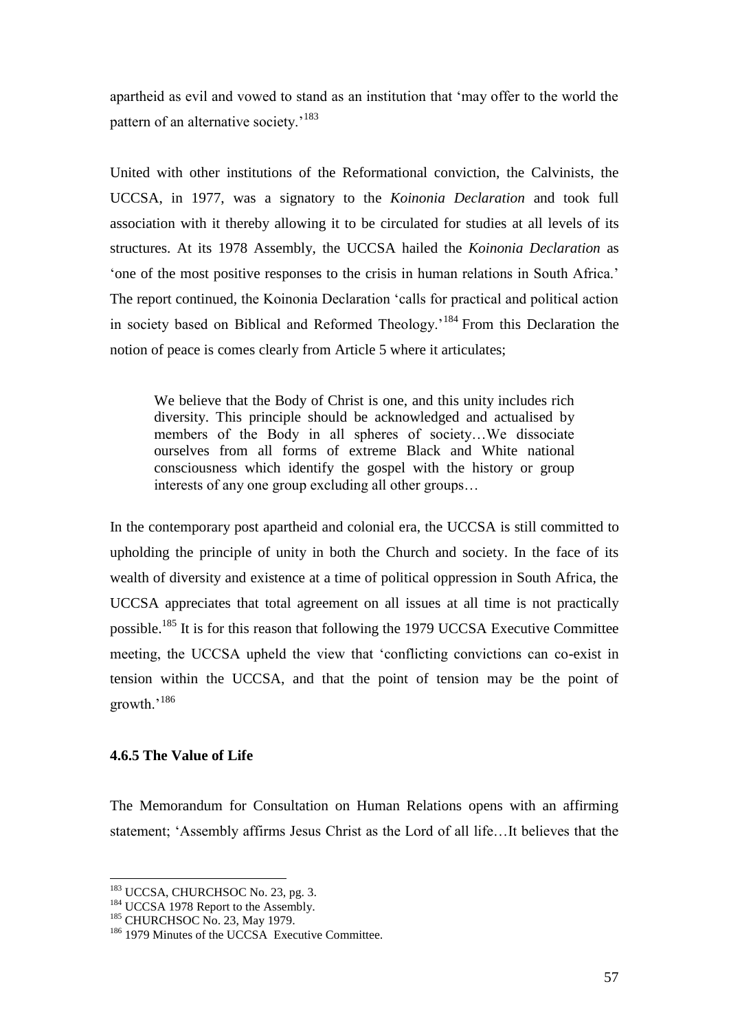apartheid as evil and vowed to stand as an institution that 'may offer to the world the pattern of an alternative society.'[183]

United with other institutions of the Reformational conviction, the Calvinists, the UCCSA, in 1977, was a signatory to the *Koinonia Declaration* and took full association with it thereby allowing it to be circulated for studies at all levels of its structures. At its 1978 Assembly, the UCCSA hailed the *Koinonia Declaration* as 'one of the most positive responses to the crisis in human relations in South Africa.' The report continued, the Koinonia Declaration 'calls for practical and political action in society based on Biblical and Reformed Theology.'[184] From this Declaration the notion of peace is comes clearly from Article 5 where it articulates;

> We believe that the Body of Christ is one, and this unity includes rich diversity. This principle should be acknowledged and actualised by members of the Body in all spheres of society…We dissociate ourselves from all forms of extreme Black and White national consciousness which identify the gospel with the history or group interests of any one group excluding all other groups…

In the contemporary post apartheid and colonial era, the UCCSA is still committed to upholding the principle of unity in both the Church and society. In the face of its wealth of diversity and existence at a time of political oppression in South Africa, the UCCSA appreciates that total agreement on all issues at all time is not practically possible.[185] It is for this reason that following the 1979 UCCSA Executive Committee meeting, the UCCSA upheld the view that 'conflicting convictions can co-exist in tension within the UCCSA, and that the point of tension may be the point of growth.'[186]

#### 4.6.5 The Value of Life

The Memorandum for Consultation on Human Relations opens with an affirming statement; 'Assembly affirms Jesus Christ as the Lord of all life…It believes that the

---

[183] UCCSA, CHURCHSOC No. 23, pg. 3.

[184] UCCSA 1978 Report to the Assembly.

[185] CHURCHSOC No. 23, May 1979.

[186] 1979 Minutes of the UCCSA Executive Committee.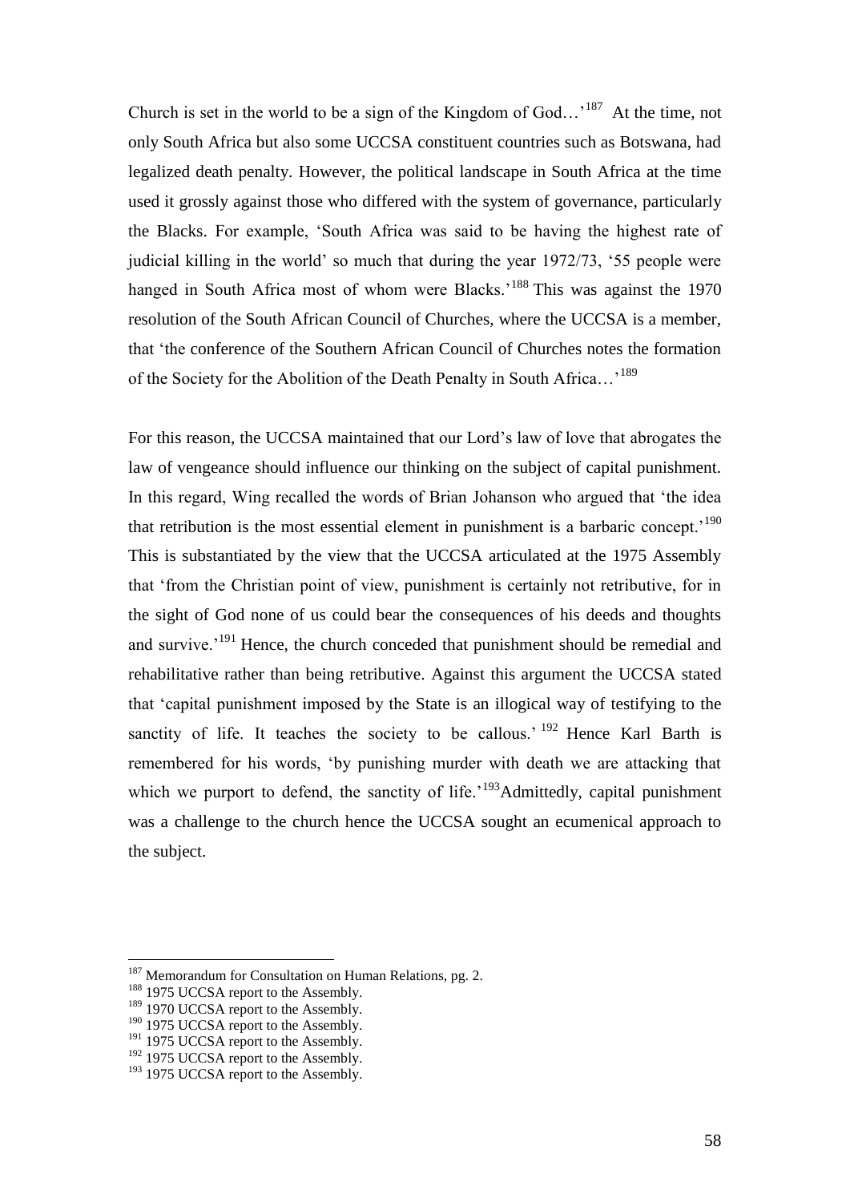Church is set in the world to be a sign of the Kingdom of God…'[187] At the time, not only South Africa but also some UCCSA constituent countries such as Botswana, had legalized death penalty. However, the political landscape in South Africa at the time used it grossly against those who differed with the system of governance, particularly the Blacks. For example, 'South Africa was said to be having the highest rate of judicial killing in the world' so much that during the year 1972/73, '55 people were hanged in South Africa most of whom were Blacks.'[188] This was against the 1970 resolution of the South African Council of Churches, where the UCCSA is a member, that 'the conference of the Southern African Council of Churches notes the formation of the Society for the Abolition of the Death Penalty in South Africa…'[189]

For this reason, the UCCSA maintained that our Lord's law of love that abrogates the law of vengeance should influence our thinking on the subject of capital punishment. In this regard, Wing recalled the words of Brian Johanson who argued that 'the idea that retribution is the most essential element in punishment is a barbaric concept.'[190] This is substantiated by the view that the UCCSA articulated at the 1975 Assembly that 'from the Christian point of view, punishment is certainly not retributive, for in the sight of God none of us could bear the consequences of his deeds and thoughts and survive.'[191] Hence, the church conceded that punishment should be remedial and rehabilitative rather than being retributive. Against this argument the UCCSA stated that 'capital punishment imposed by the State is an illogical way of testifying to the sanctity of life. It teaches the society to be callous.'[192] Hence Karl Barth is remembered for his words, 'by punishing murder with death we are attacking that which we purport to defend, the sanctity of life.'[193]Admittedly, capital punishment was a challenge to the church hence the UCCSA sought an ecumenical approach to the subject.

---

[187] Memorandum for Consultation on Human Relations, pg. 2.

[188] 1975 UCCSA report to the Assembly.

[189] 1970 UCCSA report to the Assembly.

[190] 1975 UCCSA report to the Assembly.

[191] 1975 UCCSA report to the Assembly.

[192] 1975 UCCSA report to the Assembly.

[193] 1975 UCCSA report to the Assembly.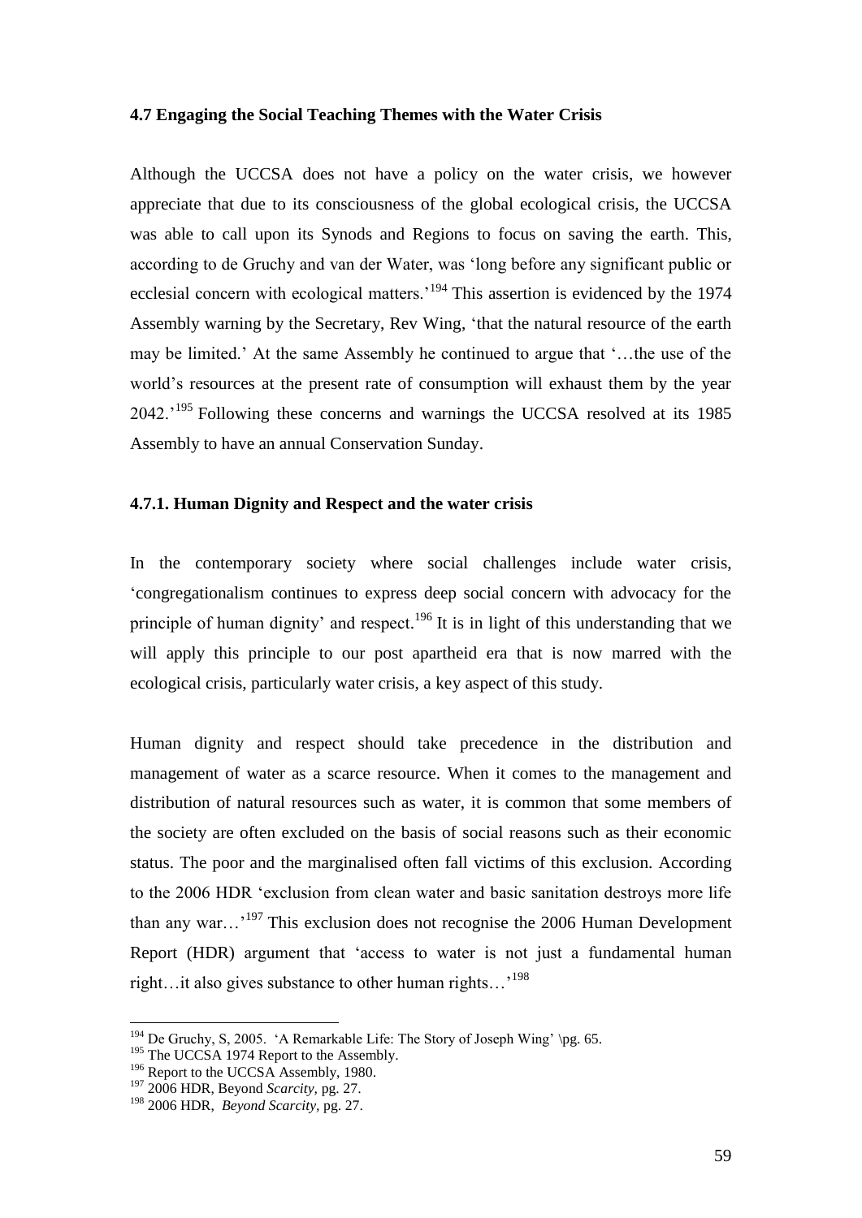### 4.7 Engaging the Social Teaching Themes with the Water Crisis

Although the UCCSA does not have a policy on the water crisis, we however appreciate that due to its consciousness of the global ecological crisis, the UCCSA was able to call upon its Synods and Regions to focus on saving the earth. This, according to de Gruchy and van der Water, was 'long before any significant public or ecclesial concern with ecological matters.'[194] This assertion is evidenced by the 1974 Assembly warning by the Secretary, Rev Wing, 'that the natural resource of the earth may be limited.' At the same Assembly he continued to argue that '…the use of the world's resources at the present rate of consumption will exhaust them by the year 2042.'[195] Following these concerns and warnings the UCCSA resolved at its 1985 Assembly to have an annual Conservation Sunday.

#### 4.7.1. Human Dignity and Respect and the water crisis

In the contemporary society where social challenges include water crisis, 'congregationalism continues to express deep social concern with advocacy for the principle of human dignity' and respect.[196] It is in light of this understanding that we will apply this principle to our post apartheid era that is now marred with the ecological crisis, particularly water crisis, a key aspect of this study.

Human dignity and respect should take precedence in the distribution and management of water as a scarce resource. When it comes to the management and distribution of natural resources such as water, it is common that some members of the society are often excluded on the basis of social reasons such as their economic status. The poor and the marginalised often fall victims of this exclusion. According to the 2006 HDR 'exclusion from clean water and basic sanitation destroys more life than any war…'[197] This exclusion does not recognise the 2006 Human Development Report (HDR) argument that 'access to water is not just a fundamental human right…it also gives substance to other human rights…'[198]

---

[194] De Gruchy, S, 2005. 'A Remarkable Life: The Story of Joseph Wing' \pg. 65.

[195] The UCCSA 1974 Report to the Assembly.

[196] Report to the UCCSA Assembly, 1980.

[197] 2006 HDR, Beyond *Scarcity*, pg. 27.

[198] 2006 HDR, *Beyond Scarcity*, pg. 27.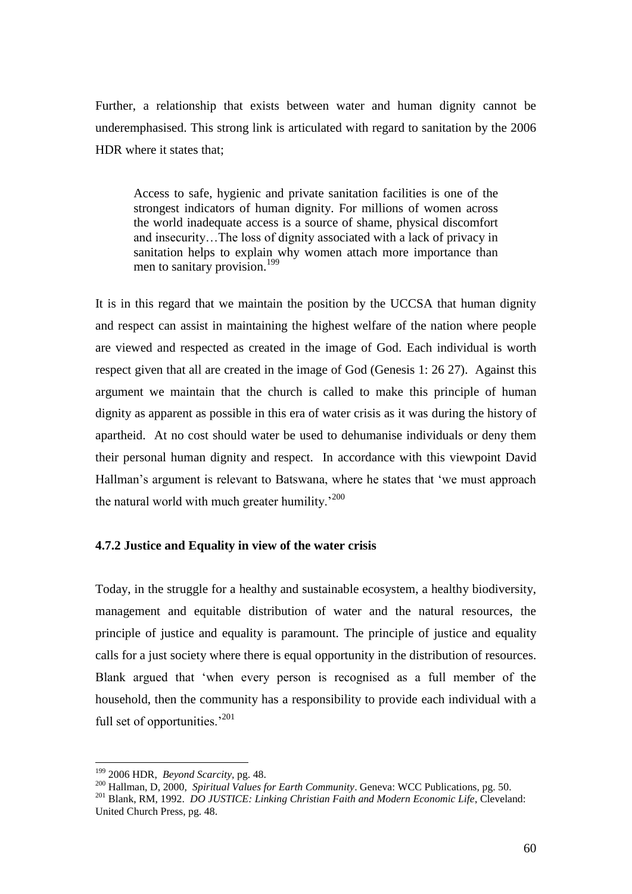Further, a relationship that exists between water and human dignity cannot be underemphasised. This strong link is articulated with regard to sanitation by the 2006 HDR where it states that;

> Access to safe, hygienic and private sanitation facilities is one of the strongest indicators of human dignity. For millions of women across the world inadequate access is a source of shame, physical discomfort and insecurity…The loss of dignity associated with a lack of privacy in sanitation helps to explain why women attach more importance than men to sanitary provision.[199]

It is in this regard that we maintain the position by the UCCSA that human dignity and respect can assist in maintaining the highest welfare of the nation where people are viewed and respected as created in the image of God. Each individual is worth respect given that all are created in the image of God (Genesis 1: 26 27). Against this argument we maintain that the church is called to make this principle of human dignity as apparent as possible in this era of water crisis as it was during the history of apartheid. At no cost should water be used to dehumanise individuals or deny them their personal human dignity and respect. In accordance with this viewpoint David Hallman's argument is relevant to Batswana, where he states that 'we must approach the natural world with much greater humility.'[200]

### 4.7.2 Justice and Equality in view of the water crisis

Today, in the struggle for a healthy and sustainable ecosystem, a healthy biodiversity, management and equitable distribution of water and the natural resources, the principle of justice and equality is paramount. The principle of justice and equality calls for a just society where there is equal opportunity in the distribution of resources. Blank argued that 'when every person is recognised as a full member of the household, then the community has a responsibility to provide each individual with a full set of opportunities.'[201]

---

[199] 2006 HDR, *Beyond Scarcity*, pg. 48.

[200] Hallman, D, 2000, *Spiritual Values for Earth Community*. Geneva: WCC Publications, pg. 50.

[201] Blank, RM, 1992. *DO JUSTICE: Linking Christian Faith and Modern Economic Life*, Cleveland: United Church Press, pg. 48.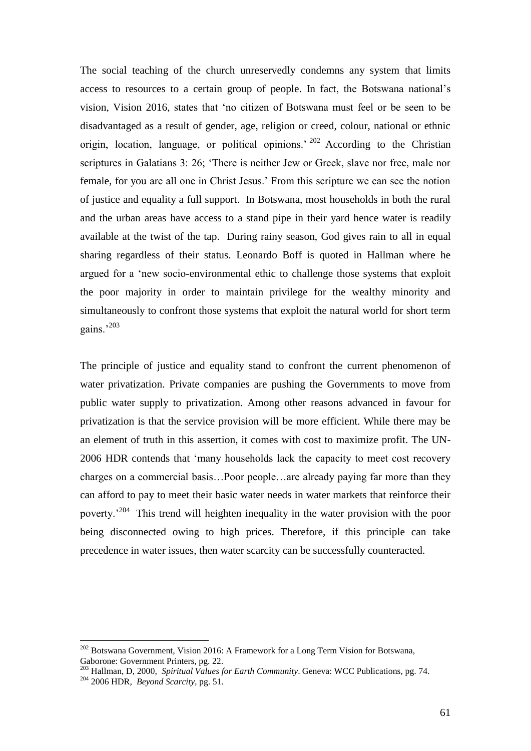The social teaching of the church unreservedly condemns any system that limits access to resources to a certain group of people. In fact, the Botswana national's vision, Vision 2016, states that 'no citizen of Botswana must feel or be seen to be disadvantaged as a result of gender, age, religion or creed, colour, national or ethnic origin, location, language, or political opinions.'[202] According to the Christian scriptures in Galatians 3: 26; 'There is neither Jew or Greek, slave nor free, male nor female, for you are all one in Christ Jesus.' From this scripture we can see the notion of justice and equality a full support. In Botswana, most households in both the rural and the urban areas have access to a stand pipe in their yard hence water is readily available at the twist of the tap. During rainy season, God gives rain to all in equal sharing regardless of their status. Leonardo Boff is quoted in Hallman where he argued for a 'new socio-environmental ethic to challenge those systems that exploit the poor majority in order to maintain privilege for the wealthy minority and simultaneously to confront those systems that exploit the natural world for short term gains.'[203]

The principle of justice and equality stand to confront the current phenomenon of water privatization. Private companies are pushing the Governments to move from public water supply to privatization. Among other reasons advanced in favour for privatization is that the service provision will be more efficient. While there may be an element of truth in this assertion, it comes with cost to maximize profit. The UN-2006 HDR contends that 'many households lack the capacity to meet cost recovery charges on a commercial basis…Poor people…are already paying far more than they can afford to pay to meet their basic water needs in water markets that reinforce their poverty.'[204] This trend will heighten inequality in the water provision with the poor being disconnected owing to high prices. Therefore, if this principle can take precedence in water issues, then water scarcity can be successfully counteracted.

---

[202] Botswana Government, Vision 2016: A Framework for a Long Term Vision for Botswana, Gaborone: Government Printers, pg. 22.

[203] Hallman, D, 2000, *Spiritual Values for Earth Community*. Geneva: WCC Publications, pg. 74.

[204] 2006 HDR, *Beyond Scarcity*, pg. 51.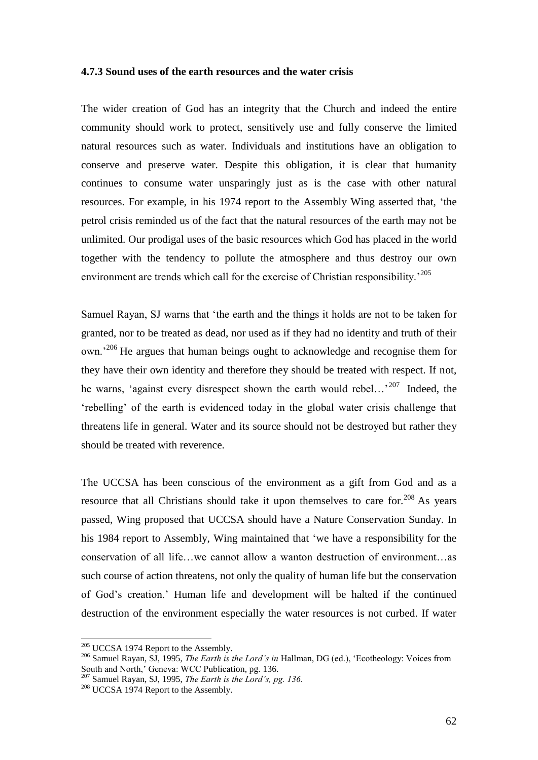### 4.7.3 Sound uses of the earth resources and the water crisis

The wider creation of God has an integrity that the Church and indeed the entire community should work to protect, sensitively use and fully conserve the limited natural resources such as water. Individuals and institutions have an obligation to conserve and preserve water. Despite this obligation, it is clear that humanity continues to consume water unsparingly just as is the case with other natural resources. For example, in his 1974 report to the Assembly Wing asserted that, 'the petrol crisis reminded us of the fact that the natural resources of the earth may not be unlimited. Our prodigal uses of the basic resources which God has placed in the world together with the tendency to pollute the atmosphere and thus destroy our own environment are trends which call for the exercise of Christian responsibility.'[205]

Samuel Rayan, SJ warns that 'the earth and the things it holds are not to be taken for granted, nor to be treated as dead, nor used as if they had no identity and truth of their own.'[206] He argues that human beings ought to acknowledge and recognise them for they have their own identity and therefore they should be treated with respect. If not, he warns, 'against every disrespect shown the earth would rebel…'[207] Indeed, the 'rebelling' of the earth is evidenced today in the global water crisis challenge that threatens life in general. Water and its source should not be destroyed but rather they should be treated with reverence.

The UCCSA has been conscious of the environment as a gift from God and as a resource that all Christians should take it upon themselves to care for.[208] As years passed, Wing proposed that UCCSA should have a Nature Conservation Sunday. In his 1984 report to Assembly, Wing maintained that 'we have a responsibility for the conservation of all life…we cannot allow a wanton destruction of environment…as such course of action threatens, not only the quality of human life but the conservation of God's creation.' Human life and development will be halted if the continued destruction of the environment especially the water resources is not curbed. If water

---

[205] UCCSA 1974 Report to the Assembly.

[206] Samuel Rayan, SJ, 1995, *The Earth is the Lord's in* Hallman, DG (ed.), 'Ecotheology: Voices from South and North,' Geneva: WCC Publication, pg. 136.

[207] Samuel Rayan, SJ, 1995, *The Earth is the Lord's, pg. 136.*

[208] UCCSA 1974 Report to the Assembly.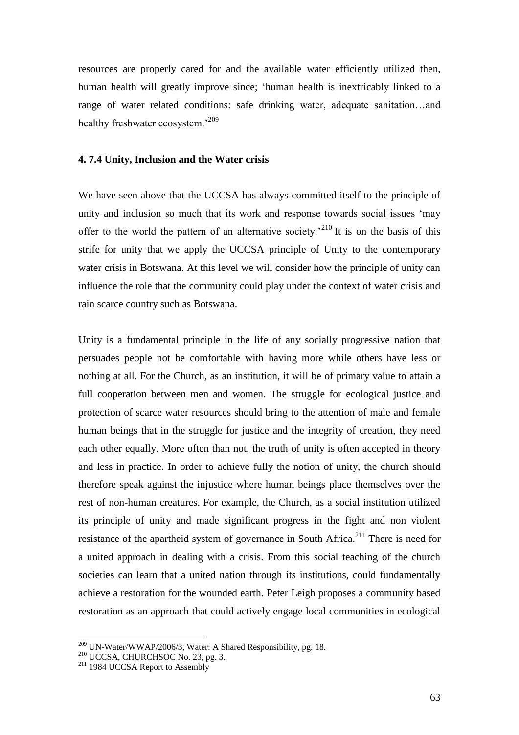resources are properly cared for and the available water efficiently utilized then, human health will greatly improve since; 'human health is inextricably linked to a range of water related conditions: safe drinking water, adequate sanitation…and healthy freshwater ecosystem.'[209]

#### 4. 7.4 Unity, Inclusion and the Water crisis

We have seen above that the UCCSA has always committed itself to the principle of unity and inclusion so much that its work and response towards social issues 'may offer to the world the pattern of an alternative society.'[210] It is on the basis of this strife for unity that we apply the UCCSA principle of Unity to the contemporary water crisis in Botswana. At this level we will consider how the principle of unity can influence the role that the community could play under the context of water crisis and rain scarce country such as Botswana.

Unity is a fundamental principle in the life of any socially progressive nation that persuades people not be comfortable with having more while others have less or nothing at all. For the Church, as an institution, it will be of primary value to attain a full cooperation between men and women. The struggle for ecological justice and protection of scarce water resources should bring to the attention of male and female human beings that in the struggle for justice and the integrity of creation, they need each other equally. More often than not, the truth of unity is often accepted in theory and less in practice. In order to achieve fully the notion of unity, the church should therefore speak against the injustice where human beings place themselves over the rest of non-human creatures. For example, the Church, as a social institution utilized its principle of unity and made significant progress in the fight and non violent resistance of the apartheid system of governance in South Africa.[211] There is need for a united approach in dealing with a crisis. From this social teaching of the church societies can learn that a united nation through its institutions, could fundamentally achieve a restoration for the wounded earth. Peter Leigh proposes a community based restoration as an approach that could actively engage local communities in ecological

---

[209] UN-Water/WWAP/2006/3, Water: A Shared Responsibility, pg. 18.

[210] UCCSA, CHURCHSOC No. 23, pg. 3.

[211] 1984 UCCSA Report to Assembly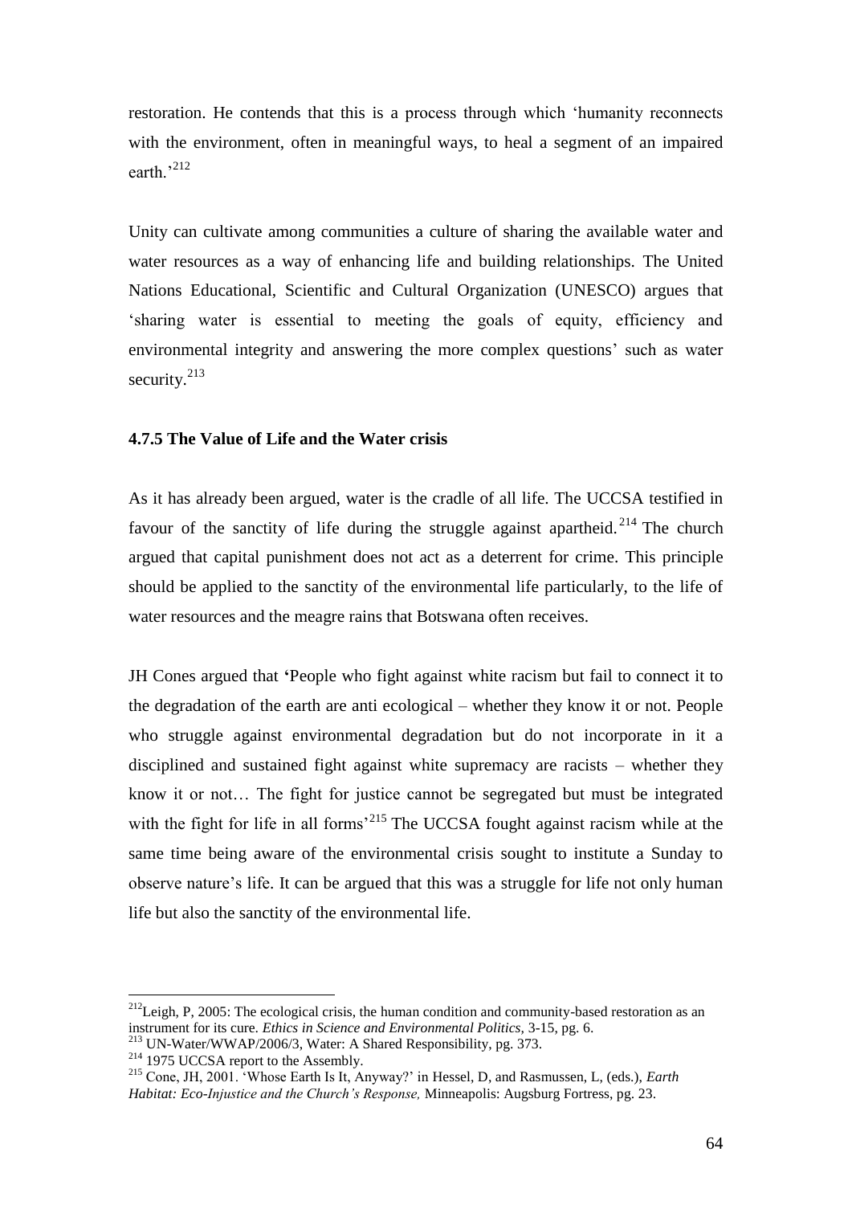restoration. He contends that this is a process through which 'humanity reconnects with the environment, often in meaningful ways, to heal a segment of an impaired earth.'[212]

Unity can cultivate among communities a culture of sharing the available water and water resources as a way of enhancing life and building relationships. The United Nations Educational, Scientific and Cultural Organization (UNESCO) argues that 'sharing water is essential to meeting the goals of equity, efficiency and environmental integrity and answering the more complex questions' such as water security.[213]

### 4.7.5 The Value of Life and the Water crisis

As it has already been argued, water is the cradle of all life. The UCCSA testified in favour of the sanctity of life during the struggle against apartheid.[214] The church argued that capital punishment does not act as a deterrent for crime. This principle should be applied to the sanctity of the environmental life particularly, to the life of water resources and the meagre rains that Botswana often receives.

JH Cones argued that 'People who fight against white racism but fail to connect it to the degradation of the earth are anti ecological – whether they know it or not. People who struggle against environmental degradation but do not incorporate in it a disciplined and sustained fight against white supremacy are racists – whether they know it or not… The fight for justice cannot be segregated but must be integrated with the fight for life in all forms'[215] The UCCSA fought against racism while at the same time being aware of the environmental crisis sought to institute a Sunday to observe nature's life. It can be argued that this was a struggle for life not only human life but also the sanctity of the environmental life.

---

[212] Leigh, P, 2005: The ecological crisis, the human condition and community-based restoration as an instrument for its cure. *Ethics in Science and Environmental Politics,* 3-15, pg. 6.

[213] UN-Water/WWAP/2006/3, Water: A Shared Responsibility, pg. 373.

[214] 1975 UCCSA report to the Assembly.

[215] Cone, JH, 2001. 'Whose Earth Is It, Anyway?' in Hessel, D, and Rasmussen, L, (eds.), *Earth Habitat: Eco-Injustice and the Church's Response,* Minneapolis: Augsburg Fortress, pg. 23.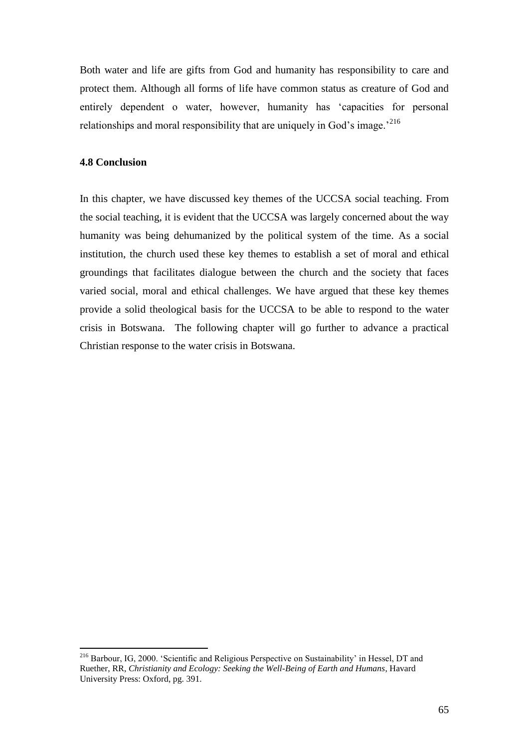Both water and life are gifts from God and humanity has responsibility to care and protect them. Although all forms of life have common status as creature of God and entirely dependent o water, however, humanity has 'capacities for personal relationships and moral responsibility that are uniquely in God's image.'[216]

### 4.8 Conclusion

In this chapter, we have discussed key themes of the UCCSA social teaching. From the social teaching, it is evident that the UCCSA was largely concerned about the way humanity was being dehumanized by the political system of the time. As a social institution, the church used these key themes to establish a set of moral and ethical groundings that facilitates dialogue between the church and the society that faces varied social, moral and ethical challenges. We have argued that these key themes provide a solid theological basis for the UCCSA to be able to respond to the water crisis in Botswana. The following chapter will go further to advance a practical Christian response to the water crisis in Botswana.

---

[216] Barbour, IG, 2000. 'Scientific and Religious Perspective on Sustainability' in Hessel, DT and Ruether, RR, *Christianity and Ecology: Seeking the Well-Being of Earth and Humans*, Havard University Press: Oxford, pg. 391.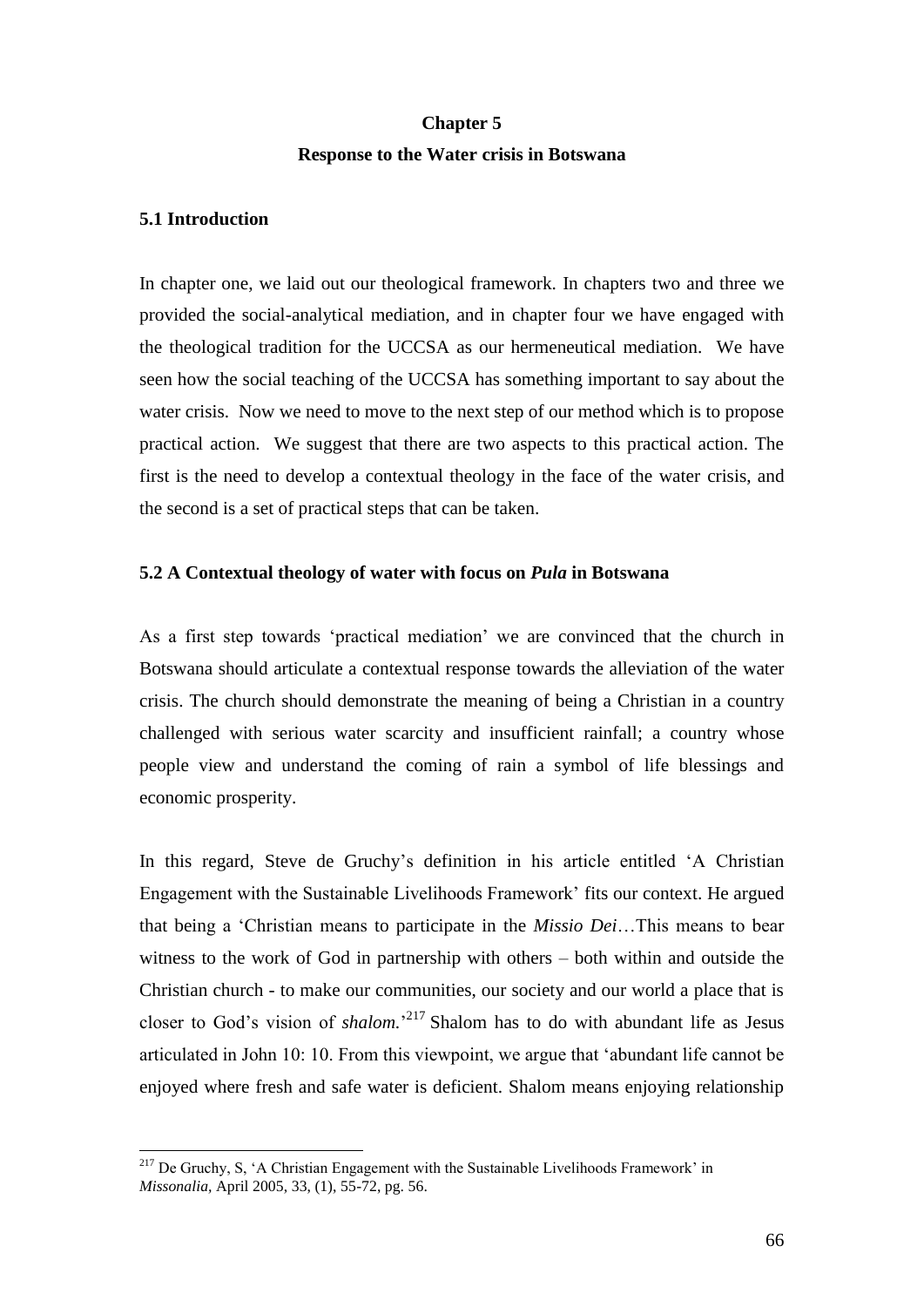# Chapter 5

## Response to the Water crisis in Botswana

### 5.1 Introduction

In chapter one, we laid out our theological framework. In chapters two and three we provided the social-analytical mediation, and in chapter four we have engaged with the theological tradition for the UCCSA as our hermeneutical mediation. We have seen how the social teaching of the UCCSA has something important to say about the water crisis. Now we need to move to the next step of our method which is to propose practical action. We suggest that there are two aspects to this practical action. The first is the need to develop a contextual theology in the face of the water crisis, and the second is a set of practical steps that can be taken.

### 5.2 A Contextual theology of water with focus on *Pula* in Botswana

As a first step towards 'practical mediation' we are convinced that the church in Botswana should articulate a contextual response towards the alleviation of the water crisis. The church should demonstrate the meaning of being a Christian in a country challenged with serious water scarcity and insufficient rainfall; a country whose people view and understand the coming of rain a symbol of life blessings and economic prosperity.

In this regard, Steve de Gruchy's definition in his article entitled 'A Christian Engagement with the Sustainable Livelihoods Framework' fits our context. He argued that being a 'Christian means to participate in the *Missio Dei*…This means to bear witness to the work of God in partnership with others – both within and outside the Christian church - to make our communities, our society and our world a place that is closer to God's vision of *shalom.*'[217] Shalom has to do with abundant life as Jesus articulated in John 10: 10. From this viewpoint, we argue that 'abundant life cannot be enjoyed where fresh and safe water is deficient. Shalom means enjoying relationship

[217] De Gruchy, S, 'A Christian Engagement with the Sustainable Livelihoods Framework' in *Missonalia*, April 2005, 33, (1), 55-72, pg. 56.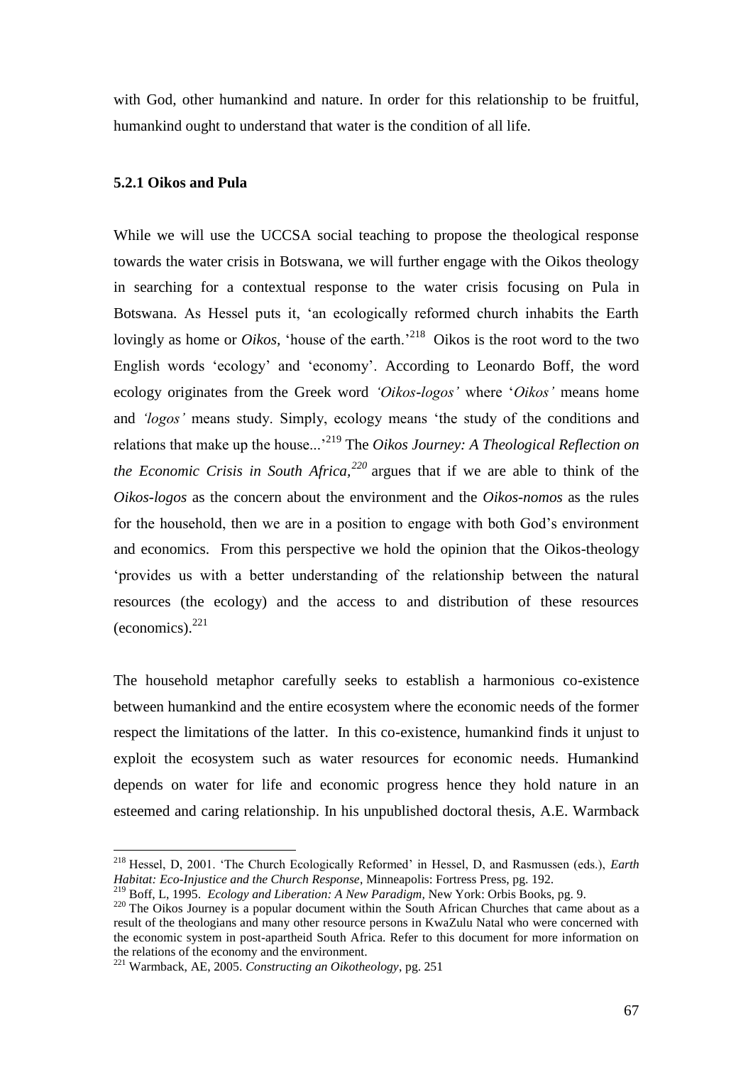with God, other humankind and nature. In order for this relationship to be fruitful, humankind ought to understand that water is the condition of all life.

### 5.2.1 Oikos and Pula

While we will use the UCCSA social teaching to propose the theological response towards the water crisis in Botswana, we will further engage with the Oikos theology in searching for a contextual response to the water crisis focusing on Pula in Botswana. As Hessel puts it, 'an ecologically reformed church inhabits the Earth lovingly as home or *Oikos,* 'house of the earth.'[218] Oikos is the root word to the two English words 'ecology' and 'economy'. According to Leonardo Boff, the word ecology originates from the Greek word *'Oikos-logos'* where '*Oikos'* means home and *'logos'* means study. Simply, ecology means 'the study of the conditions and relations that make up the house...'[219] The *Oikos Journey: A Theological Reflection on the Economic Crisis in South Africa,*[220] argues that if we are able to think of the *Oikos-logos* as the concern about the environment and the *Oikos-nomos* as the rules for the household, then we are in a position to engage with both God's environment and economics. From this perspective we hold the opinion that the Oikos-theology 'provides us with a better understanding of the relationship between the natural resources (the ecology) and the access to and distribution of these resources (economics).[221]

The household metaphor carefully seeks to establish a harmonious co-existence between humankind and the entire ecosystem where the economic needs of the former respect the limitations of the latter. In this co-existence, humankind finds it unjust to exploit the ecosystem such as water resources for economic needs. Humankind depends on water for life and economic progress hence they hold nature in an esteemed and caring relationship. In his unpublished doctoral thesis, A.E. Warmback

---

[218] Hessel, D, 2001. 'The Church Ecologically Reformed' in Hessel, D, and Rasmussen (eds.), *Earth Habitat: Eco-Injustice and the Church Response*, Minneapolis: Fortress Press, pg. 192.

[219] Boff, L, 1995. *Ecology and Liberation: A New Paradigm,* New York: Orbis Books, pg. 9.

[220] The Oikos Journey is a popular document within the South African Churches that came about as a result of the theologians and many other resource persons in KwaZulu Natal who were concerned with the economic system in post-apartheid South Africa. Refer to this document for more information on the relations of the economy and the environment.

[221] Warmback, AE, 2005. *Constructing an Oikotheology*, pg. 251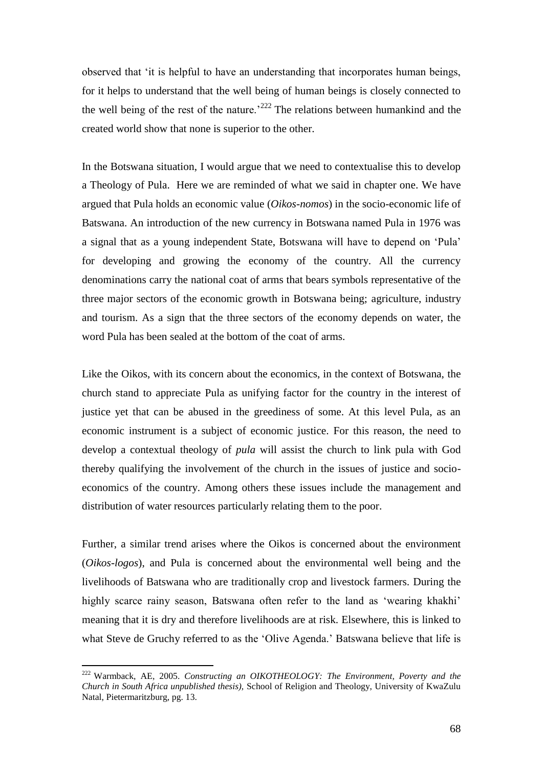observed that 'it is helpful to have an understanding that incorporates human beings, for it helps to understand that the well being of human beings is closely connected to the well being of the rest of the nature.'[222] The relations between humankind and the created world show that none is superior to the other.

In the Botswana situation, I would argue that we need to contextualise this to develop a Theology of Pula. Here we are reminded of what we said in chapter one. We have argued that Pula holds an economic value (*Oikos-nomos*) in the socio-economic life of Batswana. An introduction of the new currency in Botswana named Pula in 1976 was a signal that as a young independent State, Botswana will have to depend on 'Pula' for developing and growing the economy of the country. All the currency denominations carry the national coat of arms that bears symbols representative of the three major sectors of the economic growth in Botswana being; agriculture, industry and tourism. As a sign that the three sectors of the economy depends on water, the word Pula has been sealed at the bottom of the coat of arms.

Like the Oikos, with its concern about the economics, in the context of Botswana, the church stand to appreciate Pula as unifying factor for the country in the interest of justice yet that can be abused in the greediness of some. At this level Pula, as an economic instrument is a subject of economic justice. For this reason, the need to develop a contextual theology of *pula* will assist the church to link pula with God thereby qualifying the involvement of the church in the issues of justice and socio-economics of the country. Among others these issues include the management and distribution of water resources particularly relating them to the poor.

Further, a similar trend arises where the Oikos is concerned about the environment (*Oikos-logos*), and Pula is concerned about the environmental well being and the livelihoods of Batswana who are traditionally crop and livestock farmers. During the highly scarce rainy season, Batswana often refer to the land as 'wearing khakhi' meaning that it is dry and therefore livelihoods are at risk. Elsewhere, this is linked to what Steve de Gruchy referred to as the 'Olive Agenda.' Batswana believe that life is

---

[222] Warmback, AE, 2005. *Constructing an OIKOTHEOLOGY: The Environment, Poverty and the Church in South Africa unpublished thesis),* School of Religion and Theology, University of KwaZulu Natal, Pietermaritzburg, pg. 13.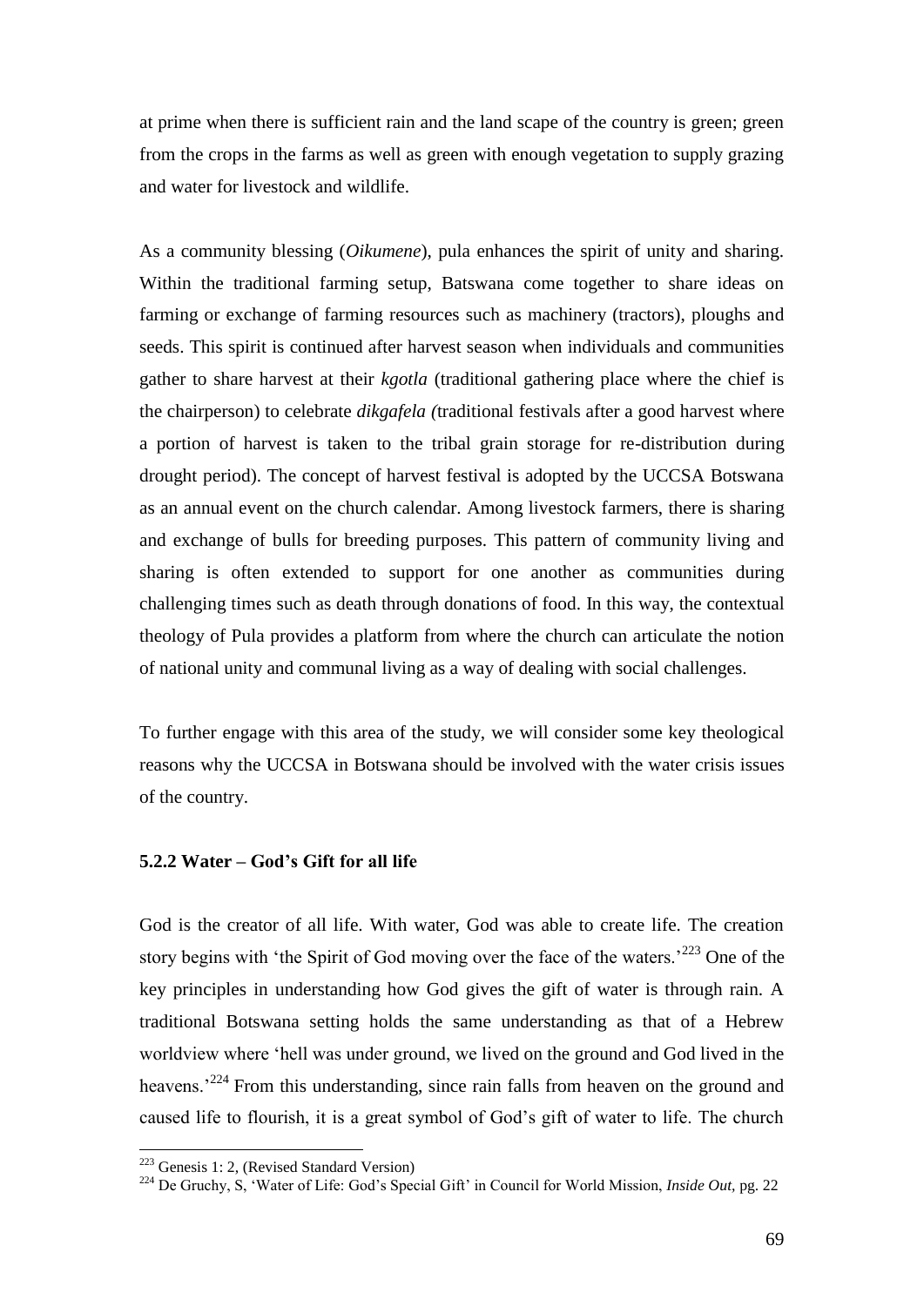at prime when there is sufficient rain and the land scape of the country is green; green from the crops in the farms as well as green with enough vegetation to supply grazing and water for livestock and wildlife.

As a community blessing (*Oikumene*), pula enhances the spirit of unity and sharing. Within the traditional farming setup, Batswana come together to share ideas on farming or exchange of farming resources such as machinery (tractors), ploughs and seeds. This spirit is continued after harvest season when individuals and communities gather to share harvest at their *kgotla* (traditional gathering place where the chief is the chairperson) to celebrate *dikgafela (*traditional festivals after a good harvest where a portion of harvest is taken to the tribal grain storage for re-distribution during drought period). The concept of harvest festival is adopted by the UCCSA Botswana as an annual event on the church calendar. Among livestock farmers, there is sharing and exchange of bulls for breeding purposes. This pattern of community living and sharing is often extended to support for one another as communities during challenging times such as death through donations of food. In this way, the contextual theology of Pula provides a platform from where the church can articulate the notion of national unity and communal living as a way of dealing with social challenges.

To further engage with this area of the study, we will consider some key theological reasons why the UCCSA in Botswana should be involved with the water crisis issues of the country.

### 5.2.2 Water – God's Gift for all life

God is the creator of all life. With water, God was able to create life. The creation story begins with 'the Spirit of God moving over the face of the waters.'[223] One of the key principles in understanding how God gives the gift of water is through rain. A traditional Botswana setting holds the same understanding as that of a Hebrew worldview where 'hell was under ground, we lived on the ground and God lived in the heavens.'[224] From this understanding, since rain falls from heaven on the ground and caused life to flourish, it is a great symbol of God's gift of water to life. The church

---

[223] Genesis 1: 2, (Revised Standard Version)

[224] De Gruchy, S, 'Water of Life: God's Special Gift' in Council for World Mission, *Inside Out*, pg. 22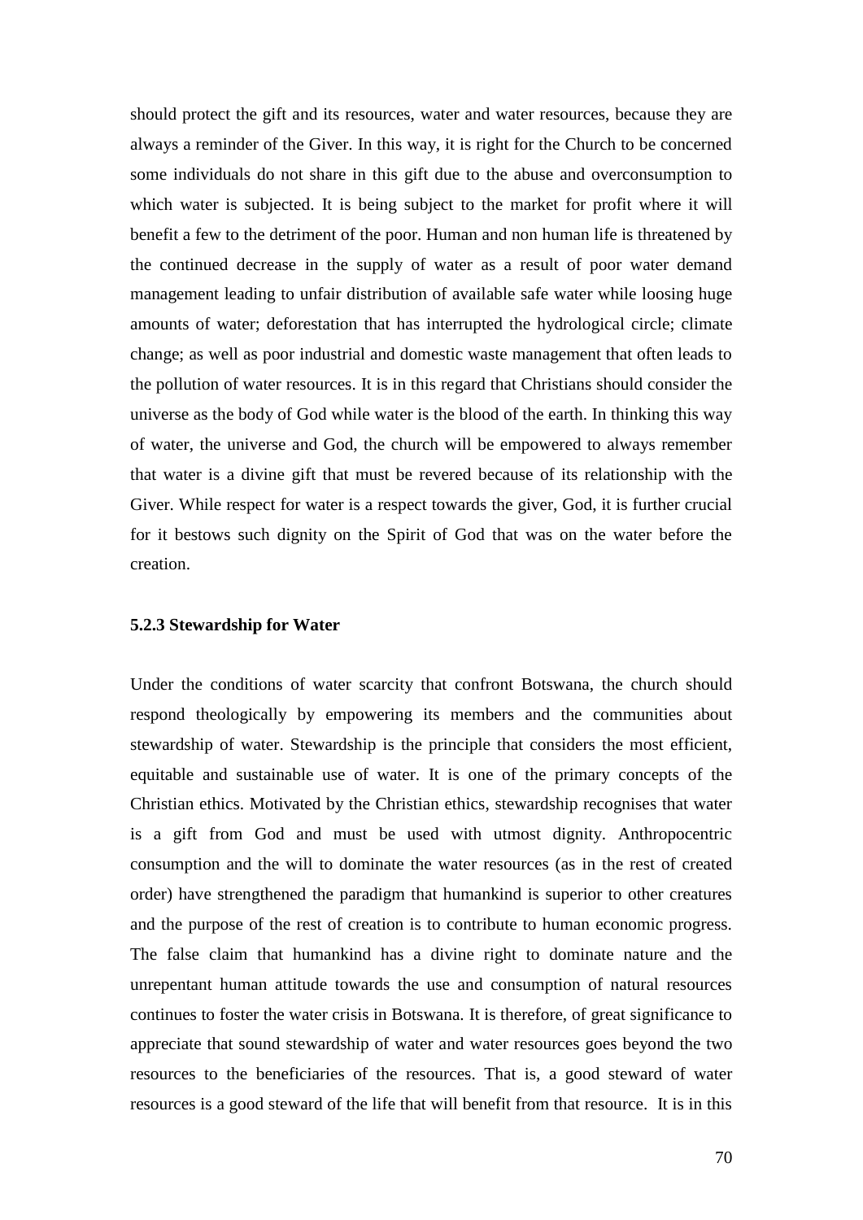should protect the gift and its resources, water and water resources, because they are always a reminder of the Giver. In this way, it is right for the Church to be concerned some individuals do not share in this gift due to the abuse and overconsumption to which water is subjected. It is being subject to the market for profit where it will benefit a few to the detriment of the poor. Human and non human life is threatened by the continued decrease in the supply of water as a result of poor water demand management leading to unfair distribution of available safe water while loosing huge amounts of water; deforestation that has interrupted the hydrological circle; climate change; as well as poor industrial and domestic waste management that often leads to the pollution of water resources. It is in this regard that Christians should consider the universe as the body of God while water is the blood of the earth. In thinking this way of water, the universe and God, the church will be empowered to always remember that water is a divine gift that must be revered because of its relationship with the Giver. While respect for water is a respect towards the giver, God, it is further crucial for it bestows such dignity on the Spirit of God that was on the water before the creation.

### 5.2.3 Stewardship for Water

Under the conditions of water scarcity that confront Botswana, the church should respond theologically by empowering its members and the communities about stewardship of water. Stewardship is the principle that considers the most efficient, equitable and sustainable use of water. It is one of the primary concepts of the Christian ethics. Motivated by the Christian ethics, stewardship recognises that water is a gift from God and must be used with utmost dignity. Anthropocentric consumption and the will to dominate the water resources (as in the rest of created order) have strengthened the paradigm that humankind is superior to other creatures and the purpose of the rest of creation is to contribute to human economic progress. The false claim that humankind has a divine right to dominate nature and the unrepentant human attitude towards the use and consumption of natural resources continues to foster the water crisis in Botswana. It is therefore, of great significance to appreciate that sound stewardship of water and water resources goes beyond the two resources to the beneficiaries of the resources. That is, a good steward of water resources is a good steward of the life that will benefit from that resource. It is in this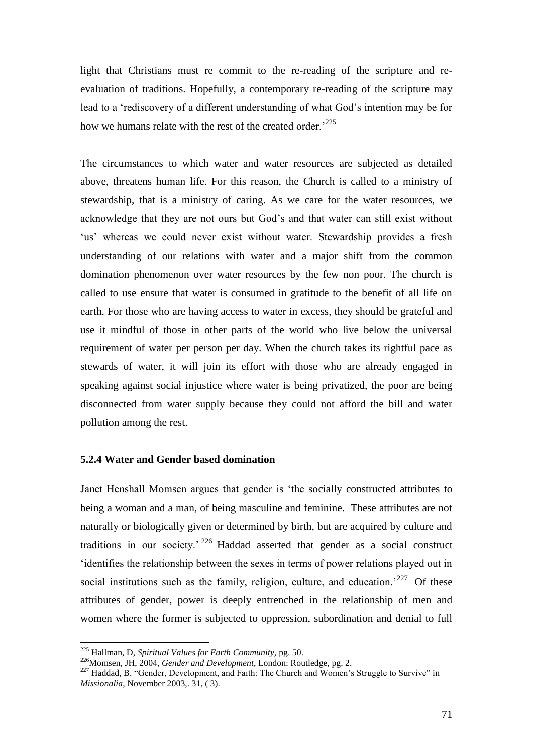light that Christians must re commit to the re-reading of the scripture and re-evaluation of traditions. Hopefully, a contemporary re-reading of the scripture may lead to a 'rediscovery of a different understanding of what God's intention may be for how we humans relate with the rest of the created order.'[225]

The circumstances to which water and water resources are subjected as detailed above, threatens human life. For this reason, the Church is called to a ministry of stewardship, that is a ministry of caring. As we care for the water resources, we acknowledge that they are not ours but God's and that water can still exist without 'us' whereas we could never exist without water. Stewardship provides a fresh understanding of our relations with water and a major shift from the common domination phenomenon over water resources by the few non poor. The church is called to use ensure that water is consumed in gratitude to the benefit of all life on earth. For those who are having access to water in excess, they should be grateful and use it mindful of those in other parts of the world who live below the universal requirement of water per person per day. When the church takes its rightful pace as stewards of water, it will join its effort with those who are already engaged in speaking against social injustice where water is being privatized, the poor are being disconnected from water supply because they could not afford the bill and water pollution among the rest.

### 5.2.4 Water and Gender based domination

Janet Henshall Momsen argues that gender is 'the socially constructed attributes to being a woman and a man, of being masculine and feminine. These attributes are not naturally or biologically given or determined by birth, but are acquired by culture and traditions in our society.'[226] Haddad asserted that gender as a social construct 'identifies the relationship between the sexes in terms of power relations played out in social institutions such as the family, religion, culture, and education.'[227] Of these attributes of gender, power is deeply entrenched in the relationship of men and women where the former is subjected to oppression, subordination and denial to full

---

[225] Hallman, D, *Spiritual Values for Earth Community,* pg. 50.

[226] Momsen, JH, 2004, *Gender and Development*, London: Routledge, pg. 2.

[227] Haddad, B. "Gender, Development, and Faith: The Church and Women's Struggle to Survive" in *Missionalia*, November 2003,. 31, ( 3).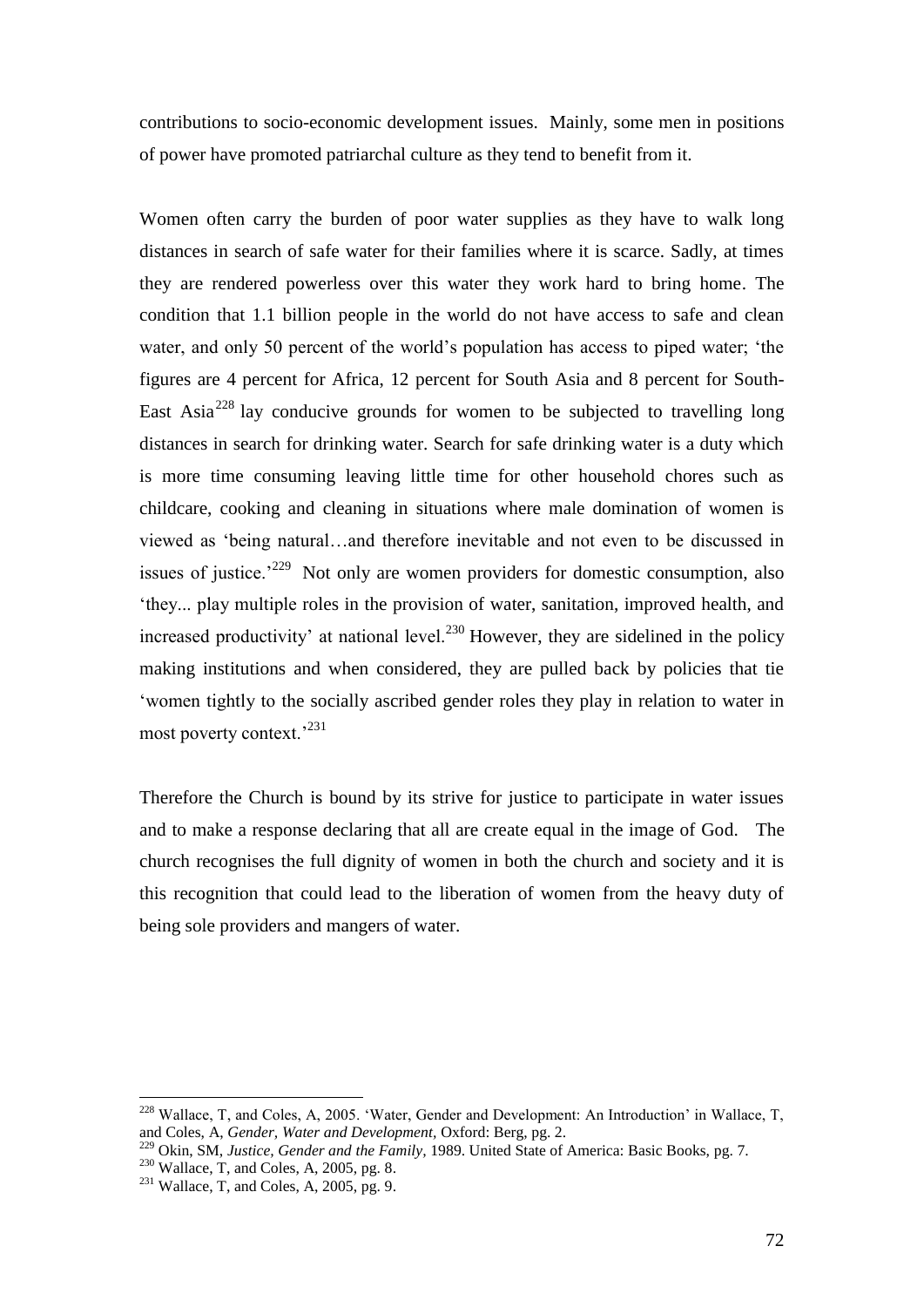contributions to socio-economic development issues. Mainly, some men in positions of power have promoted patriarchal culture as they tend to benefit from it.

Women often carry the burden of poor water supplies as they have to walk long distances in search of safe water for their families where it is scarce. Sadly, at times they are rendered powerless over this water they work hard to bring home. The condition that 1.1 billion people in the world do not have access to safe and clean water, and only 50 percent of the world's population has access to piped water; 'the figures are 4 percent for Africa, 12 percent for South Asia and 8 percent for South-East Asia[228] lay conducive grounds for women to be subjected to travelling long distances in search for drinking water. Search for safe drinking water is a duty which is more time consuming leaving little time for other household chores such as childcare, cooking and cleaning in situations where male domination of women is viewed as 'being natural…and therefore inevitable and not even to be discussed in issues of justice.'[229] Not only are women providers for domestic consumption, also 'they... play multiple roles in the provision of water, sanitation, improved health, and increased productivity' at national level.[230] However, they are sidelined in the policy making institutions and when considered, they are pulled back by policies that tie 'women tightly to the socially ascribed gender roles they play in relation to water in most poverty context.'[231]

Therefore the Church is bound by its strive for justice to participate in water issues and to make a response declaring that all are create equal in the image of God. The church recognises the full dignity of women in both the church and society and it is this recognition that could lead to the liberation of women from the heavy duty of being sole providers and mangers of water.

---

[228] Wallace, T, and Coles, A, 2005. 'Water, Gender and Development: An Introduction' in Wallace, T, and Coles, A, *Gender, Water and Development,* Oxford: Berg, pg. 2.

[229] Okin, SM, *Justice, Gender and the Family,* 1989. United State of America: Basic Books, pg. 7.

[230] Wallace, T, and Coles, A, 2005, pg. 8.

[231] Wallace, T, and Coles, A, 2005, pg. 9.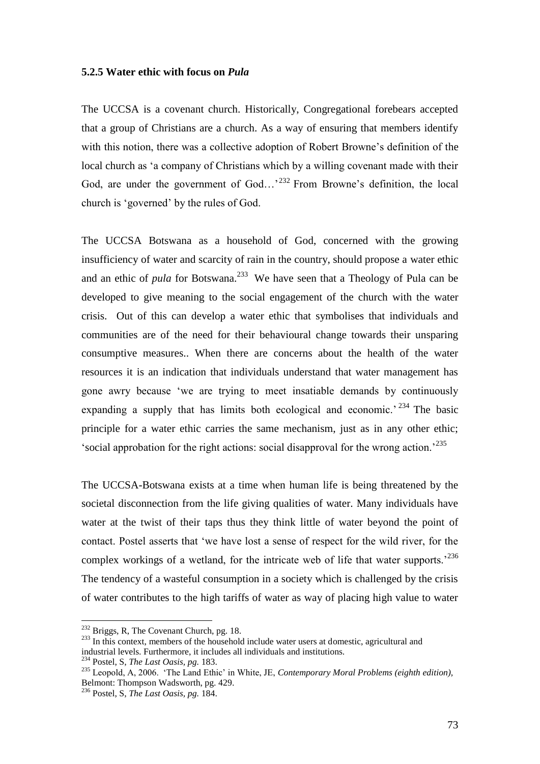### 5.2.5 Water ethic with focus on *Pula*

The UCCSA is a covenant church. Historically, Congregational forebears accepted that a group of Christians are a church. As a way of ensuring that members identify with this notion, there was a collective adoption of Robert Browne's definition of the local church as 'a company of Christians which by a willing covenant made with their God, are under the government of God…'[232] From Browne's definition, the local church is 'governed' by the rules of God.

The UCCSA Botswana as a household of God, concerned with the growing insufficiency of water and scarcity of rain in the country, should propose a water ethic and an ethic of *pula* for Botswana.[233] We have seen that a Theology of Pula can be developed to give meaning to the social engagement of the church with the water crisis. Out of this can develop a water ethic that symbolises that individuals and communities are of the need for their behavioural change towards their unsparing consumptive measures.. When there are concerns about the health of the water resources it is an indication that individuals understand that water management has gone awry because 'we are trying to meet insatiable demands by continuously expanding a supply that has limits both ecological and economic.'[234] The basic principle for a water ethic carries the same mechanism, just as in any other ethic; 'social approbation for the right actions: social disapproval for the wrong action.'[235]

The UCCSA-Botswana exists at a time when human life is being threatened by the societal disconnection from the life giving qualities of water. Many individuals have water at the twist of their taps thus they think little of water beyond the point of contact. Postel asserts that 'we have lost a sense of respect for the wild river, for the complex workings of a wetland, for the intricate web of life that water supports.'[236] The tendency of a wasteful consumption in a society which is challenged by the crisis of water contributes to the high tariffs of water as way of placing high value to water

---

[232] Briggs, R, The Covenant Church, pg. 18.

[233] In this context, members of the household include water users at domestic, agricultural and industrial levels. Furthermore, it includes all individuals and institutions.

[234] Postel, S, *The Last Oasis, pg.* 183.

[235] Leopold, A, 2006. 'The Land Ethic' in White, JE, *Contemporary Moral Problems (eighth edition),* Belmont: Thompson Wadsworth, pg. 429.

[236] Postel, S, *The Last Oasis, pg.* 184.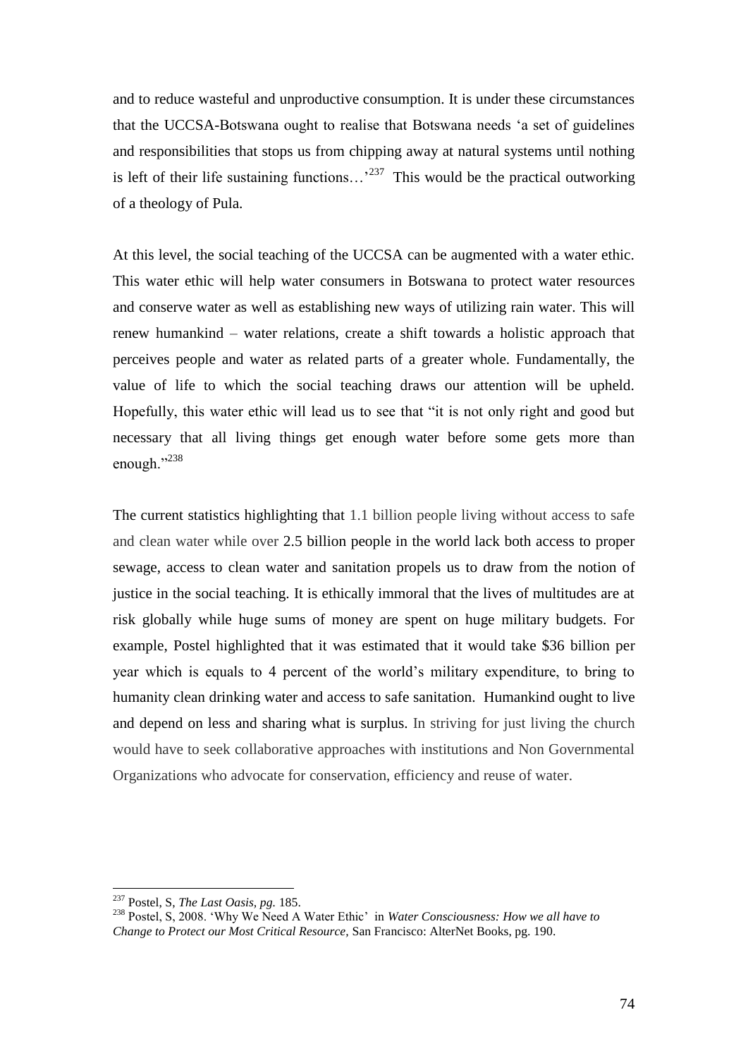and to reduce wasteful and unproductive consumption. It is under these circumstances that the UCCSA-Botswana ought to realise that Botswana needs 'a set of guidelines and responsibilities that stops us from chipping away at natural systems until nothing is left of their life sustaining functions…'[237] This would be the practical outworking of a theology of Pula.

At this level, the social teaching of the UCCSA can be augmented with a water ethic. This water ethic will help water consumers in Botswana to protect water resources and conserve water as well as establishing new ways of utilizing rain water. This will renew humankind – water relations, create a shift towards a holistic approach that perceives people and water as related parts of a greater whole. Fundamentally, the value of life to which the social teaching draws our attention will be upheld. Hopefully, this water ethic will lead us to see that "it is not only right and good but necessary that all living things get enough water before some gets more than enough."[238]

The current statistics highlighting that 1.1 billion people living without access to safe and clean water while over 2.5 billion people in the world lack both access to proper sewage, access to clean water and sanitation propels us to draw from the notion of justice in the social teaching. It is ethically immoral that the lives of multitudes are at risk globally while huge sums of money are spent on huge military budgets. For example, Postel highlighted that it was estimated that it would take $36 billion per year which is equals to 4 percent of the world's military expenditure, to bring to humanity clean drinking water and access to safe sanitation. Humankind ought to live and depend on less and sharing what is surplus. In striving for just living the church would have to seek collaborative approaches with institutions and Non Governmental Organizations who advocate for conservation, efficiency and reuse of water.

---

[237] Postel, S, *The Last Oasis, pg.* 185.

[238] Postel, S, 2008. 'Why We Need A Water Ethic' in *Water Consciousness: How we all have to Change to Protect our Most Critical Resource,* San Francisco: AlterNet Books, pg. 190.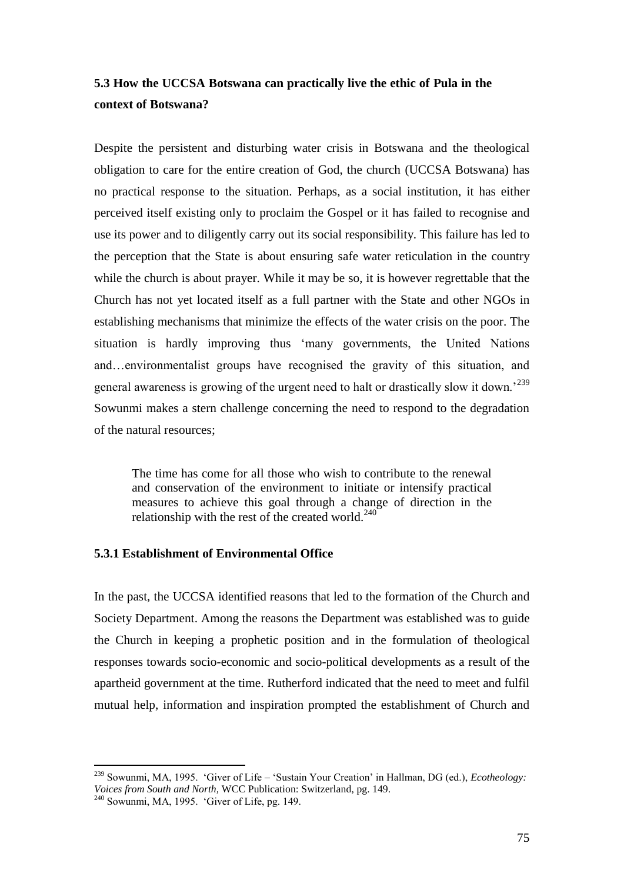### 5.3 How the UCCSA Botswana can practically live the ethic of Pula in the context of Botswana?

Despite the persistent and disturbing water crisis in Botswana and the theological obligation to care for the entire creation of God, the church (UCCSA Botswana) has no practical response to the situation. Perhaps, as a social institution, it has either perceived itself existing only to proclaim the Gospel or it has failed to recognise and use its power and to diligently carry out its social responsibility. This failure has led to the perception that the State is about ensuring safe water reticulation in the country while the church is about prayer. While it may be so, it is however regrettable that the Church has not yet located itself as a full partner with the State and other NGOs in establishing mechanisms that minimize the effects of the water crisis on the poor. The situation is hardly improving thus 'many governments, the United Nations and…environmentalist groups have recognised the gravity of this situation, and general awareness is growing of the urgent need to halt or drastically slow it down.'[239] Sowunmi makes a stern challenge concerning the need to respond to the degradation of the natural resources;

> The time has come for all those who wish to contribute to the renewal and conservation of the environment to initiate or intensify practical measures to achieve this goal through a change of direction in the relationship with the rest of the created world.[240]

#### 5.3.1 Establishment of Environmental Office

In the past, the UCCSA identified reasons that led to the formation of the Church and Society Department. Among the reasons the Department was established was to guide the Church in keeping a prophetic position and in the formulation of theological responses towards socio-economic and socio-political developments as a result of the apartheid government at the time. Rutherford indicated that the need to meet and fulfil mutual help, information and inspiration prompted the establishment of Church and

---

[239] Sowunmi, MA, 1995. 'Giver of Life – 'Sustain Your Creation' in Hallman, DG (ed.), *Ecotheology: Voices from South and North*, WCC Publication: Switzerland, pg. 149.

[240] Sowunmi, MA, 1995. 'Giver of Life, pg. 149.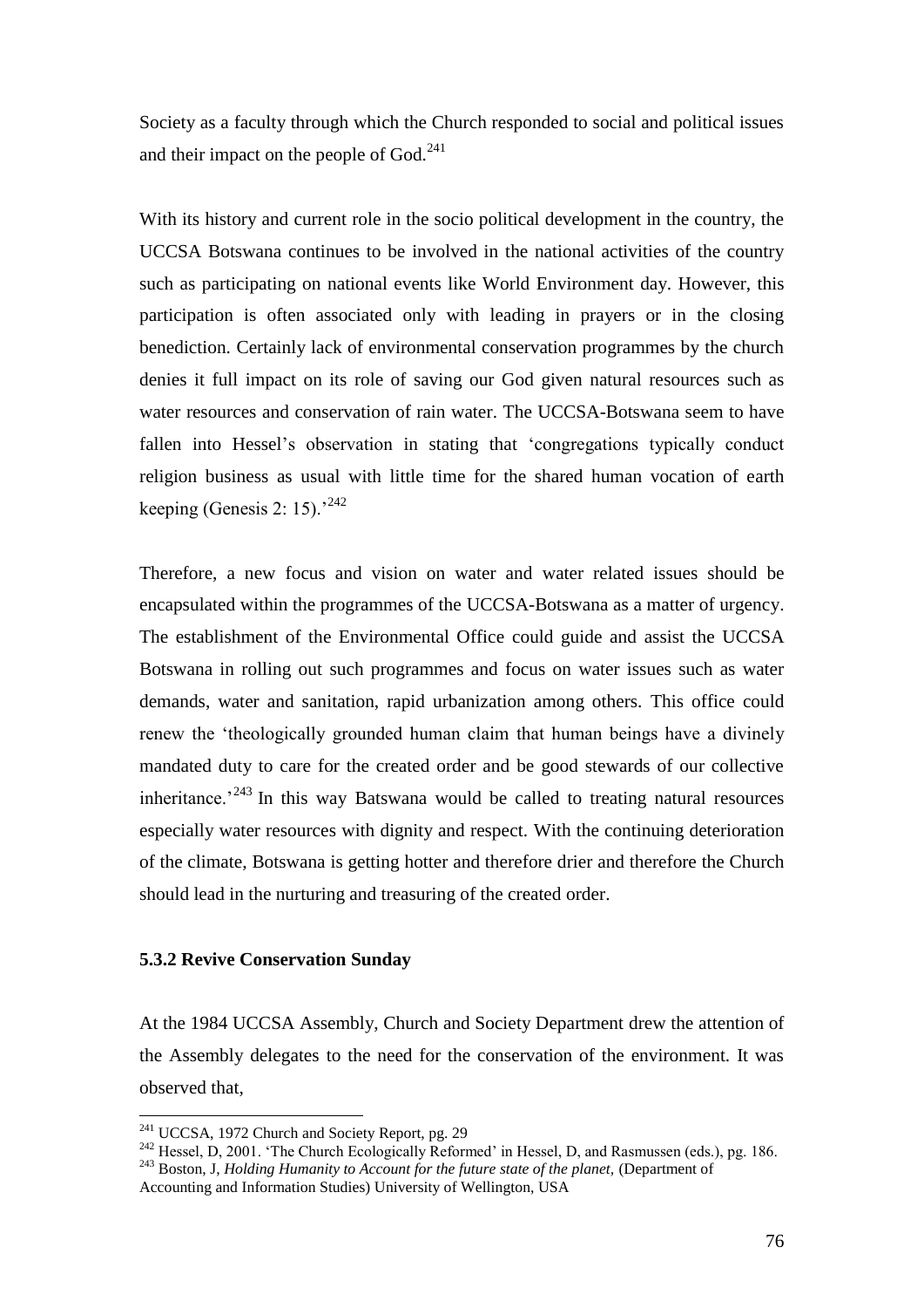Society as a faculty through which the Church responded to social and political issues and their impact on the people of God.[241]

With its history and current role in the socio political development in the country, the UCCSA Botswana continues to be involved in the national activities of the country such as participating on national events like World Environment day. However, this participation is often associated only with leading in prayers or in the closing benediction. Certainly lack of environmental conservation programmes by the church denies it full impact on its role of saving our God given natural resources such as water resources and conservation of rain water. The UCCSA-Botswana seem to have fallen into Hessel's observation in stating that 'congregations typically conduct religion business as usual with little time for the shared human vocation of earth keeping (Genesis 2: 15).'[242]

Therefore, a new focus and vision on water and water related issues should be encapsulated within the programmes of the UCCSA-Botswana as a matter of urgency. The establishment of the Environmental Office could guide and assist the UCCSA Botswana in rolling out such programmes and focus on water issues such as water demands, water and sanitation, rapid urbanization among others. This office could renew the 'theologically grounded human claim that human beings have a divinely mandated duty to care for the created order and be good stewards of our collective inheritance.'[243] In this way Batswana would be called to treating natural resources especially water resources with dignity and respect. With the continuing deterioration of the climate, Botswana is getting hotter and therefore drier and therefore the Church should lead in the nurturing and treasuring of the created order.

### 5.3.2 Revive Conservation Sunday

At the 1984 UCCSA Assembly, Church and Society Department drew the attention of the Assembly delegates to the need for the conservation of the environment. It was observed that,

---

[241] UCCSA, 1972 Church and Society Report, pg. 29

[242] Hessel, D, 2001. 'The Church Ecologically Reformed' in Hessel, D, and Rasmussen (eds.), pg. 186.

[243] Boston, J, *Holding Humanity to Account for the future state of the planet,* (Department of Accounting and Information Studies) University of Wellington, USA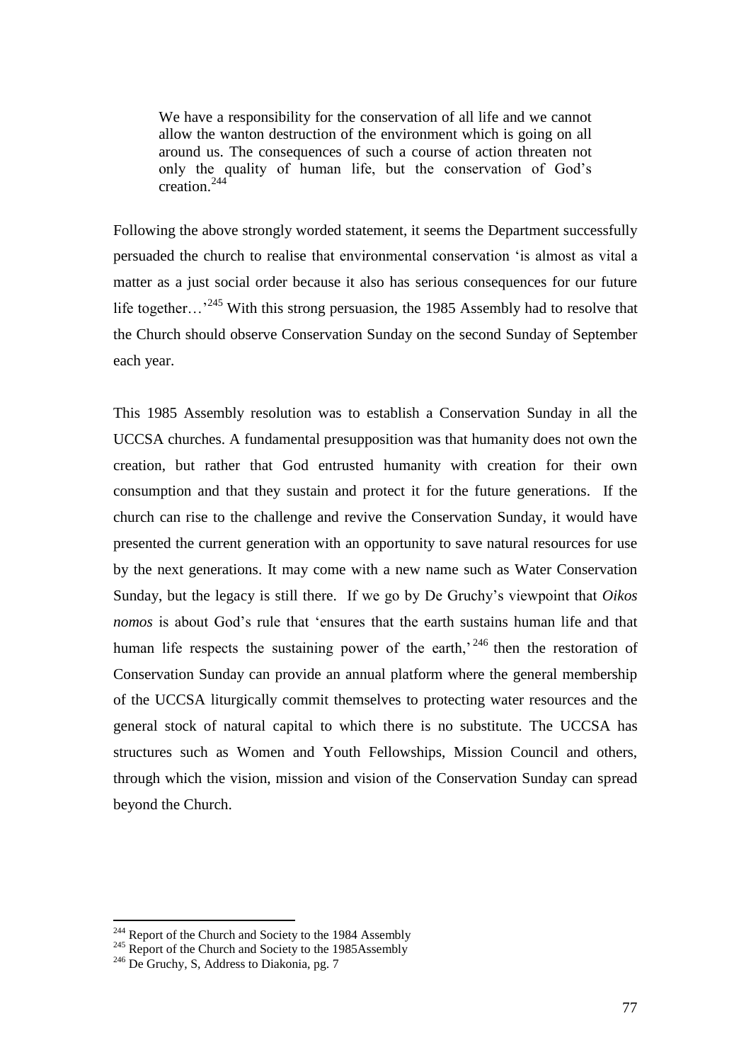> We have a responsibility for the conservation of all life and we cannot allow the wanton destruction of the environment which is going on all around us. The consequences of such a course of action threaten not only the quality of human life, but the conservation of God's creation.[244]

Following the above strongly worded statement, it seems the Department successfully persuaded the church to realise that environmental conservation 'is almost as vital a matter as a just social order because it also has serious consequences for our future life together…'[245] With this strong persuasion, the 1985 Assembly had to resolve that the Church should observe Conservation Sunday on the second Sunday of September each year.

This 1985 Assembly resolution was to establish a Conservation Sunday in all the UCCSA churches. A fundamental presupposition was that humanity does not own the creation, but rather that God entrusted humanity with creation for their own consumption and that they sustain and protect it for the future generations. If the church can rise to the challenge and revive the Conservation Sunday, it would have presented the current generation with an opportunity to save natural resources for use by the next generations. It may come with a new name such as Water Conservation Sunday, but the legacy is still there. If we go by De Gruchy's viewpoint that *Oikos nomos* is about God's rule that 'ensures that the earth sustains human life and that human life respects the sustaining power of the earth,'[246] then the restoration of Conservation Sunday can provide an annual platform where the general membership of the UCCSA liturgically commit themselves to protecting water resources and the general stock of natural capital to which there is no substitute. The UCCSA has structures such as Women and Youth Fellowships, Mission Council and others, through which the vision, mission and vision of the Conservation Sunday can spread beyond the Church.

---

[244] Report of the Church and Society to the 1984 Assembly

[245] Report of the Church and Society to the 1985Assembly

[246] De Gruchy, S, Address to Diakonia, pg. 7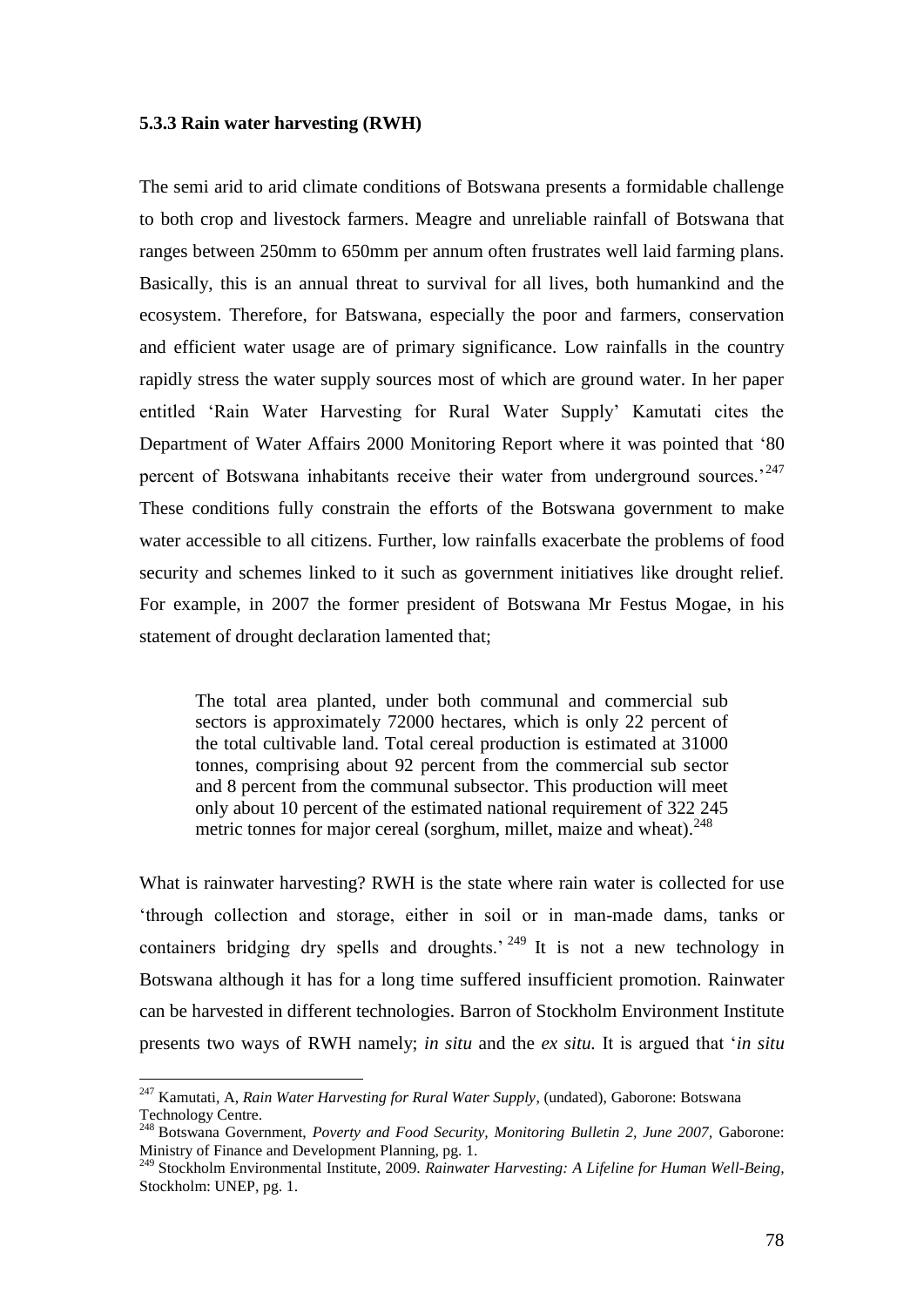### 5.3.3 Rain water harvesting (RWH)

The semi arid to arid climate conditions of Botswana presents a formidable challenge to both crop and livestock farmers. Meagre and unreliable rainfall of Botswana that ranges between 250mm to 650mm per annum often frustrates well laid farming plans. Basically, this is an annual threat to survival for all lives, both humankind and the ecosystem. Therefore, for Batswana, especially the poor and farmers, conservation and efficient water usage are of primary significance. Low rainfalls in the country rapidly stress the water supply sources most of which are ground water. In her paper entitled 'Rain Water Harvesting for Rural Water Supply' Kamutati cites the Department of Water Affairs 2000 Monitoring Report where it was pointed that '80 percent of Botswana inhabitants receive their water from underground sources.'[247] These conditions fully constrain the efforts of the Botswana government to make water accessible to all citizens. Further, low rainfalls exacerbate the problems of food security and schemes linked to it such as government initiatives like drought relief. For example, in 2007 the former president of Botswana Mr Festus Mogae, in his statement of drought declaration lamented that;

> The total area planted, under both communal and commercial sub sectors is approximately 72000 hectares, which is only 22 percent of the total cultivable land. Total cereal production is estimated at 31000 tonnes, comprising about 92 percent from the commercial sub sector and 8 percent from the communal subsector. This production will meet only about 10 percent of the estimated national requirement of 322 245 metric tonnes for major cereal (sorghum, millet, maize and wheat).[248]

What is rainwater harvesting? RWH is the state where rain water is collected for use 'through collection and storage, either in soil or in man-made dams, tanks or containers bridging dry spells and droughts.'[249] It is not a new technology in Botswana although it has for a long time suffered insufficient promotion. Rainwater can be harvested in different technologies. Barron of Stockholm Environment Institute presents two ways of RWH namely; *in situ* and the *ex situ*. It is argued that '*in situ*

---

[247] Kamutati, A, *Rain Water Harvesting for Rural Water Supply*, (undated), Gaborone: Botswana Technology Centre.

[248] Botswana Government, *Poverty and Food Security, Monitoring Bulletin 2, June 2007,* Gaborone: Ministry of Finance and Development Planning, pg. 1.

[249] Stockholm Environmental Institute, 2009. *Rainwater Harvesting: A Lifeline for Human Well-Being*, Stockholm: UNEP, pg. 1.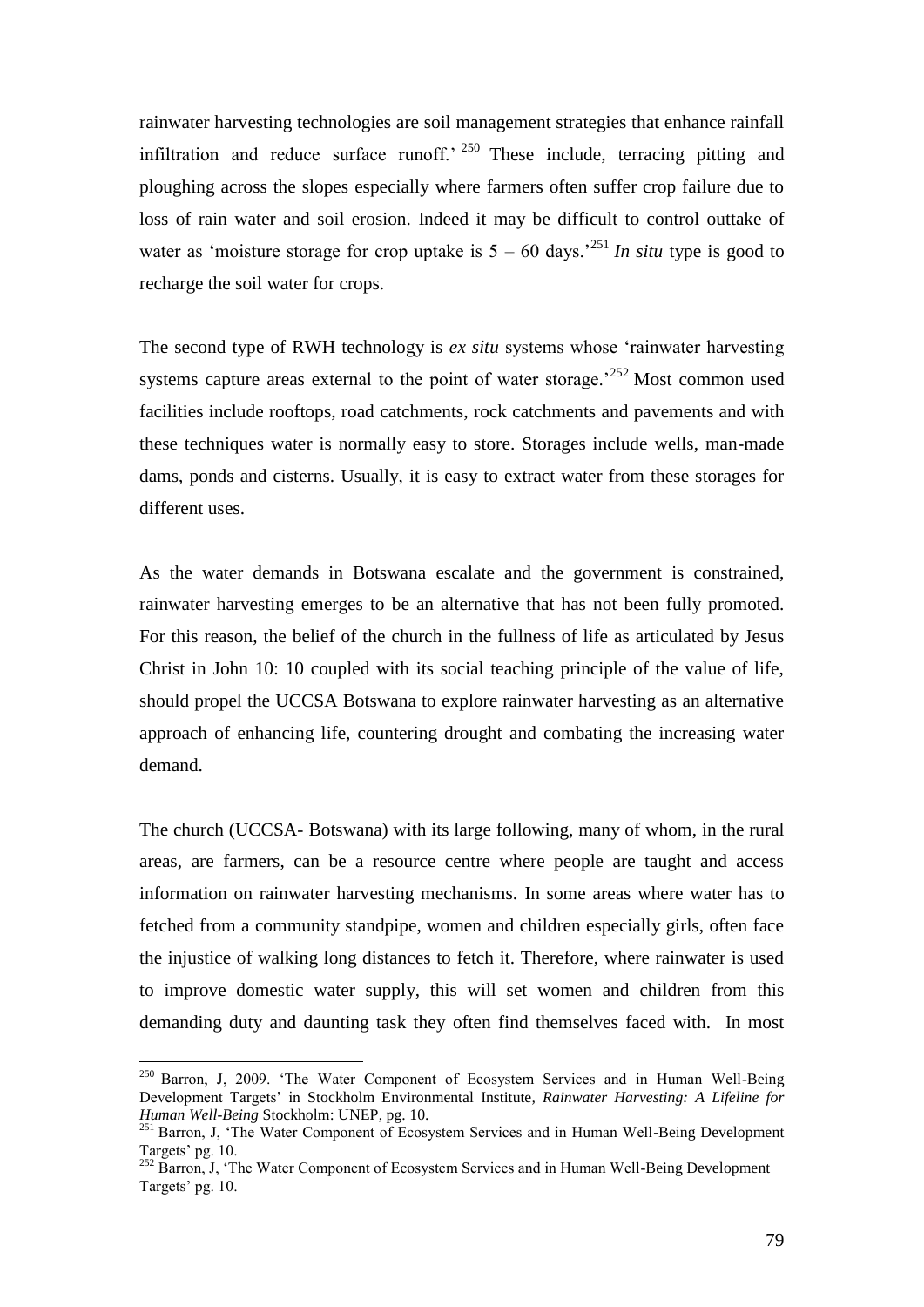rainwater harvesting technologies are soil management strategies that enhance rainfall infiltration and reduce surface runoff.' [250] These include, terracing pitting and ploughing across the slopes especially where farmers often suffer crop failure due to loss of rain water and soil erosion. Indeed it may be difficult to control outtake of water as 'moisture storage for crop uptake is 5 – 60 days.'[251] *In situ* type is good to recharge the soil water for crops.

The second type of RWH technology is *ex situ* systems whose 'rainwater harvesting systems capture areas external to the point of water storage.'[252] Most common used facilities include rooftops, road catchments, rock catchments and pavements and with these techniques water is normally easy to store. Storages include wells, man-made dams, ponds and cisterns. Usually, it is easy to extract water from these storages for different uses.

As the water demands in Botswana escalate and the government is constrained, rainwater harvesting emerges to be an alternative that has not been fully promoted. For this reason, the belief of the church in the fullness of life as articulated by Jesus Christ in John 10: 10 coupled with its social teaching principle of the value of life, should propel the UCCSA Botswana to explore rainwater harvesting as an alternative approach of enhancing life, countering drought and combating the increasing water demand.

The church (UCCSA- Botswana) with its large following, many of whom, in the rural areas, are farmers, can be a resource centre where people are taught and access information on rainwater harvesting mechanisms. In some areas where water has to fetched from a community standpipe, women and children especially girls, often face the injustice of walking long distances to fetch it. Therefore, where rainwater is used to improve domestic water supply, this will set women and children from this demanding duty and daunting task they often find themselves faced with. In most

---

[250] Barron, J, 2009. 'The Water Component of Ecosystem Services and in Human Well-Being Development Targets' in Stockholm Environmental Institute, *Rainwater Harvesting: A Lifeline for Human Well-Being* Stockholm: UNEP, pg. 10.

[251] Barron, J, 'The Water Component of Ecosystem Services and in Human Well-Being Development Targets' pg. 10.

[252] Barron, J, 'The Water Component of Ecosystem Services and in Human Well-Being Development Targets' pg. 10.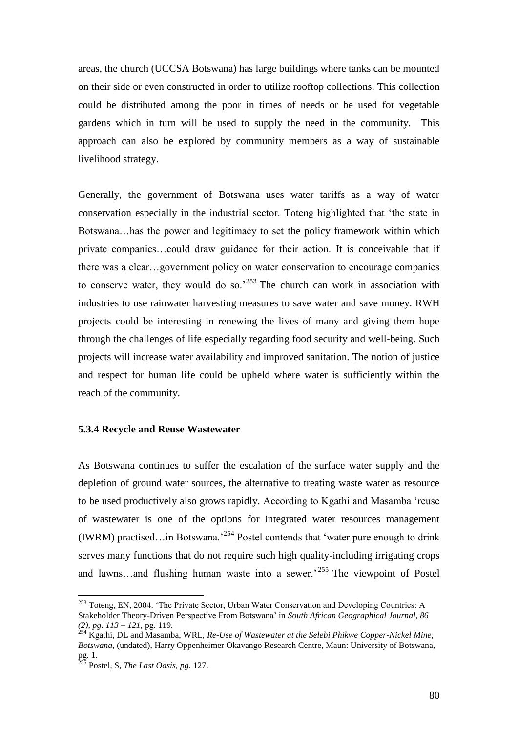areas, the church (UCCSA Botswana) has large buildings where tanks can be mounted on their side or even constructed in order to utilize rooftop collections. This collection could be distributed among the poor in times of needs or be used for vegetable gardens which in turn will be used to supply the need in the community. This approach can also be explored by community members as a way of sustainable livelihood strategy.

Generally, the government of Botswana uses water tariffs as a way of water conservation especially in the industrial sector. Toteng highlighted that 'the state in Botswana…has the power and legitimacy to set the policy framework within which private companies…could draw guidance for their action. It is conceivable that if there was a clear…government policy on water conservation to encourage companies to conserve water, they would do so.'[253] The church can work in association with industries to use rainwater harvesting measures to save water and save money. RWH projects could be interesting in renewing the lives of many and giving them hope through the challenges of life especially regarding food security and well-being. Such projects will increase water availability and improved sanitation. The notion of justice and respect for human life could be upheld where water is sufficiently within the reach of the community.

### 5.3.4 Recycle and Reuse Wastewater

As Botswana continues to suffer the escalation of the surface water supply and the depletion of ground water sources, the alternative to treating waste water as resource to be used productively also grows rapidly. According to Kgathi and Masamba 'reuse of wastewater is one of the options for integrated water resources management (IWRM) practised…in Botswana.'[254] Postel contends that 'water pure enough to drink serves many functions that do not require such high quality-including irrigating crops and lawns…and flushing human waste into a sewer.'[255] The viewpoint of Postel

---

[253] Toteng, EN, 2004. 'The Private Sector, Urban Water Conservation and Developing Countries: A Stakeholder Theory-Driven Perspective From Botswana' in *South African Geographical Journal, 86 (2), pg. 113 – 121,* pg. 119.

[254] Kgathi, DL and Masamba, WRL, *Re-Use of Wastewater at the Selebi Phikwe Copper-Nickel Mine, Botswana,* (undated), Harry Oppenheimer Okavango Research Centre, Maun: University of Botswana, pg. 1.

[255] Postel, S, *The Last Oasis, pg.* 127.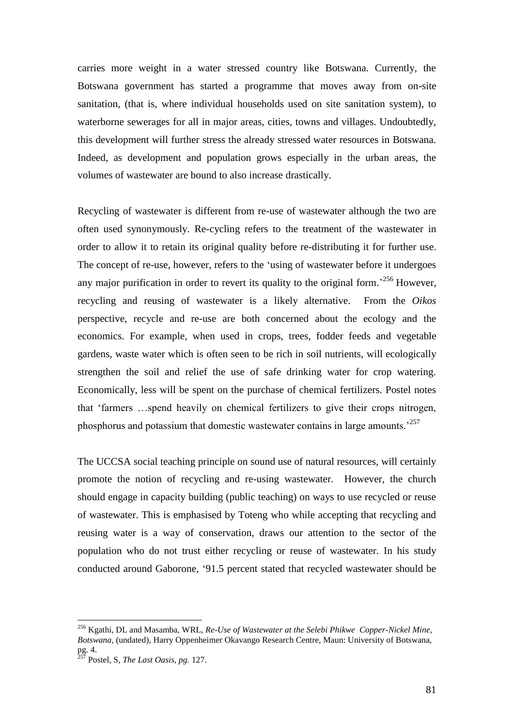carries more weight in a water stressed country like Botswana. Currently, the Botswana government has started a programme that moves away from on-site sanitation, (that is, where individual households used on site sanitation system), to waterborne sewerages for all in major areas, cities, towns and villages. Undoubtedly, this development will further stress the already stressed water resources in Botswana. Indeed, as development and population grows especially in the urban areas, the volumes of wastewater are bound to also increase drastically.

Recycling of wastewater is different from re-use of wastewater although the two are often used synonymously. Re-cycling refers to the treatment of the wastewater in order to allow it to retain its original quality before re-distributing it for further use. The concept of re-use, however, refers to the 'using of wastewater before it undergoes any major purification in order to revert its quality to the original form.'[256] However, recycling and reusing of wastewater is a likely alternative. From the *Oikos* perspective, recycle and re-use are both concerned about the ecology and the economics. For example, when used in crops, trees, fodder feeds and vegetable gardens, waste water which is often seen to be rich in soil nutrients, will ecologically strengthen the soil and relief the use of safe drinking water for crop watering. Economically, less will be spent on the purchase of chemical fertilizers. Postel notes that 'farmers …spend heavily on chemical fertilizers to give their crops nitrogen, phosphorus and potassium that domestic wastewater contains in large amounts.'[257]

The UCCSA social teaching principle on sound use of natural resources, will certainly promote the notion of recycling and re-using wastewater. However, the church should engage in capacity building (public teaching) on ways to use recycled or reuse of wastewater. This is emphasised by Toteng who while accepting that recycling and reusing water is a way of conservation, draws our attention to the sector of the population who do not trust either recycling or reuse of wastewater. In his study conducted around Gaborone, '91.5 percent stated that recycled wastewater should be

---

[256] Kgathi, DL and Masamba, WRL, *Re-Use of Wastewater at the Selebi Phikwe Copper-Nickel Mine, Botswana*, (undated), Harry Oppenheimer Okavango Research Centre, Maun: University of Botswana, pg. 4.

[257] Postel, S, *The Last Oasis, pg.* 127.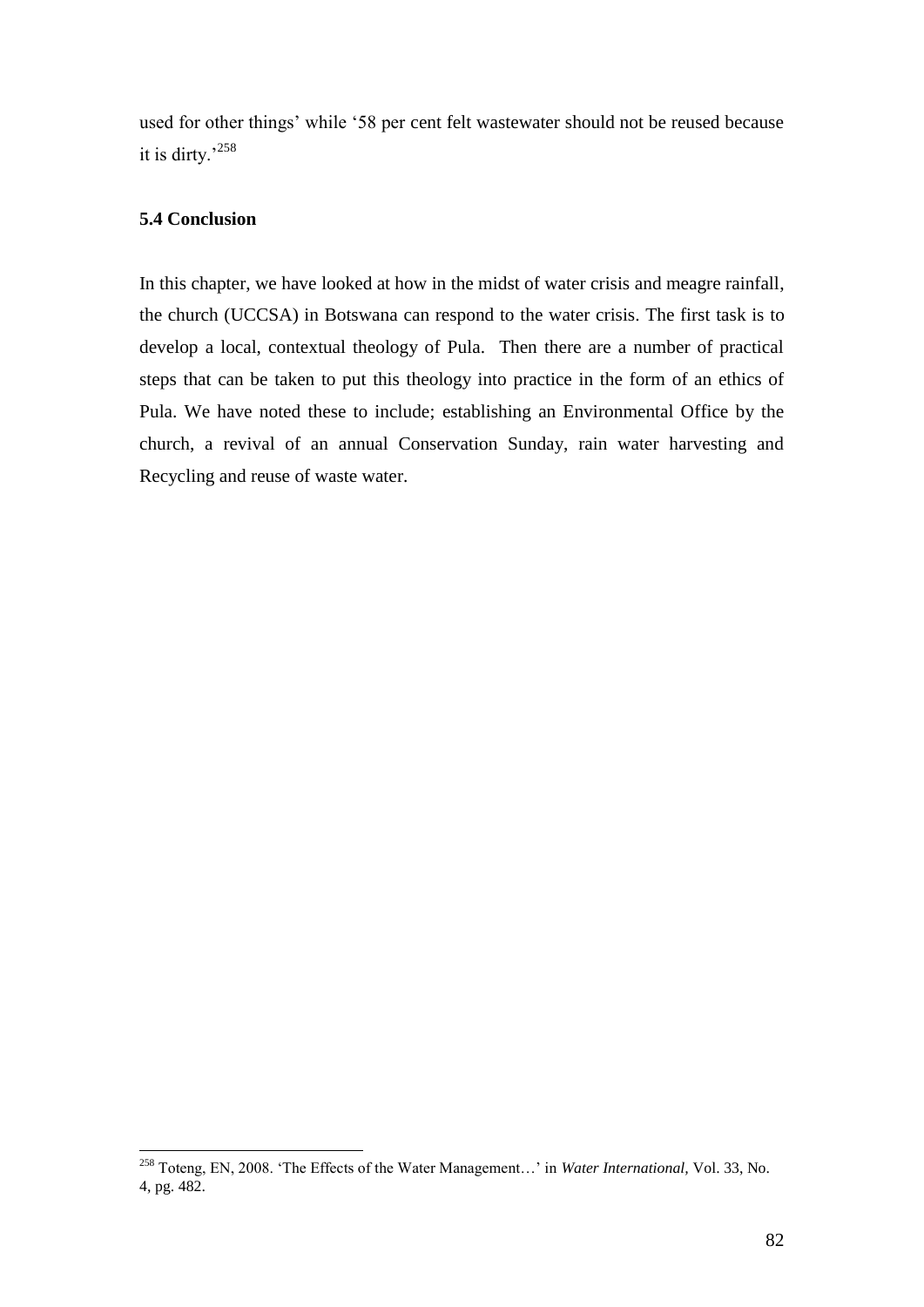used for other things' while '58 per cent felt wastewater should not be reused because it is dirty.'[258]

### 5.4 Conclusion

In this chapter, we have looked at how in the midst of water crisis and meagre rainfall, the church (UCCSA) in Botswana can respond to the water crisis. The first task is to develop a local, contextual theology of Pula. Then there are a number of practical steps that can be taken to put this theology into practice in the form of an ethics of Pula. We have noted these to include; establishing an Environmental Office by the church, a revival of an annual Conservation Sunday, rain water harvesting and Recycling and reuse of waste water.

---

[258] Toteng, EN, 2008. 'The Effects of the Water Management…' in *Water International,* Vol. 33, No. 4, pg. 482.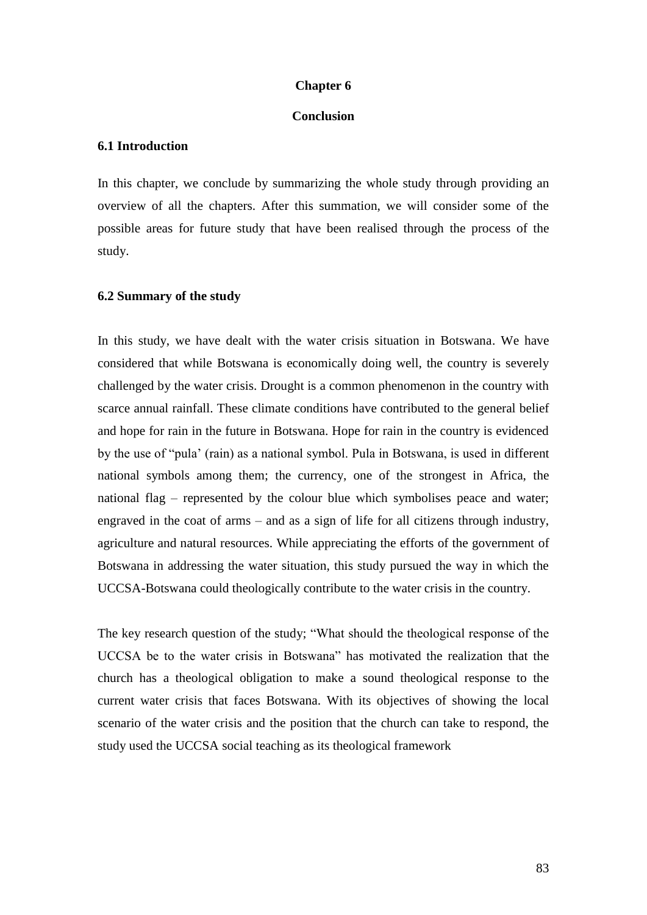# Chapter 6

## Conclusion

### 6.1 Introduction

In this chapter, we conclude by summarizing the whole study through providing an overview of all the chapters. After this summation, we will consider some of the possible areas for future study that have been realised through the process of the study.

### 6.2 Summary of the study

In this study, we have dealt with the water crisis situation in Botswana. We have considered that while Botswana is economically doing well, the country is severely challenged by the water crisis. Drought is a common phenomenon in the country with scarce annual rainfall. These climate conditions have contributed to the general belief and hope for rain in the future in Botswana. Hope for rain in the country is evidenced by the use of "pula' (rain) as a national symbol. Pula in Botswana, is used in different national symbols among them; the currency, one of the strongest in Africa, the national flag – represented by the colour blue which symbolises peace and water; engraved in the coat of arms – and as a sign of life for all citizens through industry, agriculture and natural resources. While appreciating the efforts of the government of Botswana in addressing the water situation, this study pursued the way in which the UCCSA-Botswana could theologically contribute to the water crisis in the country.

The key research question of the study; "What should the theological response of the UCCSA be to the water crisis in Botswana" has motivated the realization that the church has a theological obligation to make a sound theological response to the current water crisis that faces Botswana. With its objectives of showing the local scenario of the water crisis and the position that the church can take to respond, the study used the UCCSA social teaching as its theological framework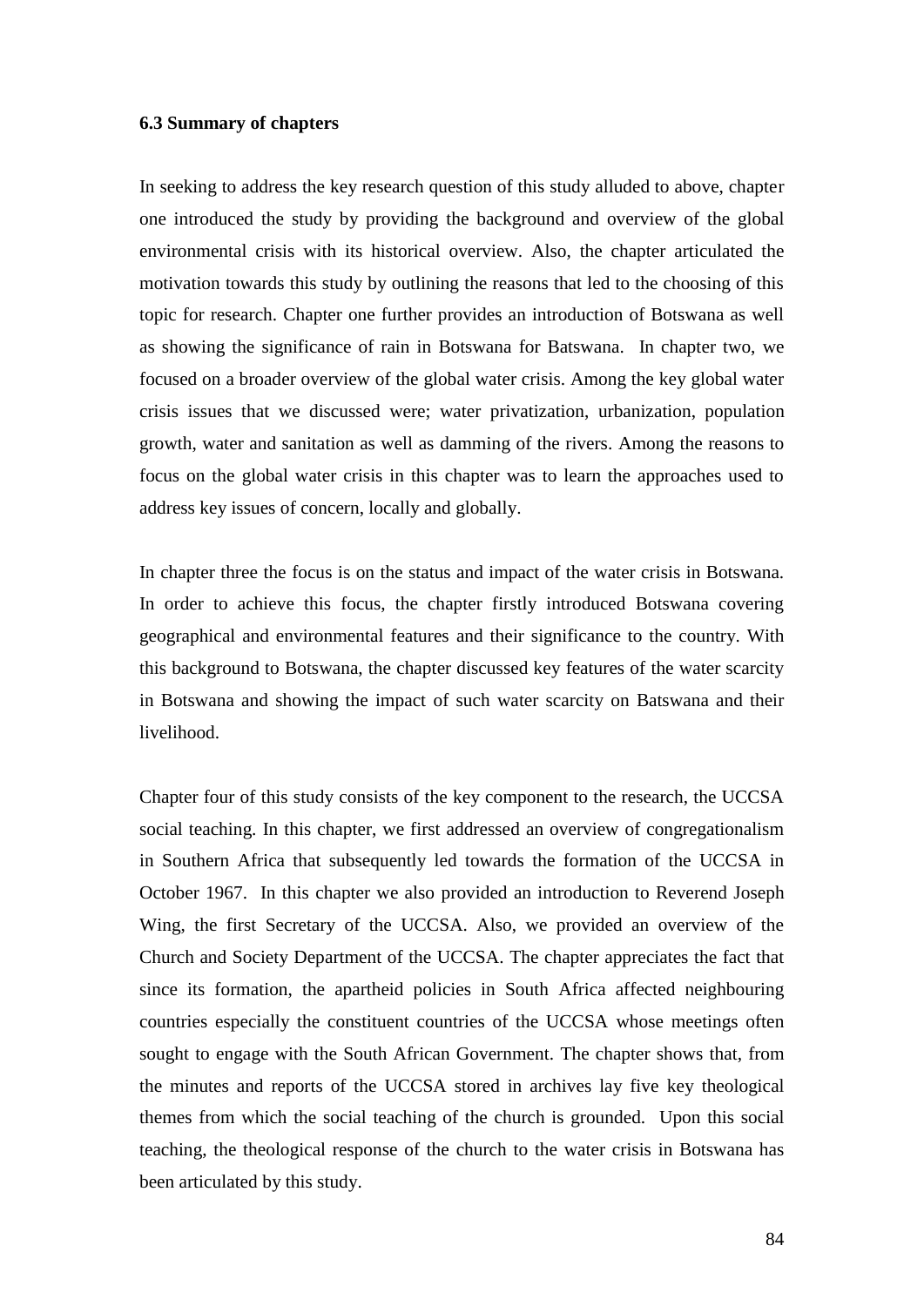### 6.3 Summary of chapters

In seeking to address the key research question of this study alluded to above, chapter one introduced the study by providing the background and overview of the global environmental crisis with its historical overview. Also, the chapter articulated the motivation towards this study by outlining the reasons that led to the choosing of this topic for research. Chapter one further provides an introduction of Botswana as well as showing the significance of rain in Botswana for Batswana. In chapter two, we focused on a broader overview of the global water crisis. Among the key global water crisis issues that we discussed were; water privatization, urbanization, population growth, water and sanitation as well as damming of the rivers. Among the reasons to focus on the global water crisis in this chapter was to learn the approaches used to address key issues of concern, locally and globally.

In chapter three the focus is on the status and impact of the water crisis in Botswana. In order to achieve this focus, the chapter firstly introduced Botswana covering geographical and environmental features and their significance to the country. With this background to Botswana, the chapter discussed key features of the water scarcity in Botswana and showing the impact of such water scarcity on Batswana and their livelihood.

Chapter four of this study consists of the key component to the research, the UCCSA social teaching. In this chapter, we first addressed an overview of congregationalism in Southern Africa that subsequently led towards the formation of the UCCSA in October 1967. In this chapter we also provided an introduction to Reverend Joseph Wing, the first Secretary of the UCCSA. Also, we provided an overview of the Church and Society Department of the UCCSA. The chapter appreciates the fact that since its formation, the apartheid policies in South Africa affected neighbouring countries especially the constituent countries of the UCCSA whose meetings often sought to engage with the South African Government. The chapter shows that, from the minutes and reports of the UCCSA stored in archives lay five key theological themes from which the social teaching of the church is grounded. Upon this social teaching, the theological response of the church to the water crisis in Botswana has been articulated by this study.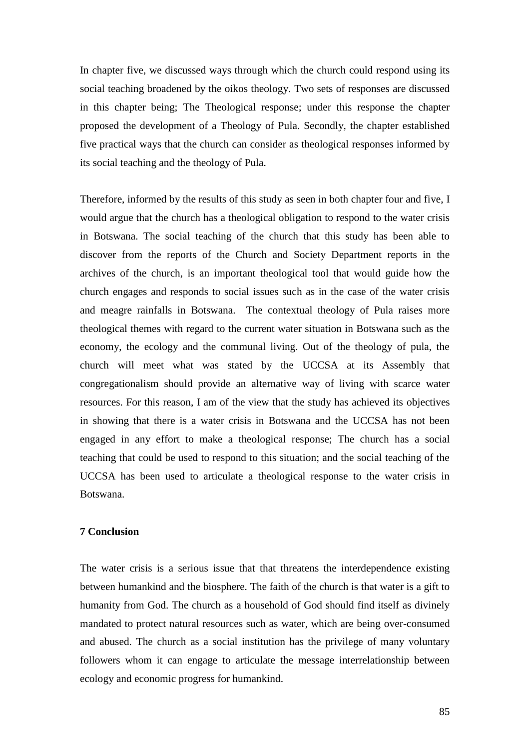In chapter five, we discussed ways through which the church could respond using its social teaching broadened by the oikos theology. Two sets of responses are discussed in this chapter being; The Theological response; under this response the chapter proposed the development of a Theology of Pula. Secondly, the chapter established five practical ways that the church can consider as theological responses informed by its social teaching and the theology of Pula.

Therefore, informed by the results of this study as seen in both chapter four and five, I would argue that the church has a theological obligation to respond to the water crisis in Botswana. The social teaching of the church that this study has been able to discover from the reports of the Church and Society Department reports in the archives of the church, is an important theological tool that would guide how the church engages and responds to social issues such as in the case of the water crisis and meagre rainfalls in Botswana. The contextual theology of Pula raises more theological themes with regard to the current water situation in Botswana such as the economy, the ecology and the communal living. Out of the theology of pula, the church will meet what was stated by the UCCSA at its Assembly that congregationalism should provide an alternative way of living with scarce water resources. For this reason, I am of the view that the study has achieved its objectives in showing that there is a water crisis in Botswana and the UCCSA has not been engaged in any effort to make a theological response; The church has a social teaching that could be used to respond to this situation; and the social teaching of the UCCSA has been used to articulate a theological response to the water crisis in Botswana.

## 7 Conclusion

The water crisis is a serious issue that that threatens the interdependence existing between humankind and the biosphere. The faith of the church is that water is a gift to humanity from God. The church as a household of God should find itself as divinely mandated to protect natural resources such as water, which are being over-consumed and abused. The church as a social institution has the privilege of many voluntary followers whom it can engage to articulate the message interrelationship between ecology and economic progress for humankind.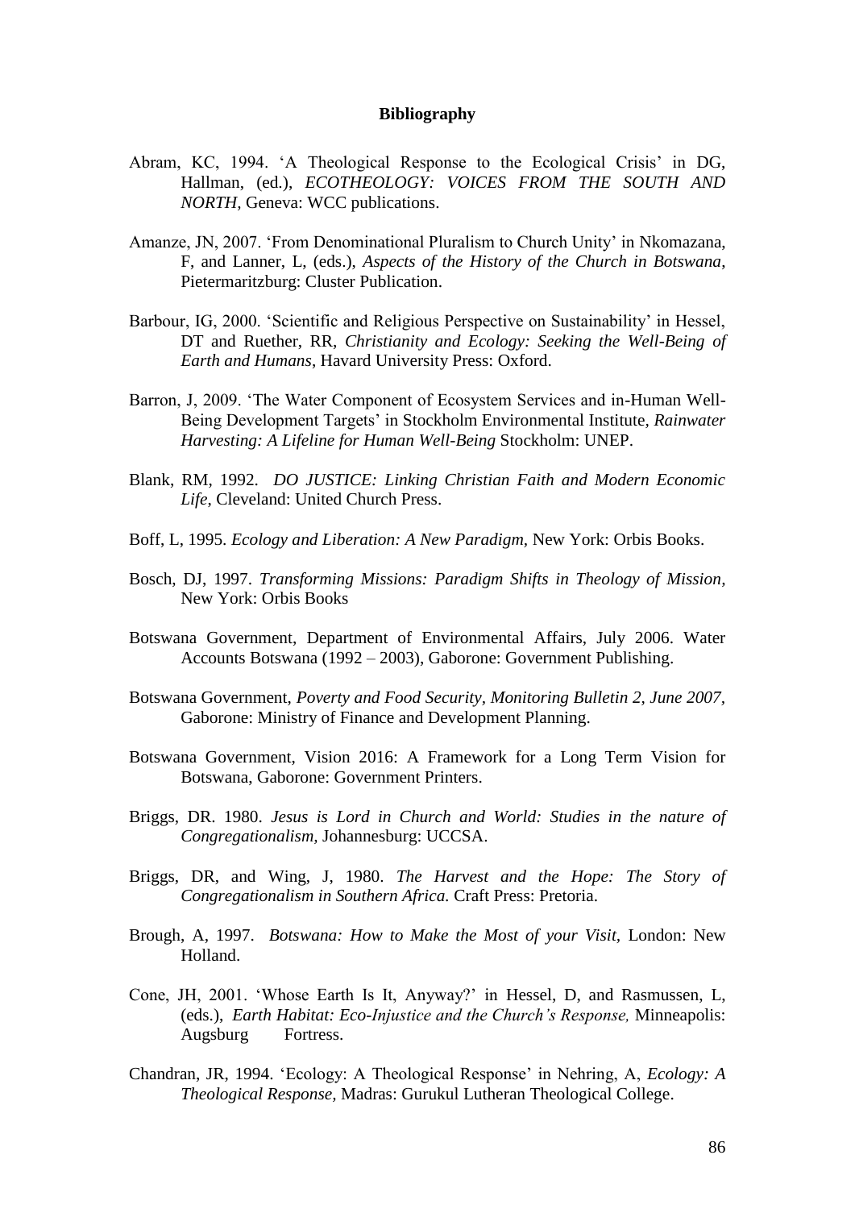**Bibliography**

Abram, KC, 1994. 'A Theological Response to the Ecological Crisis' in DG, Hallman, (ed.), *ECOTHEOLOGY: VOICES FROM THE SOUTH AND NORTH,* Geneva: WCC publications.

Amanze, JN, 2007. 'From Denominational Pluralism to Church Unity' in Nkomazana, F, and Lanner, L, (eds.), *Aspects of the History of the Church in Botswana*, Pietermaritzburg: Cluster Publication.

Barbour, IG, 2000. 'Scientific and Religious Perspective on Sustainability' in Hessel, DT and Ruether, RR, *Christianity and Ecology: Seeking the Well-Being of Earth and Humans*, Havard University Press: Oxford.

Barron, J, 2009. 'The Water Component of Ecosystem Services and in-Human Well-Being Development Targets' in Stockholm Environmental Institute, *Rainwater Harvesting: A Lifeline for Human Well-Being* Stockholm: UNEP.

Blank, RM, 1992. *DO JUSTICE: Linking Christian Faith and Modern Economic Life*, Cleveland: United Church Press.

Boff, L, 1995. *Ecology and Liberation: A New Paradigm,* New York: Orbis Books.

Bosch, DJ, 1997. *Transforming Missions: Paradigm Shifts in Theology of Mission*, New York: Orbis Books

Botswana Government, Department of Environmental Affairs, July 2006. Water Accounts Botswana (1992 – 2003), Gaborone: Government Publishing.

Botswana Government, *Poverty and Food Security, Monitoring Bulletin 2, June 2007*, Gaborone: Ministry of Finance and Development Planning.

Botswana Government, Vision 2016: A Framework for a Long Term Vision for Botswana, Gaborone: Government Printers.

Briggs, DR. 1980. *Jesus is Lord in Church and World: Studies in the nature of Congregationalism*, Johannesburg: UCCSA.

Briggs, DR, and Wing, J, 1980. *The Harvest and the Hope: The Story of Congregationalism in Southern Africa.* Craft Press: Pretoria.

Brough, A, 1997. *Botswana: How to Make the Most of your Visit*, London: New Holland.

Cone, JH, 2001. 'Whose Earth Is It, Anyway?' in Hessel, D, and Rasmussen, L, (eds.), *Earth Habitat: Eco-Injustice and the Church's Response,* Minneapolis: Augsburg Fortress.

Chandran, JR, 1994. 'Ecology: A Theological Response' in Nehring, A, *Ecology: A Theological Response,* Madras: Gurukul Lutheran Theological College.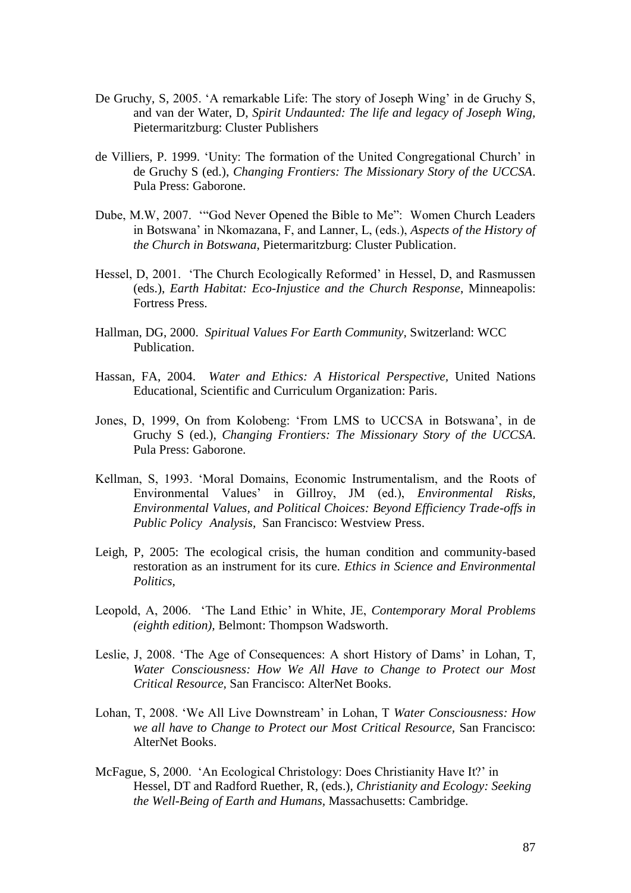De Gruchy, S, 2005. 'A remarkable Life: The story of Joseph Wing' in de Gruchy S, and van der Water, D, *Spirit Undaunted: The life and legacy of Joseph Wing,* Pietermaritzburg: Cluster Publishers

de Villiers, P. 1999. 'Unity: The formation of the United Congregational Church' in de Gruchy S (ed.), *Changing Frontiers: The Missionary Story of the UCCSA*. Pula Press: Gaborone.

Dube, M.W, 2007. '"God Never Opened the Bible to Me": Women Church Leaders in Botswana' in Nkomazana, F, and Lanner, L, (eds.), *Aspects of the History of the Church in Botswana*, Pietermaritzburg: Cluster Publication.

Hessel, D, 2001. 'The Church Ecologically Reformed' in Hessel, D, and Rasmussen (eds.), *Earth Habitat: Eco-Injustice and the Church Response*, Minneapolis: Fortress Press.

Hallman, DG, 2000. *Spiritual Values For Earth Community*, Switzerland: WCC Publication.

Hassan, FA, 2004. *Water and Ethics: A Historical Perspective*, United Nations Educational, Scientific and Curriculum Organization: Paris.

Jones, D, 1999, On from Kolobeng: 'From LMS to UCCSA in Botswana', in de Gruchy S (ed.), *Changing Frontiers: The Missionary Story of the UCCSA.* Pula Press: Gaborone.

Kellman, S, 1993. 'Moral Domains, Economic Instrumentalism, and the Roots of Environmental Values' in Gillroy, JM (ed.), *Environmental Risks, Environmental Values, and Political Choices: Beyond Efficiency Trade-offs in Public Policy Analysis,* San Francisco: Westview Press.

Leigh, P, 2005: The ecological crisis, the human condition and community-based restoration as an instrument for its cure. *Ethics in Science and Environmental Politics,*

Leopold, A, 2006. 'The Land Ethic' in White, JE, *Contemporary Moral Problems (eighth edition),* Belmont: Thompson Wadsworth.

Leslie, J, 2008. 'The Age of Consequences: A short History of Dams' in Lohan, T, *Water Consciousness: How We All Have to Change to Protect our Most Critical Resource*, San Francisco: AlterNet Books.

Lohan, T, 2008. 'We All Live Downstream' in Lohan, T *Water Consciousness: How we all have to Change to Protect our Most Critical Resource,* San Francisco: AlterNet Books.

McFague, S, 2000. 'An Ecological Christology: Does Christianity Have It?' in Hessel, DT and Radford Ruether, R, (eds.), *Christianity and Ecology: Seeking the Well-Being of Earth and Humans,* Massachusetts: Cambridge.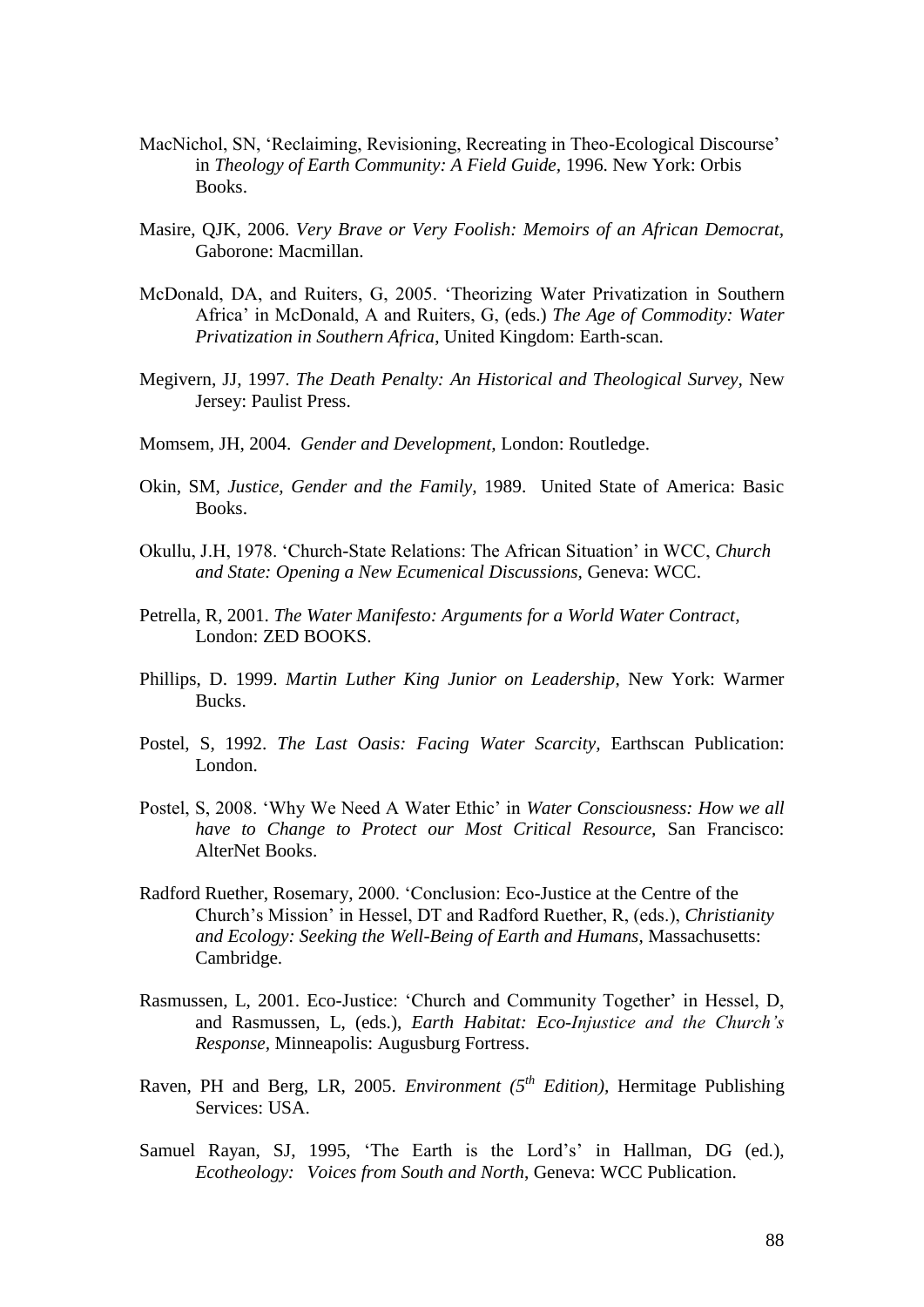MacNichol, SN, 'Reclaiming, Revisioning, Recreating in Theo-Ecological Discourse' in *Theology of Earth Community: A Field Guide*, 1996. New York: Orbis Books.

Masire, QJK, 2006. *Very Brave or Very Foolish: Memoirs of an African Democrat*, Gaborone: Macmillan.

McDonald, DA, and Ruiters, G, 2005. 'Theorizing Water Privatization in Southern Africa' in McDonald, A and Ruiters, G, (eds.) *The Age of Commodity: Water Privatization in Southern Africa*, United Kingdom: Earth-scan.

Megivern, JJ, 1997. *The Death Penalty: An Historical and Theological Survey*, New Jersey: Paulist Press.

Momsem, JH, 2004. *Gender and Development*, London: Routledge.

Okin, SM, *Justice, Gender and the Family*, 1989. United State of America: Basic Books.

Okullu, J.H, 1978. 'Church-State Relations: The African Situation' in WCC, *Church and State: Opening a New Ecumenical Discussions*, Geneva: WCC.

Petrella, R, 2001. *The Water Manifesto: Arguments for a World Water Contract*, London: ZED BOOKS.

Phillips, D. 1999. *Martin Luther King Junior on Leadership*, New York: Warmer Bucks.

Postel, S, 1992. *The Last Oasis: Facing Water Scarcity*, Earthscan Publication: London.

Postel, S, 2008. 'Why We Need A Water Ethic' in *Water Consciousness: How we all have to Change to Protect our Most Critical Resource*, San Francisco: AlterNet Books.

Radford Ruether, Rosemary, 2000. 'Conclusion: Eco-Justice at the Centre of the Church's Mission' in Hessel, DT and Radford Ruether, R, (eds.), *Christianity and Ecology: Seeking the Well-Being of Earth and Humans*, Massachusetts: Cambridge.

Rasmussen, L, 2001. Eco-Justice: 'Church and Community Together' in Hessel, D, and Rasmussen, L, (eds.), *Earth Habitat: Eco-Injustice and the Church's Response*, Minneapolis: Augusburg Fortress.

Raven, PH and Berg, LR, 2005. *Environment (5th Edition)*, Hermitage Publishing Services: USA.

Samuel Rayan, SJ, 1995, 'The Earth is the Lord's' in Hallman, DG (ed.), *Ecotheology: Voices from South and North*, Geneva: WCC Publication.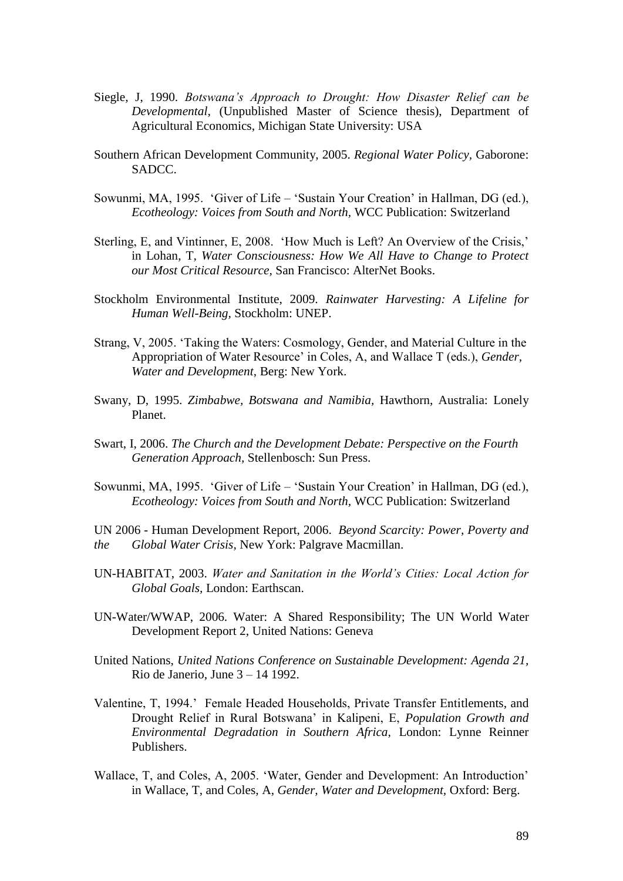Siegle, J, 1990. *Botswana's Approach to Drought: How Disaster Relief can be Developmental,* (Unpublished Master of Science thesis), Department of Agricultural Economics, Michigan State University: USA

Southern African Development Community, 2005. *Regional Water Policy,* Gaborone: SADCC.

Sowunmi, MA, 1995. 'Giver of Life – 'Sustain Your Creation' in Hallman, DG (ed.), *Ecotheology: Voices from South and North,* WCC Publication: Switzerland

Sterling, E, and Vintinner, E, 2008. 'How Much is Left? An Overview of the Crisis,' in Lohan, T, *Water Consciousness: How We All Have to Change to Protect our Most Critical Resource,* San Francisco: AlterNet Books.

Stockholm Environmental Institute, 2009. *Rainwater Harvesting: A Lifeline for Human Well-Being,* Stockholm: UNEP.

Strang, V, 2005. 'Taking the Waters: Cosmology, Gender, and Material Culture in the Appropriation of Water Resource' in Coles, A, and Wallace T (eds.), *Gender, Water and Development,* Berg: New York.

Swany, D, 1995. *Zimbabwe, Botswana and Namibia,* Hawthorn, Australia: Lonely Planet.

Swart, I, 2006. *The Church and the Development Debate: Perspective on the Fourth Generation Approach,* Stellenbosch: Sun Press.

Sowunmi, MA, 1995. 'Giver of Life – 'Sustain Your Creation' in Hallman, DG (ed.), *Ecotheology: Voices from South and North,* WCC Publication: Switzerland

UN 2006 - Human Development Report, 2006. *Beyond Scarcity: Power, Poverty and the Global Water Crisis,* New York: Palgrave Macmillan.

UN-HABITAT, 2003. *Water and Sanitation in the World's Cities: Local Action for Global Goals,* London: Earthscan.

UN-Water/WWAP, 2006. Water: A Shared Responsibility; The UN World Water Development Report 2, United Nations: Geneva

United Nations, *United Nations Conference on Sustainable Development: Agenda 21,* Rio de Janerio, June 3 – 14 1992.

Valentine, T, 1994.' Female Headed Households, Private Transfer Entitlements, and Drought Relief in Rural Botswana' in Kalipeni, E, *Population Growth and Environmental Degradation in Southern Africa,* London: Lynne Reinner Publishers.

Wallace, T, and Coles, A, 2005. 'Water, Gender and Development: An Introduction' in Wallace, T, and Coles, A, *Gender, Water and Development,* Oxford: Berg.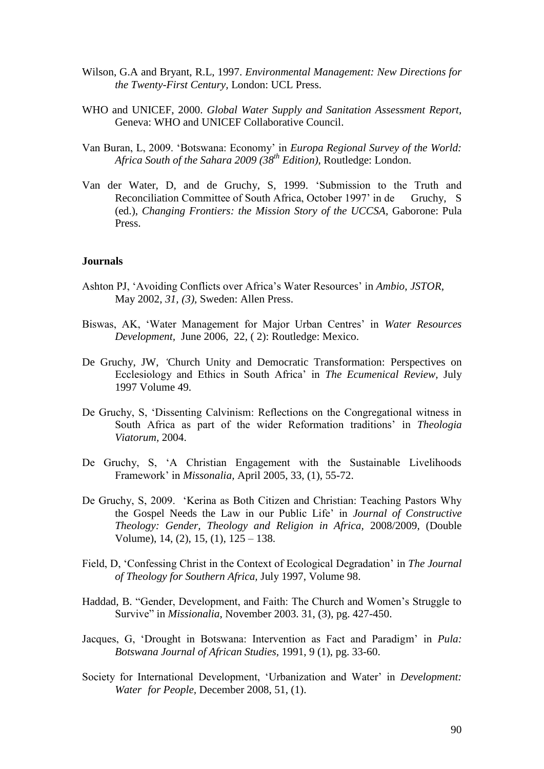Wilson, G.A and Bryant, R.L, 1997. *Environmental Management: New Directions for the Twenty-First Century,* London: UCL Press.

WHO and UNICEF, 2000. *Global Water Supply and Sanitation Assessment Report,* Geneva: WHO and UNICEF Collaborative Council.

Van Buran, L, 2009. 'Botswana: Economy' in *Europa Regional Survey of the World: Africa South of the Sahara 2009 (38th Edition),* Routledge: London.

Van der Water, D, and de Gruchy, S, 1999. 'Submission to the Truth and Reconciliation Committee of South Africa, October 1997' in de Gruchy, S (ed.), *Changing Frontiers: the Mission Story of the UCCSA,* Gaborone: Pula Press.

**Journals**

Ashton PJ, 'Avoiding Conflicts over Africa's Water Resources' in *Ambio, JSTOR,* May 2002, *31, (3),* Sweden: Allen Press.

Biswas, AK, 'Water Management for Major Urban Centres' in *Water Resources Development,* June 2006, 22, ( 2): Routledge: Mexico.

De Gruchy, JW, 'Church Unity and Democratic Transformation: Perspectives on Ecclesiology and Ethics in South Africa' in *The Ecumenical Review,* July 1997 Volume 49.

De Gruchy, S, 'Dissenting Calvinism: Reflections on the Congregational witness in South Africa as part of the wider Reformation traditions' in *Theologia Viatorum,* 2004.

De Gruchy, S, 'A Christian Engagement with the Sustainable Livelihoods Framework' in *Missonalia,* April 2005, 33, (1), 55-72.

De Gruchy, S, 2009. 'Kerina as Both Citizen and Christian: Teaching Pastors Why the Gospel Needs the Law in our Public Life' in *Journal of Constructive Theology: Gender, Theology and Religion in Africa,* 2008/2009, (Double Volume), 14, (2), 15, (1), 125 – 138.

Field, D, 'Confessing Christ in the Context of Ecological Degradation' in *The Journal of Theology for Southern Africa,* July 1997, Volume 98.

Haddad, B. "Gender, Development, and Faith: The Church and Women's Struggle to Survive" in *Missionalia,* November 2003. 31, (3), pg. 427-450.

Jacques, G, 'Drought in Botswana: Intervention as Fact and Paradigm' in *Pula: Botswana Journal of African Studies,* 1991, 9 (1), pg. 33-60.

Society for International Development, 'Urbanization and Water' in *Development: Water for People*, December 2008, 51, (1).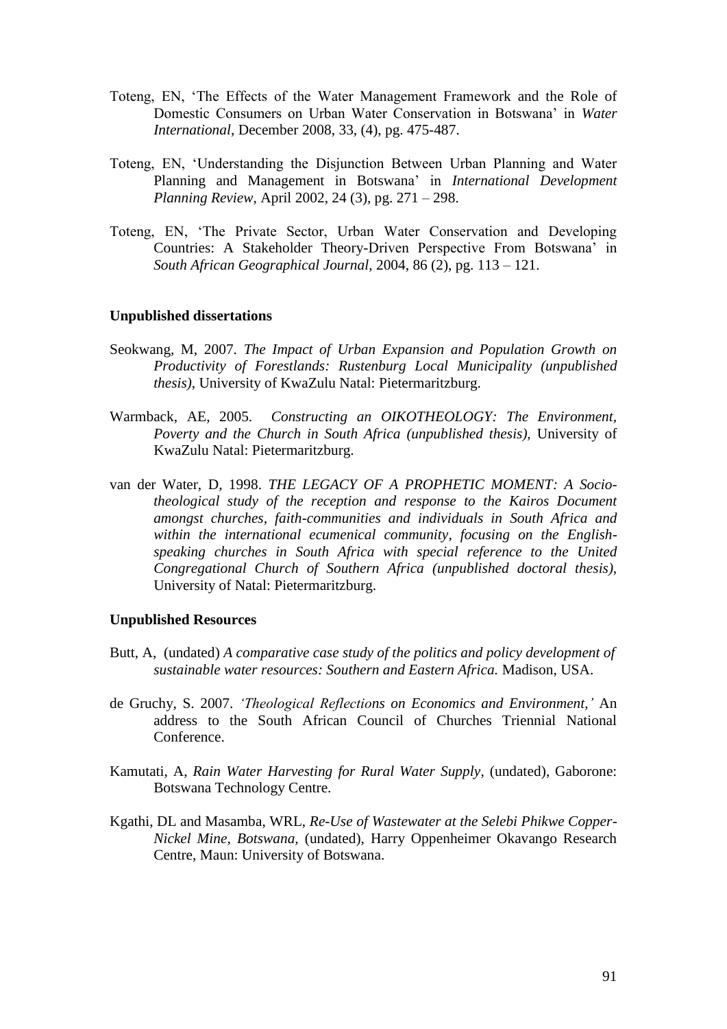Toteng, EN, 'The Effects of the Water Management Framework and the Role of Domestic Consumers on Urban Water Conservation in Botswana' in *Water International,* December 2008, 33, (4), pg. 475-487.

Toteng, EN, 'Understanding the Disjunction Between Urban Planning and Water Planning and Management in Botswana' in *International Development Planning Review,* April 2002, 24 (3), pg. 271 – 298.

Toteng, EN, 'The Private Sector, Urban Water Conservation and Developing Countries: A Stakeholder Theory-Driven Perspective From Botswana' in *South African Geographical Journal,* 2004, 86 (2), pg. 113 – 121.

**Unpublished dissertations**

Seokwang, M, 2007. *The Impact of Urban Expansion and Population Growth on Productivity of Forestlands: Rustenburg Local Municipality (unpublished thesis)*, University of KwaZulu Natal: Pietermaritzburg.

Warmback, AE, 2005. *Constructing an OIKOTHEOLOGY: The Environment, Poverty and the Church in South Africa (unpublished thesis),* University of KwaZulu Natal: Pietermaritzburg.

van der Water, D, 1998. *THE LEGACY OF A PROPHETIC MOMENT: A Socio-theological study of the reception and response to the Kairos Document amongst churches, faith-communities and individuals in South Africa and within the international ecumenical community, focusing on the English-speaking churches in South Africa with special reference to the United Congregational Church of Southern Africa (unpublished doctoral thesis),* University of Natal: Pietermaritzburg.

**Unpublished Resources**

Butt, A, (undated) *A comparative case study of the politics and policy development of sustainable water resources: Southern and Eastern Africa.* Madison, USA.

de Gruchy, S. 2007. *'Theological Reflections on Economics and Environment,'* An address to the South African Council of Churches Triennial National Conference.

Kamutati, A, *Rain Water Harvesting for Rural Water Supply*, (undated), Gaborone: Botswana Technology Centre.

Kgathi, DL and Masamba, WRL, *Re-Use of Wastewater at the Selebi Phikwe Copper-Nickel Mine, Botswana*, (undated), Harry Oppenheimer Okavango Research Centre, Maun: University of Botswana.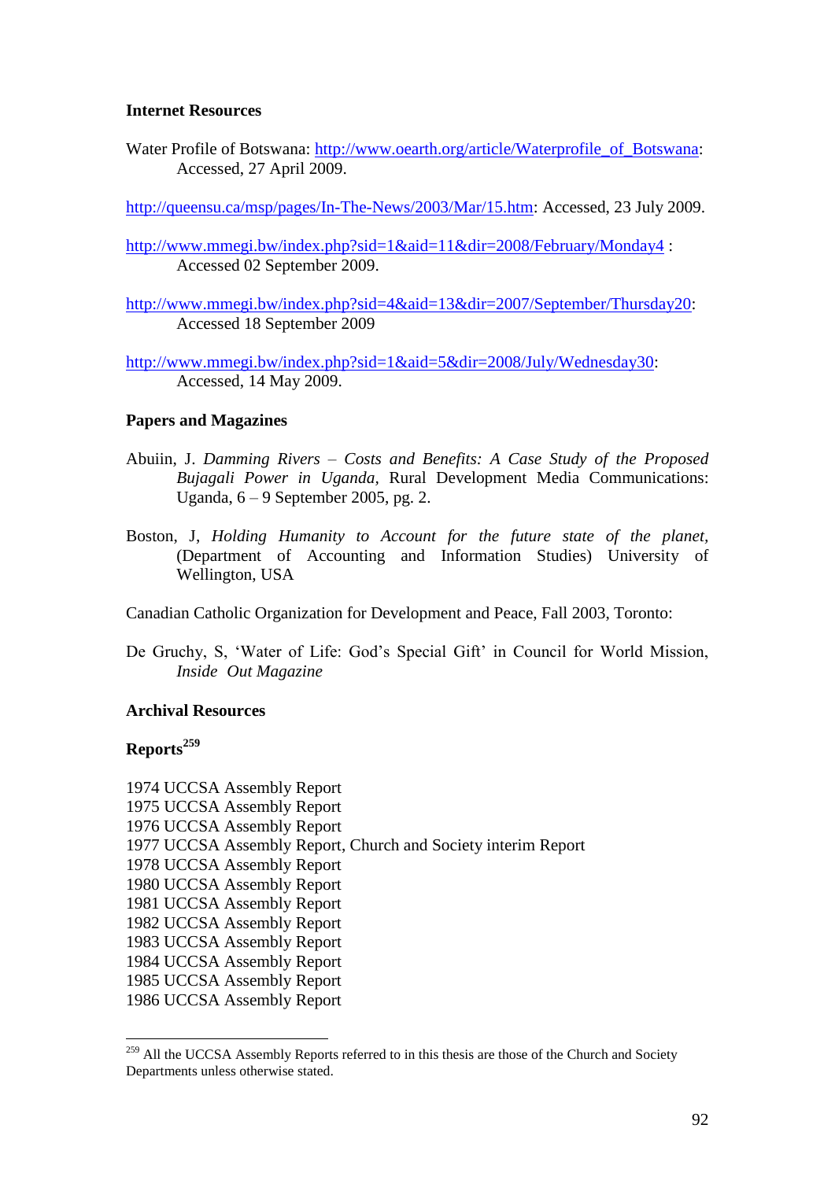**Internet Resources**

Water Profile of Botswana: http://www.oearth.org/article/Waterprofile_of_Botswana: Accessed, 27 April 2009.

http://queensu.ca/msp/pages/In-The-News/2003/Mar/15.htm: Accessed, 23 July 2009.

http://www.mmegi.bw/index.php?sid=1&aid=11&dir=2008/February/Monday4 : Accessed 02 September 2009.

http://www.mmegi.bw/index.php?sid=4&aid=13&dir=2007/September/Thursday20: Accessed 18 September 2009

http://www.mmegi.bw/index.php?sid=1&aid=5&dir=2008/July/Wednesday30: Accessed, 14 May 2009.

**Papers and Magazines**

Abuiin, J. *Damming Rivers – Costs and Benefits: A Case Study of the Proposed Bujagali Power in Uganda*, Rural Development Media Communications: Uganda, 6 – 9 September 2005, pg. 2.

Boston, J, *Holding Humanity to Account for the future state of the planet*, (Department of Accounting and Information Studies) University of Wellington, USA

Canadian Catholic Organization for Development and Peace, Fall 2003, Toronto:

De Gruchy, S, 'Water of Life: God's Special Gift' in Council for World Mission, *Inside Out Magazine*

**Archival Resources**

**Reports**[259]

1974 UCCSA Assembly Report
1975 UCCSA Assembly Report
1976 UCCSA Assembly Report
1977 UCCSA Assembly Report, Church and Society interim Report
1978 UCCSA Assembly Report
1980 UCCSA Assembly Report
1981 UCCSA Assembly Report
1982 UCCSA Assembly Report
1983 UCCSA Assembly Report
1984 UCCSA Assembly Report
1985 UCCSA Assembly Report
1986 UCCSA Assembly Report

[259] All the UCCSA Assembly Reports referred to in this thesis are those of the Church and Society Departments unless otherwise stated.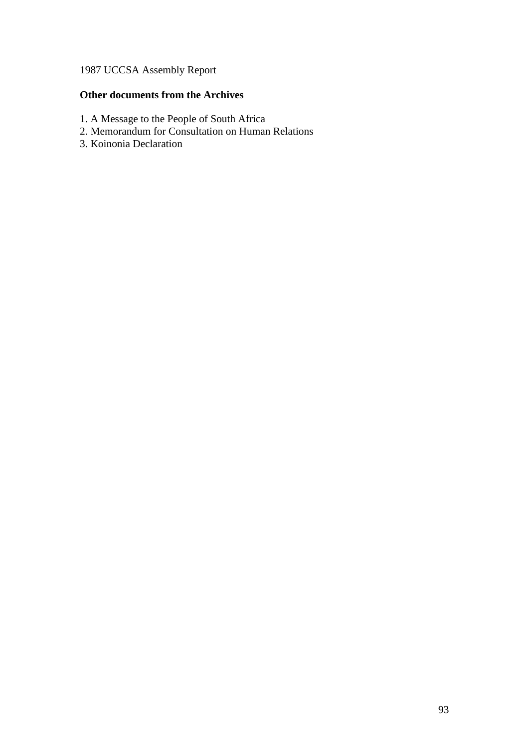1987 UCCSA Assembly Report

**Other documents from the Archives**

1. A Message to the People of South Africa
2. Memorandum for Consultation on Human Relations
3. Koinonia Declaration